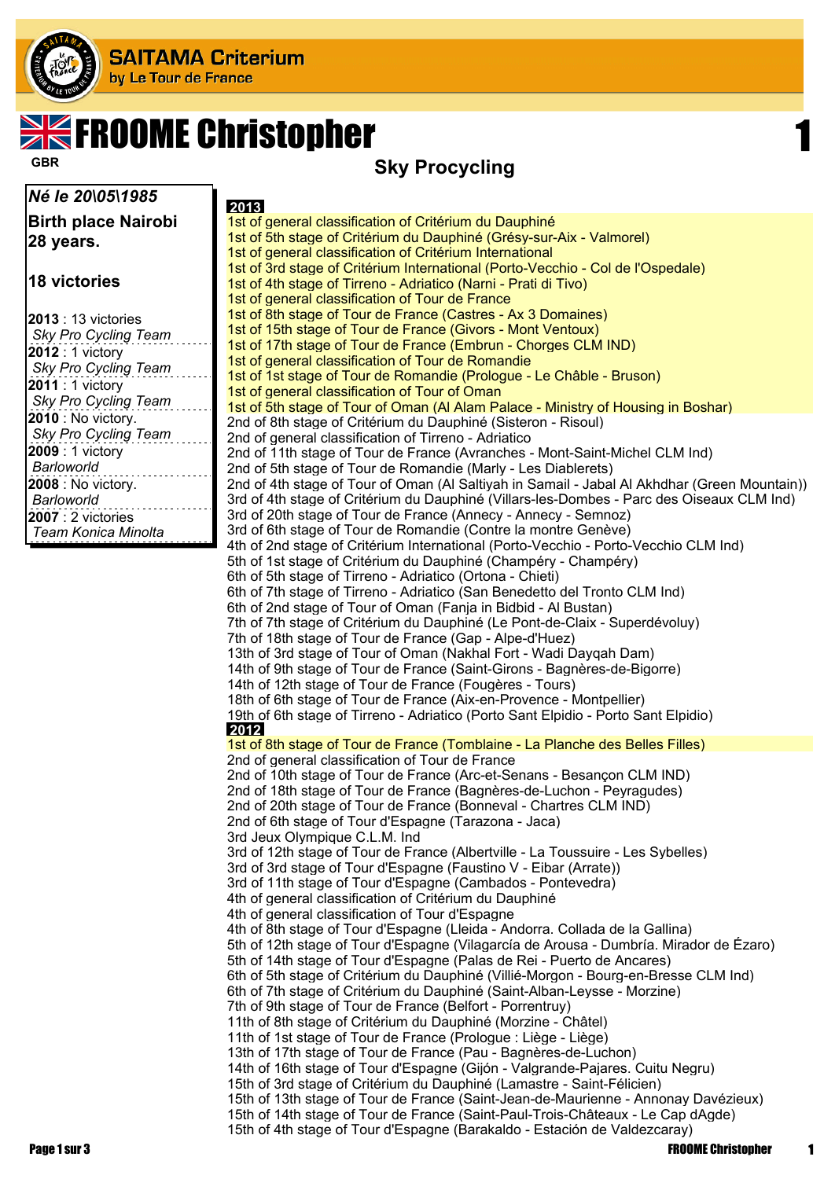# SAITAMA Criterium

by Le Tour de France

# FROOME Christopher

GBR

## Sky Procycling

1

***Né le 20\05\1985***

**Birth place Nairobi**

**28 years.**

**18 victories**

**2013** : 13 victories
*Sky Pro Cycling Team*

**2012** : 1 victory
*Sky Pro Cycling Team*

**2011** : 1 victory
*Sky Pro Cycling Team*

**2010** : No victory.
*Sky Pro Cycling Team*

**2009** : 1 victory
*Barloworld*

**2008** : No victory.
*Barloworld*

**2007** : 2 victories
*Team Konica Minolta*

**2013**

1st of general classification of Critérium du Dauphiné
1st of 5th stage of Critérium du Dauphiné (Grésy-sur-Aix - Valmorel)
1st of general classification of Critérium International
1st of 3rd stage of Critérium International (Porto-Vecchio - Col de l'Ospedale)
1st of 4th stage of Tirreno - Adriatico (Narni - Prati di Tivo)
1st of general classification of Tour de France
1st of 8th stage of Tour de France (Castres - Ax 3 Domaines)
1st of 15th stage of Tour de France (Givors - Mont Ventoux)
1st of 17th stage of Tour de France (Embrun - Chorges CLM IND)
1st of general classification of Tour de Romandie
1st of 1st stage of Tour de Romandie (Prologue - Le Châble - Bruson)
1st of general classification of Tour of Oman
1st of 5th stage of Tour of Oman (Al Alam Palace - Ministry of Housing in Boshar)
2nd of 8th stage of Critérium du Dauphiné (Sisteron - Risoul)
2nd of general classification of Tirreno - Adriatico
2nd of 11th stage of Tour de France (Avranches - Mont-Saint-Michel CLM Ind)
2nd of 5th stage of Tour de Romandie (Marly - Les Diablerets)
2nd of 4th stage of Tour of Oman (Al Saltiyah in Samail - Jabal Al Akhdhar (Green Mountain))
3rd of 4th stage of Critérium du Dauphiné (Villars-les-Dombes - Parc des Oiseaux CLM Ind)
3rd of 20th stage of Tour de France (Annecy - Annecy - Semnoz)
3rd of 6th stage of Tour de Romandie (Contre la montre Genève)
4th of 2nd stage of Critérium International (Porto-Vecchio - Porto-Vecchio CLM Ind)
5th of 1st stage of Critérium du Dauphiné (Champéry - Champéry)
6th of 5th stage of Tirreno - Adriatico (Ortona - Chieti)
6th of 7th stage of Tirreno - Adriatico (San Benedetto del Tronto CLM Ind)
6th of 2nd stage of Tour of Oman (Fanja in Bidbid - Al Bustan)
7th of 7th stage of Critérium du Dauphiné (Le Pont-de-Claix - Superdévoluy)
7th of 18th stage of Tour de France (Gap - Alpe-d'Huez)
13th of 3rd stage of Tour of Oman (Nakhal Fort - Wadi Dayqah Dam)
14th of 9th stage of Tour de France (Saint-Girons - Bagnères-de-Bigorre)
14th of 12th stage of Tour de France (Fougères - Tours)
18th of 6th stage of Tour de France (Aix-en-Provence - Montpellier)
19th of 6th stage of Tirreno - Adriatico (Porto Sant Elpidio - Porto Sant Elpidio)

**2012**

1st of 8th stage of Tour de France (Tomblaine - La Planche des Belles Filles)
2nd of general classification of Tour de France
2nd of 10th stage of Tour de France (Arc-et-Senans - Besançon CLM IND)
2nd of 18th stage of Tour de France (Bagnères-de-Luchon - Peyragudes)
2nd of 20th stage of Tour de France (Bonneval - Chartres CLM IND)
2nd of 6th stage of Tour d'Espagne (Tarazona - Jaca)
3rd Jeux Olympique C.L.M. Ind
3rd of 12th stage of Tour de France (Albertville - La Toussuire - Les Sybelles)
3rd of 3rd stage of Tour d'Espagne (Faustino V - Eibar (Arrate))
3rd of 11th stage of Tour d'Espagne (Cambados - Pontevedra)
4th of general classification of Critérium du Dauphiné
4th of general classification of Tour d'Espagne
4th of 8th stage of Tour d'Espagne (Lleida - Andorra. Collada de la Gallina)
5th of 12th stage of Tour d'Espagne (Vilagarcía de Arousa - Dumbría. Mirador de Ézaro)
5th of 14th stage of Tour d'Espagne (Palas de Rei - Puerto de Ancares)
6th of 5th stage of Critérium du Dauphiné (Villié-Morgon - Bourg-en-Bresse CLM Ind)
6th of 7th stage of Critérium du Dauphiné (Saint-Alban-Leysse - Morzine)
7th of 9th stage of Tour de France (Belfort - Porrentruy)
11th of 8th stage of Critérium du Dauphiné (Morzine - Châtel)
11th of 1st stage of Tour de France (Prologue : Liège - Liège)
13th of 17th stage of Tour de France (Pau - Bagnères-de-Luchon)
14th of 16th stage of Tour d'Espagne (Gijón - Valgrande-Pajares. Cuitu Negru)
15th of 3rd stage of Critérium du Dauphiné (Lamastre - Saint-Félicien)
15th of 13th stage of Tour de France (Saint-Jean-de-Maurienne - Annonay Davézieux)
15th of 14th stage of Tour de France (Saint-Paul-Trois-Châteaux - Le Cap dAgde)
15th of 4th stage of Tour d'Espagne (Barakaldo - Estación de Valdezcaray)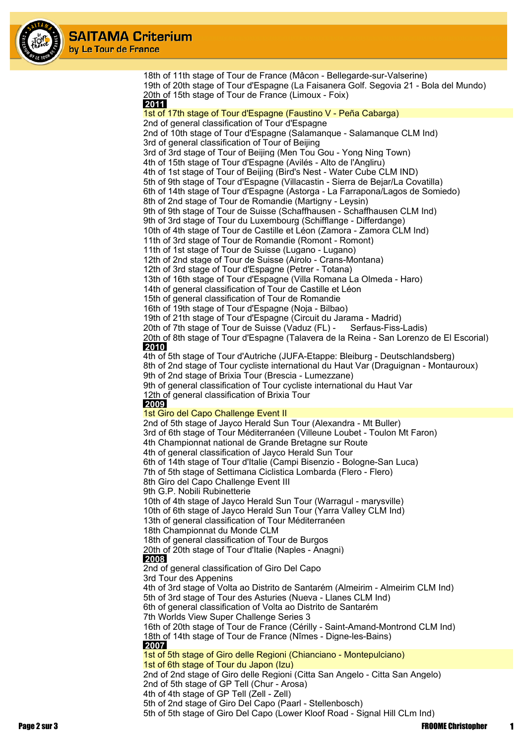18th of 11th stage of Tour de France (Mâcon - Bellegarde-sur-Valserine)
19th of 20th stage of Tour d'Espagne (La Faisanera Golf. Segovia 21 - Bola del Mundo)
20th of 15th stage of Tour de France (Limoux - Foix)

**2011**

1st of 17th stage of Tour d'Espagne (Faustino V - Peña Cabarga)
2nd of general classification of Tour d'Espagne
2nd of 10th stage of Tour d'Espagne (Salamanque - Salamanque CLM Ind)
3rd of general classification of Tour of Beijing
3rd of 3rd stage of Tour of Beijing (Men Tou Gou - Yong Ning Town)
4th of 15th stage of Tour d'Espagne (Avilés - Alto de l'Angliru)
4th of 1st stage of Tour of Beijing (Bird's Nest - Water Cube CLM IND)
5th of 9th stage of Tour d'Espagne (Villacastin - Sierra de Bejar/La Covatilla)
6th of 14th stage of Tour d'Espagne (Astorga - La Farrapona/Lagos de Somiedo)
8th of 2nd stage of Tour de Romandie (Martigny - Leysin)
9th of 9th stage of Tour de Suisse (Schaffhausen - Schaffhausen CLM Ind)
9th of 3rd stage of Tour du Luxembourg (Schifflange - Differdange)
10th of 4th stage of Tour de Castille et Léon (Zamora - Zamora CLM Ind)
11th of 3rd stage of Tour de Romandie (Romont - Romont)
11th of 1st stage of Tour de Suisse (Lugano - Lugano)
12th of 2nd stage of Tour de Suisse (Airolo - Crans-Montana)
12th of 3rd stage of Tour d'Espagne (Petrer - Totana)
13th of 16th stage of Tour d'Espagne (Villa Romana La Olmeda - Haro)
14th of general classification of Tour de Castille et Léon
15th of general classification of Tour de Romandie
16th of 19th stage of Tour d'Espagne (Noja - Bilbao)
19th of 21th stage of Tour d'Espagne (Circuit du Jarama - Madrid)
20th of 7th stage of Tour de Suisse (Vaduz (FL) - Serfaus-Fiss-Ladis)
20th of 8th stage of Tour d'Espagne (Talavera de la Reina - San Lorenzo de El Escorial)

**2010**

4th of 5th stage of Tour d'Autriche (JUFA-Etappe: Bleiburg - Deutschlandsberg)
8th of 2nd stage of Tour cycliste international du Haut Var (Draguignan - Montauroux)
9th of 2nd stage of Brixia Tour (Brescia - Lumezzane)
9th of general classification of Tour cycliste international du Haut Var
12th of general classification of Brixia Tour

**2009**

1st Giro del Capo Challenge Event II
2nd of 5th stage of Jayco Herald Sun Tour (Alexandra - Mt Buller)
3rd of 6th stage of Tour Méditerranéen (Villeune Loubet - Toulon Mt Faron)
4th Championnat national de Grande Bretagne sur Route
4th of general classification of Jayco Herald Sun Tour
6th of 14th stage of Tour d'Italie (Campi Bisenzio - Bologne-San Luca)
7th of 5th stage of Settimana Ciclistica Lombarda (Flero - Flero)
8th Giro del Capo Challenge Event III
9th G.P. Nobili Rubinetterie
10th of 4th stage of Jayco Herald Sun Tour (Warragul - marysville)
10th of 6th stage of Jayco Herald Sun Tour (Yarra Valley CLM Ind)
13th of general classification of Tour Méditerranéen
18th Championnat du Monde CLM
18th of general classification of Tour de Burgos
20th of 20th stage of Tour d'Italie (Naples - Anagni)

**2008**

2nd of general classification of Giro Del Capo
3rd Tour des Appenins
4th of 3rd stage of Volta ao Distrito de Santarém (Almeirim - Almeirim CLM Ind)
5th of 3rd stage of Tour des Asturies (Nueva - Llanes CLM Ind)
6th of general classification of Volta ao Distrito de Santarém
7th Worlds View Super Challenge Series 3
16th of 20th stage of Tour de France (Cérilly - Saint-Amand-Montrond CLM Ind)
18th of 14th stage of Tour de France (Nîmes - Digne-les-Bains)

**2007**

1st of 5th stage of Giro delle Regioni (Chianciano - Montepulciano)
1st of 6th stage of Tour du Japon (Izu)
2nd of 2nd stage of Giro delle Regioni (Citta San Angelo - Citta San Angelo)
2nd of 5th stage of GP Tell (Chur - Arosa)
4th of 4th stage of GP Tell (Zell - Zell)
5th of 2nd stage of Giro Del Capo (Paarl - Stellenbosch)
5th of 5th stage of Giro Del Capo (Lower Kloof Road - Signal Hill CLm Ind)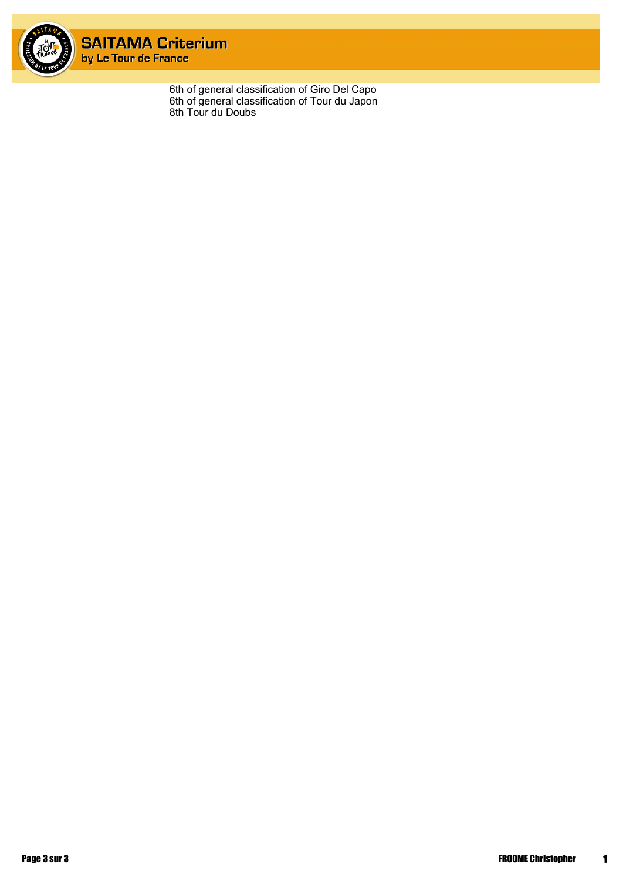6th of general classification of Giro Del Capo
6th of general classification of Tour du Japon
8th Tour du Doubs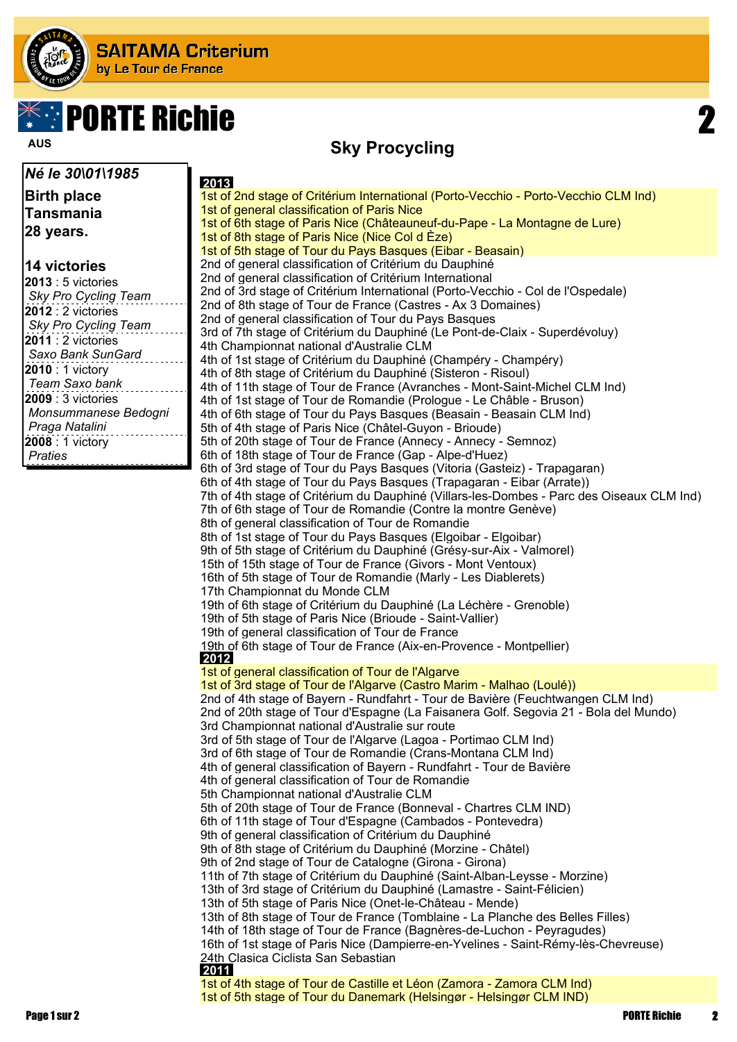# SAITAMA Criterium
by Le Tour de France

# PORTE Richie

2

AUS

## Sky Procycling

***Né le 30\01\1985***

**Birth place**
**Tansmania**
**28 years.**

**14 victories**

**2013** : 5 victories
*Sky Pro Cycling Team*

**2012** : 2 victories
*Sky Pro Cycling Team*

**2011** : 2 victories
*Saxo Bank SunGard*

**2010** : 1 victory
*Team Saxo bank*

**2009** : 3 victories
*Monsummanese Bedogni*
*Praga Natalini*

**2008** : 1 victory
*Praties*

**2013**

1st of 2nd stage of Critérium International (Porto-Vecchio - Porto-Vecchio CLM Ind)
1st of general classification of Paris Nice
1st of 6th stage of Paris Nice (Châteauneuf-du-Pape - La Montagne de Lure)
1st of 8th stage of Paris Nice (Nice Col d Èze)
1st of 5th stage of Tour du Pays Basques (Eibar - Beasain)
2nd of general classification of Critérium du Dauphiné
2nd of general classification of Critérium International
2nd of 3rd stage of Critérium International (Porto-Vecchio - Col de l'Ospedale)
2nd of 8th stage of Tour de France (Castres - Ax 3 Domaines)
2nd of general classification of Tour du Pays Basques
3rd of 7th stage of Critérium du Dauphiné (Le Pont-de-Claix - Superdévoluy)
4th Championnat national d'Australie CLM
4th of 1st stage of Critérium du Dauphiné (Champéry - Champéry)
4th of 8th stage of Critérium du Dauphiné (Sisteron - Risoul)
4th of 11th stage of Tour de France (Avranches - Mont-Saint-Michel CLM Ind)
4th of 1st stage of Tour de Romandie (Prologue - Le Châble - Bruson)
4th of 6th stage of Tour du Pays Basques (Beasain - Beasain CLM Ind)
5th of 4th stage of Paris Nice (Châtel-Guyon - Brioude)
5th of 20th stage of Tour de France (Annecy - Annecy - Semnoz)
6th of 18th stage of Tour de France (Gap - Alpe-d'Huez)
6th of 3rd stage of Tour du Pays Basques (Vitoria (Gasteiz) - Trapagaran)
6th of 4th stage of Tour du Pays Basques (Trapagaran - Eibar (Arrate))
7th of 4th stage of Critérium du Dauphiné (Villars-les-Dombes - Parc des Oiseaux CLM Ind)
7th of 6th stage of Tour de Romandie (Contre la montre Genève)
8th of general classification of Tour de Romandie
8th of 1st stage of Tour du Pays Basques (Elgoibar - Elgoibar)
9th of 5th stage of Critérium du Dauphiné (Grésy-sur-Aix - Valmorel)
15th of 15th stage of Tour de France (Givors - Mont Ventoux)
16th of 5th stage of Tour de Romandie (Marly - Les Diablerets)
17th Championnat du Monde CLM
19th of 6th stage of Critérium du Dauphiné (La Léchère - Grenoble)
19th of 5th stage of Paris Nice (Brioude - Saint-Vallier)
19th of general classification of Tour de France
19th of 6th stage of Tour de France (Aix-en-Provence - Montpellier)

**2012**

1st of general classification of Tour de l'Algarve
1st of 3rd stage of Tour de l'Algarve (Castro Marim - Malhao (Loulé))
2nd of 4th stage of Bayern - Rundfahrt - Tour de Bavière (Feuchtwangen CLM Ind)
2nd of 20th stage of Tour d'Espagne (La Faisanera Golf. Segovia 21 - Bola del Mundo)
3rd Championnat national d'Australie sur route
3rd of 5th stage of Tour de l'Algarve (Lagoa - Portimao CLM Ind)
3rd of 6th stage of Tour de Romandie (Crans-Montana CLM Ind)
4th of general classification of Bayern - Rundfahrt - Tour de Bavière
4th of general classification of Tour de Romandie
5th Championnat national d'Australie CLM
5th of 20th stage of Tour de France (Bonneval - Chartres CLM IND)
6th of 11th stage of Tour d'Espagne (Cambados - Pontevedra)
9th of general classification of Critérium du Dauphiné
9th of 8th stage of Critérium du Dauphiné (Morzine - Châtel)
9th of 2nd stage of Tour de Catalogne (Girona - Girona)
11th of 7th stage of Critérium du Dauphiné (Saint-Alban-Leysse - Morzine)
13th of 3rd stage of Critérium du Dauphiné (Lamastre - Saint-Félicien)
13th of 5th stage of Paris Nice (Onet-le-Château - Mende)
13th of 8th stage of Tour de France (Tomblaine - La Planche des Belles Filles)
14th of 18th stage of Tour de France (Bagnères-de-Luchon - Peyragudes)
16th of 1st stage of Paris Nice (Dampierre-en-Yvelines - Saint-Rémy-lès-Chevreuse)
24th Clasica Ciclista San Sebastian

**2011**

1st of 4th stage of Tour de Castille et Léon (Zamora - Zamora CLM Ind)
1st of 5th stage of Tour du Danemark (Helsingør - Helsingør CLM IND)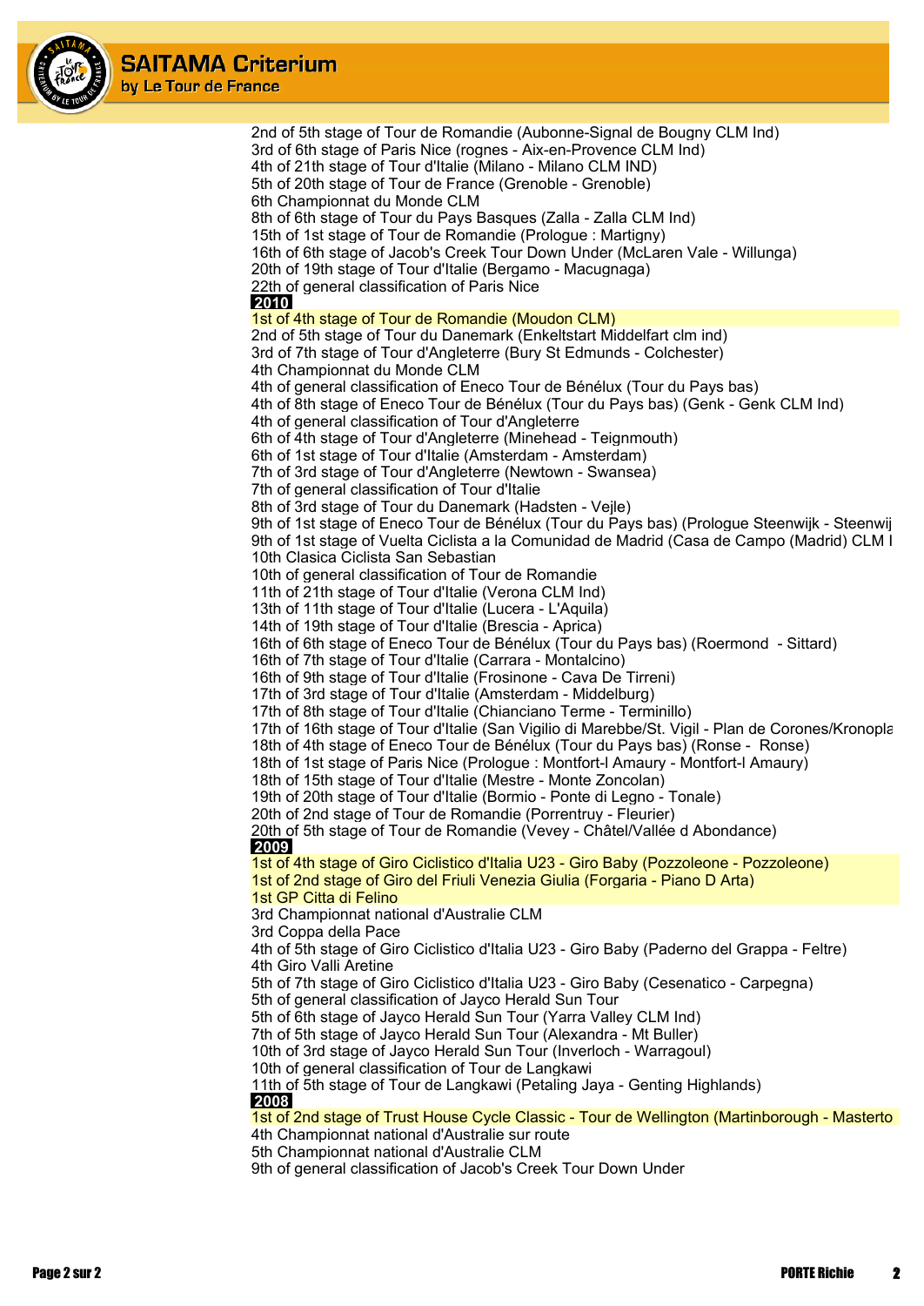2nd of 5th stage of Tour de Romandie (Aubonne-Signal de Bougny CLM Ind)
3rd of 6th stage of Paris Nice (rognes - Aix-en-Provence CLM Ind)
4th of 21th stage of Tour d'Italie (Milano - Milano CLM IND)
5th of 20th stage of Tour de France (Grenoble - Grenoble)
6th Championnat du Monde CLM
8th of 6th stage of Tour du Pays Basques (Zalla - Zalla CLM Ind)
15th of 1st stage of Tour de Romandie (Prologue : Martigny)
16th of 6th stage of Jacob's Creek Tour Down Under (McLaren Vale - Willunga)
20th of 19th stage of Tour d'Italie (Bergamo - Macugnaga)
22th of general classification of Paris Nice

**2010**

1st of 4th stage of Tour de Romandie (Moudon CLM)
2nd of 5th stage of Tour du Danemark (Enkeltstart Middelfart clm ind)
3rd of 7th stage of Tour d'Angleterre (Bury St Edmunds - Colchester)
4th Championnat du Monde CLM
4th of general classification of Eneco Tour de Bénélux (Tour du Pays bas)
4th of 8th stage of Eneco Tour de Bénélux (Tour du Pays bas) (Genk - Genk CLM Ind)
4th of general classification of Tour d'Angleterre
6th of 4th stage of Tour d'Angleterre (Minehead - Teignmouth)
6th of 1st stage of Tour d'Italie (Amsterdam - Amsterdam)
7th of 3rd stage of Tour d'Angleterre (Newtown - Swansea)
7th of general classification of Tour d'Italie
8th of 3rd stage of Tour du Danemark (Hadsten - Vejle)
9th of 1st stage of Eneco Tour de Bénélux (Tour du Pays bas) (Prologue Steenwijk - Steenwij
9th of 1st stage of Vuelta Ciclista a la Comunidad de Madrid (Casa de Campo (Madrid) CLM I
10th Clasica Ciclista San Sebastian
10th of general classification of Tour de Romandie
11th of 21th stage of Tour d'Italie (Verona CLM Ind)
13th of 11th stage of Tour d'Italie (Lucera - L'Aquila)
14th of 19th stage of Tour d'Italie (Brescia - Aprica)
16th of 6th stage of Eneco Tour de Bénélux (Tour du Pays bas) (Roermond - Sittard)
16th of 7th stage of Tour d'Italie (Carrara - Montalcino)
16th of 9th stage of Tour d'Italie (Frosinone - Cava De Tirreni)
17th of 3rd stage of Tour d'Italie (Amsterdam - Middelburg)
17th of 8th stage of Tour d'Italie (Chianciano Terme - Terminillo)
17th of 16th stage of Tour d'Italie (San Vigilio di Marebbe/St. Vigil - Plan de Corones/Kronopla
18th of 4th stage of Eneco Tour de Bénélux (Tour du Pays bas) (Ronse - Ronse)
18th of 1st stage of Paris Nice (Prologue : Montfort-l Amaury - Montfort-l Amaury)
18th of 15th stage of Tour d'Italie (Mestre - Monte Zoncolan)
19th of 20th stage of Tour d'Italie (Bormio - Ponte di Legno - Tonale)
20th of 2nd stage of Tour de Romandie (Porrentruy - Fleurier)
20th of 5th stage of Tour de Romandie (Vevey - Châtel/Vallée d Abondance)

**2009**

1st of 4th stage of Giro Ciclistico d'Italia U23 - Giro Baby (Pozzoleone - Pozzoleone)
1st of 2nd stage of Giro del Friuli Venezia Giulia (Forgaria - Piano D Arta)
1st GP Citta di Felino
3rd Championnat national d'Australie CLM
3rd Coppa della Pace
4th of 5th stage of Giro Ciclistico d'Italia U23 - Giro Baby (Paderno del Grappa - Feltre)
4th Giro Valli Aretine
5th of 7th stage of Giro Ciclistico d'Italia U23 - Giro Baby (Cesenatico - Carpegna)
5th of general classification of Jayco Herald Sun Tour
5th of 6th stage of Jayco Herald Sun Tour (Yarra Valley CLM Ind)
7th of 5th stage of Jayco Herald Sun Tour (Alexandra - Mt Buller)
10th of 3rd stage of Jayco Herald Sun Tour (Inverloch - Warragoul)
10th of general classification of Tour de Langkawi
11th of 5th stage of Tour de Langkawi (Petaling Jaya - Genting Highlands)

**2008**

1st of 2nd stage of Trust House Cycle Classic - Tour de Wellington (Martinborough - Masterto
4th Championnat national d'Australie sur route
5th Championnat national d'Australie CLM
9th of general classification of Jacob's Creek Tour Down Under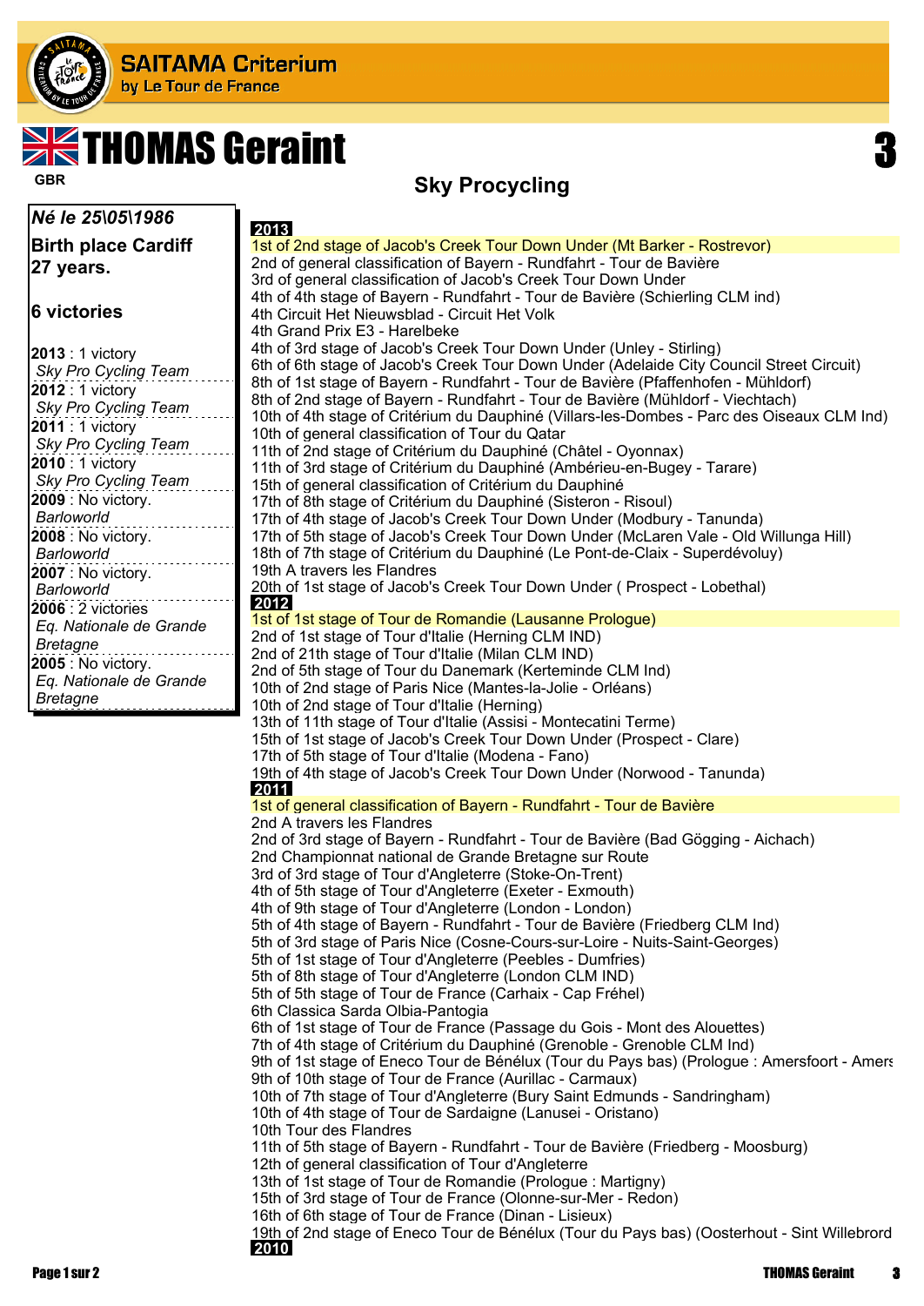# THOMAS Geraint

GBR

3

## Sky Procycling

***Né le 25\05\1986***

**Birth place Cardiff**
**27 years.**

**6 victories**

**2013** : 1 victory
*Sky Pro Cycling Team*
**2012** : 1 victory
*Sky Pro Cycling Team*
**2011** : 1 victory
*Sky Pro Cycling Team*
**2010** : 1 victory
*Sky Pro Cycling Team*
**2009** : No victory.
*Barloworld*
**2008** : No victory.
*Barloworld*
**2007** : No victory.
*Barloworld*
**2006** : 2 victories
*Eq. Nationale de Grande Bretagne*
**2005** : No victory.
*Eq. Nationale de Grande Bretagne*

**2013**

1st of 2nd stage of Jacob's Creek Tour Down Under (Mt Barker - Rostrevor)
2nd of general classification of Bayern - Rundfahrt - Tour de Bavière
3rd of general classification of Jacob's Creek Tour Down Under
4th of 4th stage of Bayern - Rundfahrt - Tour de Bavière (Schierling CLM ind)
4th Circuit Het Nieuwsblad - Circuit Het Volk
4th Grand Prix E3 - Harelbeke
4th of 3rd stage of Jacob's Creek Tour Down Under (Unley - Stirling)
6th of 6th stage of Jacob's Creek Tour Down Under (Adelaide City Council Street Circuit)
8th of 1st stage of Bayern - Rundfahrt - Tour de Bavière (Pfaffenhofen - Mühldorf)
8th of 2nd stage of Bayern - Rundfahrt - Tour de Bavière (Mühldorf - Viechtach)
10th of 4th stage of Critérium du Dauphiné (Villars-les-Dombes - Parc des Oiseaux CLM Ind)
10th of general classification of Tour du Qatar
11th of 2nd stage of Critérium du Dauphiné (Châtel - Oyonnax)
11th of 3rd stage of Critérium du Dauphiné (Ambérieu-en-Bugey - Tarare)
15th of general classification of Critérium du Dauphiné
17th of 8th stage of Critérium du Dauphiné (Sisteron - Risoul)
17th of 4th stage of Jacob's Creek Tour Down Under (Modbury - Tanunda)
17th of 5th stage of Jacob's Creek Tour Down Under (McLaren Vale - Old Willunga Hill)
18th of 7th stage of Critérium du Dauphiné (Le Pont-de-Claix - Superdévoluy)
19th A travers les Flandres
20th of 1st stage of Jacob's Creek Tour Down Under ( Prospect - Lobethal)

**2012**

1st of 1st stage of Tour de Romandie (Lausanne Prologue)
2nd of 1st stage of Tour d'Italie (Herning CLM IND)
2nd of 21th stage of Tour d'Italie (Milan CLM IND)
2nd of 5th stage of Tour du Danemark (Kerteminde CLM Ind)
10th of 2nd stage of Paris Nice (Mantes-la-Jolie - Orléans)
10th of 2nd stage of Tour d'Italie (Herning)
13th of 11th stage of Tour d'Italie (Assisi - Montecatini Terme)
15th of 1st stage of Jacob's Creek Tour Down Under (Prospect - Clare)
17th of 5th stage of Tour d'Italie (Modena - Fano)
19th of 4th stage of Jacob's Creek Tour Down Under (Norwood - Tanunda)

**2011**

1st of general classification of Bayern - Rundfahrt - Tour de Bavière
2nd A travers les Flandres
2nd of 3rd stage of Bayern - Rundfahrt - Tour de Bavière (Bad Gögging - Aichach)
2nd Championnat national de Grande Bretagne sur Route
3rd of 3rd stage of Tour d'Angleterre (Stoke-On-Trent)
4th of 5th stage of Tour d'Angleterre (Exeter - Exmouth)
4th of 9th stage of Tour d'Angleterre (London - London)
5th of 4th stage of Bayern - Rundfahrt - Tour de Bavière (Friedberg CLM Ind)
5th of 3rd stage of Paris Nice (Cosne-Cours-sur-Loire - Nuits-Saint-Georges)
5th of 1st stage of Tour d'Angleterre (Peebles - Dumfries)
5th of 8th stage of Tour d'Angleterre (London CLM IND)
5th of 5th stage of Tour de France (Carhaix - Cap Fréhel)
6th Classica Sarda Olbia-Pantogia
6th of 1st stage of Tour de France (Passage du Gois - Mont des Alouettes)
7th of 4th stage of Critérium du Dauphiné (Grenoble - Grenoble CLM Ind)
9th of 1st stage of Eneco Tour de Bénélux (Tour du Pays bas) (Prologue : Amersfoort - Amers
9th of 10th stage of Tour de France (Aurillac - Carmaux)
10th of 7th stage of Tour d'Angleterre (Bury Saint Edmunds - Sandringham)
10th of 4th stage of Tour de Sardaigne (Lanusei - Oristano)
10th Tour des Flandres
11th of 5th stage of Bayern - Rundfahrt - Tour de Bavière (Friedberg - Moosburg)
12th of general classification of Tour d'Angleterre
13th of 1st stage of Tour de Romandie (Prologue : Martigny)
15th of 3rd stage of Tour de France (Olonne-sur-Mer - Redon)
16th of 6th stage of Tour de France (Dinan - Lisieux)
19th of 2nd stage of Eneco Tour de Bénélux (Tour du Pays bas) (Oosterhout - Sint Willebrord

**2010**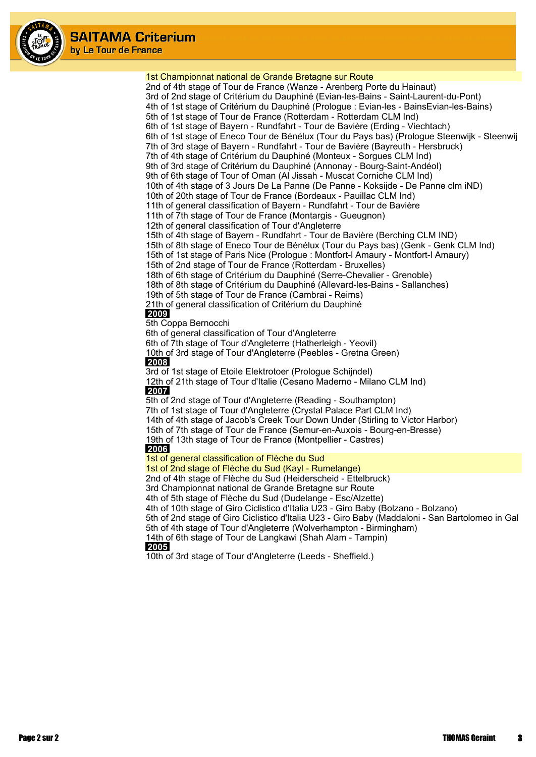1st Championnat national de Grande Bretagne sur Route
2nd of 4th stage of Tour de France (Wanze - Arenberg Porte du Hainaut)
3rd of 2nd stage of Critérium du Dauphiné (Evian-les-Bains - Saint-Laurent-du-Pont)
4th of 1st stage of Critérium du Dauphiné (Prologue : Evian-les - BainsEvian-les-Bains)
5th of 1st stage of Tour de France (Rotterdam - Rotterdam CLM Ind)
6th of 1st stage of Bayern - Rundfahrt - Tour de Bavière (Erding - Viechtach)
6th of 1st stage of Eneco Tour de Bénélux (Tour du Pays bas) (Prologue Steenwijk - Steenwij
7th of 3rd stage of Bayern - Rundfahrt - Tour de Bavière (Bayreuth - Hersbruck)
7th of 4th stage of Critérium du Dauphiné (Monteux - Sorgues CLM Ind)
9th of 3rd stage of Critérium du Dauphiné (Annonay - Bourg-Saint-Andéol)
9th of 6th stage of Tour of Oman (Al Jissah - Muscat Corniche CLM Ind)
10th of 4th stage of 3 Jours De La Panne (De Panne - Koksijde - De Panne clm iND)
10th of 20th stage of Tour de France (Bordeaux - Pauillac CLM Ind)
11th of general classification of Bayern - Rundfahrt - Tour de Bavière
11th of 7th stage of Tour de France (Montargis - Gueugnon)
12th of general classification of Tour d'Angleterre
15th of 4th stage of Bayern - Rundfahrt - Tour de Bavière (Berching CLM IND)
15th of 8th stage of Eneco Tour de Bénélux (Tour du Pays bas) (Genk - Genk CLM Ind)
15th of 1st stage of Paris Nice (Prologue : Montfort-l Amaury - Montfort-l Amaury)
15th of 2nd stage of Tour de France (Rotterdam - Bruxelles)
18th of 6th stage of Critérium du Dauphiné (Serre-Chevalier - Grenoble)
18th of 8th stage of Critérium du Dauphiné (Allevard-les-Bains - Sallanches)
19th of 5th stage of Tour de France (Cambrai - Reims)
21th of general classification of Critérium du Dauphiné

**2009**

5th Coppa Bernocchi
6th of general classification of Tour d'Angleterre
6th of 7th stage of Tour d'Angleterre (Hatherleigh - Yeovil)
10th of 3rd stage of Tour d'Angleterre (Peebles - Gretna Green)

**2008**

3rd of 1st stage of Etoile Elektrotoer (Prologue Schijndel)
12th of 21th stage of Tour d'Italie (Cesano Maderno - Milano CLM Ind)

**2007**

5th of 2nd stage of Tour d'Angleterre (Reading - Southampton)
7th of 1st stage of Tour d'Angleterre (Crystal Palace Part CLM Ind)
14th of 4th stage of Jacob's Creek Tour Down Under (Stirling to Victor Harbor)
15th of 7th stage of Tour de France (Semur-en-Auxois - Bourg-en-Bresse)
19th of 13th stage of Tour de France (Montpellier - Castres)

**2006**

1st of general classification of Flèche du Sud
1st of 2nd stage of Flèche du Sud (Kayl - Rumelange)
2nd of 4th stage of Flèche du Sud (Heiderscheid - Ettelbruck)
3rd Championnat national de Grande Bretagne sur Route
4th of 5th stage of Flèche du Sud (Dudelange - Esc/Alzette)
4th of 10th stage of Giro Ciclistico d'Italia U23 - Giro Baby (Bolzano - Bolzano)
5th of 2nd stage of Giro Ciclistico d'Italia U23 - Giro Baby (Maddaloni - San Bartolomeo in Gal
5th of 4th stage of Tour d'Angleterre (Wolverhampton - Birmingham)
14th of 6th stage of Tour de Langkawi (Shah Alam - Tampin)

**2005**

10th of 3rd stage of Tour d'Angleterre (Leeds - Sheffield.)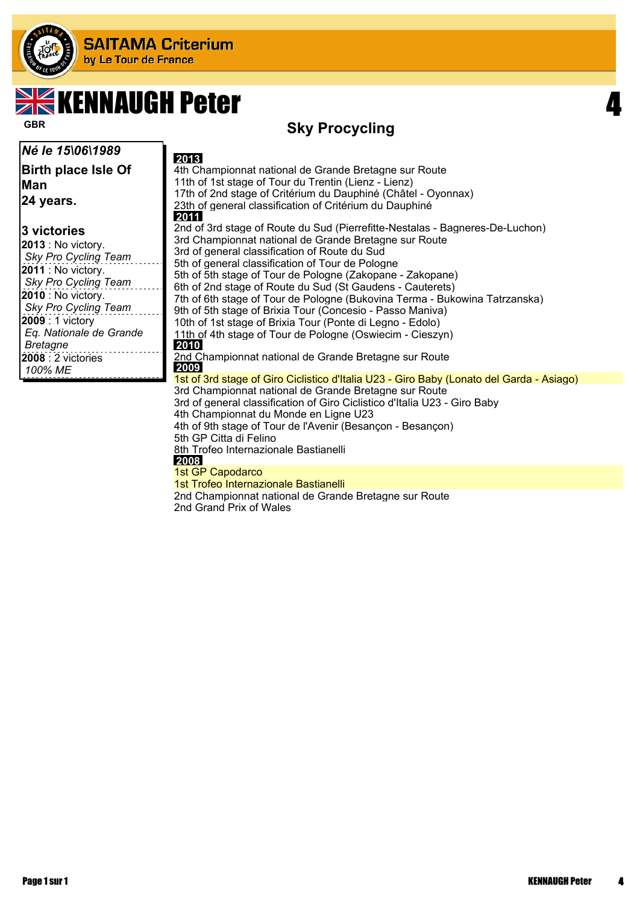# KENNAUGH Peter

**GBR**

## Sky Procycling

***Né le 15\06\1989***

**Birth place Isle Of Man**

**24 years.**

**3 victories**

**2013** : No victory.
*Sky Pro Cycling Team*

**2011** : No victory.
*Sky Pro Cycling Team*

**2010** : No victory.
*Sky Pro Cycling Team*

**2009** : 1 victory
*Eq. Nationale de Grande Bretagne*

**2008** : 2 victories
*100% ME*

**2013**

4th Championnat national de Grande Bretagne sur Route
11th of 1st stage of Tour du Trentin (Lienz - Lienz)
17th of 2nd stage of Critérium du Dauphiné (Châtel - Oyonnax)
23th of general classification of Critérium du Dauphiné

**2011**

2nd of 3rd stage of Route du Sud (Pierrefitte-Nestalas - Bagneres-De-Luchon)
3rd Championnat national de Grande Bretagne sur Route
3rd of general classification of Route du Sud
5th of general classification of Tour de Pologne
5th of 5th stage of Tour de Pologne (Zakopane - Zakopane)
6th of 2nd stage of Route du Sud (St Gaudens - Cauterets)
7th of 6th stage of Tour de Pologne (Bukovina Terma - Bukowina Tatrzanska)
9th of 5th stage of Brixia Tour (Concesio - Passo Maniva)
10th of 1st stage of Brixia Tour (Ponte di Legno - Edolo)
11th of 4th stage of Tour de Pologne (Oswiecim - Cieszyn)

**2010**

2nd Championnat national de Grande Bretagne sur Route

**2009**

1st of 3rd stage of Giro Ciclistico d'Italia U23 - Giro Baby (Lonato del Garda - Asiago)
3rd Championnat national de Grande Bretagne sur Route
3rd of general classification of Giro Ciclistico d'Italia U23 - Giro Baby
4th Championnat du Monde en Ligne U23
4th of 9th stage of Tour de l'Avenir (Besançon - Besançon)
5th GP Citta di Felino
8th Trofeo Internazionale Bastianelli

**2008**

1st GP Capodarco
1st Trofeo Internazionale Bastianelli
2nd Championnat national de Grande Bretagne sur Route
2nd Grand Prix of Wales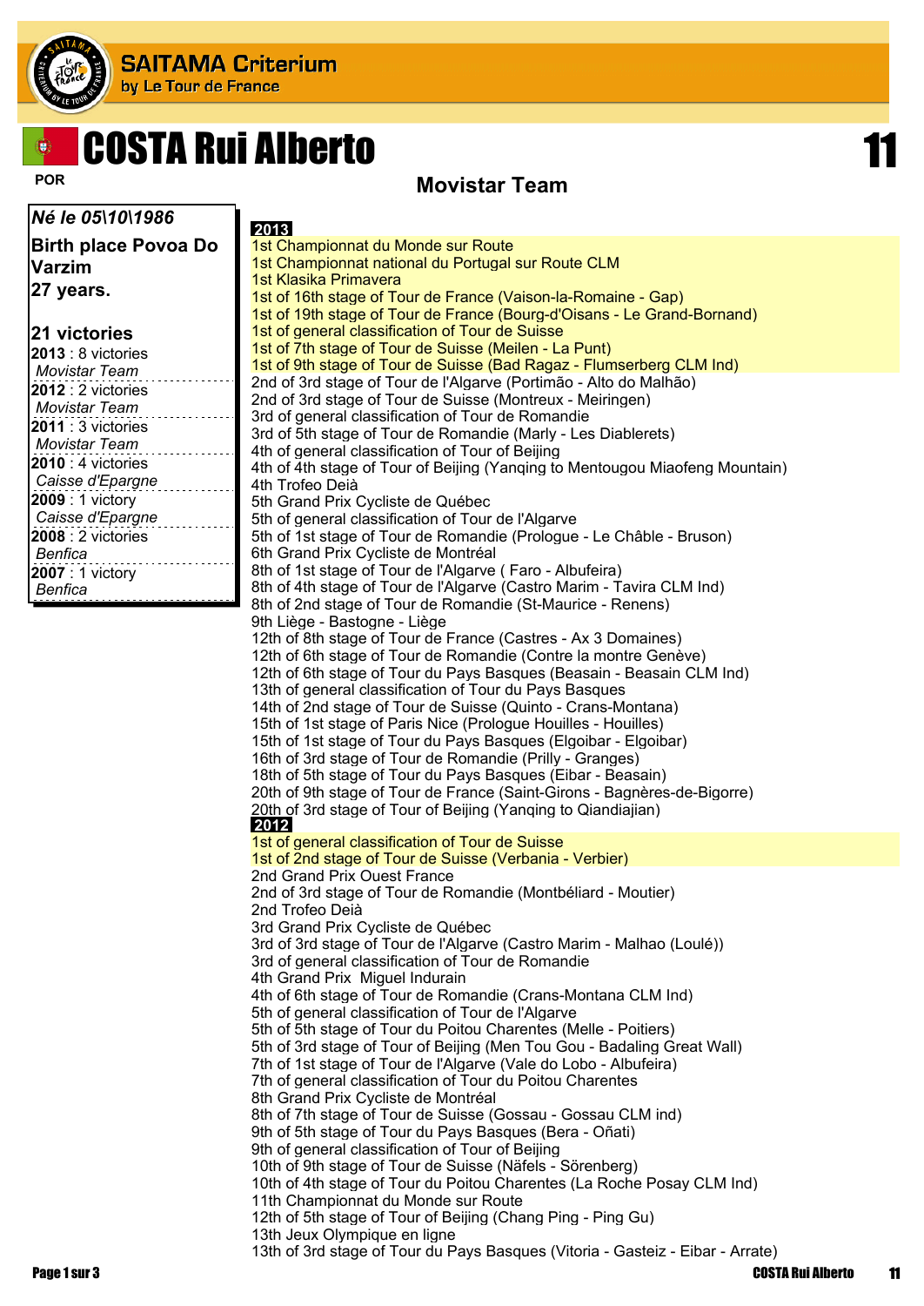# COSTA Rui Alberto

**11**

POR

## Movistar Team

***Né le 05\10\1986***

**Birth place Povoa Do Varzim**

**27 years.**

**21 victories**

**2013** : 8 victories
*Movistar Team*

**2012** : 2 victories
*Movistar Team*

**2011** : 3 victories
*Movistar Team*

**2010** : 4 victories
*Caisse d'Epargne*

**2009** : 1 victory
*Caisse d'Epargne*

**2008** : 2 victories
*Benfica*

**2007** : 1 victory
*Benfica*

**2013**

1st Championnat du Monde sur Route
1st Championnat national du Portugal sur Route CLM
1st Klasika Primavera
1st of 16th stage of Tour de France (Vaison-la-Romaine - Gap)
1st of 19th stage of Tour de France (Bourg-d'Oisans - Le Grand-Bornand)
1st of general classification of Tour de Suisse
1st of 7th stage of Tour de Suisse (Meilen - La Punt)
1st of 9th stage of Tour de Suisse (Bad Ragaz - Flumserberg CLM Ind)
2nd of 3rd stage of Tour de l'Algarve (Portimão - Alto do Malhão)
2nd of 3rd stage of Tour de Suisse (Montreux - Meiringen)
3rd of general classification of Tour de Romandie
3rd of 5th stage of Tour de Romandie (Marly - Les Diablerets)
4th of general classification of Tour of Beijing
4th of 4th stage of Tour of Beijing (Yanqing to Mentougou Miaofeng Mountain)
4th Trofeo Deià
5th Grand Prix Cycliste de Québec
5th of general classification of Tour de l'Algarve
5th of 1st stage of Tour de Romandie (Prologue - Le Châble - Bruson)
6th Grand Prix Cycliste de Montréal
8th of 1st stage of Tour de l'Algarve ( Faro - Albufeira)
8th of 4th stage of Tour de l'Algarve (Castro Marim - Tavira CLM Ind)
8th of 2nd stage of Tour de Romandie (St-Maurice - Renens)
9th Liège - Bastogne - Liège
12th of 8th stage of Tour de France (Castres - Ax 3 Domaines)
12th of 6th stage of Tour de Romandie (Contre la montre Genève)
12th of 6th stage of Tour du Pays Basques (Beasain - Beasain CLM Ind)
13th of general classification of Tour du Pays Basques
14th of 2nd stage of Tour de Suisse (Quinto - Crans-Montana)
15th of 1st stage of Paris Nice (Prologue Houilles - Houilles)
15th of 1st stage of Tour du Pays Basques (Elgoibar - Elgoibar)
16th of 3rd stage of Tour de Romandie (Prilly - Granges)
18th of 5th stage of Tour du Pays Basques (Eibar - Beasain)
20th of 9th stage of Tour de France (Saint-Girons - Bagnères-de-Bigorre)
20th of 3rd stage of Tour of Beijing (Yanqing to Qiandiajian)

**2012**

1st of general classification of Tour de Suisse
1st of 2nd stage of Tour de Suisse (Verbania - Verbier)
2nd Grand Prix Ouest France
2nd of 3rd stage of Tour de Romandie (Montbéliard - Moutier)
2nd Trofeo Deià
3rd Grand Prix Cycliste de Québec
3rd of 3rd stage of Tour de l'Algarve (Castro Marim - Malhao (Loulé))
3rd of general classification of Tour de Romandie
4th Grand Prix Miguel Indurain
4th of 6th stage of Tour de Romandie (Crans-Montana CLM Ind)
5th of general classification of Tour de l'Algarve
5th of 5th stage of Tour du Poitou Charentes (Melle - Poitiers)
5th of 3rd stage of Tour of Beijing (Men Tou Gou - Badaling Great Wall)
7th of 1st stage of Tour de l'Algarve (Vale do Lobo - Albufeira)
7th of general classification of Tour du Poitou Charentes
8th Grand Prix Cycliste de Montréal
8th of 7th stage of Tour de Suisse (Gossau - Gossau CLM ind)
9th of 5th stage of Tour du Pays Basques (Bera - Oñati)
9th of general classification of Tour of Beijing
10th of 9th stage of Tour de Suisse (Näfels - Sörenberg)
10th of 4th stage of Tour du Poitou Charentes (La Roche Posay CLM Ind)
11th Championnat du Monde sur Route
12th of 5th stage of Tour of Beijing (Chang Ping - Ping Gu)
13th Jeux Olympique en ligne
13th of 3rd stage of Tour du Pays Basques (Vitoria - Gasteiz - Eibar - Arrate)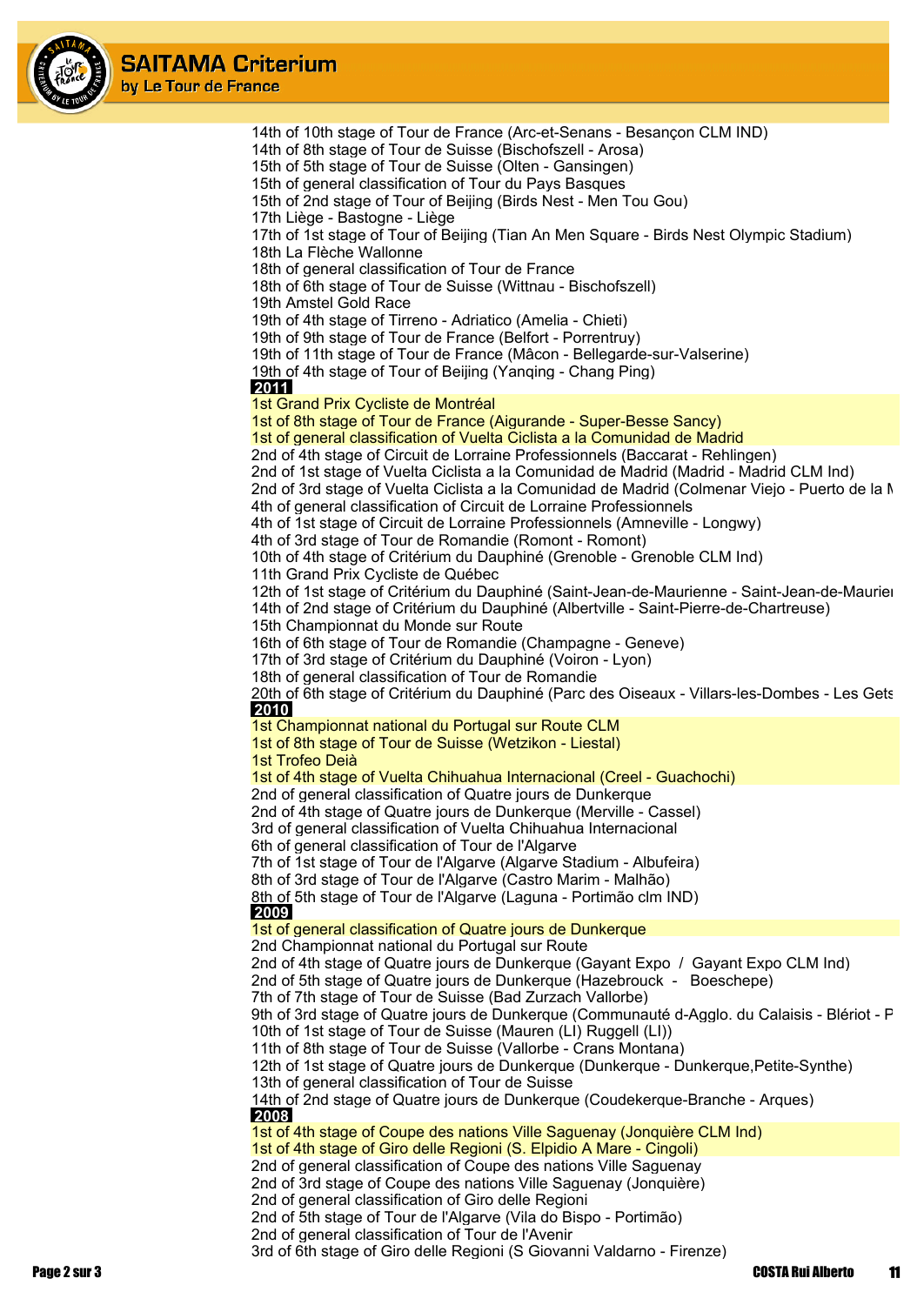14th of 10th stage of Tour de France (Arc-et-Senans - Besançon CLM IND)
14th of 8th stage of Tour de Suisse (Bischofszell - Arosa)
15th of 5th stage of Tour de Suisse (Olten - Gansingen)
15th of general classification of Tour du Pays Basques
15th of 2nd stage of Tour of Beijing (Birds Nest - Men Tou Gou)
17th Liège - Bastogne - Liège
17th of 1st stage of Tour of Beijing (Tian An Men Square - Birds Nest Olympic Stadium)
18th La Flèche Wallonne
18th of general classification of Tour de France
18th of 6th stage of Tour de Suisse (Wittnau - Bischofszell)
19th Amstel Gold Race
19th of 4th stage of Tirreno - Adriatico (Amelia - Chieti)
19th of 9th stage of Tour de France (Belfort - Porrentruy)
19th of 11th stage of Tour de France (Mâcon - Bellegarde-sur-Valserine)
19th of 4th stage of Tour of Beijing (Yanqing - Chang Ping)

**2011**

1st Grand Prix Cycliste de Montréal
1st of 8th stage of Tour de France (Aigurande - Super-Besse Sancy)
1st of general classification of Vuelta Ciclista a la Comunidad de Madrid
2nd of 4th stage of Circuit de Lorraine Professionnels (Baccarat - Rehlingen)
2nd of 1st stage of Vuelta Ciclista a la Comunidad de Madrid (Madrid - Madrid CLM Ind)
2nd of 3rd stage of Vuelta Ciclista a la Comunidad de Madrid (Colmenar Viejo - Puerto de la M
4th of general classification of Circuit de Lorraine Professionnels
4th of 1st stage of Circuit de Lorraine Professionnels (Amneville - Longwy)
4th of 3rd stage of Tour de Romandie (Romont - Romont)
10th of 4th stage of Critérium du Dauphiné (Grenoble - Grenoble CLM Ind)
11th Grand Prix Cycliste de Québec
12th of 1st stage of Critérium du Dauphiné (Saint-Jean-de-Maurienne - Saint-Jean-de-Maurie
14th of 2nd stage of Critérium du Dauphiné (Albertville - Saint-Pierre-de-Chartreuse)
15th Championnat du Monde sur Route
16th of 6th stage of Tour de Romandie (Champagne - Geneve)
17th of 3rd stage of Critérium du Dauphiné (Voiron - Lyon)
18th of general classification of Tour de Romandie
20th of 6th stage of Critérium du Dauphiné (Parc des Oiseaux - Villars-les-Dombes - Les Gets

**2010**

1st Championnat national du Portugal sur Route CLM
1st of 8th stage of Tour de Suisse (Wetzikon - Liestal)
1st Trofeo Deià
1st of 4th stage of Vuelta Chihuahua Internacional (Creel - Guachochi)
2nd of general classification of Quatre jours de Dunkerque
2nd of 4th stage of Quatre jours de Dunkerque (Merville - Cassel)
3rd of general classification of Vuelta Chihuahua Internacional
6th of general classification of Tour de l'Algarve
7th of 1st stage of Tour de l'Algarve (Algarve Stadium - Albufeira)
8th of 3rd stage of Tour de l'Algarve (Castro Marim - Malhão)
8th of 5th stage of Tour de l'Algarve (Laguna - Portimão clm IND)

**2009**

1st of general classification of Quatre jours de Dunkerque
2nd Championnat national du Portugal sur Route
2nd of 4th stage of Quatre jours de Dunkerque (Gayant Expo / Gayant Expo CLM Ind)
2nd of 5th stage of Quatre jours de Dunkerque (Hazebrouck - Boeschepe)
7th of 7th stage of Tour de Suisse (Bad Zurzach Vallorbe)
9th of 3rd stage of Quatre jours de Dunkerque (Communauté d-Agglo. du Calaisis - Blériot - P
10th of 1st stage of Tour de Suisse (Mauren (LI) Ruggell (LI))
11th of 8th stage of Tour de Suisse (Vallorbe - Crans Montana)
12th of 1st stage of Quatre jours de Dunkerque (Dunkerque - Dunkerque,Petite-Synthe)
13th of general classification of Tour de Suisse
14th of 2nd stage of Quatre jours de Dunkerque (Coudekerque-Branche - Arques)

**2008**

1st of 4th stage of Coupe des nations Ville Saguenay (Jonquière CLM Ind)
1st of 4th stage of Giro delle Regioni (S. Elpidio A Mare - Cingoli)
2nd of general classification of Coupe des nations Ville Saguenay
2nd of 3rd stage of Coupe des nations Ville Saguenay (Jonquière)
2nd of general classification of Giro delle Regioni
2nd of 5th stage of Tour de l'Algarve (Vila do Bispo - Portimão)
2nd of general classification of Tour de l'Avenir
3rd of 6th stage of Giro delle Regioni (S Giovanni Valdarno - Firenze)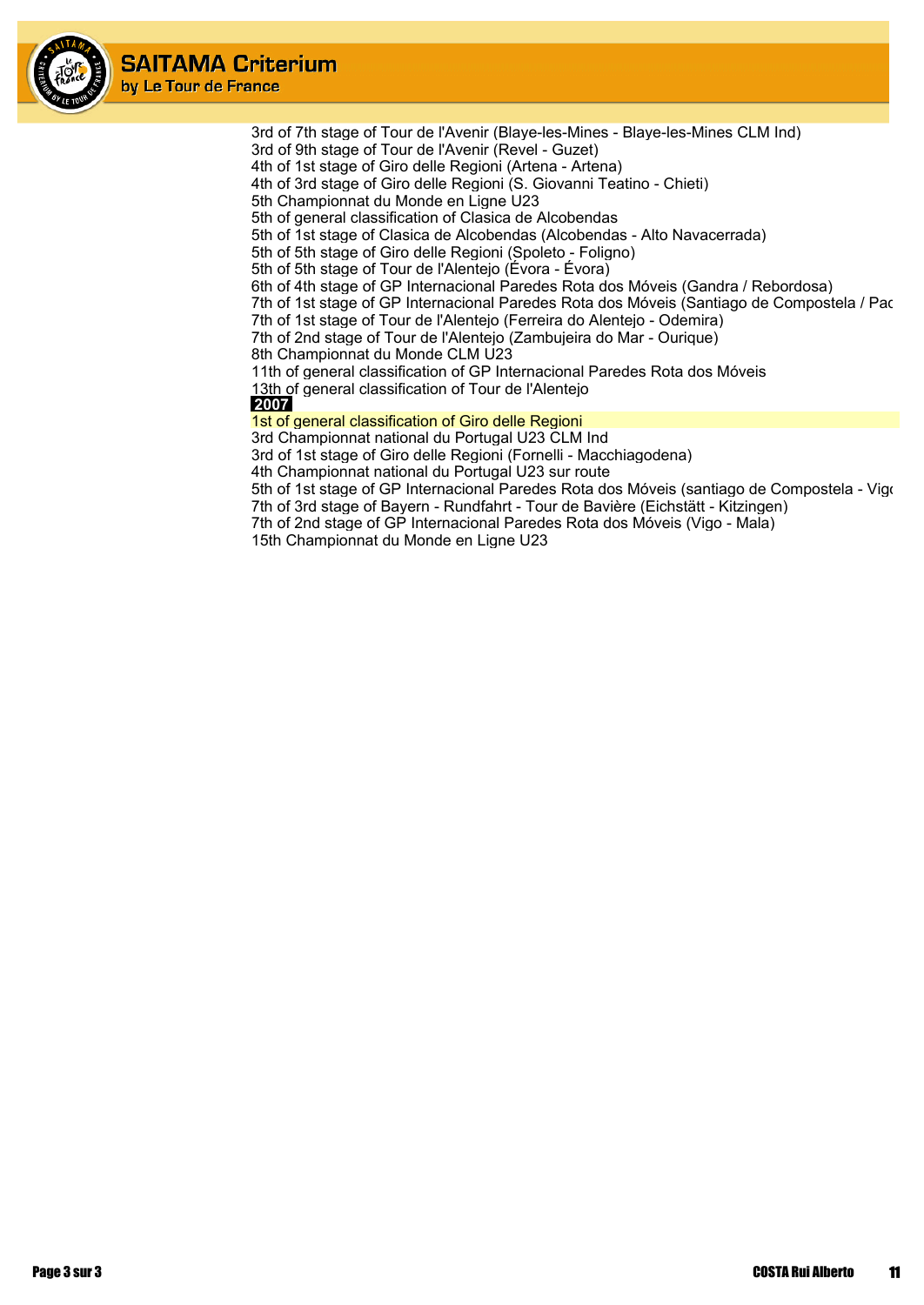3rd of 7th stage of Tour de l'Avenir (Blaye-les-Mines - Blaye-les-Mines CLM Ind)
3rd of 9th stage of Tour de l'Avenir (Revel - Guzet)
4th of 1st stage of Giro delle Regioni (Artena - Artena)
4th of 3rd stage of Giro delle Regioni (S. Giovanni Teatino - Chieti)
5th Championnat du Monde en Ligne U23
5th of general classification of Clasica de Alcobendas
5th of 1st stage of Clasica de Alcobendas (Alcobendas - Alto Navacerrada)
5th of 5th stage of Giro delle Regioni (Spoleto - Foligno)
5th of 5th stage of Tour de l'Alentejo (Évora - Évora)
6th of 4th stage of GP Internacional Paredes Rota dos Móveis (Gandra / Rebordosa)
7th of 1st stage of GP Internacional Paredes Rota dos Móveis (Santiago de Compostela / Pac
7th of 1st stage of Tour de l'Alentejo (Ferreira do Alentejo - Odemira)
7th of 2nd stage of Tour de l'Alentejo (Zambujeira do Mar - Ourique)
8th Championnat du Monde CLM U23
11th of general classification of GP Internacional Paredes Rota dos Móveis
13th of general classification of Tour de l'Alentejo

**2007**

1st of general classification of Giro delle Regioni
3rd Championnat national du Portugal U23 CLM Ind
3rd of 1st stage of Giro delle Regioni (Fornelli - Macchiagodena)
4th Championnat national du Portugal U23 sur route
5th of 1st stage of GP Internacional Paredes Rota dos Móveis (santiago de Compostela - Vigo
7th of 3rd stage of Bayern - Rundfahrt - Tour de Bavière (Eichstätt - Kitzingen)
7th of 2nd stage of GP Internacional Paredes Rota dos Móveis (Vigo - Mala)
15th Championnat du Monde en Ligne U23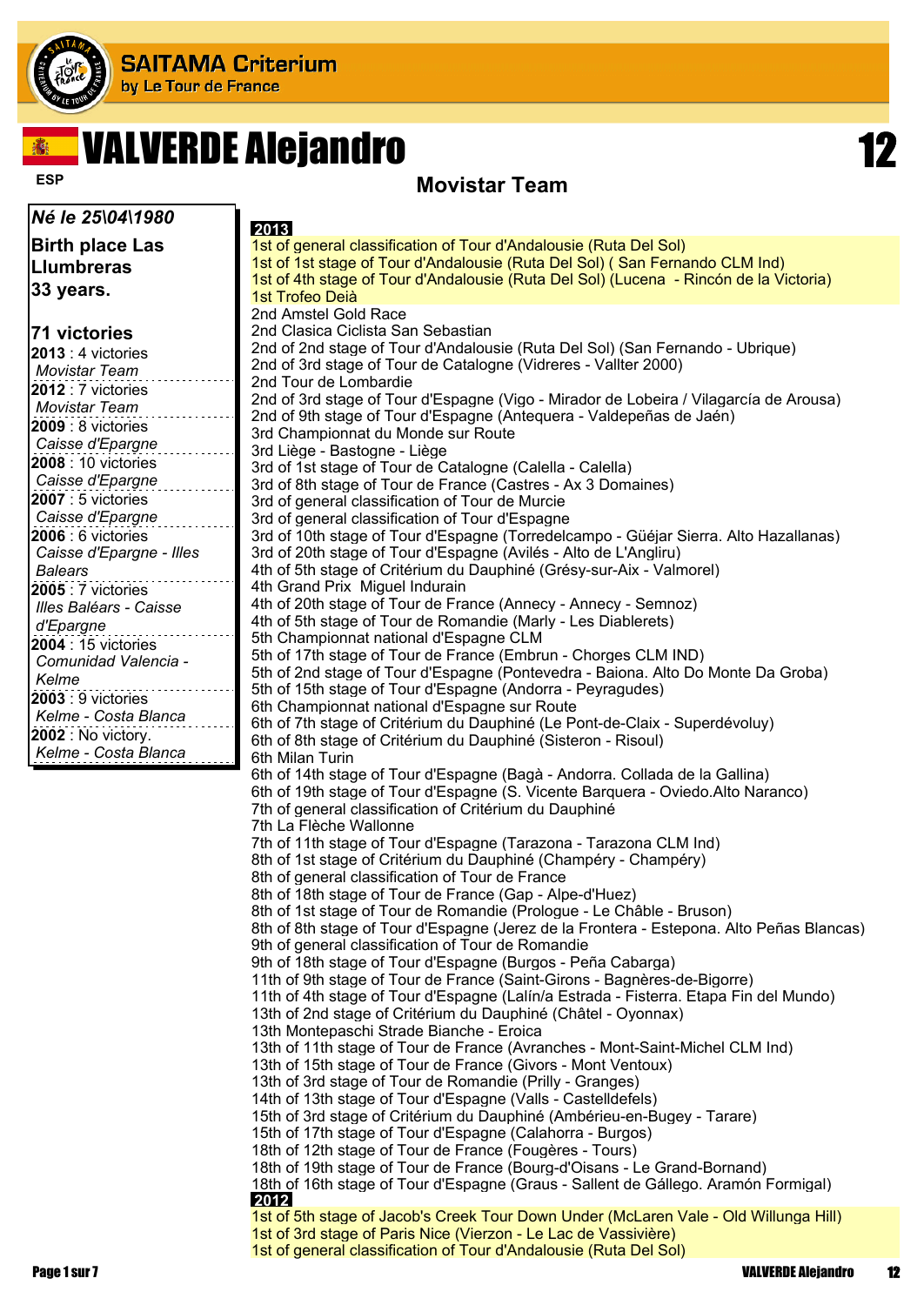# VALVERDE Alejandro

**12**

ESP

## Movistar Team

***Né le 25\04\1980***

**Birth place Las Llumbreras**

**33 years.**

**71 victories**

- **2013** : 4 victories *Movistar Team*
- **2012** : 7 victories *Movistar Team*
- **2009** : 8 victories *Caisse d'Epargne*
- **2008** : 10 victories *Caisse d'Epargne*
- **2007** : 5 victories *Caisse d'Epargne*
- **2006** : 6 victories *Caisse d'Epargne - Illes Balears*
- **2005** : 7 victories *Illes Baléars - Caisse d'Epargne*
- **2004** : 15 victories *Comunidad Valencia - Kelme*
- **2003** : 9 victories *Kelme - Costa Blanca*
- **2002** : No victory. *Kelme - Costa Blanca*

**2013**

1st of general classification of Tour d'Andalousie (Ruta Del Sol)
1st of 1st stage of Tour d'Andalousie (Ruta Del Sol) ( San Fernando CLM Ind)
1st of 4th stage of Tour d'Andalousie (Ruta Del Sol) (Lucena - Rincón de la Victoria)
1st Trofeo Deià
2nd Amstel Gold Race
2nd Clasica Ciclista San Sebastian
2nd of 2nd stage of Tour d'Andalousie (Ruta Del Sol) (San Fernando - Ubrique)
2nd of 3rd stage of Tour de Catalogne (Vidreres - Vallter 2000)
2nd Tour de Lombardie
2nd of 3rd stage of Tour d'Espagne (Vigo - Mirador de Lobeira / Vilagarcía de Arousa)
2nd of 9th stage of Tour d'Espagne (Antequera - Valdepeñas de Jaén)
3rd Championnat du Monde sur Route
3rd Liège - Bastogne - Liège
3rd of 1st stage of Tour de Catalogne (Calella - Calella)
3rd of 8th stage of Tour de France (Castres - Ax 3 Domaines)
3rd of general classification of Tour de Murcie
3rd of general classification of Tour d'Espagne
3rd of 10th stage of Tour d'Espagne (Torredelcampo - Güéjar Sierra. Alto Hazallanas)
3rd of 20th stage of Tour d'Espagne (Avilés - Alto de L'Angliru)
4th of 5th stage of Critérium du Dauphiné (Grésy-sur-Aix - Valmorel)
4th Grand Prix Miguel Indurain
4th of 20th stage of Tour de France (Annecy - Annecy - Semnoz)
4th of 5th stage of Tour de Romandie (Marly - Les Diablerets)
5th Championnat national d'Espagne CLM
5th of 17th stage of Tour de France (Embrun - Chorges CLM IND)
5th of 2nd stage of Tour d'Espagne (Pontevedra - Baiona. Alto Do Monte Da Groba)
5th of 15th stage of Tour d'Espagne (Andorra - Peyragudes)
6th Championnat national d'Espagne sur Route
6th of 7th stage of Critérium du Dauphiné (Le Pont-de-Claix - Superdévoluy)
6th of 8th stage of Critérium du Dauphiné (Sisteron - Risoul)
6th Milan Turin
6th of 14th stage of Tour d'Espagne (Bagà - Andorra. Collada de la Gallina)
6th of 19th stage of Tour d'Espagne (S. Vicente Barquera - Oviedo.Alto Naranco)
7th of general classification of Critérium du Dauphiné
7th La Flèche Wallonne
7th of 11th stage of Tour d'Espagne (Tarazona - Tarazona CLM Ind)
8th of 1st stage of Critérium du Dauphiné (Champéry - Champéry)
8th of general classification of Tour de France
8th of 18th stage of Tour de France (Gap - Alpe-d'Huez)
8th of 1st stage of Tour de Romandie (Prologue - Le Châble - Bruson)
8th of 8th stage of Tour d'Espagne (Jerez de la Frontera - Estepona. Alto Peñas Blancas)
9th of general classification of Tour de Romandie
9th of 18th stage of Tour d'Espagne (Burgos - Peña Cabarga)
11th of 9th stage of Tour de France (Saint-Girons - Bagnères-de-Bigorre)
11th of 4th stage of Tour d'Espagne (Lalín/a Estrada - Fisterra. Etapa Fin del Mundo)
13th of 2nd stage of Critérium du Dauphiné (Châtel - Oyonnax)
13th Montepaschi Strade Bianche - Eroica
13th of 11th stage of Tour de France (Avranches - Mont-Saint-Michel CLM Ind)
13th of 15th stage of Tour de France (Givors - Mont Ventoux)
13th of 3rd stage of Tour de Romandie (Prilly - Granges)
14th of 13th stage of Tour d'Espagne (Valls - Castelldefels)
15th of 3rd stage of Critérium du Dauphiné (Ambérieu-en-Bugey - Tarare)
15th of 17th stage of Tour d'Espagne (Calahorra - Burgos)
18th of 12th stage of Tour de France (Fougères - Tours)
18th of 19th stage of Tour de France (Bourg-d'Oisans - Le Grand-Bornand)
18th of 16th stage of Tour d'Espagne (Graus - Sallent de Gállego. Aramón Formigal)

**2012**

1st of 5th stage of Jacob's Creek Tour Down Under (McLaren Vale - Old Willunga Hill)
1st of 3rd stage of Paris Nice (Vierzon - Le Lac de Vassivière)
1st of general classification of Tour d'Andalousie (Ruta Del Sol)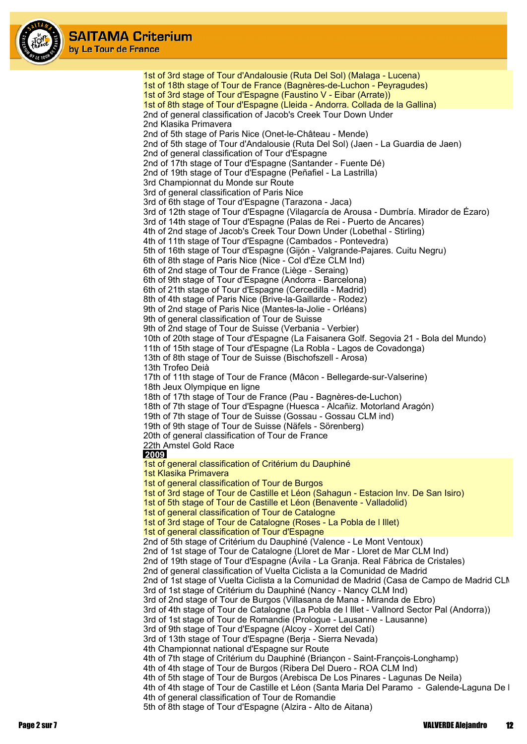1st of 3rd stage of Tour d'Andalousie (Ruta Del Sol) (Malaga - Lucena)
1st of 18th stage of Tour de France (Bagnères-de-Luchon - Peyragudes)
1st of 3rd stage of Tour d'Espagne (Faustino V - Eibar (Arrate))
1st of 8th stage of Tour d'Espagne (Lleida - Andorra. Collada de la Gallina)
2nd of general classification of Jacob's Creek Tour Down Under
2nd Klasika Primavera
2nd of 5th stage of Paris Nice (Onet-le-Château - Mende)
2nd of 5th stage of Tour d'Andalousie (Ruta Del Sol) (Jaen - La Guardia de Jaen)
2nd of general classification of Tour d'Espagne
2nd of 17th stage of Tour d'Espagne (Santander - Fuente Dé)
2nd of 19th stage of Tour d'Espagne (Peñafiel - La Lastrilla)
3rd Championnat du Monde sur Route
3rd of general classification of Paris Nice
3rd of 6th stage of Tour d'Espagne (Tarazona - Jaca)
3rd of 12th stage of Tour d'Espagne (Vilagarcía de Arousa - Dumbría. Mirador de Ézaro)
3rd of 14th stage of Tour d'Espagne (Palas de Rei - Puerto de Ancares)
4th of 2nd stage of Jacob's Creek Tour Down Under (Lobethal - Stirling)
4th of 11th stage of Tour d'Espagne (Cambados - Pontevedra)
5th of 16th stage of Tour d'Espagne (Gijón - Valgrande-Pajares. Cuitu Negru)
6th of 8th stage of Paris Nice (Nice - Col d'Èze CLM Ind)
6th of 2nd stage of Tour de France (Liège - Seraing)
6th of 9th stage of Tour d'Espagne (Andorra - Barcelona)
6th of 21th stage of Tour d'Espagne (Cercedilla - Madrid)
8th of 4th stage of Paris Nice (Brive-la-Gaillarde - Rodez)
9th of 2nd stage of Paris Nice (Mantes-la-Jolie - Orléans)
9th of general classification of Tour de Suisse
9th of 2nd stage of Tour de Suisse (Verbania - Verbier)
10th of 20th stage of Tour d'Espagne (La Faisanera Golf. Segovia 21 - Bola del Mundo)
11th of 15th stage of Tour d'Espagne (La Robla - Lagos de Covadonga)
13th of 8th stage of Tour de Suisse (Bischofszell - Arosa)
13th Trofeo Deià
17th of 11th stage of Tour de France (Mâcon - Bellegarde-sur-Valserine)
18th Jeux Olympique en ligne
18th of 17th stage of Tour de France (Pau - Bagnères-de-Luchon)
18th of 7th stage of Tour d'Espagne (Huesca - Alcañiz. Motorland Aragón)
19th of 7th stage of Tour de Suisse (Gossau - Gossau CLM ind)
19th of 9th stage of Tour de Suisse (Näfels - Sörenberg)
20th of general classification of Tour de France
22th Amstel Gold Race

**2009**

1st of general classification of Critérium du Dauphiné
1st Klasika Primavera
1st of general classification of Tour de Burgos
1st of 3rd stage of Tour de Castille et Léon (Sahagun - Estacion Inv. De San Isiro)
1st of 5th stage of Tour de Castille et Léon (Benavente - Valladolid)
1st of general classification of Tour de Catalogne
1st of 3rd stage of Tour de Catalogne (Roses - La Pobla de l Illet)
1st of general classification of Tour d'Espagne
2nd of 5th stage of Critérium du Dauphiné (Valence - Le Mont Ventoux)
2nd of 1st stage of Tour de Catalogne (Lloret de Mar - Lloret de Mar CLM Ind)
2nd of 19th stage of Tour d'Espagne (Ávila - La Granja. Real Fábrica de Cristales)
2nd of general classification of Vuelta Ciclista a la Comunidad de Madrid
2nd of 1st stage of Vuelta Ciclista a la Comunidad de Madrid (Casa de Campo de Madrid CLM
3rd of 1st stage of Critérium du Dauphiné (Nancy - Nancy CLM Ind)
3rd of 2nd stage of Tour de Burgos (Villasana de Mana - Miranda de Ebro)
3rd of 4th stage of Tour de Catalogne (La Pobla de l Illet - Vallnord Sector Pal (Andorra))
3rd of 1st stage of Tour de Romandie (Prologue - Lausanne - Lausanne)
3rd of 9th stage of Tour d'Espagne (Alcoy - Xorret del Catí)
3rd of 13th stage of Tour d'Espagne (Berja - Sierra Nevada)
4th Championnat national d'Espagne sur Route
4th of 7th stage of Critérium du Dauphiné (Briançon - Saint-François-Longhamp)
4th of 4th stage of Tour de Burgos (Ribera Del Duero - ROA CLM Ind)
4th of 5th stage of Tour de Burgos (Arebisca De Los Pinares - Lagunas De Neila)
4th of 4th stage of Tour de Castille et Léon (Santa Maria Del Paramo - Galende-Laguna De l
4th of general classification of Tour de Romandie
5th of 8th stage of Tour d'Espagne (Alzira - Alto de Aitana)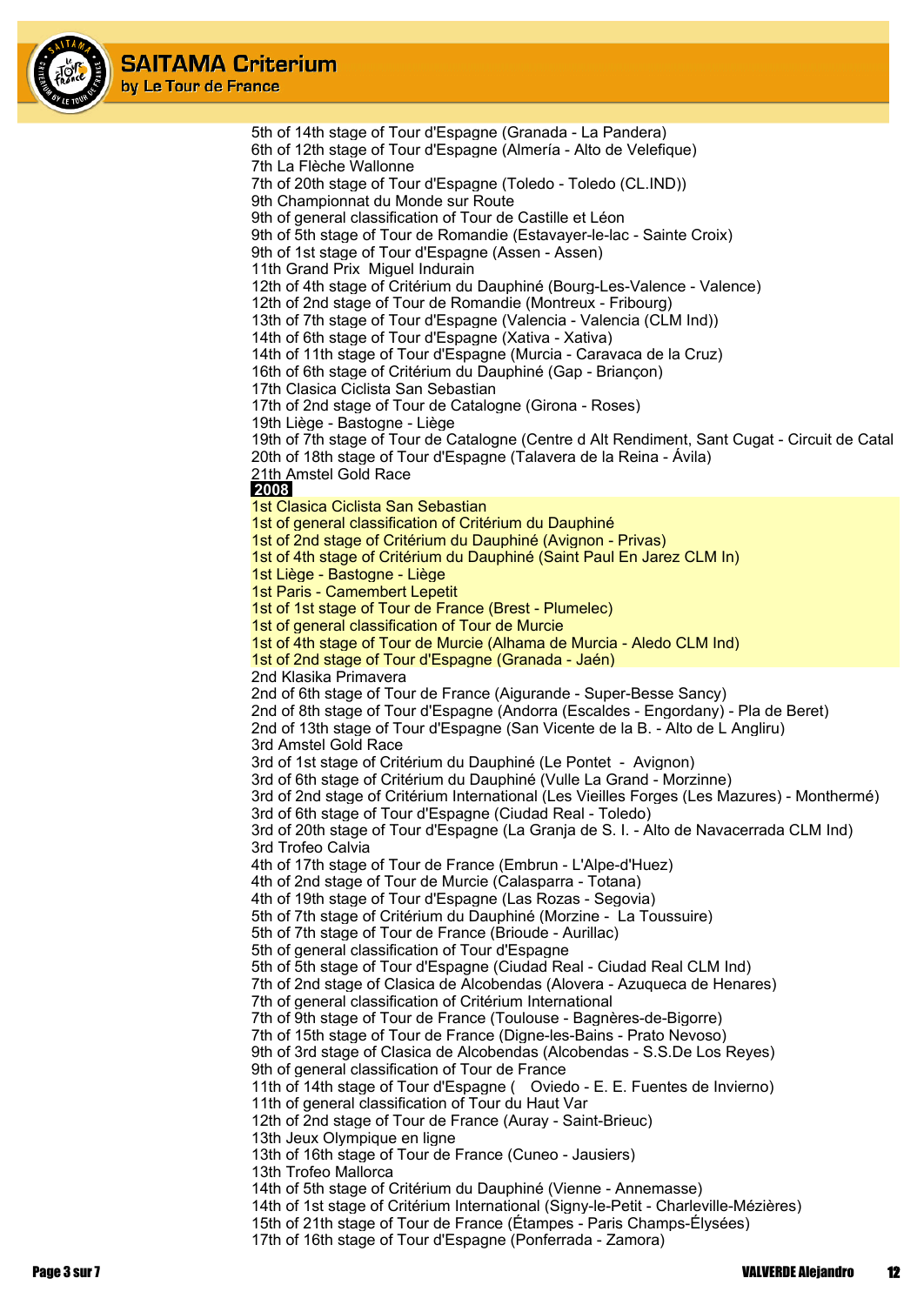5th of 14th stage of Tour d'Espagne (Granada - La Pandera)
6th of 12th stage of Tour d'Espagne (Almería - Alto de Velefique)
7th La Flèche Wallonne
7th of 20th stage of Tour d'Espagne (Toledo - Toledo (CL.IND))
9th Championnat du Monde sur Route
9th of general classification of Tour de Castille et Léon
9th of 5th stage of Tour de Romandie (Estavayer-le-lac - Sainte Croix)
9th of 1st stage of Tour d'Espagne (Assen - Assen)
11th Grand Prix Miguel Indurain
12th of 4th stage of Critérium du Dauphiné (Bourg-Les-Valence - Valence)
12th of 2nd stage of Tour de Romandie (Montreux - Fribourg)
13th of 7th stage of Tour d'Espagne (Valencia - Valencia (CLM Ind))
14th of 6th stage of Tour d'Espagne (Xativa - Xativa)
14th of 11th stage of Tour d'Espagne (Murcia - Caravaca de la Cruz)
16th of 6th stage of Critérium du Dauphiné (Gap - Briançon)
17th Clasica Ciclista San Sebastian
17th of 2nd stage of Tour de Catalogne (Girona - Roses)
19th Liège - Bastogne - Liège
19th of 7th stage of Tour de Catalogne (Centre d Alt Rendiment, Sant Cugat - Circuit de Catal
20th of 18th stage of Tour d'Espagne (Talavera de la Reina - Ávila)
21th Amstel Gold Race

**2008**

1st Clasica Ciclista San Sebastian
1st of general classification of Critérium du Dauphiné
1st of 2nd stage of Critérium du Dauphiné (Avignon - Privas)
1st of 4th stage of Critérium du Dauphiné (Saint Paul En Jarez CLM In)
1st Liège - Bastogne - Liège
1st Paris - Camembert Lepetit
1st of 1st stage of Tour de France (Brest - Plumelec)
1st of general classification of Tour de Murcie
1st of 4th stage of Tour de Murcie (Alhama de Murcia - Aledo CLM Ind)
1st of 2nd stage of Tour d'Espagne (Granada - Jaén)
2nd Klasika Primavera
2nd of 6th stage of Tour de France (Aigurande - Super-Besse Sancy)
2nd of 8th stage of Tour d'Espagne (Andorra (Escaldes - Engordany) - Pla de Beret)
2nd of 13th stage of Tour d'Espagne (San Vicente de la B. - Alto de L Angliru)
3rd Amstel Gold Race
3rd of 1st stage of Critérium du Dauphiné (Le Pontet - Avignon)
3rd of 6th stage of Critérium du Dauphiné (Vulle La Grand - Morzinne)
3rd of 2nd stage of Critérium International (Les Vieilles Forges (Les Mazures) - Monthermé)
3rd of 6th stage of Tour d'Espagne (Ciudad Real - Toledo)
3rd of 20th stage of Tour d'Espagne (La Granja de S. I. - Alto de Navacerrada CLM Ind)
3rd Trofeo Calvia
4th of 17th stage of Tour de France (Embrun - L'Alpe-d'Huez)
4th of 2nd stage of Tour de Murcie (Calasparra - Totana)
4th of 19th stage of Tour d'Espagne (Las Rozas - Segovia)
5th of 7th stage of Critérium du Dauphiné (Morzine - La Toussuire)
5th of 7th stage of Tour de France (Brioude - Aurillac)
5th of general classification of Tour d'Espagne
5th of 5th stage of Tour d'Espagne (Ciudad Real - Ciudad Real CLM Ind)
7th of 2nd stage of Clasica de Alcobendas (Alovera - Azuqueca de Henares)
7th of general classification of Critérium International
7th of 9th stage of Tour de France (Toulouse - Bagnères-de-Bigorre)
7th of 15th stage of Tour de France (Digne-les-Bains - Prato Nevoso)
9th of 3rd stage of Clasica de Alcobendas (Alcobendas - S.S.De Los Reyes)
9th of general classification of Tour de France
11th of 14th stage of Tour d'Espagne ( Oviedo - E. E. Fuentes de Invierno)
11th of general classification of Tour du Haut Var
12th of 2nd stage of Tour de France (Auray - Saint-Brieuc)
13th Jeux Olympique en ligne
13th of 16th stage of Tour de France (Cuneo - Jausiers)
13th Trofeo Mallorca
14th of 5th stage of Critérium du Dauphiné (Vienne - Annemasse)
14th of 1st stage of Critérium International (Signy-le-Petit - Charleville-Mézières)
15th of 21th stage of Tour de France (Étampes - Paris Champs-Élysées)
17th of 16th stage of Tour d'Espagne (Ponferrada - Zamora)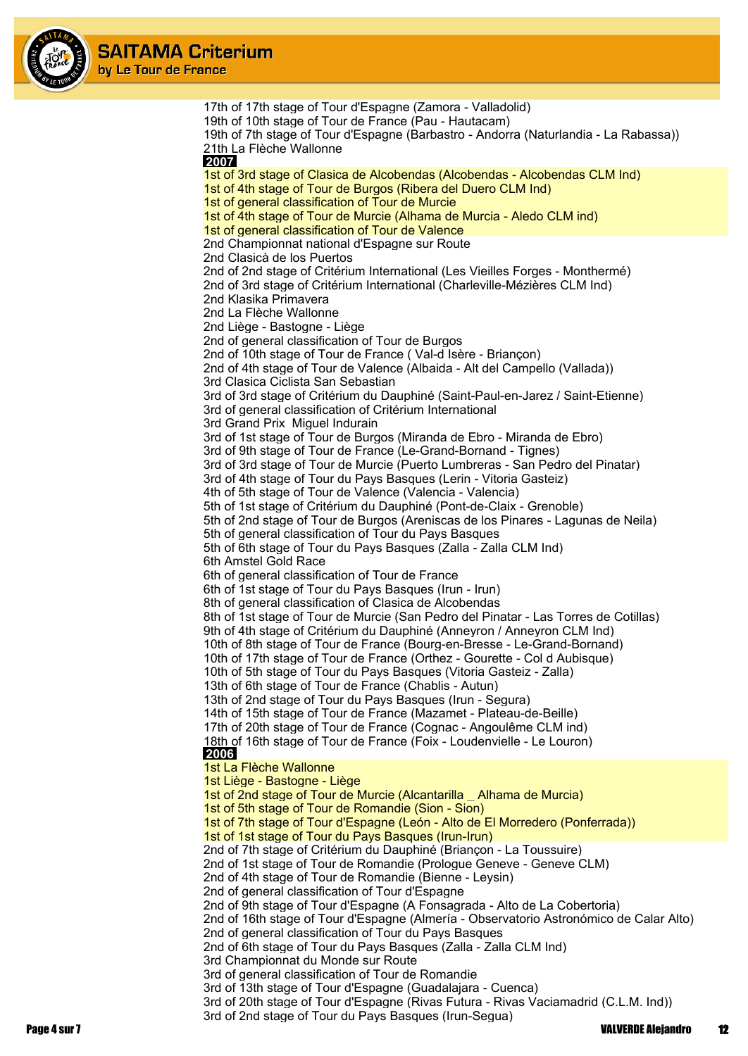17th of 17th stage of Tour d'Espagne (Zamora - Valladolid)
19th of 10th stage of Tour de France (Pau - Hautacam)
19th of 7th stage of Tour d'Espagne (Barbastro - Andorra (Naturlandia - La Rabassa))
21th La Flèche Wallonne

**2007**

1st of 3rd stage of Clasica de Alcobendas (Alcobendas - Alcobendas CLM Ind)
1st of 4th stage of Tour de Burgos (Ribera del Duero CLM Ind)
1st of general classification of Tour de Murcie
1st of 4th stage of Tour de Murcie (Alhama de Murcia - Aledo CLM ind)
1st of general classification of Tour de Valence
2nd Championnat national d'Espagne sur Route
2nd Clasicà de los Puertos
2nd of 2nd stage of Critérium International (Les Vieilles Forges - Monthermé)
2nd of 3rd stage of Critérium International (Charleville-Mézières CLM Ind)
2nd Klasika Primavera
2nd La Flèche Wallonne
2nd Liège - Bastogne - Liège
2nd of general classification of Tour de Burgos
2nd of 10th stage of Tour de France ( Val-d Isère - Briançon)
2nd of 4th stage of Tour de Valence (Albaida - Alt del Campello (Vallada))
3rd Clasica Ciclista San Sebastian
3rd of 3rd stage of Critérium du Dauphiné (Saint-Paul-en-Jarez / Saint-Etienne)
3rd of general classification of Critérium International
3rd Grand Prix  Miguel Indurain
3rd of 1st stage of Tour de Burgos (Miranda de Ebro - Miranda de Ebro)
3rd of 9th stage of Tour de France (Le-Grand-Bornand - Tignes)
3rd of 3rd stage of Tour de Murcie (Puerto Lumbreras - San Pedro del Pinatar)
3rd of 4th stage of Tour du Pays Basques (Lerin - Vitoria Gasteiz)
4th of 5th stage of Tour de Valence (Valencia - Valencia)
5th of 1st stage of Critérium du Dauphiné (Pont-de-Claix - Grenoble)
5th of 2nd stage of Tour de Burgos (Areniscas de los Pinares - Lagunas de Neila)
5th of general classification of Tour du Pays Basques
5th of 6th stage of Tour du Pays Basques (Zalla - Zalla CLM Ind)
6th Amstel Gold Race
6th of general classification of Tour de France
6th of 1st stage of Tour du Pays Basques (Irun - Irun)
8th of general classification of Clasica de Alcobendas
8th of 1st stage of Tour de Murcie (San Pedro del Pinatar - Las Torres de Cotillas)
9th of 4th stage of Critérium du Dauphiné (Anneyron / Anneyron CLM Ind)
10th of 8th stage of Tour de France (Bourg-en-Bresse - Le-Grand-Bornand)
10th of 17th stage of Tour de France (Orthez - Gourette - Col d Aubisque)
10th of 5th stage of Tour du Pays Basques (Vitoria Gasteiz - Zalla)
13th of 6th stage of Tour de France (Chablis - Autun)
13th of 2nd stage of Tour du Pays Basques (Irun - Segura)
14th of 15th stage of Tour de France (Mazamet - Plateau-de-Beille)
17th of 20th stage of Tour de France (Cognac - Angoulême CLM ind)
18th of 16th stage of Tour de France (Foix - Loudenvielle - Le Louron)

**2006**

1st La Flèche Wallonne
1st Liège - Bastogne - Liège
1st of 2nd stage of Tour de Murcie (Alcantarilla _ Alhama de Murcia)
1st of 5th stage of Tour de Romandie (Sion - Sion)
1st of 7th stage of Tour d'Espagne (León - Alto de El Morredero (Ponferrada))
1st of 1st stage of Tour du Pays Basques (Irun-Irun)
2nd of 7th stage of Critérium du Dauphiné (Briançon - La Toussuire)
2nd of 1st stage of Tour de Romandie (Prologue Geneve - Geneve CLM)
2nd of 4th stage of Tour de Romandie (Bienne - Leysin)
2nd of general classification of Tour d'Espagne
2nd of 9th stage of Tour d'Espagne (A Fonsagrada - Alto de La Cobertoria)
2nd of 16th stage of Tour d'Espagne (Almería - Observatorio Astronómico de Calar Alto)
2nd of general classification of Tour du Pays Basques
2nd of 6th stage of Tour du Pays Basques (Zalla - Zalla CLM Ind)
3rd Championnat du Monde sur Route
3rd of general classification of Tour de Romandie
3rd of 13th stage of Tour d'Espagne (Guadalajara - Cuenca)
3rd of 20th stage of Tour d'Espagne (Rivas Futura - Rivas Vaciamadrid (C.L.M. Ind))
3rd of 2nd stage of Tour du Pays Basques (Irun-Segua)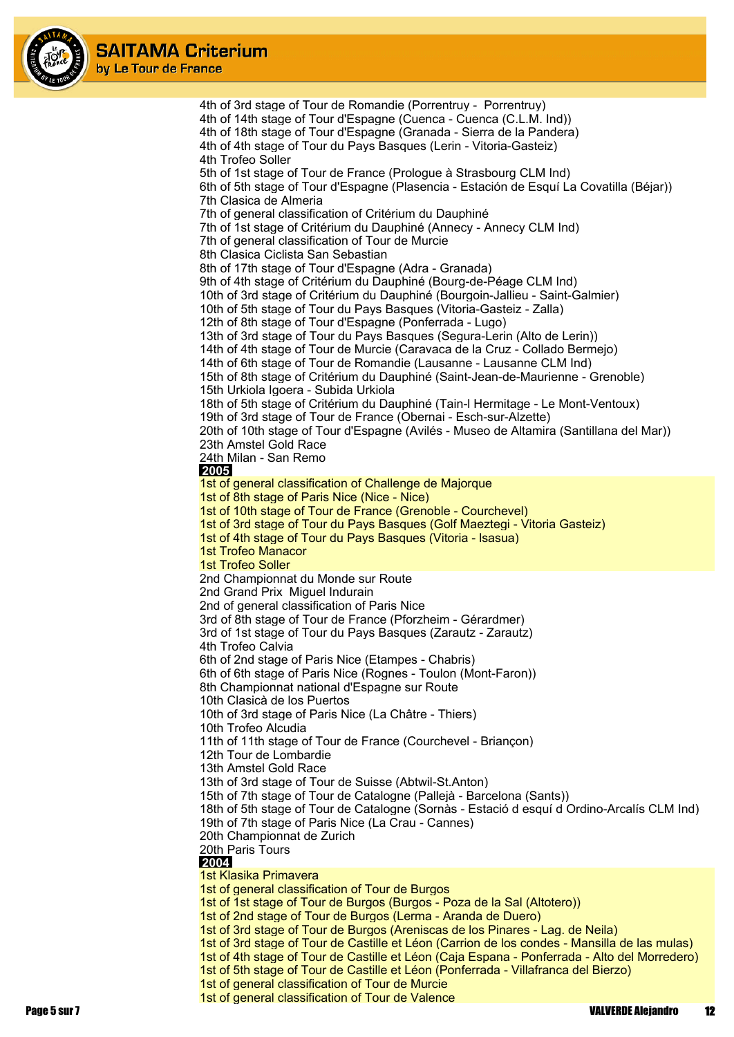4th of 3rd stage of Tour de Romandie (Porrentruy - Porrentruy)
4th of 14th stage of Tour d'Espagne (Cuenca - Cuenca (C.L.M. Ind))
4th of 18th stage of Tour d'Espagne (Granada - Sierra de la Pandera)
4th of 4th stage of Tour du Pays Basques (Lerin - Vitoria-Gasteiz)
4th Trofeo Soller
5th of 1st stage of Tour de France (Prologue à Strasbourg CLM Ind)
6th of 5th stage of Tour d'Espagne (Plasencia - Estación de Esquí La Covatilla (Béjar))
7th Clasica de Almeria
7th of general classification of Critérium du Dauphiné
7th of 1st stage of Critérium du Dauphiné (Annecy - Annecy CLM Ind)
7th of general classification of Tour de Murcie
8th Clasica Ciclista San Sebastian
8th of 17th stage of Tour d'Espagne (Adra - Granada)
9th of 4th stage of Critérium du Dauphiné (Bourg-de-Péage CLM Ind)
10th of 3rd stage of Critérium du Dauphiné (Bourgoin-Jallieu - Saint-Galmier)
10th of 5th stage of Tour du Pays Basques (Vitoria-Gasteiz - Zalla)
12th of 8th stage of Tour d'Espagne (Ponferrada - Lugo)
13th of 3rd stage of Tour du Pays Basques (Segura-Lerin (Alto de Lerin))
14th of 4th stage of Tour de Murcie (Caravaca de la Cruz - Collado Bermejo)
14th of 6th stage of Tour de Romandie (Lausanne - Lausanne CLM Ind)
15th of 8th stage of Critérium du Dauphiné (Saint-Jean-de-Maurienne - Grenoble)
15th Urkiola Igoera - Subida Urkiola
18th of 5th stage of Critérium du Dauphiné (Tain-l Hermitage - Le Mont-Ventoux)
19th of 3rd stage of Tour de France (Obernai - Esch-sur-Alzette)
20th of 10th stage of Tour d'Espagne (Avilés - Museo de Altamira (Santillana del Mar))
23th Amstel Gold Race
24th Milan - San Remo

**2005**

1st of general classification of Challenge de Majorque
1st of 8th stage of Paris Nice (Nice - Nice)
1st of 10th stage of Tour de France (Grenoble - Courchevel)
1st of 3rd stage of Tour du Pays Basques (Golf Maeztegi - Vitoria Gasteiz)
1st of 4th stage of Tour du Pays Basques (Vitoria - Isasua)
1st Trofeo Manacor
1st Trofeo Soller
2nd Championnat du Monde sur Route
2nd Grand Prix Miguel Indurain
2nd of general classification of Paris Nice
3rd of 8th stage of Tour de France (Pforzheim - Gérardmer)
3rd of 1st stage of Tour du Pays Basques (Zarautz - Zarautz)
4th Trofeo Calvia
6th of 2nd stage of Paris Nice (Etampes - Chabris)
6th of 6th stage of Paris Nice (Rognes - Toulon (Mont-Faron))
8th Championnat national d'Espagne sur Route
10th Clasicà de los Puertos
10th of 3rd stage of Paris Nice (La Châtre - Thiers)
10th Trofeo Alcudia
11th of 11th stage of Tour de France (Courchevel - Briançon)
12th Tour de Lombardie
13th Amstel Gold Race
13th of 3rd stage of Tour de Suisse (Abtwil-St.Anton)
15th of 7th stage of Tour de Catalogne (Pallejà - Barcelona (Sants))
18th of 5th stage of Tour de Catalogne (Sornàs - Estació d esquí d Ordino-Arcalís CLM Ind)
19th of 7th stage of Paris Nice (La Crau - Cannes)
20th Championnat de Zurich
20th Paris Tours

**2004**

1st Klasika Primavera
1st of general classification of Tour de Burgos
1st of 1st stage of Tour de Burgos (Burgos - Poza de la Sal (Altotero))
1st of 2nd stage of Tour de Burgos (Lerma - Aranda de Duero)
1st of 3rd stage of Tour de Burgos (Areniscas de los Pinares - Lag. de Neila)
1st of 3rd stage of Tour de Castille et Léon (Carrion de los condes - Mansilla de las mulas)
1st of 4th stage of Tour de Castille et Léon (Caja Espana - Ponferrada - Alto del Morredero)
1st of 5th stage of Tour de Castille et Léon (Ponferrada - Villafranca del Bierzo)
1st of general classification of Tour de Murcie
1st of general classification of Tour de Valence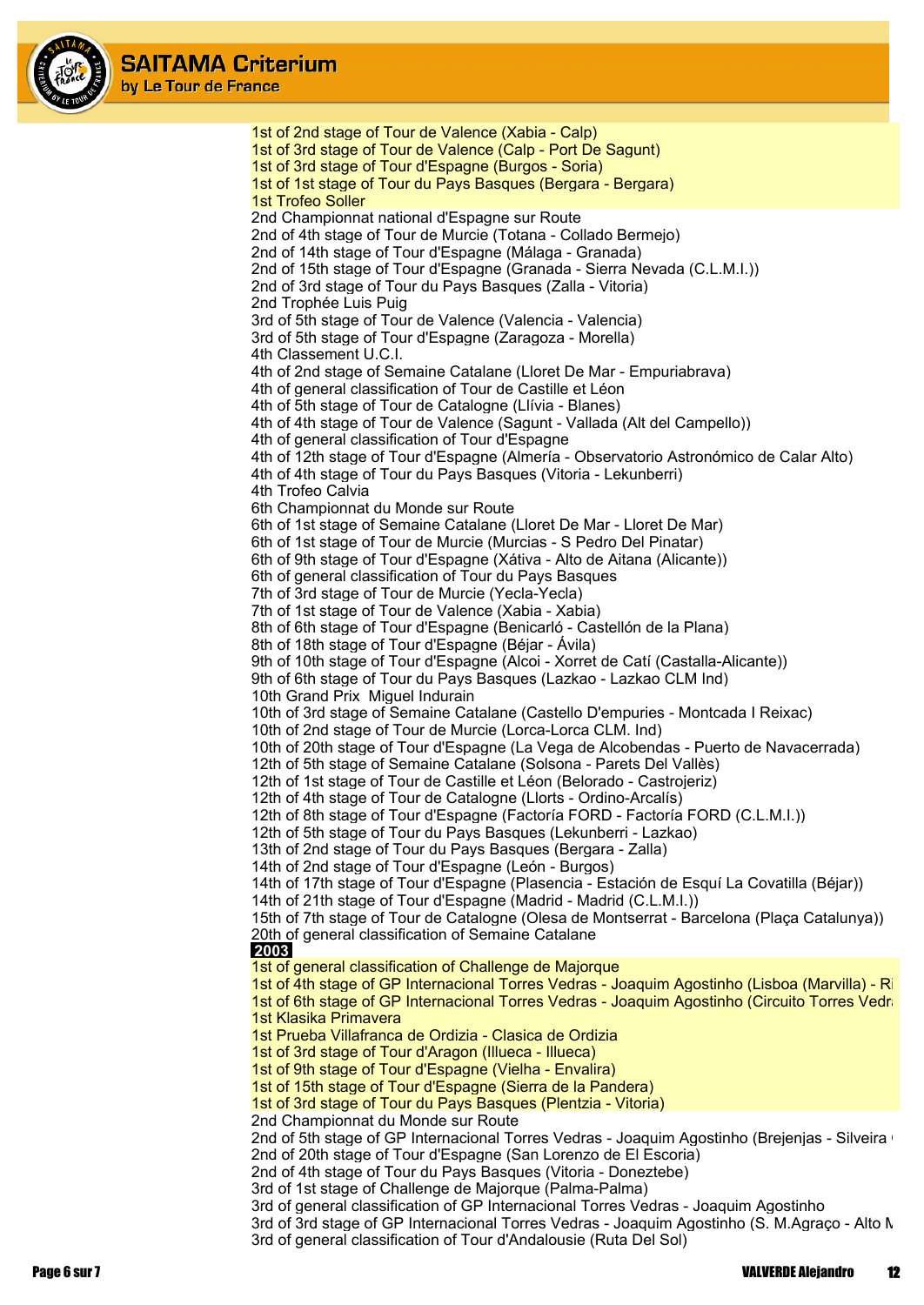1st of 2nd stage of Tour de Valence (Xabia - Calp)
1st of 3rd stage of Tour de Valence (Calp - Port De Sagunt)
1st of 3rd stage of Tour d'Espagne (Burgos - Soria)
1st of 1st stage of Tour du Pays Basques (Bergara - Bergara)
1st Trofeo Soller
2nd Championnat national d'Espagne sur Route
2nd of 4th stage of Tour de Murcie (Totana - Collado Bermejo)
2nd of 14th stage of Tour d'Espagne (Málaga - Granada)
2nd of 15th stage of Tour d'Espagne (Granada - Sierra Nevada (C.L.M.I.))
2nd of 3rd stage of Tour du Pays Basques (Zalla - Vitoria)
2nd Trophée Luis Puig
3rd of 5th stage of Tour de Valence (Valencia - Valencia)
3rd of 5th stage of Tour d'Espagne (Zaragoza - Morella)
4th Classement U.C.I.
4th of 2nd stage of Semaine Catalane (Lloret De Mar - Empuriabrava)
4th of general classification of Tour de Castille et Léon
4th of 5th stage of Tour de Catalogne (Llívia - Blanes)
4th of 4th stage of Tour de Valence (Sagunt - Vallada (Alt del Campello))
4th of general classification of Tour d'Espagne
4th of 12th stage of Tour d'Espagne (Almería - Observatorio Astronómico de Calar Alto)
4th of 4th stage of Tour du Pays Basques (Vitoria - Lekunberri)
4th Trofeo Calvia
6th Championnat du Monde sur Route
6th of 1st stage of Semaine Catalane (Lloret De Mar - Lloret De Mar)
6th of 1st stage of Tour de Murcie (Murcias - S Pedro Del Pinatar)
6th of 9th stage of Tour d'Espagne (Xátiva - Alto de Aitana (Alicante))
6th of general classification of Tour du Pays Basques
7th of 3rd stage of Tour de Murcie (Yecla-Yecla)
7th of 1st stage of Tour de Valence (Xabia - Xabia)
8th of 6th stage of Tour d'Espagne (Benicarló - Castellón de la Plana)
8th of 18th stage of Tour d'Espagne (Béjar - Ávila)
9th of 10th stage of Tour d'Espagne (Alcoi - Xorret de Catí (Castalla-Alicante))
9th of 6th stage of Tour du Pays Basques (Lazkao - Lazkao CLM Ind)
10th Grand Prix Miguel Indurain
10th of 3rd stage of Semaine Catalane (Castello D'empuries - Montcada I Reixac)
10th of 2nd stage of Tour de Murcie (Lorca-Lorca CLM. Ind)
10th of 20th stage of Tour d'Espagne (La Vega de Alcobendas - Puerto de Navacerrada)
12th of 5th stage of Semaine Catalane (Solsona - Parets Del Vallès)
12th of 1st stage of Tour de Castille et Léon (Belorado - Castrojeriz)
12th of 4th stage of Tour de Catalogne (Llorts - Ordino-Arcalís)
12th of 8th stage of Tour d'Espagne (Factoría FORD - Factoría FORD (C.L.M.I.))
12th of 5th stage of Tour du Pays Basques (Lekunberri - Lazkao)
13th of 2nd stage of Tour du Pays Basques (Bergara - Zalla)
14th of 2nd stage of Tour d'Espagne (León - Burgos)
14th of 17th stage of Tour d'Espagne (Plasencia - Estación de Esquí La Covatilla (Béjar))
14th of 21th stage of Tour d'Espagne (Madrid - Madrid (C.L.M.I.))
15th of 7th stage of Tour de Catalogne (Olesa de Montserrat - Barcelona (Plaça Catalunya))
20th of general classification of Semaine Catalane

**2003**

1st of general classification of Challenge de Majorque
1st of 4th stage of GP Internacional Torres Vedras - Joaquim Agostinho (Lisboa (Marvilla) - Ri
1st of 6th stage of GP Internacional Torres Vedras - Joaquim Agostinho (Circuito Torres Vedra
1st Klasika Primavera
1st Prueba Villafranca de Ordizia - Clasica de Ordizia
1st of 3rd stage of Tour d'Aragon (Illueca - Illueca)
1st of 9th stage of Tour d'Espagne (Vielha - Envalira)
1st of 15th stage of Tour d'Espagne (Sierra de la Pandera)
1st of 3rd stage of Tour du Pays Basques (Plentzia - Vitoria)
2nd Championnat du Monde sur Route
2nd of 5th stage of GP Internacional Torres Vedras - Joaquim Agostinho (Brejenjas - Silveira
2nd of 20th stage of Tour d'Espagne (San Lorenzo de El Escoria)
2nd of 4th stage of Tour du Pays Basques (Vitoria - Doneztebe)
3rd of 1st stage of Challenge de Majorque (Palma-Palma)
3rd of general classification of GP Internacional Torres Vedras - Joaquim Agostinho
3rd of 3rd stage of GP Internacional Torres Vedras - Joaquim Agostinho (S. M.Agraço - Alto M
3rd of general classification of Tour d'Andalousie (Ruta Del Sol)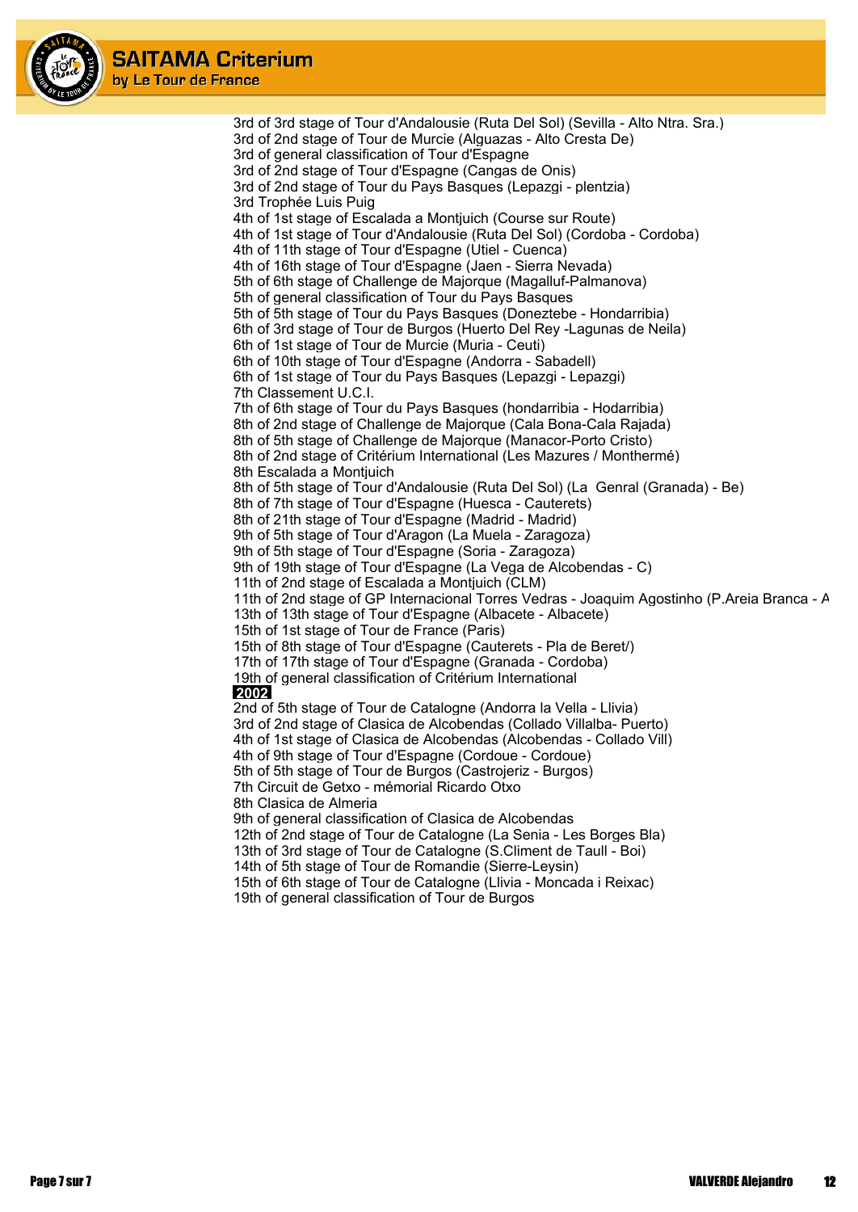3rd of 3rd stage of Tour d'Andalousie (Ruta Del Sol) (Sevilla - Alto Ntra. Sra.)
3rd of 2nd stage of Tour de Murcie (Alguazas - Alto Cresta De)
3rd of general classification of Tour d'Espagne
3rd of 2nd stage of Tour d'Espagne (Cangas de Onis)
3rd of 2nd stage of Tour du Pays Basques (Lepazgi - plentzia)
3rd Trophée Luis Puig
4th of 1st stage of Escalada a Montjuich (Course sur Route)
4th of 1st stage of Tour d'Andalousie (Ruta Del Sol) (Cordoba - Cordoba)
4th of 11th stage of Tour d'Espagne (Utiel - Cuenca)
4th of 16th stage of Tour d'Espagne (Jaen - Sierra Nevada)
5th of 6th stage of Challenge de Majorque (Magalluf-Palmanova)
5th of general classification of Tour du Pays Basques
5th of 5th stage of Tour du Pays Basques (Doneztebe - Hondarribia)
6th of 3rd stage of Tour de Burgos (Huerto Del Rey -Lagunas de Neila)
6th of 1st stage of Tour de Murcie (Muria - Ceuti)
6th of 10th stage of Tour d'Espagne (Andorra - Sabadell)
6th of 1st stage of Tour du Pays Basques (Lepazgi - Lepazgi)
7th Classement U.C.I.
7th of 6th stage of Tour du Pays Basques (hondarribia - Hodarribia)
8th of 2nd stage of Challenge de Majorque (Cala Bona-Cala Rajada)
8th of 5th stage of Challenge de Majorque (Manacor-Porto Cristo)
8th of 2nd stage of Critérium International (Les Mazures / Monthermé)
8th Escalada a Montjuich
8th of 5th stage of Tour d'Andalousie (Ruta Del Sol) (La  Genral (Granada) - Be)
8th of 7th stage of Tour d'Espagne (Huesca - Cauterets)
8th of 21th stage of Tour d'Espagne (Madrid - Madrid)
9th of 5th stage of Tour d'Aragon (La Muela - Zaragoza)
9th of 5th stage of Tour d'Espagne (Soria - Zaragoza)
9th of 19th stage of Tour d'Espagne (La Vega de Alcobendas - C)
11th of 2nd stage of Escalada a Montjuich (CLM)
11th of 2nd stage of GP Internacional Torres Vedras - Joaquim Agostinho (P.Areia Branca - A
13th of 13th stage of Tour d'Espagne (Albacete - Albacete)
15th of 1st stage of Tour de France (Paris)
15th of 8th stage of Tour d'Espagne (Cauterets - Pla de Beret/)
17th of 17th stage of Tour d'Espagne (Granada - Cordoba)
19th of general classification of Critérium International

**2002**

2nd of 5th stage of Tour de Catalogne (Andorra la Vella - Llivia)
3rd of 2nd stage of Clasica de Alcobendas (Collado Villalba- Puerto)
4th of 1st stage of Clasica de Alcobendas (Alcobendas - Collado Vill)
4th of 9th stage of Tour d'Espagne (Cordoue - Cordoue)
5th of 5th stage of Tour de Burgos (Castrojeriz - Burgos)
7th Circuit de Getxo - mémorial Ricardo Otxo
8th Clasica de Almeria
9th of general classification of Clasica de Alcobendas
12th of 2nd stage of Tour de Catalogne (La Senia - Les Borges Bla)
13th of 3rd stage of Tour de Catalogne (S.Climent de Taull - Boi)
14th of 5th stage of Tour de Romandie (Sierre-Leysin)
15th of 6th stage of Tour de Catalogne (Llivia - Moncada i Reixac)
19th of general classification of Tour de Burgos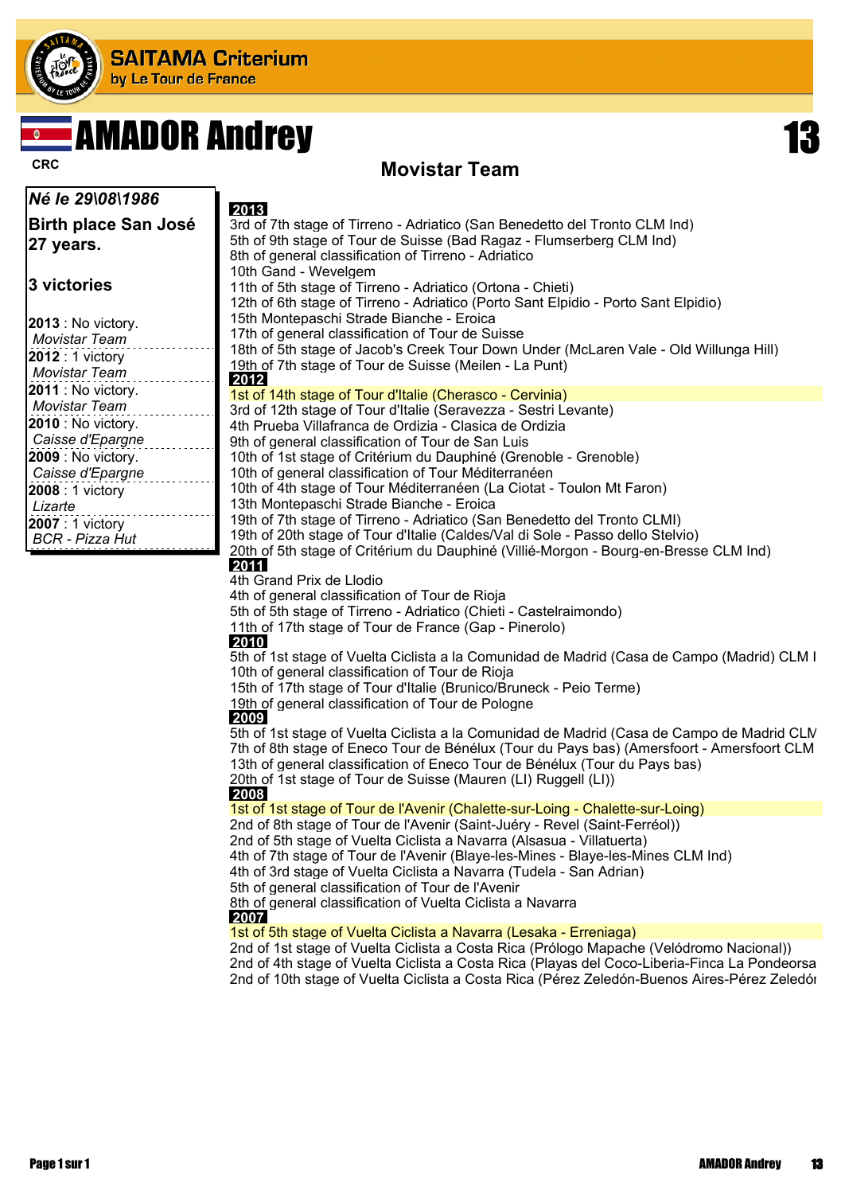# AMADOR Andrey

**CRC**

**13**

## Movistar Team

***Né le 29\08\1986***

**Birth place San José**
**27 years.**

**3 victories**

**2013** : No victory.
*Movistar Team*
**2012** : 1 victory
*Movistar Team*
**2011** : No victory.
*Movistar Team*
**2010** : No victory.
*Caisse d'Epargne*
**2009** : No victory.
*Caisse d'Epargne*
**2008** : 1 victory
*Lizarte*
**2007** : 1 victory
*BCR - Pizza Hut*

**2013**

3rd of 7th stage of Tirreno - Adriatico (San Benedetto del Tronto CLM Ind)
5th of 9th stage of Tour de Suisse (Bad Ragaz - Flumserberg CLM Ind)
8th of general classification of Tirreno - Adriatico
10th Gand - Wevelgem
11th of 5th stage of Tirreno - Adriatico (Ortona - Chieti)
12th of 6th stage of Tirreno - Adriatico (Porto Sant Elpidio - Porto Sant Elpidio)
15th Montepaschi Strade Bianche - Eroica
17th of general classification of Tour de Suisse
18th of 5th stage of Jacob's Creek Tour Down Under (McLaren Vale - Old Willunga Hill)
19th of 7th stage of Tour de Suisse (Meilen - La Punt)

**2012**

1st of 14th stage of Tour d'Italie (Cherasco - Cervinia)
3rd of 12th stage of Tour d'Italie (Seravezza - Sestri Levante)
4th Prueba Villafranca de Ordizia - Clasica de Ordizia
9th of general classification of Tour de San Luis
10th of 1st stage of Critérium du Dauphiné (Grenoble - Grenoble)
10th of general classification of Tour Méditerranéen
10th of 4th stage of Tour Méditerranéen (La Ciotat - Toulon Mt Faron)
13th Montepaschi Strade Bianche - Eroica
19th of 7th stage of Tirreno - Adriatico (San Benedetto del Tronto CLMI)
19th of 20th stage of Tour d'Italie (Caldes/Val di Sole - Passo dello Stelvio)
20th of 5th stage of Critérium du Dauphiné (Villié-Morgon - Bourg-en-Bresse CLM Ind)

**2011**

4th Grand Prix de Llodio
4th of general classification of Tour de Rioja
5th of 5th stage of Tirreno - Adriatico (Chieti - Castelraimondo)
11th of 17th stage of Tour de France (Gap - Pinerolo)

**2010**

5th of 1st stage of Vuelta Ciclista a la Comunidad de Madrid (Casa de Campo (Madrid) CLM I
10th of general classification of Tour de Rioja
15th of 17th stage of Tour d'Italie (Brunico/Bruneck - Peio Terme)
19th of general classification of Tour de Pologne

**2009**

5th of 1st stage of Vuelta Ciclista a la Comunidad de Madrid (Casa de Campo de Madrid CLM
7th of 8th stage of Eneco Tour de Bénélux (Tour du Pays bas) (Amersfoort - Amersfoort CLM
13th of general classification of Eneco Tour de Bénélux (Tour du Pays bas)
20th of 1st stage of Tour de Suisse (Mauren (LI) Ruggell (LI))

**2008**

1st of 1st stage of Tour de l'Avenir (Chalette-sur-Loing - Chalette-sur-Loing)
2nd of 8th stage of Tour de l'Avenir (Saint-Juéry - Revel (Saint-Ferréol))
2nd of 5th stage of Vuelta Ciclista a Navarra (Alsasua - Villatuerta)
4th of 7th stage of Tour de l'Avenir (Blaye-les-Mines - Blaye-les-Mines CLM Ind)
4th of 3rd stage of Vuelta Ciclista a Navarra (Tudela - San Adrian)
5th of general classification of Tour de l'Avenir
8th of general classification of Vuelta Ciclista a Navarra

**2007**

1st of 5th stage of Vuelta Ciclista a Navarra (Lesaka - Erreniaga)
2nd of 1st stage of Vuelta Ciclista a Costa Rica (Prólogo Mapache (Velódromo Nacional))
2nd of 4th stage of Vuelta Ciclista a Costa Rica (Playas del Coco-Liberia-Finca La Pondeorsa
2nd of 10th stage of Vuelta Ciclista a Costa Rica (Pérez Zeledón-Buenos Aires-Pérez Zeledón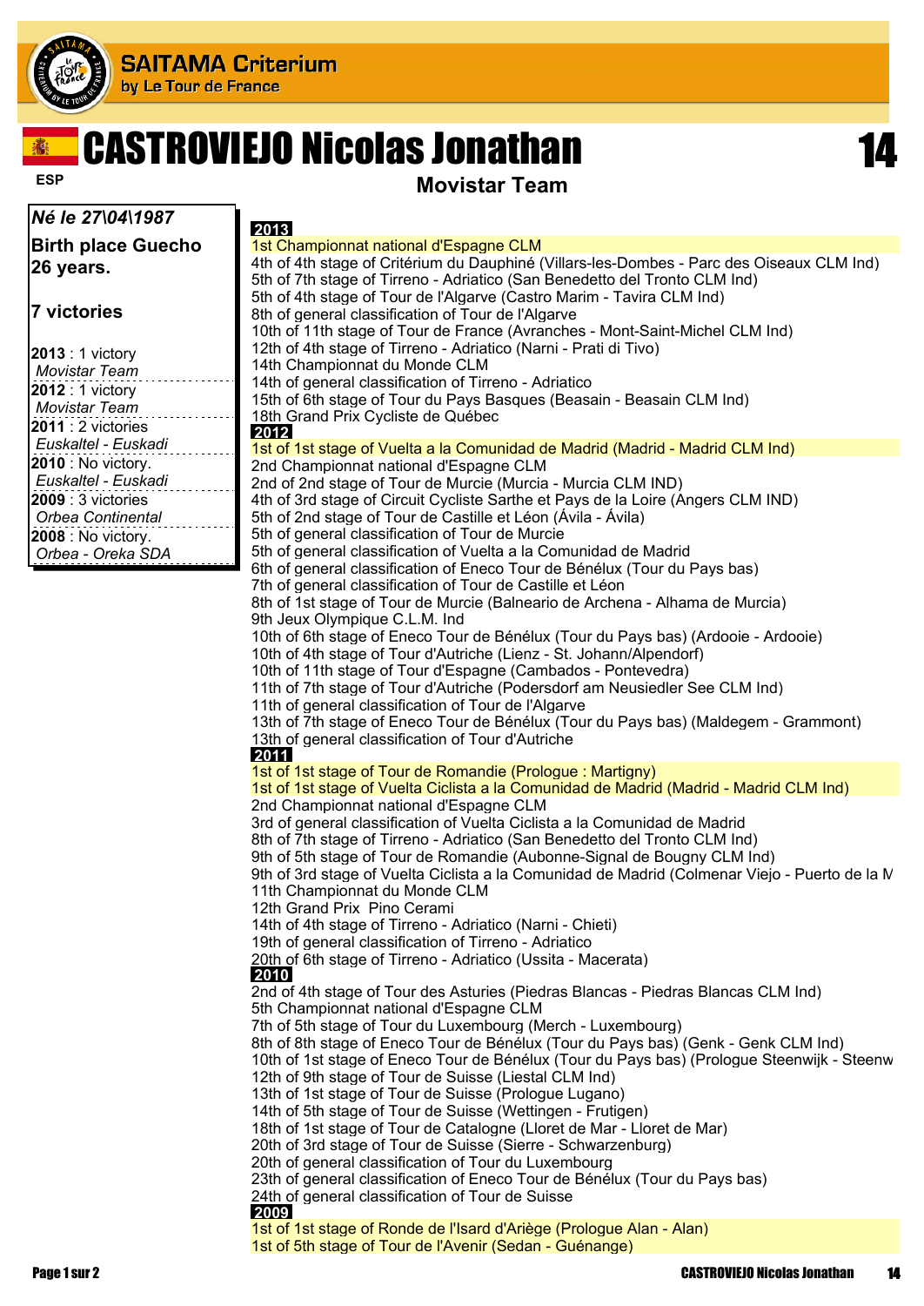# CASTROVIEJO Nicolas Jonathan

ESP

**14**

## Movistar Team

*Né le 27\04\1987*

**Birth place Guecho**
**26 years.**

**7 victories**

**2013** : 1 victory
*Movistar Team*
**2012** : 1 victory
*Movistar Team*
**2011** : 2 victories
*Euskaltel - Euskadi*
**2010** : No victory.
*Euskaltel - Euskadi*
**2009** : 3 victories
*Orbea Continental*
**2008** : No victory.
*Orbea - Oreka SDA*

### 2013

1st Championnat national d'Espagne CLM
4th of 4th stage of Critérium du Dauphiné (Villars-les-Dombes - Parc des Oiseaux CLM Ind)
5th of 7th stage of Tirreno - Adriatico (San Benedetto del Tronto CLM Ind)
5th of 4th stage of Tour de l'Algarve (Castro Marim - Tavira CLM Ind)
8th of general classification of Tour de l'Algarve
10th of 11th stage of Tour de France (Avranches - Mont-Saint-Michel CLM Ind)
12th of 4th stage of Tirreno - Adriatico (Narni - Prati di Tivo)
14th Championnat du Monde CLM
14th of general classification of Tirreno - Adriatico
15th of 6th stage of Tour du Pays Basques (Beasain - Beasain CLM Ind)
18th Grand Prix Cycliste de Québec

### 2012

1st of 1st stage of Vuelta a la Comunidad de Madrid (Madrid - Madrid CLM Ind)
2nd Championnat national d'Espagne CLM
2nd of 2nd stage of Tour de Murcie (Murcia - Murcia CLM IND)
4th of 3rd stage of Circuit Cycliste Sarthe et Pays de la Loire (Angers CLM IND)
5th of 2nd stage of Tour de Castille et Léon (Ávila - Ávila)
5th of general classification of Tour de Murcie
5th of general classification of Vuelta a la Comunidad de Madrid
6th of general classification of Eneco Tour de Bénélux (Tour du Pays bas)
7th of general classification of Tour de Castille et Léon
8th of 1st stage of Tour de Murcie (Balneario de Archena - Alhama de Murcia)
9th Jeux Olympique C.L.M. Ind
10th of 6th stage of Eneco Tour de Bénélux (Tour du Pays bas) (Ardooie - Ardooie)
10th of 4th stage of Tour d'Autriche (Lienz - St. Johann/Alpendorf)
10th of 11th stage of Tour d'Espagne (Cambados - Pontevedra)
11th of 7th stage of Tour d'Autriche (Podersdorf am Neusiedler See CLM Ind)
11th of general classification of Tour de l'Algarve
13th of 7th stage of Eneco Tour de Bénélux (Tour du Pays bas) (Maldegem - Grammont)
13th of general classification of Tour d'Autriche

### 2011

1st of 1st stage of Tour de Romandie (Prologue : Martigny)
1st of 1st stage of Vuelta Ciclista a la Comunidad de Madrid (Madrid - Madrid CLM Ind)
2nd Championnat national d'Espagne CLM
3rd of general classification of Vuelta Ciclista a la Comunidad de Madrid
8th of 7th stage of Tirreno - Adriatico (San Benedetto del Tronto CLM Ind)
9th of 5th stage of Tour de Romandie (Aubonne-Signal de Bougny CLM Ind)
9th of 3rd stage of Vuelta Ciclista a la Comunidad de Madrid (Colmenar Viejo - Puerto de la M
11th Championnat du Monde CLM
12th Grand Prix Pino Cerami
14th of 4th stage of Tirreno - Adriatico (Narni - Chieti)
19th of general classification of Tirreno - Adriatico
20th of 6th stage of Tirreno - Adriatico (Ussita - Macerata)

### 2010

2nd of 4th stage of Tour des Asturies (Piedras Blancas - Piedras Blancas CLM Ind)
5th Championnat national d'Espagne CLM
7th of 5th stage of Tour du Luxembourg (Merch - Luxembourg)
8th of 8th stage of Eneco Tour de Bénélux (Tour du Pays bas) (Genk - Genk CLM Ind)
10th of 1st stage of Eneco Tour de Bénélux (Tour du Pays bas) (Prologue Steenwijk - Steenw
12th of 9th stage of Tour de Suisse (Liestal CLM Ind)
13th of 1st stage of Tour de Suisse (Prologue Lugano)
14th of 5th stage of Tour de Suisse (Wettingen - Frutigen)
18th of 1st stage of Tour de Catalogne (Lloret de Mar - Lloret de Mar)
20th of 3rd stage of Tour de Suisse (Sierre - Schwarzenburg)
20th of general classification of Tour du Luxembourg
23th of general classification of Eneco Tour de Bénélux (Tour du Pays bas)
24th of general classification of Tour de Suisse

### 2009

1st of 1st stage of Ronde de l'Isard d'Ariège (Prologue Alan - Alan)
1st of 5th stage of Tour de l'Avenir (Sedan - Guénange)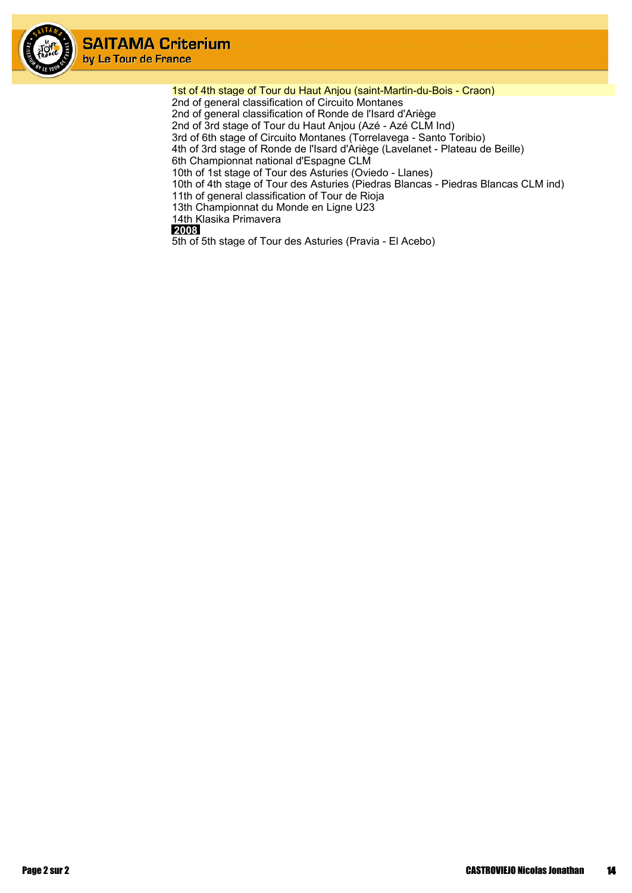1st of 4th stage of Tour du Haut Anjou (saint-Martin-du-Bois - Craon)
2nd of general classification of Circuito Montanes
2nd of general classification of Ronde de l'Isard d'Ariège
2nd of 3rd stage of Tour du Haut Anjou (Azé - Azé CLM Ind)
3rd of 6th stage of Circuito Montanes (Torrelavega - Santo Toribio)
4th of 3rd stage of Ronde de l'Isard d'Ariège (Lavelanet - Plateau de Beille)
6th Championnat national d'Espagne CLM
10th of 1st stage of Tour des Asturies (Oviedo - Llanes)
10th of 4th stage of Tour des Asturies (Piedras Blancas - Piedras Blancas CLM ind)
11th of general classification of Tour de Rioja
13th Championnat du Monde en Ligne U23
14th Klasika Primavera

**2008**

5th of 5th stage of Tour des Asturies (Pravia - El Acebo)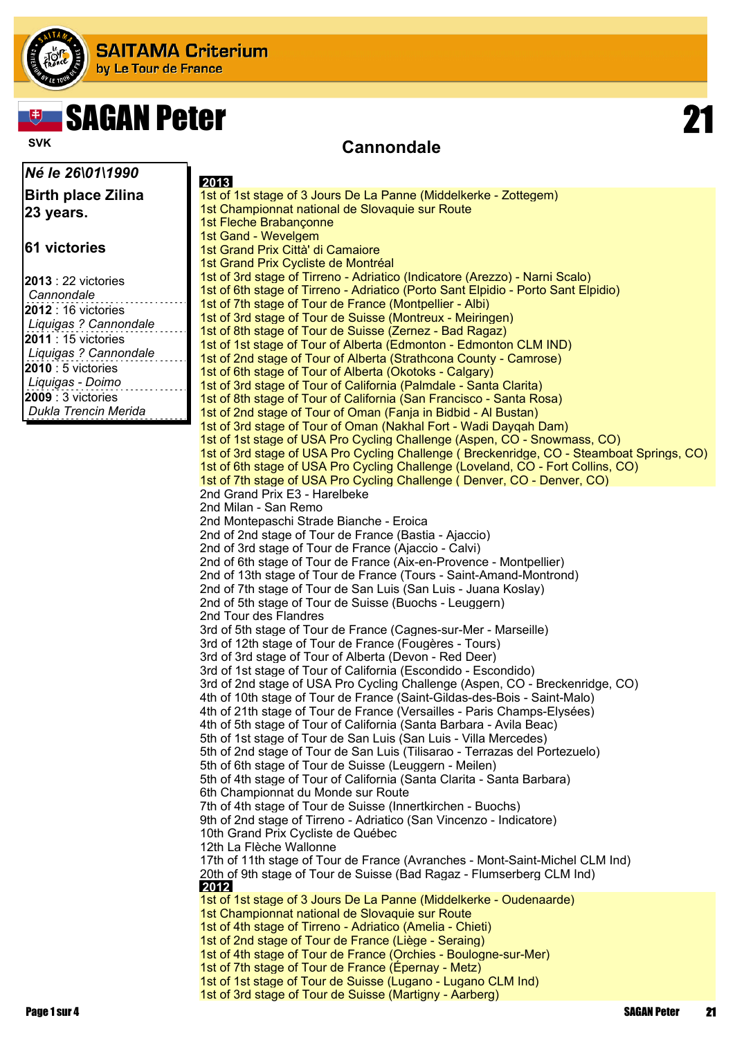# SAGAN Peter

**SVK** — **21**

## Cannondale

***Né le 26\01\1990***

**Birth place Zilina**
**23 years.**

**61 victories**

**2013** : 22 victories
*Cannondale*
**2012** : 16 victories
*Liquigas ? Cannondale*
**2011** : 15 victories
*Liquigas ? Cannondale*
**2010** : 5 victories
*Liquigas - Doimo*
**2009** : 3 victories
*Dukla Trencin Merida*

**2013**

1st of 1st stage of 3 Jours De La Panne (Middelkerke - Zottegem)
1st Championnat national de Slovaquie sur Route
1st Fleche Brabançonne
1st Gand - Wevelgem
1st Grand Prix Città' di Camaiore
1st Grand Prix Cycliste de Montréal
1st of 3rd stage of Tirreno - Adriatico (Indicatore (Arezzo) - Narni Scalo)
1st of 6th stage of Tirreno - Adriatico (Porto Sant Elpidio - Porto Sant Elpidio)
1st of 7th stage of Tour de France (Montpellier - Albi)
1st of 3rd stage of Tour de Suisse (Montreux - Meiringen)
1st of 8th stage of Tour de Suisse (Zernez - Bad Ragaz)
1st of 1st stage of Tour of Alberta (Edmonton - Edmonton CLM IND)
1st of 2nd stage of Tour of Alberta (Strathcona County - Camrose)
1st of 6th stage of Tour of Alberta (Okotoks - Calgary)
1st of 3rd stage of Tour of California (Palmdale - Santa Clarita)
1st of 8th stage of Tour of California (San Francisco - Santa Rosa)
1st of 2nd stage of Tour of Oman (Fanja in Bidbid - Al Bustan)
1st of 3rd stage of Tour of Oman (Nakhal Fort - Wadi Dayqah Dam)
1st of 1st stage of USA Pro Cycling Challenge (Aspen, CO - Snowmass, CO)
1st of 3rd stage of USA Pro Cycling Challenge ( Breckenridge, CO - Steamboat Springs, CO)
1st of 6th stage of USA Pro Cycling Challenge (Loveland, CO - Fort Collins, CO)
1st of 7th stage of USA Pro Cycling Challenge ( Denver, CO - Denver, CO)
2nd Grand Prix E3 - Harelbeke
2nd Milan - San Remo
2nd Montepaschi Strade Bianche - Eroica
2nd of 2nd stage of Tour de France (Bastia - Ajaccio)
2nd of 3rd stage of Tour de France (Ajaccio - Calvi)
2nd of 6th stage of Tour de France (Aix-en-Provence - Montpellier)
2nd of 13th stage of Tour de France (Tours - Saint-Amand-Montrond)
2nd of 7th stage of Tour de San Luis (San Luis - Juana Koslay)
2nd of 5th stage of Tour de Suisse (Buochs - Leuggern)
2nd Tour des Flandres
3rd of 5th stage of Tour de France (Cagnes-sur-Mer - Marseille)
3rd of 12th stage of Tour de France (Fougères - Tours)
3rd of 3rd stage of Tour of Alberta (Devon - Red Deer)
3rd of 1st stage of Tour of California (Escondido - Escondido)
3rd of 2nd stage of USA Pro Cycling Challenge (Aspen, CO - Breckenridge, CO)
4th of 10th stage of Tour de France (Saint-Gildas-des-Bois - Saint-Malo)
4th of 21th stage of Tour de France (Versailles - Paris Champs-Elysées)
4th of 5th stage of Tour of California (Santa Barbara - Avila Beac)
5th of 1st stage of Tour de San Luis (San Luis - Villa Mercedes)
5th of 2nd stage of Tour de San Luis (Tilisarao - Terrazas del Portezuelo)
5th of 6th stage of Tour de Suisse (Leuggern - Meilen)
5th of 4th stage of Tour of California (Santa Clarita - Santa Barbara)
6th Championnat du Monde sur Route
7th of 4th stage of Tour de Suisse (Innertkirchen - Buochs)
9th of 2nd stage of Tirreno - Adriatico (San Vincenzo - Indicatore)
10th Grand Prix Cycliste de Québec
12th La Flèche Wallonne
17th of 11th stage of Tour de France (Avranches - Mont-Saint-Michel CLM Ind)
20th of 9th stage of Tour de Suisse (Bad Ragaz - Flumserberg CLM Ind)

**2012**

1st of 1st stage of 3 Jours De La Panne (Middelkerke - Oudenaarde)
1st Championnat national de Slovaquie sur Route
1st of 4th stage of Tirreno - Adriatico (Amelia - Chieti)
1st of 2nd stage of Tour de France (Liège - Seraing)
1st of 4th stage of Tour de France (Orchies - Boulogne-sur-Mer)
1st of 7th stage of Tour de France (Épernay - Metz)
1st of 1st stage of Tour de Suisse (Lugano - Lugano CLM Ind)
1st of 3rd stage of Tour de Suisse (Martigny - Aarberg)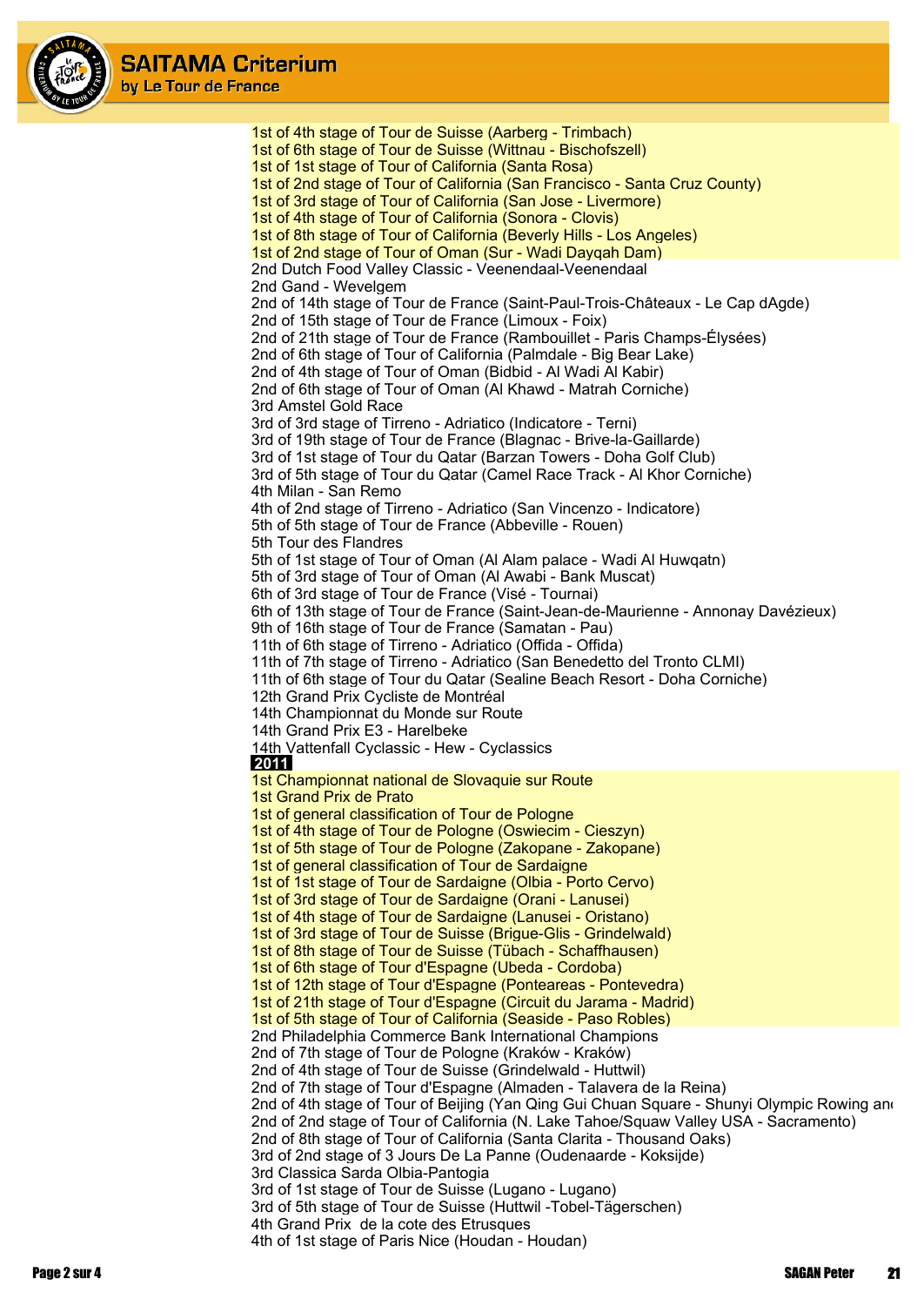1st of 4th stage of Tour de Suisse (Aarberg - Trimbach)
1st of 6th stage of Tour de Suisse (Wittnau - Bischofszell)
1st of 1st stage of Tour of California (Santa Rosa)
1st of 2nd stage of Tour of California (San Francisco - Santa Cruz County)
1st of 3rd stage of Tour of California (San Jose - Livermore)
1st of 4th stage of Tour of California (Sonora - Clovis)
1st of 8th stage of Tour of California (Beverly Hills - Los Angeles)
1st of 2nd stage of Tour of Oman (Sur - Wadi Dayqah Dam)
2nd Dutch Food Valley Classic - Veenendaal-Veenendaal
2nd Gand - Wevelgem
2nd of 14th stage of Tour de France (Saint-Paul-Trois-Châteaux - Le Cap dAgde)
2nd of 15th stage of Tour de France (Limoux - Foix)
2nd of 21th stage of Tour de France (Rambouillet - Paris Champs-Élysées)
2nd of 6th stage of Tour of California (Palmdale - Big Bear Lake)
2nd of 4th stage of Tour of Oman (Bidbid - Al Wadi Al Kabir)
2nd of 6th stage of Tour of Oman (Al Khawd - Matrah Corniche)
3rd Amstel Gold Race
3rd of 3rd stage of Tirreno - Adriatico (Indicatore - Terni)
3rd of 19th stage of Tour de France (Blagnac - Brive-la-Gaillarde)
3rd of 1st stage of Tour du Qatar (Barzan Towers - Doha Golf Club)
3rd of 5th stage of Tour du Qatar (Camel Race Track - Al Khor Corniche)
4th Milan - San Remo
4th of 2nd stage of Tirreno - Adriatico (San Vincenzo - Indicatore)
5th of 5th stage of Tour de France (Abbeville - Rouen)
5th Tour des Flandres
5th of 1st stage of Tour of Oman (Al Alam palace - Wadi Al Huwqatn)
5th of 3rd stage of Tour of Oman (Al Awabi - Bank Muscat)
6th of 3rd stage of Tour de France (Visé - Tournai)
6th of 13th stage of Tour de France (Saint-Jean-de-Maurienne - Annonay Davézieux)
9th of 16th stage of Tour de France (Samatan - Pau)
11th of 6th stage of Tirreno - Adriatico (Offida - Offida)
11th of 7th stage of Tirreno - Adriatico (San Benedetto del Tronto CLMI)
11th of 6th stage of Tour du Qatar (Sealine Beach Resort - Doha Corniche)
12th Grand Prix Cycliste de Montréal
14th Championnat du Monde sur Route
14th Grand Prix E3 - Harelbeke
14th Vattenfall Cyclassic - Hew - Cyclassics

**2011**

1st Championnat national de Slovaquie sur Route
1st Grand Prix de Prato
1st of general classification of Tour de Pologne
1st of 4th stage of Tour de Pologne (Oswiecim - Cieszyn)
1st of 5th stage of Tour de Pologne (Zakopane - Zakopane)
1st of general classification of Tour de Sardaigne
1st of 1st stage of Tour de Sardaigne (Olbia - Porto Cervo)
1st of 3rd stage of Tour de Sardaigne (Orani - Lanusei)
1st of 4th stage of Tour de Sardaigne (Lanusei - Oristano)
1st of 3rd stage of Tour de Suisse (Brigue-Glis - Grindelwald)
1st of 8th stage of Tour de Suisse (Tübach - Schaffhausen)
1st of 6th stage of Tour d'Espagne (Ubeda - Cordoba)
1st of 12th stage of Tour d'Espagne (Ponteareas - Pontevedra)
1st of 21th stage of Tour d'Espagne (Circuit du Jarama - Madrid)
1st of 5th stage of Tour of California (Seaside - Paso Robles)
2nd Philadelphia Commerce Bank International Champions
2nd of 7th stage of Tour de Pologne (Kraków - Kraków)
2nd of 4th stage of Tour de Suisse (Grindelwald - Huttwil)
2nd of 7th stage of Tour d'Espagne (Almaden - Talavera de la Reina)
2nd of 4th stage of Tour of Beijing (Yan Qing Gui Chuan Square - Shunyi Olympic Rowing an
2nd of 2nd stage of Tour of California (N. Lake Tahoe/Squaw Valley USA - Sacramento)
2nd of 8th stage of Tour of California (Santa Clarita - Thousand Oaks)
3rd of 2nd stage of 3 Jours De La Panne (Oudenaarde - Koksijde)
3rd Classica Sarda Olbia-Pantogia
3rd of 1st stage of Tour de Suisse (Lugano - Lugano)
3rd of 5th stage of Tour de Suisse (Huttwil -Tobel-Tägerschen)
4th Grand Prix de la cote des Etrusques
4th of 1st stage of Paris Nice (Houdan - Houdan)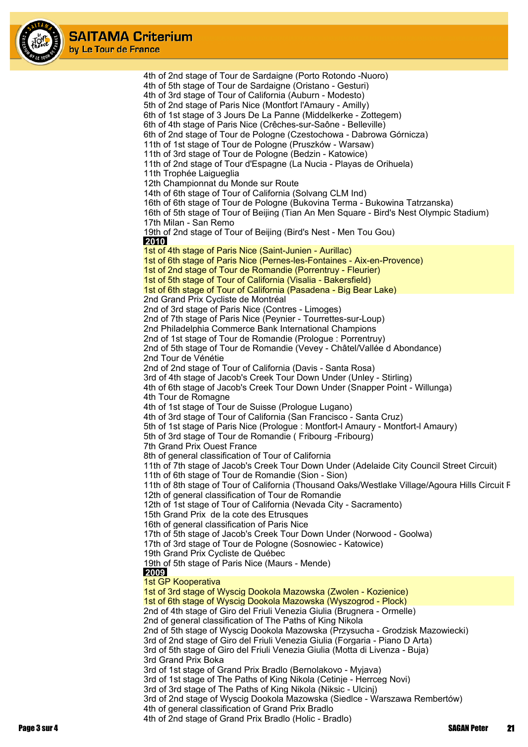4th of 2nd stage of Tour de Sardaigne (Porto Rotondo -Nuoro)
4th of 5th stage of Tour de Sardaigne (Oristano - Gesturi)
4th of 3rd stage of Tour of California (Auburn - Modesto)
5th of 2nd stage of Paris Nice (Montfort l'Amaury - Amilly)
6th of 1st stage of 3 Jours De La Panne (Middelkerke - Zottegem)
6th of 4th stage of Paris Nice (Crêches-sur-Saône - Belleville)
6th of 2nd stage of Tour de Pologne (Czestochowa - Dabrowa Górnicza)
11th of 1st stage of Tour de Pologne (Pruszków - Warsaw)
11th of 3rd stage of Tour de Pologne (Bedzin - Katowice)
11th of 2nd stage of Tour d'Espagne (La Nucia - Playas de Orihuela)
11th Trophée Laigueglia
12th Championnat du Monde sur Route
14th of 6th stage of Tour of California (Solvang CLM Ind)
16th of 6th stage of Tour de Pologne (Bukovina Terma - Bukowina Tatrzanska)
16th of 5th stage of Tour of Beijing (Tian An Men Square - Bird's Nest Olympic Stadium)
17th Milan - San Remo
19th of 2nd stage of Tour of Beijing (Bird's Nest - Men Tou Gou)

**2010**

1st of 4th stage of Paris Nice (Saint-Junien - Aurillac)
1st of 6th stage of Paris Nice (Pernes-les-Fontaines - Aix-en-Provence)
1st of 2nd stage of Tour de Romandie (Porrentruy - Fleurier)
1st of 5th stage of Tour of California (Visalia - Bakersfield)
1st of 6th stage of Tour of California (Pasadena - Big Bear Lake)
2nd Grand Prix Cycliste de Montréal
2nd of 3rd stage of Paris Nice (Contres - Limoges)
2nd of 7th stage of Paris Nice (Peynier - Tourrettes-sur-Loup)
2nd Philadelphia Commerce Bank International Champions
2nd of 1st stage of Tour de Romandie (Prologue : Porrentruy)
2nd of 5th stage of Tour de Romandie (Vevey - Châtel/Vallée d Abondance)
2nd Tour de Vénétie
2nd of 2nd stage of Tour of California (Davis - Santa Rosa)
3rd of 4th stage of Jacob's Creek Tour Down Under (Unley - Stirling)
4th of 6th stage of Jacob's Creek Tour Down Under (Snapper Point - Willunga)
4th Tour de Romagne
4th of 1st stage of Tour de Suisse (Prologue Lugano)
4th of 3rd stage of Tour of California (San Francisco - Santa Cruz)
5th of 1st stage of Paris Nice (Prologue : Montfort-l Amaury - Montfort-l Amaury)
5th of 3rd stage of Tour de Romandie ( Fribourg -Fribourg)
7th Grand Prix Ouest France
8th of general classification of Tour of California
11th of 7th stage of Jacob's Creek Tour Down Under (Adelaide City Council Street Circuit)
11th of 6th stage of Tour de Romandie (Sion - Sion)
11th of 8th stage of Tour of California (Thousand Oaks/Westlake Village/Agoura Hills Circuit F
12th of general classification of Tour de Romandie
12th of 1st stage of Tour of California (Nevada City - Sacramento)
15th Grand Prix de la cote des Etrusques
16th of general classification of Paris Nice
17th of 5th stage of Jacob's Creek Tour Down Under (Norwood - Goolwa)
17th of 3rd stage of Tour de Pologne (Sosnowiec - Katowice)
19th Grand Prix Cycliste de Québec
19th of 5th stage of Paris Nice (Maurs - Mende)

**2009**

1st GP Kooperativa
1st of 3rd stage of Wyscig Dookola Mazowska (Zwolen - Kozienice)
1st of 6th stage of Wyscig Dookola Mazowska (Wyszogrod - Plock)
2nd of 4th stage of Giro del Friuli Venezia Giulia (Brugnera - Ormelle)
2nd of general classification of The Paths of King Nikola
2nd of 5th stage of Wyscig Dookola Mazowska (Przysucha - Grodzisk Mazowiecki)
3rd of 2nd stage of Giro del Friuli Venezia Giulia (Forgaria - Piano D Arta)
3rd of 5th stage of Giro del Friuli Venezia Giulia (Motta di Livenza - Buja)
3rd Grand Prix Boka
3rd of 1st stage of Grand Prix Bradlo (Bernolakovo - Myjava)
3rd of 1st stage of The Paths of King Nikola (Cetinje - Herrceg Novi)
3rd of 3rd stage of The Paths of King Nikola (Niksic - Ulcinj)
3rd of 2nd stage of Wyscig Dookola Mazowska (Siedlce - Warszawa Rembertów)
4th of general classification of Grand Prix Bradlo
4th of 2nd stage of Grand Prix Bradlo (Holic - Bradlo)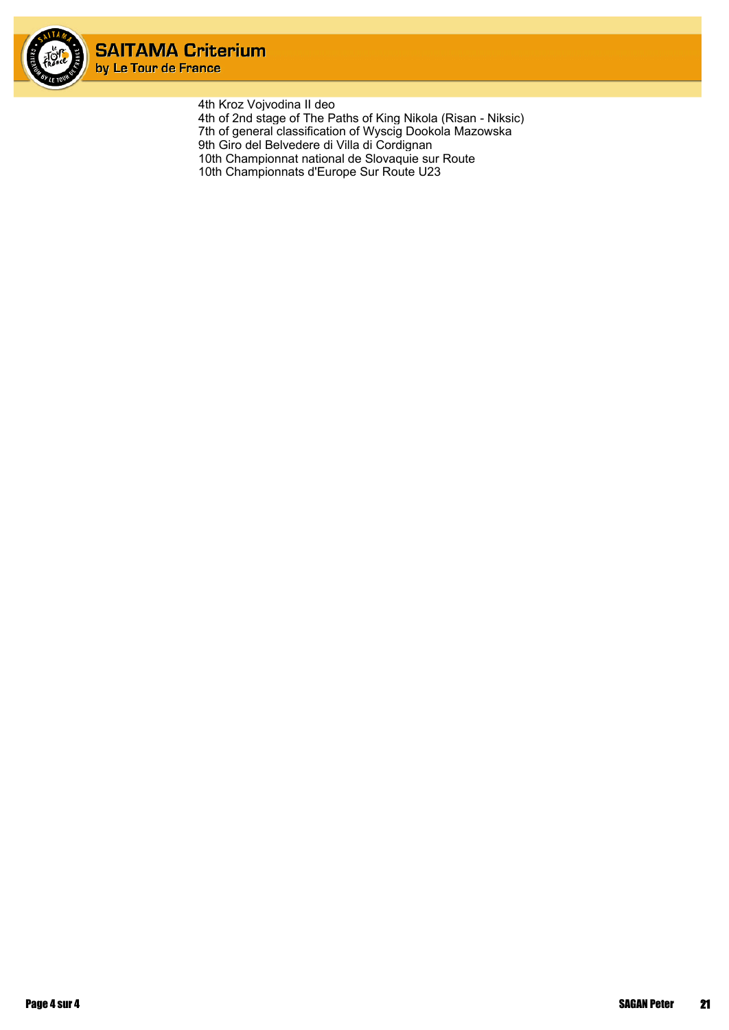4th Kroz Vojvodina II deo
4th of 2nd stage of The Paths of King Nikola (Risan - Niksic)
7th of general classification of Wyscig Dookola Mazowska
9th Giro del Belvedere di Villa di Cordignan
10th Championnat national de Slovaquie sur Route
10th Championnats d'Europe Sur Route U23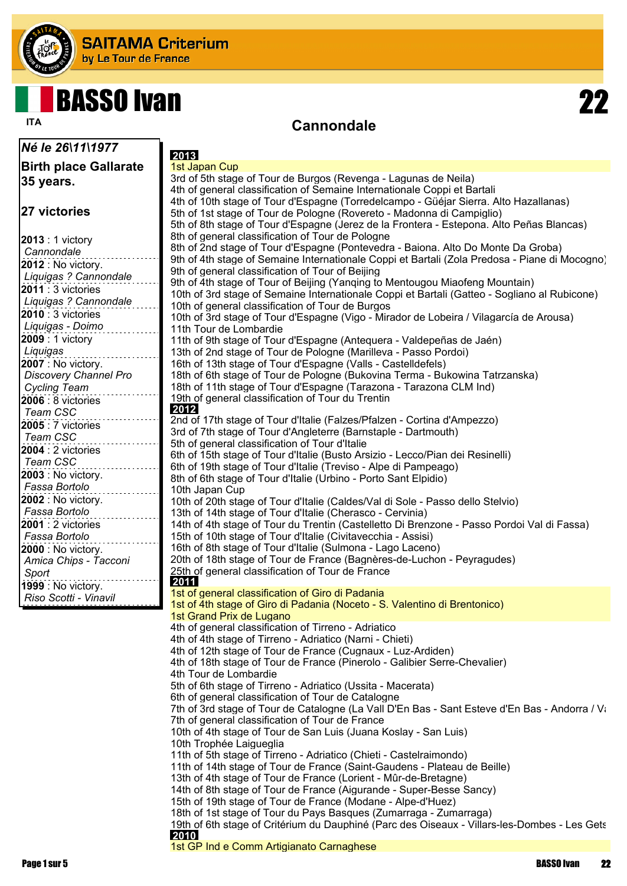# SAITAMA Criterium

by Le Tour de France

# BASSO Ivan 22

ITA

## Cannondale

*Né le 26\11\1977*

**Birth place Gallarate**

**35 years.**

**27 victories**

**2013** : 1 victory
*Cannondale*

**2012** : No victory.
*Liquigas ? Cannondale*

**2011** : 3 victories
*Liquigas ? Cannondale*

**2010** : 3 victories
*Liquigas - Doimo*

**2009** : 1 victory
*Liquigas*

**2007** : No victory.
*Discovery Channel Pro Cycling Team*

**2006** : 8 victories
*Team CSC*

**2005** : 7 victories
*Team CSC*

**2004** : 2 victories
*Team CSC*

**2003** : No victory.
*Fassa Bortolo*

**2002** : No victory.
*Fassa Bortolo*

**2001** : 2 victories
*Fassa Bortolo*

**2000** : No victory.
*Amica Chips - Tacconi Sport*

**1999** : No victory.
*Riso Scotti - Vinavil*

**2013**

1st Japan Cup
3rd of 5th stage of Tour de Burgos (Revenga - Lagunas de Neila)
4th of general classification of Semaine Internationale Coppi et Bartali
4th of 10th stage of Tour d'Espagne (Torredelcampo - Güéjar Sierra. Alto Hazallanas)
5th of 1st stage of Tour de Pologne (Rovereto - Madonna di Campiglio)
5th of 8th stage of Tour d'Espagne (Jerez de la Frontera - Estepona. Alto Peñas Blancas)
8th of general classification of Tour de Pologne
8th of 2nd stage of Tour d'Espagne (Pontevedra - Baiona. Alto Do Monte Da Groba)
9th of 4th stage of Semaine Internationale Coppi et Bartali (Zola Predosa - Piane di Mocogno)
9th of general classification of Tour of Beijing
9th of 4th stage of Tour of Beijing (Yanqing to Mentougou Miaofeng Mountain)
10th of 3rd stage of Semaine Internationale Coppi et Bartali (Gatteo - Sogliano al Rubicone)
10th of general classification of Tour de Burgos
10th of 3rd stage of Tour d'Espagne (Vigo - Mirador de Lobeira / Vilagarcía de Arousa)
11th Tour de Lombardie
11th of 9th stage of Tour d'Espagne (Antequera - Valdepeñas de Jaén)
13th of 2nd stage of Tour de Pologne (Marilleva - Passo Pordoi)
16th of 13th stage of Tour d'Espagne (Valls - Castelldefels)
18th of 6th stage of Tour de Pologne (Bukovina Terma - Bukowina Tatrzanska)
18th of 11th stage of Tour d'Espagne (Tarazona - Tarazona CLM Ind)
19th of general classification of Tour du Trentin

**2012**

2nd of 17th stage of Tour d'Italie (Falzes/Pfalzen - Cortina d'Ampezzo)
3rd of 7th stage of Tour d'Angleterre (Barnstaple - Dartmouth)
5th of general classification of Tour d'Italie
6th of 15th stage of Tour d'Italie (Busto Arsizio - Lecco/Pian dei Resinelli)
6th of 19th stage of Tour d'Italie (Treviso - Alpe di Pampeago)
8th of 6th stage of Tour d'Italie (Urbino - Porto Sant Elpidio)
10th Japan Cup
10th of 20th stage of Tour d'Italie (Caldes/Val di Sole - Passo dello Stelvio)
13th of 14th stage of Tour d'Italie (Cherasco - Cervinia)
14th of 4th stage of Tour du Trentin (Castelletto Di Brenzone - Passo Pordoi Val di Fassa)
15th of 10th stage of Tour d'Italie (Civitavecchia - Assisi)
16th of 8th stage of Tour d'Italie (Sulmona - Lago Laceno)
20th of 18th stage of Tour de France (Bagnères-de-Luchon - Peyragudes)
25th of general classification of Tour de France

**2011**

1st of general classification of Giro di Padania
1st of 4th stage of Giro di Padania (Noceto - S. Valentino di Brentonico)
1st Grand Prix de Lugano
4th of general classification of Tirreno - Adriatico
4th of 4th stage of Tirreno - Adriatico (Narni - Chieti)
4th of 12th stage of Tour de France (Cugnaux - Luz-Ardiden)
4th of 18th stage of Tour de France (Pinerolo - Galibier Serre-Chevalier)
4th Tour de Lombardie
5th of 6th stage of Tirreno - Adriatico (Ussita - Macerata)
6th of general classification of Tour de Catalogne
7th of 3rd stage of Tour de Catalogne (La Vall D'En Bas - Sant Esteve d'En Bas - Andorra / Va
7th of general classification of Tour de France
10th of 4th stage of Tour de San Luis (Juana Koslay - San Luis)
10th Trophée Laigueglia
11th of 5th stage of Tirreno - Adriatico (Chieti - Castelraimondo)
11th of 14th stage of Tour de France (Saint-Gaudens - Plateau de Beille)
13th of 4th stage of Tour de France (Lorient - Mûr-de-Bretagne)
14th of 8th stage of Tour de France (Aigurande - Super-Besse Sancy)
15th of 19th stage of Tour de France (Modane - Alpe-d'Huez)
18th of 1st stage of Tour du Pays Basques (Zumarraga - Zumarraga)
19th of 6th stage of Critérium du Dauphiné (Parc des Oiseaux - Villars-les-Dombes - Les Gets

**2010**

1st GP Ind e Comm Artigianato Carnaghese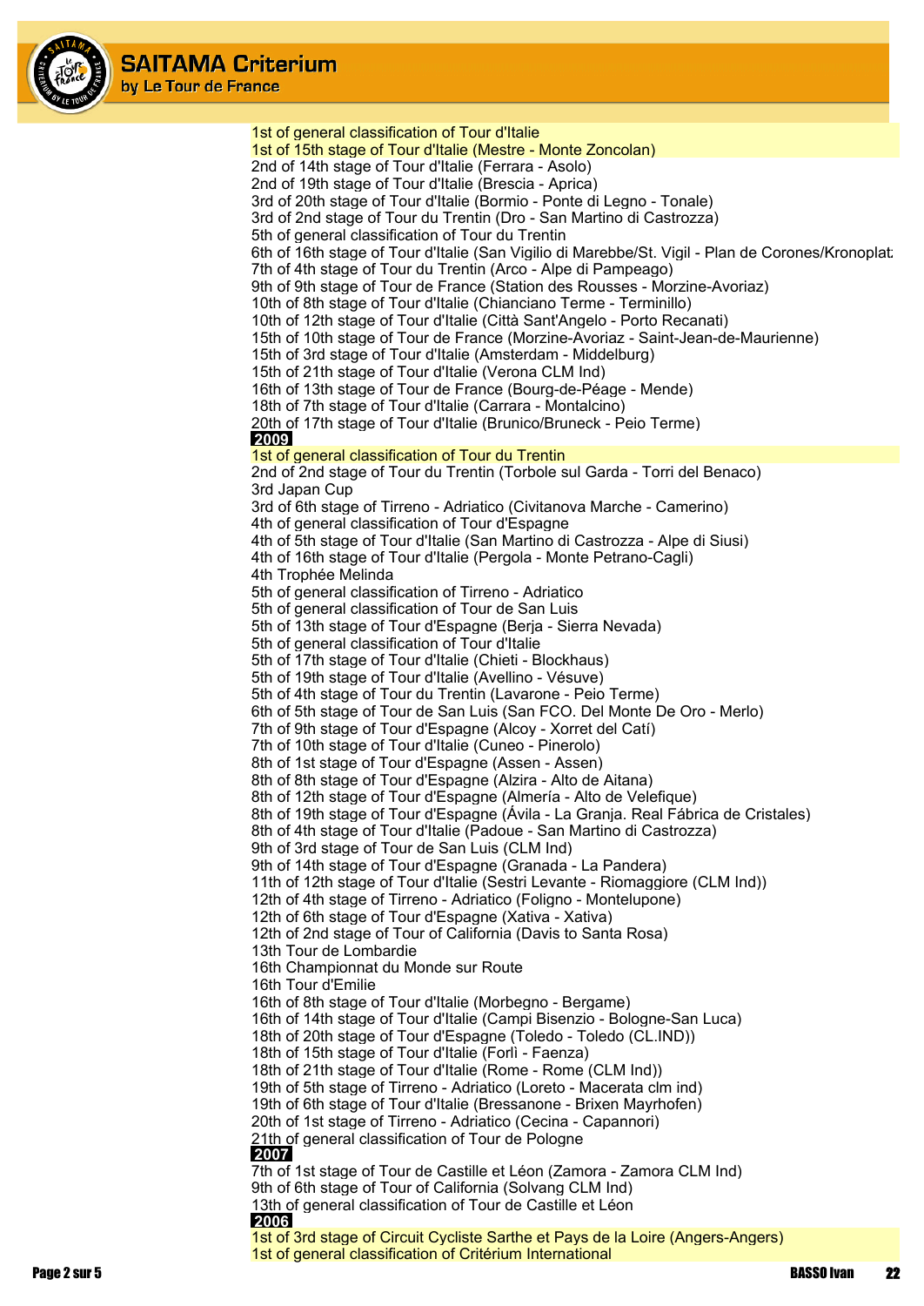1st of general classification of Tour d'Italie
1st of 15th stage of Tour d'Italie (Mestre - Monte Zoncolan)
2nd of 14th stage of Tour d'Italie (Ferrara - Asolo)
2nd of 19th stage of Tour d'Italie (Brescia - Aprica)
3rd of 20th stage of Tour d'Italie (Bormio - Ponte di Legno - Tonale)
3rd of 2nd stage of Tour du Trentin (Dro - San Martino di Castrozza)
5th of general classification of Tour du Trentin
6th of 16th stage of Tour d'Italie (San Vigilio di Marebbe/St. Vigil - Plan de Corones/Kronoplat:
7th of 4th stage of Tour du Trentin (Arco - Alpe di Pampeago)
9th of 9th stage of Tour de France (Station des Rousses - Morzine-Avoriaz)
10th of 8th stage of Tour d'Italie (Chianciano Terme - Terminillo)
10th of 12th stage of Tour d'Italie (Città Sant'Angelo - Porto Recanati)
15th of 10th stage of Tour de France (Morzine-Avoriaz - Saint-Jean-de-Maurienne)
15th of 3rd stage of Tour d'Italie (Amsterdam - Middelburg)
15th of 21th stage of Tour d'Italie (Verona CLM Ind)
16th of 13th stage of Tour de France (Bourg-de-Péage - Mende)
18th of 7th stage of Tour d'Italie (Carrara - Montalcino)
20th of 17th stage of Tour d'Italie (Brunico/Bruneck - Peio Terme)

**2009**

1st of general classification of Tour du Trentin
2nd of 2nd stage of Tour du Trentin (Torbole sul Garda - Torri del Benaco)
3rd Japan Cup
3rd of 6th stage of Tirreno - Adriatico (Civitanova Marche - Camerino)
4th of general classification of Tour d'Espagne
4th of 5th stage of Tour d'Italie (San Martino di Castrozza - Alpe di Siusi)
4th of 16th stage of Tour d'Italie (Pergola - Monte Petrano-Cagli)
4th Trophée Melinda
5th of general classification of Tirreno - Adriatico
5th of general classification of Tour de San Luis
5th of 13th stage of Tour d'Espagne (Berja - Sierra Nevada)
5th of general classification of Tour d'Italie
5th of 17th stage of Tour d'Italie (Chieti - Blockhaus)
5th of 19th stage of Tour d'Italie (Avellino - Vésuve)
5th of 4th stage of Tour du Trentin (Lavarone - Peio Terme)
6th of 5th stage of Tour de San Luis (San FCO. Del Monte De Oro - Merlo)
7th of 9th stage of Tour d'Espagne (Alcoy - Xorret del Catí)
7th of 10th stage of Tour d'Italie (Cuneo - Pinerolo)
8th of 1st stage of Tour d'Espagne (Assen - Assen)
8th of 8th stage of Tour d'Espagne (Alzira - Alto de Aitana)
8th of 12th stage of Tour d'Espagne (Almería - Alto de Velefique)
8th of 19th stage of Tour d'Espagne (Ávila - La Granja. Real Fábrica de Cristales)
8th of 4th stage of Tour d'Italie (Padoue - San Martino di Castrozza)
9th of 3rd stage of Tour de San Luis (CLM Ind)
9th of 14th stage of Tour d'Espagne (Granada - La Pandera)
11th of 12th stage of Tour d'Italie (Sestri Levante - Riomaggiore (CLM Ind))
12th of 4th stage of Tirreno - Adriatico (Foligno - Montelupone)
12th of 6th stage of Tour d'Espagne (Xativa - Xativa)
12th of 2nd stage of Tour of California (Davis to Santa Rosa)
13th Tour de Lombardie
16th Championnat du Monde sur Route
16th Tour d'Emilie
16th of 8th stage of Tour d'Italie (Morbegno - Bergame)
16th of 14th stage of Tour d'Italie (Campi Bisenzio - Bologne-San Luca)
18th of 20th stage of Tour d'Espagne (Toledo - Toledo (CL.IND))
18th of 15th stage of Tour d'Italie (Forlì - Faenza)
18th of 21th stage of Tour d'Italie (Rome - Rome (CLM Ind))
19th of 5th stage of Tirreno - Adriatico (Loreto - Macerata clm ind)
19th of 6th stage of Tour d'Italie (Bressanone - Brixen Mayrhofen)
20th of 1st stage of Tirreno - Adriatico (Cecina - Capannori)
21th of general classification of Tour de Pologne

**2007**

7th of 1st stage of Tour de Castille et Léon (Zamora - Zamora CLM Ind)
9th of 6th stage of Tour of California (Solvang CLM Ind)
13th of general classification of Tour de Castille et Léon

**2006**

1st of 3rd stage of Circuit Cycliste Sarthe et Pays de la Loire (Angers-Angers)
1st of general classification of Critérium International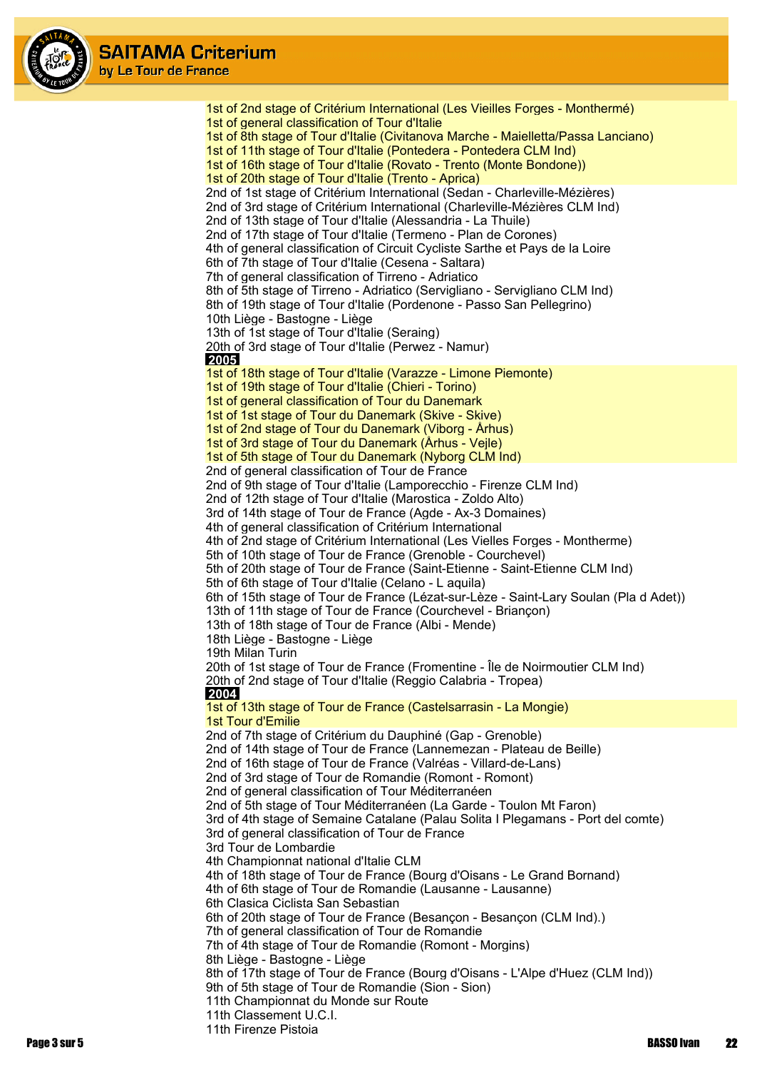1st of 2nd stage of Critérium International (Les Vieilles Forges - Monthermé)
1st of general classification of Tour d'Italie
1st of 8th stage of Tour d'Italie (Civitanova Marche - Maielletta/Passa Lanciano)
1st of 11th stage of Tour d'Italie (Pontedera - Pontedera CLM Ind)
1st of 16th stage of Tour d'Italie (Rovato - Trento (Monte Bondone))
1st of 20th stage of Tour d'Italie (Trento - Aprica)
2nd of 1st stage of Critérium International (Sedan - Charleville-Mézières)
2nd of 3rd stage of Critérium International (Charleville-Mézières CLM Ind)
2nd of 13th stage of Tour d'Italie (Alessandria - La Thuile)
2nd of 17th stage of Tour d'Italie (Termeno - Plan de Corones)
4th of general classification of Circuit Cycliste Sarthe et Pays de la Loire
6th of 7th stage of Tour d'Italie (Cesena - Saltara)
7th of general classification of Tirreno - Adriatico
8th of 5th stage of Tirreno - Adriatico (Servigliano - Servigliano CLM Ind)
8th of 19th stage of Tour d'Italie (Pordenone - Passo San Pellegrino)
10th Liège - Bastogne - Liège
13th of 1st stage of Tour d'Italie (Seraing)
20th of 3rd stage of Tour d'Italie (Perwez - Namur)

**2005**

1st of 18th stage of Tour d'Italie (Varazze - Limone Piemonte)
1st of 19th stage of Tour d'Italie (Chieri - Torino)
1st of general classification of Tour du Danemark
1st of 1st stage of Tour du Danemark (Skive - Skive)
1st of 2nd stage of Tour du Danemark (Viborg - Århus)
1st of 3rd stage of Tour du Danemark (Århus - Vejle)
1st of 5th stage of Tour du Danemark (Nyborg CLM Ind)
2nd of general classification of Tour de France
2nd of 9th stage of Tour d'Italie (Lamporecchio - Firenze CLM Ind)
2nd of 12th stage of Tour d'Italie (Marostica - Zoldo Alto)
3rd of 14th stage of Tour de France (Agde - Ax-3 Domaines)
4th of general classification of Critérium International
4th of 2nd stage of Critérium International (Les Vielles Forges - Montherme)
5th of 10th stage of Tour de France (Grenoble - Courchevel)
5th of 20th stage of Tour de France (Saint-Etienne - Saint-Etienne CLM Ind)
5th of 6th stage of Tour d'Italie (Celano - L aquila)
6th of 15th stage of Tour de France (Lézat-sur-Lèze - Saint-Lary Soulan (Pla d Adet))
13th of 11th stage of Tour de France (Courchevel - Briançon)
13th of 18th stage of Tour de France (Albi - Mende)
18th Liège - Bastogne - Liège
19th Milan Turin
20th of 1st stage of Tour de France (Fromentine - Île de Noirmoutier CLM Ind)
20th of 2nd stage of Tour d'Italie (Reggio Calabria - Tropea)

**2004**

1st of 13th stage of Tour de France (Castelsarrasin - La Mongie)
1st Tour d'Emilie
2nd of 7th stage of Critérium du Dauphiné (Gap - Grenoble)
2nd of 14th stage of Tour de France (Lannemezan - Plateau de Beille)
2nd of 16th stage of Tour de France (Valréas - Villard-de-Lans)
2nd of 3rd stage of Tour de Romandie (Romont - Romont)
2nd of general classification of Tour Méditerranéen
2nd of 5th stage of Tour Méditerranéen (La Garde - Toulon Mt Faron)
3rd of 4th stage of Semaine Catalane (Palau Solita I Plegamans - Port del comte)
3rd of general classification of Tour de France
3rd Tour de Lombardie
4th Championnat national d'Italie CLM
4th of 18th stage of Tour de France (Bourg d'Oisans - Le Grand Bornand)
4th of 6th stage of Tour de Romandie (Lausanne - Lausanne)
6th Clasica Ciclista San Sebastian
6th of 20th stage of Tour de France (Besançon - Besançon (CLM Ind).)
7th of general classification of Tour de Romandie
7th of 4th stage of Tour de Romandie (Romont - Morgins)
8th Liège - Bastogne - Liège
8th of 17th stage of Tour de France (Bourg d'Oisans - L'Alpe d'Huez (CLM Ind))
9th of 5th stage of Tour de Romandie (Sion - Sion)
11th Championnat du Monde sur Route
11th Classement U.C.I.
11th Firenze Pistoia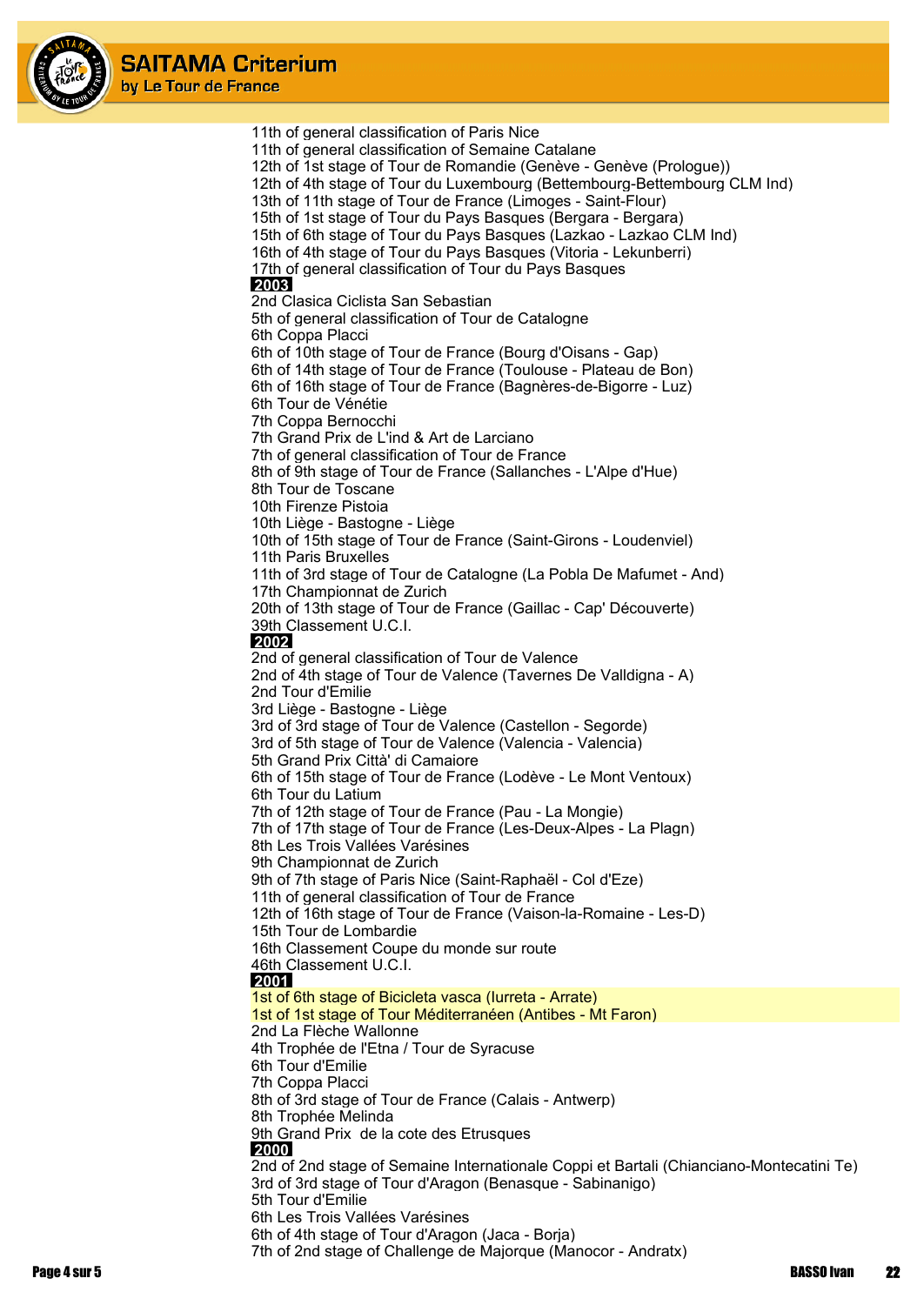11th of general classification of Paris Nice
11th of general classification of Semaine Catalane
12th of 1st stage of Tour de Romandie (Genève - Genève (Prologue))
12th of 4th stage of Tour du Luxembourg (Bettembourg-Bettembourg CLM Ind)
13th of 11th stage of Tour de France (Limoges - Saint-Flour)
15th of 1st stage of Tour du Pays Basques (Bergara - Bergara)
15th of 6th stage of Tour du Pays Basques (Lazkao - Lazkao CLM Ind)
16th of 4th stage of Tour du Pays Basques (Vitoria - Lekunberri)
17th of general classification of Tour du Pays Basques

**2003**

2nd Clasica Ciclista San Sebastian
5th of general classification of Tour de Catalogne
6th Coppa Placci
6th of 10th stage of Tour de France (Bourg d'Oisans - Gap)
6th of 14th stage of Tour de France (Toulouse - Plateau de Bon)
6th of 16th stage of Tour de France (Bagnères-de-Bigorre - Luz)
6th Tour de Vénétie
7th Coppa Bernocchi
7th Grand Prix de L'ind & Art de Larciano
7th of general classification of Tour de France
8th of 9th stage of Tour de France (Sallanches - L'Alpe d'Hue)
8th Tour de Toscane
10th Firenze Pistoia
10th Liège - Bastogne - Liège
10th of 15th stage of Tour de France (Saint-Girons - Loudenviel)
11th Paris Bruxelles
11th of 3rd stage of Tour de Catalogne (La Pobla De Mafumet - And)
17th Championnat de Zurich
20th of 13th stage of Tour de France (Gaillac - Cap' Découverte)
39th Classement U.C.I.

**2002**

2nd of general classification of Tour de Valence
2nd of 4th stage of Tour de Valence (Tavernes De Valldigna - A)
2nd Tour d'Emilie
3rd Liège - Bastogne - Liège
3rd of 3rd stage of Tour de Valence (Castellon - Segorde)
3rd of 5th stage of Tour de Valence (Valencia - Valencia)
5th Grand Prix Città' di Camaiore
6th of 15th stage of Tour de France (Lodève - Le Mont Ventoux)
6th Tour du Latium
7th of 12th stage of Tour de France (Pau - La Mongie)
7th of 17th stage of Tour de France (Les-Deux-Alpes - La Plagn)
8th Les Trois Vallées Varésines
9th Championnat de Zurich
9th of 7th stage of Paris Nice (Saint-Raphaël - Col d'Eze)
11th of general classification of Tour de France
12th of 16th stage of Tour de France (Vaison-la-Romaine - Les-D)
15th Tour de Lombardie
16th Classement Coupe du monde sur route
46th Classement U.C.I.

**2001**

1st of 6th stage of Bicicleta vasca (Iurreta - Arrate)
1st of 1st stage of Tour Méditerranéen (Antibes - Mt Faron)
2nd La Flèche Wallonne
4th Trophée de l'Etna / Tour de Syracuse
6th Tour d'Emilie
7th Coppa Placci
8th of 3rd stage of Tour de France (Calais - Antwerp)
8th Trophée Melinda
9th Grand Prix de la cote des Etrusques

**2000**

2nd of 2nd stage of Semaine Internationale Coppi et Bartali (Chianciano-Montecatini Te)
3rd of 3rd stage of Tour d'Aragon (Benasque - Sabinanigo)
5th Tour d'Emilie
6th Les Trois Vallées Varésines
6th of 4th stage of Tour d'Aragon (Jaca - Borja)
7th of 2nd stage of Challenge de Majorque (Manocor - Andratx)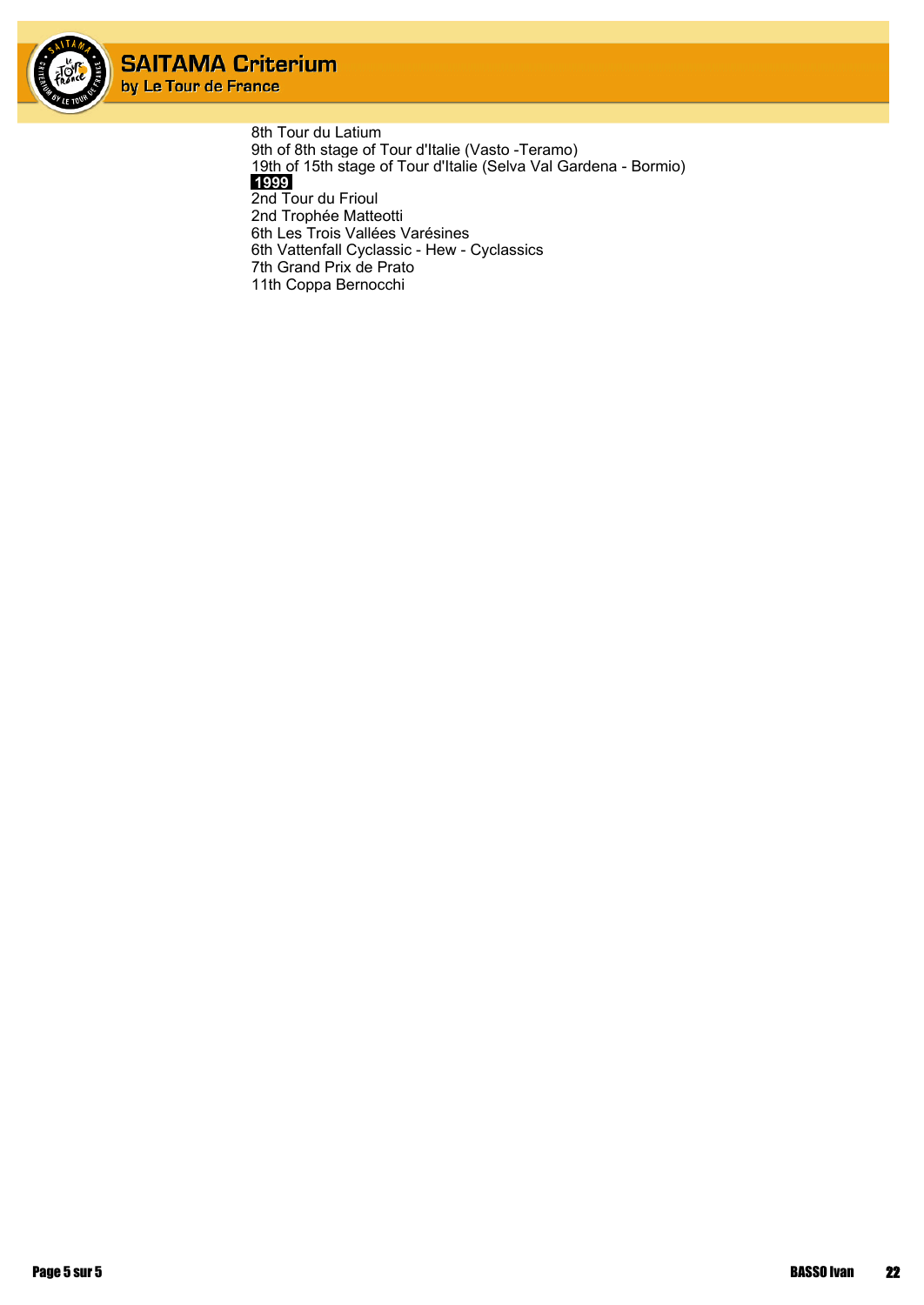8th Tour du Latium
9th of 8th stage of Tour d'Italie (Vasto -Teramo)
19th of 15th stage of Tour d'Italie (Selva Val Gardena - Bormio)

**1999**

2nd Tour du Frioul
2nd Trophée Matteotti
6th Les Trois Vallées Varésines
6th Vattenfall Cyclassic - Hew - Cyclassics
7th Grand Prix de Prato
11th Coppa Bernocchi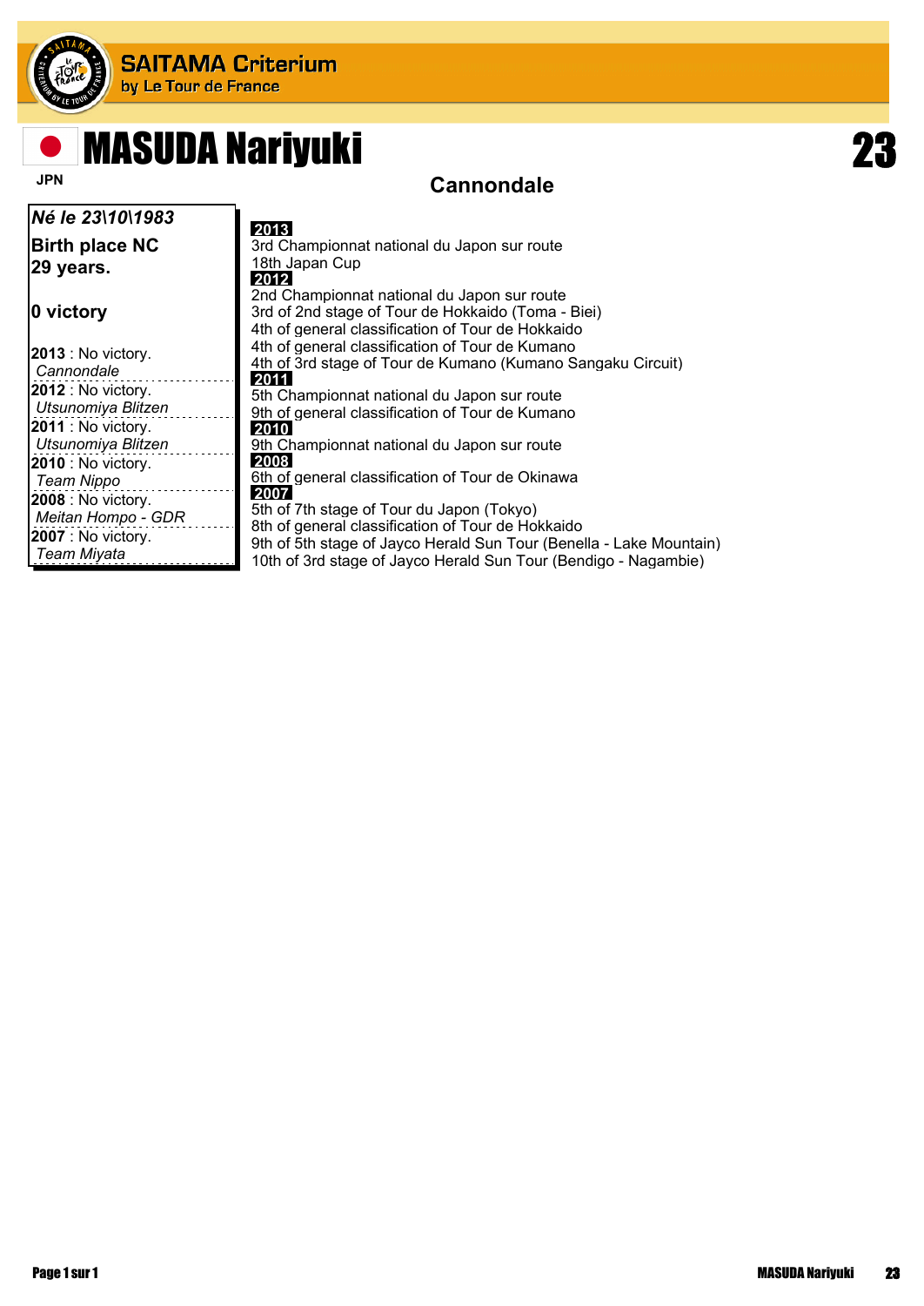**SAITAMA Criterium**
by Le Tour de France

# MASUDA Nariyuki

**23**

JPN

## Cannondale

***Né le 23\10\1983***

**Birth place NC**
**29 years.**

**0 victory**

**2013** : No victory.
*Cannondale*

**2012** : No victory.
*Utsunomiya Blitzen*

**2011** : No victory.
*Utsunomiya Blitzen*

**2010** : No victory.
*Team Nippo*

**2008** : No victory.
*Meitan Hompo - GDR*

**2007** : No victory.
*Team Miyata*

**2013**
3rd Championnat national du Japon sur route
18th Japan Cup

**2012**
2nd Championnat national du Japon sur route
3rd of 2nd stage of Tour de Hokkaido (Toma - Biei)
4th of general classification of Tour de Hokkaido
4th of general classification of Tour de Kumano
4th of 3rd stage of Tour de Kumano (Kumano Sangaku Circuit)

**2011**
5th Championnat national du Japon sur route
9th of general classification of Tour de Kumano

**2010**
9th Championnat national du Japon sur route

**2008**
6th of general classification of Tour de Okinawa

**2007**
5th of 7th stage of Tour du Japon (Tokyo)
8th of general classification of Tour de Hokkaido
9th of 5th stage of Jayco Herald Sun Tour (Benella - Lake Mountain)
10th of 3rd stage of Jayco Herald Sun Tour (Bendigo - Nagambie)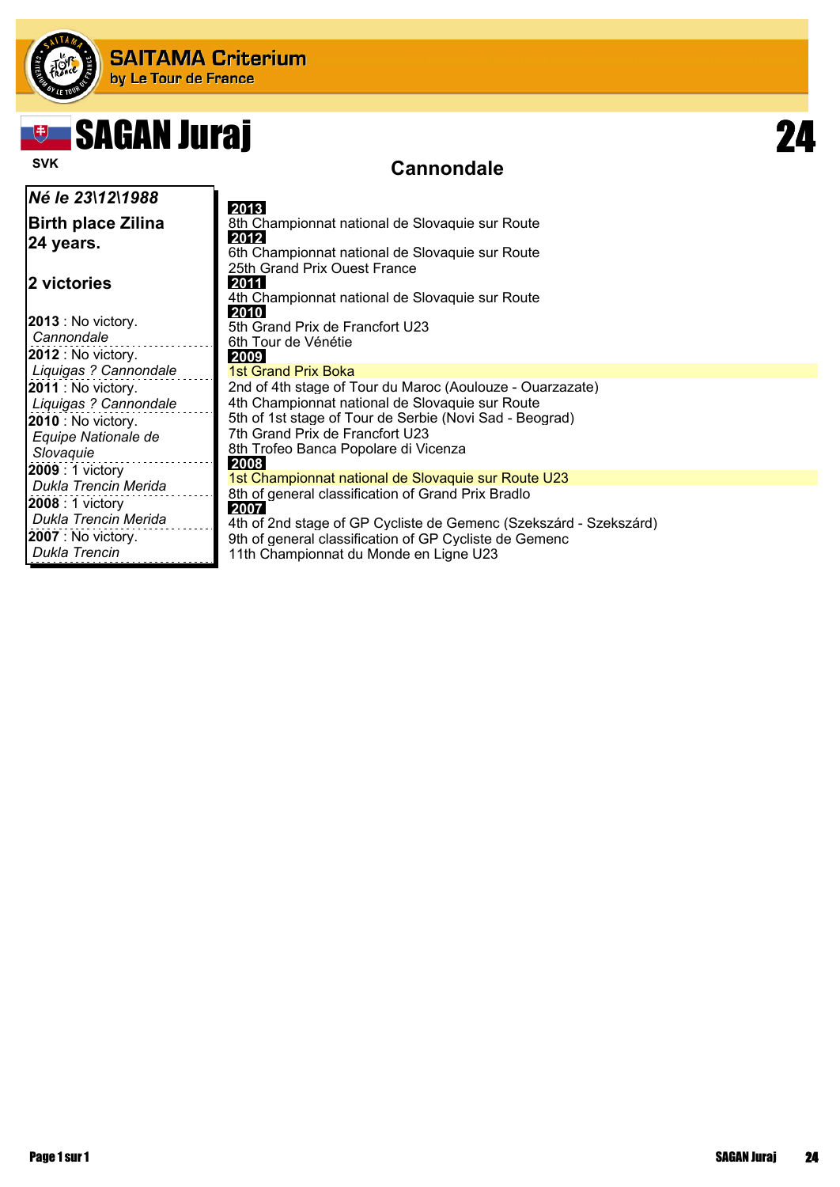# SAITAMA Criterium

by Le Tour de France

# SAGAN Juraj

**24**

SVK

## Cannondale

***Né le 23\12\1988***

**Birth place Zilina**

**24 years.**

**2 victories**

**2013** : No victory.
*Cannondale*

**2012** : No victory.
*Liquigas ? Cannondale*

**2011** : No victory.
*Liquigas ? Cannondale*

**2010** : No victory.
*Equipe Nationale de Slovaquie*

**2009** : 1 victory
*Dukla Trencin Merida*

**2008** : 1 victory
*Dukla Trencin Merida*

**2007** : No victory.
*Dukla Trencin*

**2013**

8th Championnat national de Slovaquie sur Route

**2012**

6th Championnat national de Slovaquie sur Route
25th Grand Prix Ouest France

**2011**

4th Championnat national de Slovaquie sur Route

**2010**

5th Grand Prix de Francfort U23
6th Tour de Vénétie

**2009**

1st Grand Prix Boka
2nd of 4th stage of Tour du Maroc (Aoulouze - Ouarzazate)
4th Championnat national de Slovaquie sur Route
5th of 1st stage of Tour de Serbie (Novi Sad - Beograd)
7th Grand Prix de Francfort U23
8th Trofeo Banca Popolare di Vicenza

**2008**

1st Championnat national de Slovaquie sur Route U23
8th of general classification of Grand Prix Bradlo

**2007**

4th of 2nd stage of GP Cycliste de Gemenc (Szekszárd - Szekszárd)
9th of general classification of GP Cycliste de Gemenc
11th Championnat du Monde en Ligne U23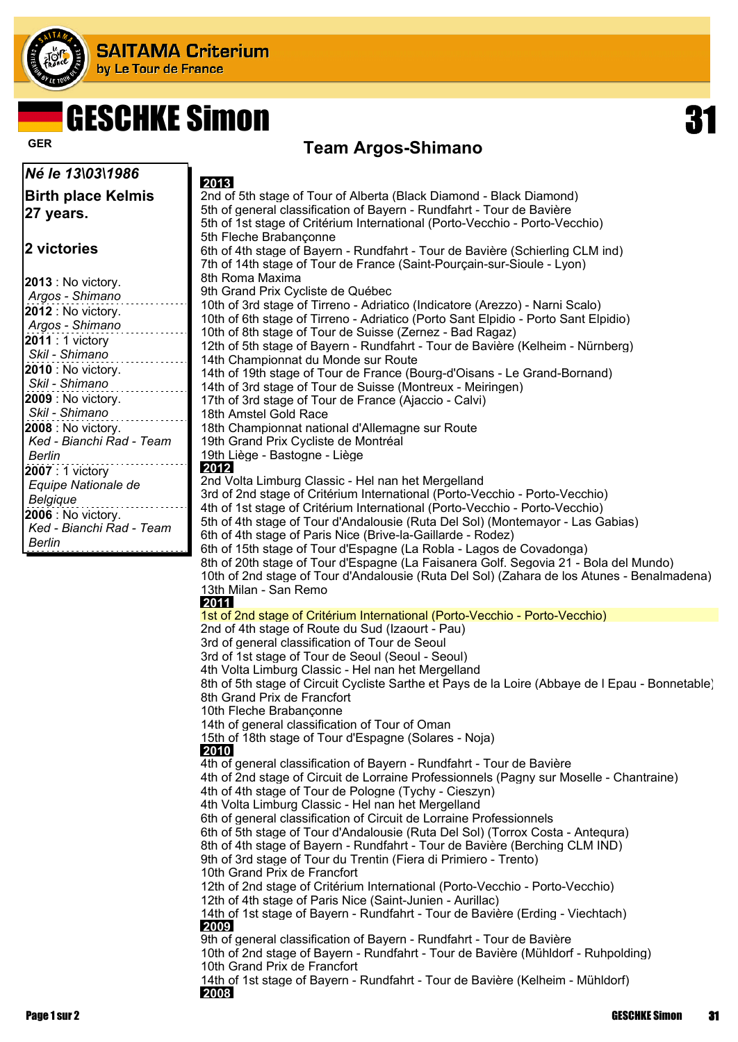# GESCHKE Simon

**31**

GER

## Team Argos-Shimano

***Né le 13\03\1986***

**Birth place Kelmis**
**27 years.**

**2 victories**

**2013** : No victory.
*Argos - Shimano*

**2012** : No victory.
*Argos - Shimano*

**2011** : 1 victory
*Skil - Shimano*

**2010** : No victory.
*Skil - Shimano*

**2009** : No victory.
*Skil - Shimano*

**2008** : No victory.
*Ked - Bianchi Rad - Team Berlin*

**2007** : 1 victory
*Equipe Nationale de Belgique*

**2006** : No victory.
*Ked - Bianchi Rad - Team Berlin*

### 2013

2nd of 5th stage of Tour of Alberta (Black Diamond - Black Diamond)
5th of general classification of Bayern - Rundfahrt - Tour de Bavière
5th of 1st stage of Critérium International (Porto-Vecchio - Porto-Vecchio)
5th Fleche Brabançonne
6th of 4th stage of Bayern - Rundfahrt - Tour de Bavière (Schierling CLM ind)
7th of 14th stage of Tour de France (Saint-Pourçain-sur-Sioule - Lyon)
8th Roma Maxima
9th Grand Prix Cycliste de Québec
10th of 3rd stage of Tirreno - Adriatico (Indicatore (Arezzo) - Narni Scalo)
10th of 6th stage of Tirreno - Adriatico (Porto Sant Elpidio - Porto Sant Elpidio)
10th of 8th stage of Tour de Suisse (Zernez - Bad Ragaz)
12th of 5th stage of Bayern - Rundfahrt - Tour de Bavière (Kelheim - Nürnberg)
14th Championnat du Monde sur Route
14th of 19th stage of Tour de France (Bourg-d'Oisans - Le Grand-Bornand)
14th of 3rd stage of Tour de Suisse (Montreux - Meiringen)
17th of 3rd stage of Tour de France (Ajaccio - Calvi)
18th Amstel Gold Race
18th Championnat national d'Allemagne sur Route
19th Grand Prix Cycliste de Montréal
19th Liège - Bastogne - Liège

### 2012

2nd Volta Limburg Classic - Hel nan het Mergelland
3rd of 2nd stage of Critérium International (Porto-Vecchio - Porto-Vecchio)
4th of 1st stage of Critérium International (Porto-Vecchio - Porto-Vecchio)
5th of 4th stage of Tour d'Andalousie (Ruta Del Sol) (Montemayor - Las Gabias)
6th of 4th stage of Paris Nice (Brive-la-Gaillarde - Rodez)
6th of 15th stage of Tour d'Espagne (La Robla - Lagos de Covadonga)
8th of 20th stage of Tour d'Espagne (La Faisanera Golf. Segovia 21 - Bola del Mundo)
10th of 2nd stage of Tour d'Andalousie (Ruta Del Sol) (Zahara de los Atunes - Benalmadena)
13th Milan - San Remo

### 2011

1st of 2nd stage of Critérium International (Porto-Vecchio - Porto-Vecchio)
2nd of 4th stage of Route du Sud (Izaourt - Pau)
3rd of general classification of Tour de Seoul
3rd of 1st stage of Tour de Seoul (Seoul - Seoul)
4th Volta Limburg Classic - Hel nan het Mergelland
8th of 5th stage of Circuit Cycliste Sarthe et Pays de la Loire (Abbaye de l Epau - Bonnetable)
8th Grand Prix de Francfort
10th Fleche Brabançonne
14th of general classification of Tour of Oman
15th of 18th stage of Tour d'Espagne (Solares - Noja)

### 2010

4th of general classification of Bayern - Rundfahrt - Tour de Bavière
4th of 2nd stage of Circuit de Lorraine Professionnels (Pagny sur Moselle - Chantraine)
4th of 4th stage of Tour de Pologne (Tychy - Cieszyn)
4th Volta Limburg Classic - Hel nan het Mergelland
6th of general classification of Circuit de Lorraine Professionnels
6th of 5th stage of Tour d'Andalousie (Ruta Del Sol) (Torrox Costa - Antequra)
8th of 4th stage of Bayern - Rundfahrt - Tour de Bavière (Berching CLM IND)
9th of 3rd stage of Tour du Trentin (Fiera di Primiero - Trento)
10th Grand Prix de Francfort
12th of 2nd stage of Critérium International (Porto-Vecchio - Porto-Vecchio)
12th of 4th stage of Paris Nice (Saint-Junien - Aurillac)
14th of 1st stage of Bayern - Rundfahrt - Tour de Bavière (Erding - Viechtach)

### 2009

9th of general classification of Bayern - Rundfahrt - Tour de Bavière
10th of 2nd stage of Bayern - Rundfahrt - Tour de Bavière (Mühldorf - Ruhpolding)
10th Grand Prix de Francfort
14th of 1st stage of Bayern - Rundfahrt - Tour de Bavière (Kelheim - Mühldorf)

### 2008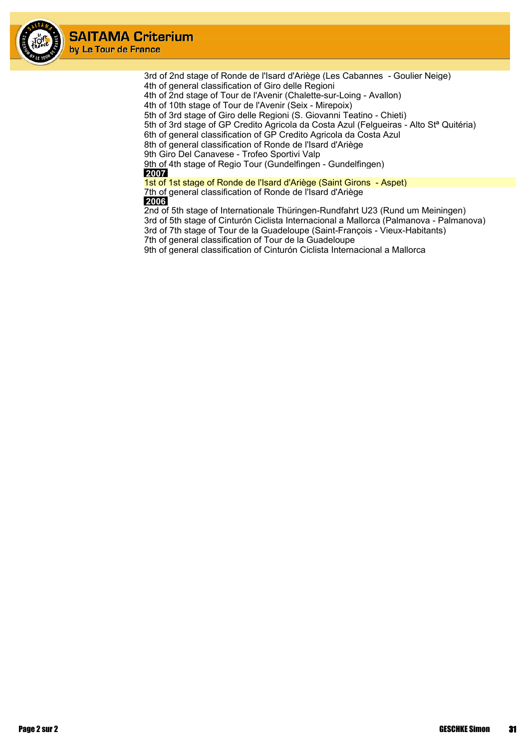3rd of 2nd stage of Ronde de l'Isard d'Ariège (Les Cabannes  - Goulier Neige)
4th of general classification of Giro delle Regioni
4th of 2nd stage of Tour de l'Avenir (Chalette-sur-Loing - Avallon)
4th of 10th stage of Tour de l'Avenir (Seix - Mirepoix)
5th of 3rd stage of Giro delle Regioni (S. Giovanni Teatino - Chieti)
5th of 3rd stage of GP Credito Agricola da Costa Azul (Felgueiras - Alto Stª Quitéria)
6th of general classification of GP Credito Agricola da Costa Azul
8th of general classification of Ronde de l'Isard d'Ariège
9th Giro Del Canavese - Trofeo Sportivi Valp
9th of 4th stage of Regio Tour (Gundelfingen - Gundelfingen)

**2007**

1st of 1st stage of Ronde de l'Isard d'Ariège (Saint Girons  - Aspet)
7th of general classification of Ronde de l'Isard d'Ariège

**2006**

2nd of 5th stage of Internationale Thüringen-Rundfahrt U23 (Rund um Meiningen)
3rd of 5th stage of Cinturón Ciclista Internacional a Mallorca (Palmanova - Palmanova)
3rd of 7th stage of Tour de la Guadeloupe (Saint-François - Vieux-Habitants)
7th of general classification of Tour de la Guadeloupe
9th of general classification of Cinturón Ciclista Internacional a Mallorca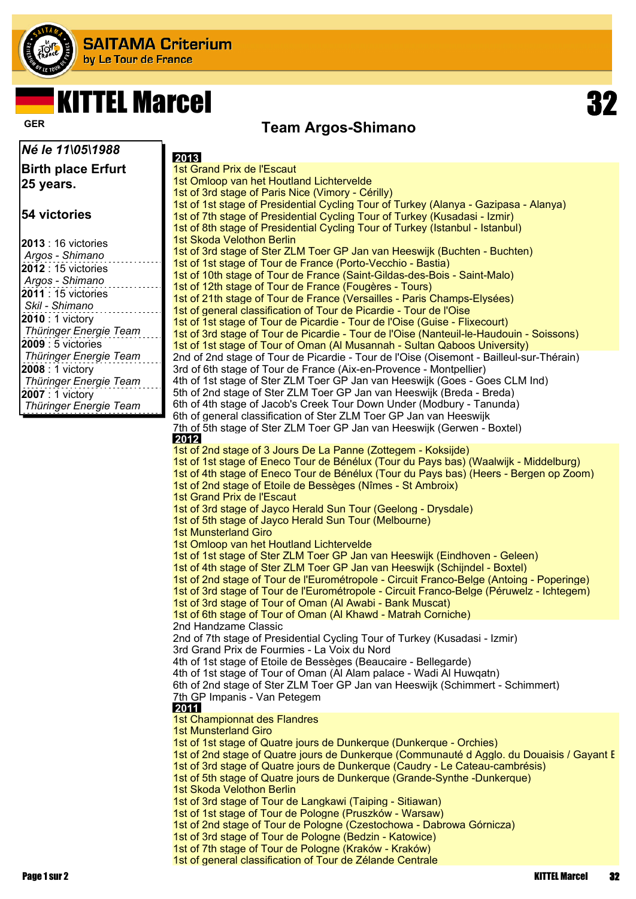# KITTEL Marcel

GER

**32**

## Team Argos-Shimano

*Né le 11\05\1988*

**Birth place Erfurt**
**25 years.**

**54 victories**

**2013** : 16 victories
*Argos - Shimano*
**2012** : 15 victories
*Argos - Shimano*
**2011** : 15 victories
*Skil - Shimano*
**2010** : 1 victory
*Thüringer Energie Team*
**2009** : 5 victories
*Thüringer Energie Team*
**2008** : 1 victory
*Thüringer Energie Team*
**2007** : 1 victory
*Thüringer Energie Team*

**2013**

1st Grand Prix de l'Escaut
1st Omloop van het Houtland Lichtervelde
1st of 3rd stage of Paris Nice (Vimory - Cérilly)
1st of 1st stage of Presidential Cycling Tour of Turkey (Alanya - Gazipasa - Alanya)
1st of 7th stage of Presidential Cycling Tour of Turkey (Kusadasi - Izmir)
1st of 8th stage of Presidential Cycling Tour of Turkey (Istanbul - Istanbul)
1st Skoda Velothon Berlin
1st of 3rd stage of Ster ZLM Toer GP Jan van Heeswijk (Buchten - Buchten)
1st of 1st stage of Tour de France (Porto-Vecchio - Bastia)
1st of 10th stage of Tour de France (Saint-Gildas-des-Bois - Saint-Malo)
1st of 12th stage of Tour de France (Fougères - Tours)
1st of 21th stage of Tour de France (Versailles - Paris Champs-Elysées)
1st of general classification of Tour de Picardie - Tour de l'Oise
1st of 1st stage of Tour de Picardie - Tour de l'Oise (Guise - Flixecourt)
1st of 3rd stage of Tour de Picardie - Tour de l'Oise (Nanteuil-le-Haudouin - Soissons)
1st of 1st stage of Tour of Oman (Al Musannah - Sultan Qaboos University)
2nd of 2nd stage of Tour de Picardie - Tour de l'Oise (Oisemont - Bailleul-sur-Thérain)
3rd of 6th stage of Tour de France (Aix-en-Provence - Montpellier)
4th of 1st stage of Ster ZLM Toer GP Jan van Heeswijk (Goes - Goes CLM Ind)
5th of 2nd stage of Ster ZLM Toer GP Jan van Heeswijk (Breda - Breda)
6th of 4th stage of Jacob's Creek Tour Down Under (Modbury - Tanunda)
6th of general classification of Ster ZLM Toer GP Jan van Heeswijk
7th of 5th stage of Ster ZLM Toer GP Jan van Heeswijk (Gerwen - Boxtel)

**2012**

1st of 2nd stage of 3 Jours De La Panne (Zottegem - Koksijde)
1st of 1st stage of Eneco Tour de Bénélux (Tour du Pays bas) (Waalwijk - Middelburg)
1st of 4th stage of Eneco Tour de Bénélux (Tour du Pays bas) (Heers - Bergen op Zoom)
1st of 2nd stage of Etoile de Bessèges (Nîmes - St Ambroix)
1st Grand Prix de l'Escaut
1st of 3rd stage of Jayco Herald Sun Tour (Geelong - Drysdale)
1st of 5th stage of Jayco Herald Sun Tour (Melbourne)
1st Munsterland Giro
1st Omloop van het Houtland Lichtervelde
1st of 1st stage of Ster ZLM Toer GP Jan van Heeswijk (Eindhoven - Geleen)
1st of 4th stage of Ster ZLM Toer GP Jan van Heeswijk (Schijndel - Boxtel)
1st of 2nd stage of Tour de l'Eurométropole - Circuit Franco-Belge (Antoing - Poperinge)
1st of 3rd stage of Tour de l'Eurométropole - Circuit Franco-Belge (Péruwelz - Ichtegem)
1st of 3rd stage of Tour of Oman (Al Awabi - Bank Muscat)
1st of 6th stage of Tour of Oman (Al Khawd - Matrah Corniche)
2nd Handzame Classic
2nd of 7th stage of Presidential Cycling Tour of Turkey (Kusadasi - Izmir)
3rd Grand Prix de Fourmies - La Voix du Nord
4th of 1st stage of Etoile de Bessèges (Beaucaire - Bellegarde)
4th of 1st stage of Tour of Oman (Al Alam palace - Wadi Al Huwqatn)
6th of 2nd stage of Ster ZLM Toer GP Jan van Heeswijk (Schimmert - Schimmert)
7th GP Impanis - Van Petegem

**2011**

1st Championnat des Flandres
1st Munsterland Giro
1st of 1st stage of Quatre jours de Dunkerque (Dunkerque - Orchies)
1st of 2nd stage of Quatre jours de Dunkerque (Communauté d Agglo. du Douaisis / Gayant E
1st of 3rd stage of Quatre jours de Dunkerque (Caudry - Le Cateau-cambrésis)
1st of 5th stage of Quatre jours de Dunkerque (Grande-Synthe -Dunkerque)
1st Skoda Velothon Berlin
1st of 3rd stage of Tour de Langkawi (Taiping - Sitiawan)
1st of 1st stage of Tour de Pologne (Pruszków - Warsaw)
1st of 2nd stage of Tour de Pologne (Czestochowa - Dabrowa Górnicza)
1st of 3rd stage of Tour de Pologne (Bedzin - Katowice)
1st of 7th stage of Tour de Pologne (Kraków - Kraków)
1st of general classification of Tour de Zélande Centrale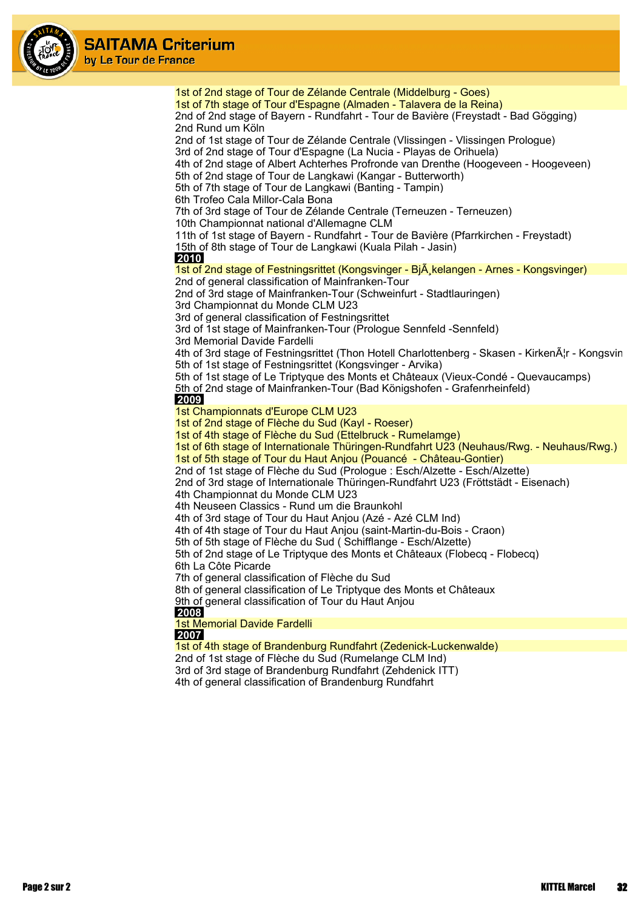1st of 2nd stage of Tour de Zélande Centrale (Middelburg - Goes)
1st of 7th stage of Tour d'Espagne (Almaden - Talavera de la Reina)
2nd of 2nd stage of Bayern - Rundfahrt - Tour de Bavière (Freystadt - Bad Gögging)
2nd Rund um Köln
2nd of 1st stage of Tour de Zélande Centrale (Vlissingen - Vlissingen Prologue)
3rd of 2nd stage of Tour d'Espagne (La Nucia - Playas de Orihuela)
4th of 2nd stage of Albert Achterhes Profronde van Drenthe (Hoogeveen - Hoogeveen)
5th of 2nd stage of Tour de Langkawi (Kangar - Butterworth)
5th of 7th stage of Tour de Langkawi (Banting - Tampin)
6th Trofeo Cala Millor-Cala Bona
7th of 3rd stage of Tour de Zélande Centrale (Terneuzen - Terneuzen)
10th Championnat national d'Allemagne CLM
11th of 1st stage of Bayern - Rundfahrt - Tour de Bavière (Pfarrkirchen - Freystadt)
15th of 8th stage of Tour de Langkawi (Kuala Pilah - Jasin)

**2010**

1st of 2nd stage of Festningsrittet (Kongsvinger - BjÃ¸kelangen - Arnes - Kongsvinger)
2nd of general classification of Mainfranken-Tour
2nd of 3rd stage of Mainfranken-Tour (Schweinfurt - Stadtlauringen)
3rd Championnat du Monde CLM U23
3rd of general classification of Festningsrittet
3rd of 1st stage of Mainfranken-Tour (Prologue Sennfeld -Sennfeld)
3rd Memorial Davide Fardelli
4th of 3rd stage of Festningsrittet (Thon Hotell Charlottenberg - Skasen - KirkenÃ¦r - Kongsvin
5th of 1st stage of Festningsrittet (Kongsvinger - Arvika)
5th of 1st stage of Le Triptyque des Monts et Châteaux (Vieux-Condé - Quevaucamps)
5th of 2nd stage of Mainfranken-Tour (Bad Königshofen - Grafenrheinfeld)

**2009**

1st Championnats d'Europe CLM U23
1st of 2nd stage of Flèche du Sud (Kayl - Roeser)
1st of 4th stage of Flèche du Sud (Ettelbruck - Rumelamge)
1st of 6th stage of Internationale Thüringen-Rundfahrt U23 (Neuhaus/Rwg. - Neuhaus/Rwg.)
1st of 5th stage of Tour du Haut Anjou (Pouancé - Château-Gontier)
2nd of 1st stage of Flèche du Sud (Prologue : Esch/Alzette - Esch/Alzette)
2nd of 3rd stage of Internationale Thüringen-Rundfahrt U23 (Fröttstädt - Eisenach)
4th Championnat du Monde CLM U23
4th Neuseen Classics - Rund um die Braunkohl
4th of 3rd stage of Tour du Haut Anjou (Azé - Azé CLM Ind)
4th of 4th stage of Tour du Haut Anjou (saint-Martin-du-Bois - Craon)
5th of 5th stage of Flèche du Sud ( Schifflange - Esch/Alzette)
5th of 2nd stage of Le Triptyque des Monts et Châteaux (Flobecq - Flobecq)
6th La Côte Picarde
7th of general classification of Flèche du Sud
8th of general classification of Le Triptyque des Monts et Châteaux
9th of general classification of Tour du Haut Anjou

**2008**

1st Memorial Davide Fardelli

**2007**

1st of 4th stage of Brandenburg Rundfahrt (Zedenick-Luckenwalde)
2nd of 1st stage of Flèche du Sud (Rumelange CLM Ind)
3rd of 3rd stage of Brandenburg Rundfahrt (Zehdenick ITT)
4th of general classification of Brandenburg Rundfahrt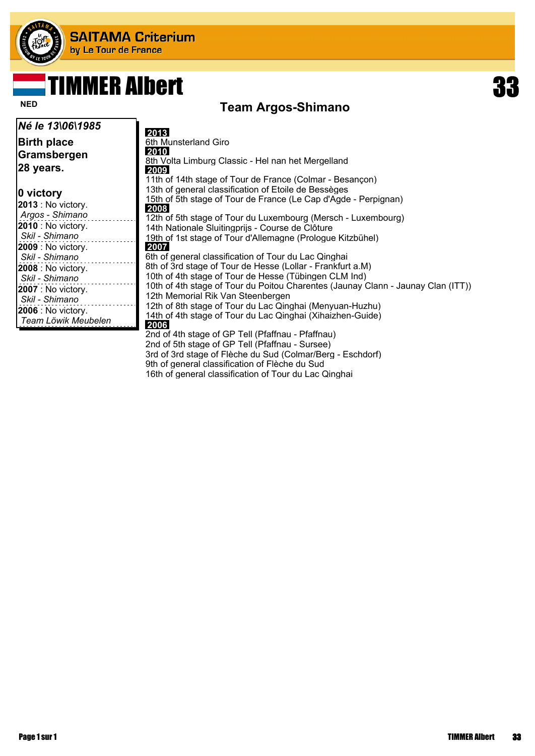# SAITAMA Criterium

by Le Tour de France

# TIMMER Albert

NED

**33**

## Team Argos-Shimano

***Né le 13\06\1985***

**Birth place**
**Gramsbergen**
**28 years.**

**0 victory**

**2013** : No victory.
*Argos - Shimano*

**2010** : No victory.
*Skil - Shimano*

**2009** : No victory.
*Skil - Shimano*

**2008** : No victory.
*Skil - Shimano*

**2007** : No victory.
*Skil - Shimano*

**2006** : No victory.
*Team Löwik Meubelen*

**2013**

6th Munsterland Giro

**2010**

8th Volta Limburg Classic - Hel nan het Mergelland

**2009**

11th of 14th stage of Tour de France (Colmar - Besançon)
13th of general classification of Etoile de Bessèges
15th of 5th stage of Tour de France (Le Cap d'Agde - Perpignan)

**2008**

12th of 5th stage of Tour du Luxembourg (Mersch - Luxembourg)
14th Nationale Sluitingprijs - Course de Clôture
19th of 1st stage of Tour d'Allemagne (Prologue Kitzbühel)

**2007**

6th of general classification of Tour du Lac Qinghai
8th of 3rd stage of Tour de Hesse (Lollar - Frankfurt a.M)
10th of 4th stage of Tour de Hesse (Tübingen CLM Ind)
10th of 4th stage of Tour du Poitou Charentes (Jaunay Clann - Jaunay Clan (ITT))
12th Memorial Rik Van Steenbergen
12th of 8th stage of Tour du Lac Qinghai (Menyuan-Huzhu)
14th of 4th stage of Tour du Lac Qinghai (Xihaizhen-Guide)

**2006**

2nd of 4th stage of GP Tell (Pfaffnau - Pfaffnau)
2nd of 5th stage of GP Tell (Pfaffnau - Sursee)
3rd of 3rd stage of Flèche du Sud (Colmar/Berg - Eschdorf)
9th of general classification of Flèche du Sud
16th of general classification of Tour du Lac Qinghai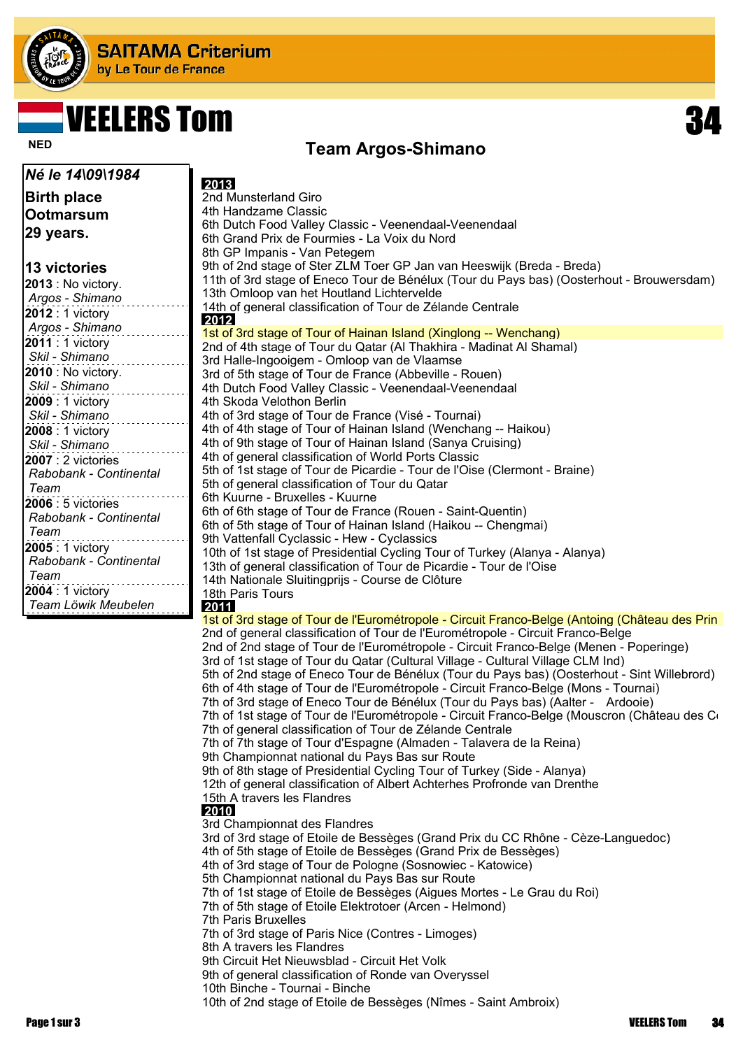# SAITAMA Criterium

by Le Tour de France

## VEELERS Tom

NED

**34**

### Team Argos-Shimano

***Né le 14\09\1984***

**Birth place**
**Ootmarsum**
**29 years.**

**13 victories**

**2013** : No victory.
*Argos - Shimano*

**2012** : 1 victory
*Argos - Shimano*

**2011** : 1 victory
*Skil - Shimano*

**2010** : No victory.
*Skil - Shimano*

**2009** : 1 victory
*Skil - Shimano*

**2008** : 1 victory
*Skil - Shimano*

**2007** : 2 victories
*Rabobank - Continental Team*

**2006** : 5 victories
*Rabobank - Continental Team*

**2005** : 1 victory
*Rabobank - Continental Team*

**2004** : 1 victory
*Team Löwik Meubelen*

**2013**

2nd Munsterland Giro
4th Handzame Classic
6th Dutch Food Valley Classic - Veenendaal-Veenendaal
6th Grand Prix de Fourmies - La Voix du Nord
8th GP Impanis - Van Petegem
9th of 2nd stage of Ster ZLM Toer GP Jan van Heeswijk (Breda - Breda)
11th of 3rd stage of Eneco Tour de Bénélux (Tour du Pays bas) (Oosterhout - Brouwersdam)
13th Omloop van het Houtland Lichtervelde
14th of general classification of Tour de Zélande Centrale

**2012**

1st of 3rd stage of Tour of Hainan Island (Xinglong -- Wenchang)
2nd of 4th stage of Tour du Qatar (Al Thakhira - Madinat Al Shamal)
3rd Halle-Ingooigem - Omloop van de Vlaamse
3rd of 5th stage of Tour de France (Abbeville - Rouen)
4th Dutch Food Valley Classic - Veenendaal-Veenendaal
4th Skoda Velothon Berlin
4th of 3rd stage of Tour de France (Visé - Tournai)
4th of 4th stage of Tour of Hainan Island (Wenchang -- Haikou)
4th of 9th stage of Tour of Hainan Island (Sanya Cruising)
4th of general classification of World Ports Classic
5th of 1st stage of Tour de Picardie - Tour de l'Oise (Clermont - Braine)
5th of general classification of Tour du Qatar
6th Kuurne - Bruxelles - Kuurne
6th of 6th stage of Tour de France (Rouen - Saint-Quentin)
6th of 5th stage of Tour of Hainan Island (Haikou -- Chengmai)
9th Vattenfall Cyclassic - Hew - Cyclassics
10th of 1st stage of Presidential Cycling Tour of Turkey (Alanya - Alanya)
13th of general classification of Tour de Picardie - Tour de l'Oise
14th Nationale Sluitingprijs - Course de Clôture
18th Paris Tours

**2011**

1st of 3rd stage of Tour de l'Eurométropole - Circuit Franco-Belge (Antoing (Château des Prin
2nd of general classification of Tour de l'Eurométropole - Circuit Franco-Belge
2nd of 2nd stage of Tour de l'Eurométropole - Circuit Franco-Belge (Menen - Poperinge)
3rd of 1st stage of Tour du Qatar (Cultural Village - Cultural Village CLM Ind)
5th of 2nd stage of Eneco Tour de Bénélux (Tour du Pays bas) (Oosterhout - Sint Willebrord)
6th of 4th stage of Tour de l'Eurométropole - Circuit Franco-Belge (Mons - Tournai)
7th of 3rd stage of Eneco Tour de Bénélux (Tour du Pays bas) (Aalter - Ardooie)
7th of 1st stage of Tour de l'Eurométropole - Circuit Franco-Belge (Mouscron (Château des C
7th of general classification of Tour de Zélande Centrale
7th of 7th stage of Tour d'Espagne (Almaden - Talavera de la Reina)
9th Championnat national du Pays Bas sur Route
9th of 8th stage of Presidential Cycling Tour of Turkey (Side - Alanya)
12th of general classification of Albert Achterhes Profronde van Drenthe
15th A travers les Flandres

**2010**

3rd Championnat des Flandres
3rd of 3rd stage of Etoile de Bessèges (Grand Prix du CC Rhône - Cèze-Languedoc)
4th of 5th stage of Etoile de Bessèges (Grand Prix de Bessèges)
4th of 3rd stage of Tour de Pologne (Sosnowiec - Katowice)
5th Championnat national du Pays Bas sur Route
7th of 1st stage of Etoile de Bessèges (Aigues Mortes - Le Grau du Roi)
7th of 5th stage of Etoile Elektrotoer (Arcen - Helmond)
7th Paris Bruxelles
7th of 3rd stage of Paris Nice (Contres - Limoges)
8th A travers les Flandres
9th Circuit Het Nieuwsblad - Circuit Het Volk
9th of general classification of Ronde van Overyssel
10th Binche - Tournai - Binche
10th of 2nd stage of Etoile de Bessèges (Nîmes - Saint Ambroix)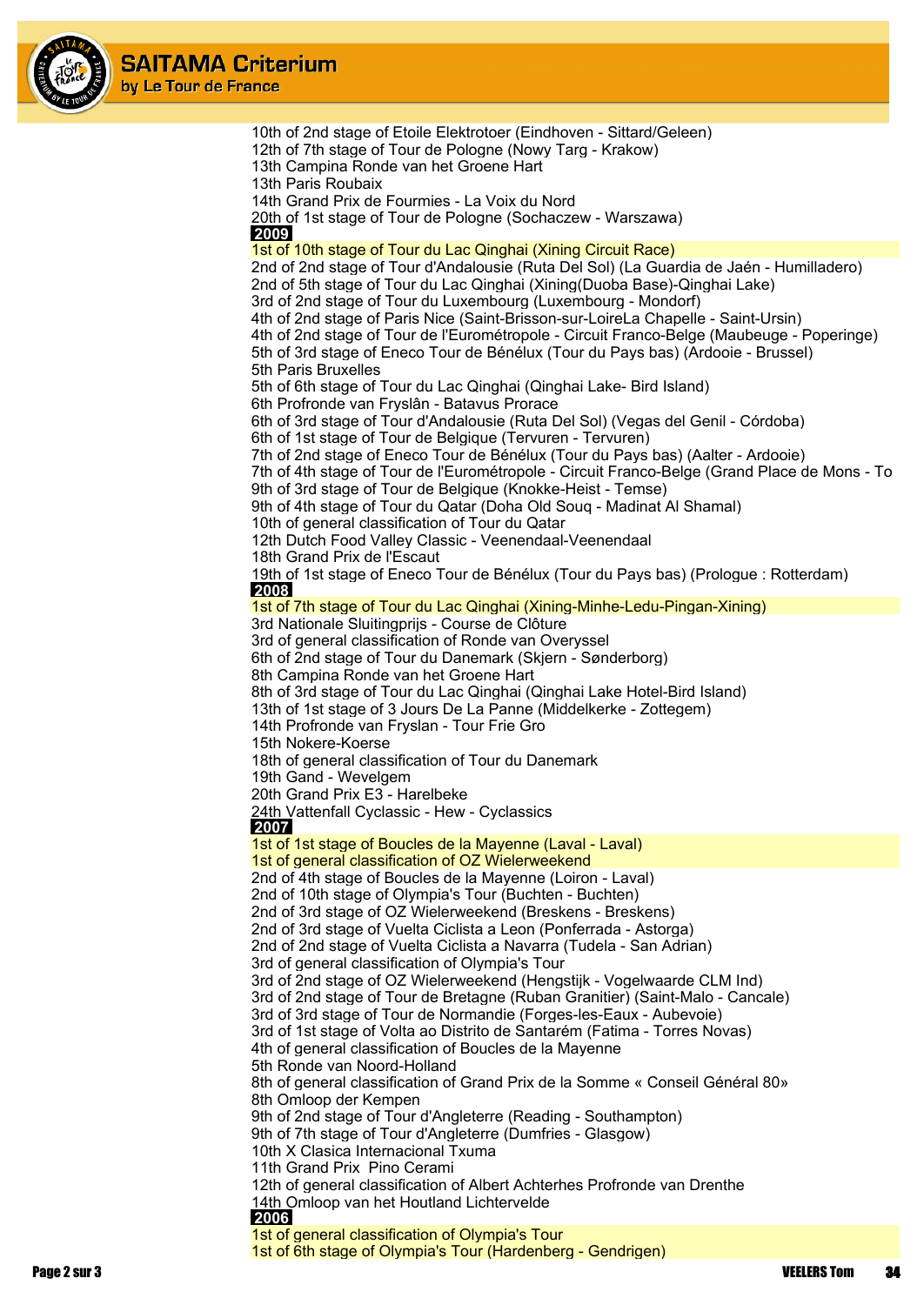10th of 2nd stage of Etoile Elektrotoer (Eindhoven - Sittard/Geleen)
12th of 7th stage of Tour de Pologne (Nowy Targ - Krakow)
13th Campina Ronde van het Groene Hart
13th Paris Roubaix
14th Grand Prix de Fourmies - La Voix du Nord
20th of 1st stage of Tour de Pologne (Sochaczew - Warszawa)

**2009**

1st of 10th stage of Tour du Lac Qinghai (Xining Circuit Race)
2nd of 2nd stage of Tour d'Andalousie (Ruta Del Sol) (La Guardia de Jaén - Humilladero)
2nd of 5th stage of Tour du Lac Qinghai (Xining(Duoba Base)-Qinghai Lake)
3rd of 2nd stage of Tour du Luxembourg (Luxembourg - Mondorf)
4th of 2nd stage of Paris Nice (Saint-Brisson-sur-LoireLa Chapelle - Saint-Ursin)
4th of 2nd stage of Tour de l'Eurométropole - Circuit Franco-Belge (Maubeuge - Poperinge)
5th of 3rd stage of Eneco Tour de Bénélux (Tour du Pays bas) (Ardooie - Brussel)
5th Paris Bruxelles
5th of 6th stage of Tour du Lac Qinghai (Qinghai Lake- Bird Island)
6th Profronde van Fryslân - Batavus Prorace
6th of 3rd stage of Tour d'Andalousie (Ruta Del Sol) (Vegas del Genil - Córdoba)
6th of 1st stage of Tour de Belgique (Tervuren - Tervuren)
7th of 2nd stage of Eneco Tour de Bénélux (Tour du Pays bas) (Aalter - Ardooie)
7th of 4th stage of Tour de l'Eurométropole - Circuit Franco-Belge (Grand Place de Mons - To
9th of 3rd stage of Tour de Belgique (Knokke-Heist - Temse)
9th of 4th stage of Tour du Qatar (Doha Old Souq - Madinat Al Shamal)
10th of general classification of Tour du Qatar
12th Dutch Food Valley Classic - Veenendaal-Veenendaal
18th Grand Prix de l'Escaut
19th of 1st stage of Eneco Tour de Bénélux (Tour du Pays bas) (Prologue : Rotterdam)

**2008**

1st of 7th stage of Tour du Lac Qinghai (Xining-Minhe-Ledu-Pingan-Xining)
3rd Nationale Sluitingprijs - Course de Clôture
3rd of general classification of Ronde van Overyssel
6th of 2nd stage of Tour du Danemark (Skjern - Sønderborg)
8th Campina Ronde van het Groene Hart
8th of 3rd stage of Tour du Lac Qinghai (Qinghai Lake Hotel-Bird Island)
13th of 1st stage of 3 Jours De La Panne (Middelkerke - Zottegem)
14th Profronde van Fryslan - Tour Frie Gro
15th Nokere-Koerse
18th of general classification of Tour du Danemark
19th Gand - Wevelgem
20th Grand Prix E3 - Harelbeke
24th Vattenfall Cyclassic - Hew - Cyclassics

**2007**

1st of 1st stage of Boucles de la Mayenne (Laval - Laval)
1st of general classification of OZ Wielerweekend
2nd of 4th stage of Boucles de la Mayenne (Loiron - Laval)
2nd of 10th stage of Olympia's Tour (Buchten - Buchten)
2nd of 3rd stage of OZ Wielerweekend (Breskens - Breskens)
2nd of 3rd stage of Vuelta Ciclista a Leon (Ponferrada - Astorga)
2nd of 2nd stage of Vuelta Ciclista a Navarra (Tudela - San Adrian)
3rd of general classification of Olympia's Tour
3rd of 2nd stage of OZ Wielerweekend (Hengstijk - Vogelwaarde CLM Ind)
3rd of 2nd stage of Tour de Bretagne (Ruban Granitier) (Saint-Malo - Cancale)
3rd of 3rd stage of Tour de Normandie (Forges-les-Eaux - Aubevoie)
3rd of 1st stage of Volta ao Distrito de Santarém (Fatima - Torres Novas)
4th of general classification of Boucles de la Mayenne
5th Ronde van Noord-Holland
8th of general classification of Grand Prix de la Somme « Conseil Général 80»
8th Omloop der Kempen
9th of 2nd stage of Tour d'Angleterre (Reading - Southampton)
9th of 7th stage of Tour d'Angleterre (Dumfries - Glasgow)
10th X Clasica Internacional Txuma
11th Grand Prix Pino Cerami
12th of general classification of Albert Achterhes Profronde van Drenthe
14th Omloop van het Houtland Lichtervelde

**2006**

1st of general classification of Olympia's Tour
1st of 6th stage of Olympia's Tour (Hardenberg - Gendrigen)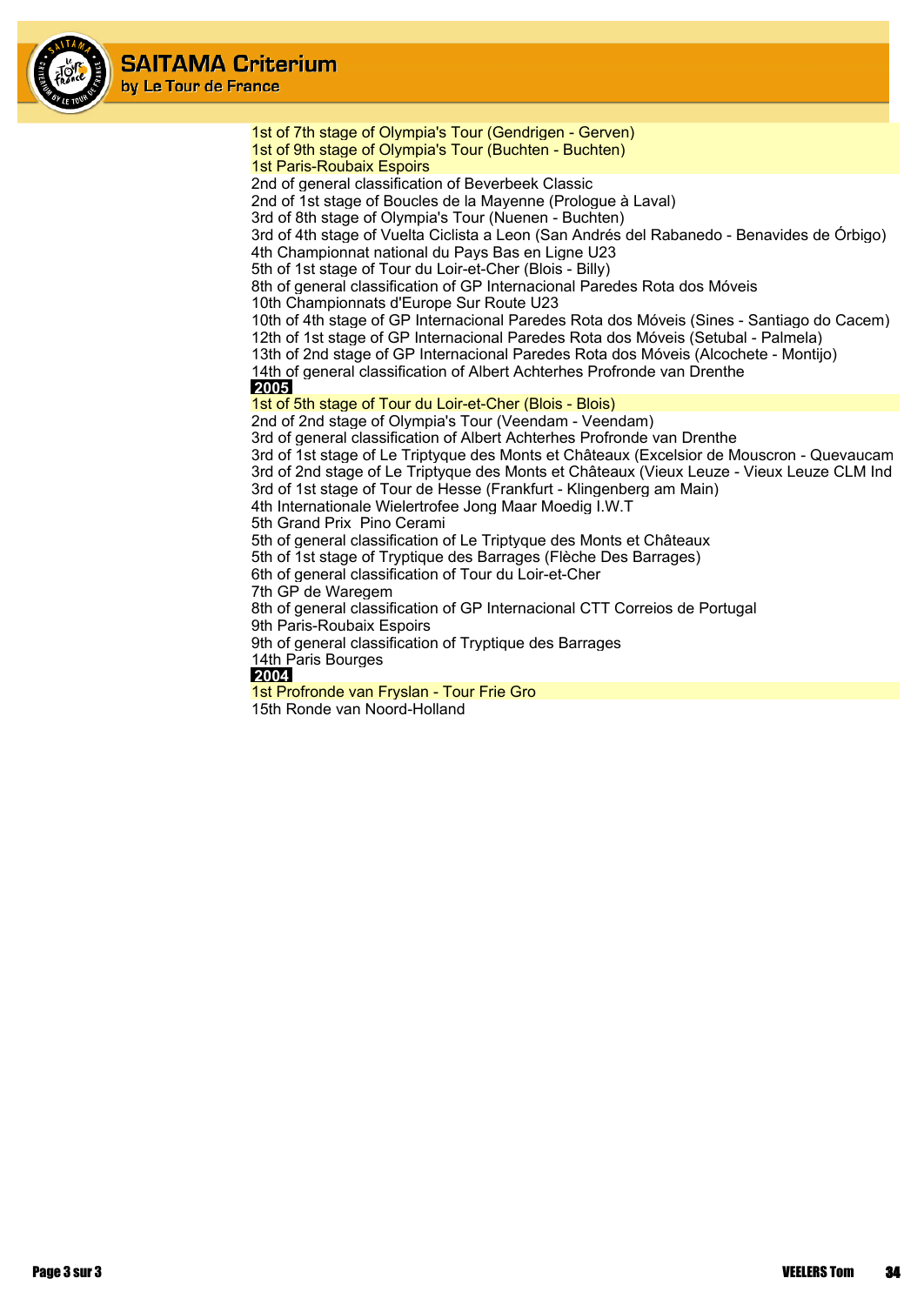1st of 7th stage of Olympia's Tour (Gendrigen - Gerven)
1st of 9th stage of Olympia's Tour (Buchten - Buchten)
1st Paris-Roubaix Espoirs
2nd of general classification of Beverbeek Classic
2nd of 1st stage of Boucles de la Mayenne (Prologue à Laval)
3rd of 8th stage of Olympia's Tour (Nuenen - Buchten)
3rd of 4th stage of Vuelta Ciclista a Leon (San Andrés del Rabanedo - Benavides de Órbigo)
4th Championnat national du Pays Bas en Ligne U23
5th of 1st stage of Tour du Loir-et-Cher (Blois - Billy)
8th of general classification of GP Internacional Paredes Rota dos Móveis
10th Championnats d'Europe Sur Route U23
10th of 4th stage of GP Internacional Paredes Rota dos Móveis (Sines - Santiago do Cacem)
12th of 1st stage of GP Internacional Paredes Rota dos Móveis (Setubal - Palmela)
13th of 2nd stage of GP Internacional Paredes Rota dos Móveis (Alcochete - Montijo)
14th of general classification of Albert Achterhes Profronde van Drenthe

**2005**

1st of 5th stage of Tour du Loir-et-Cher (Blois - Blois)
2nd of 2nd stage of Olympia's Tour (Veendam - Veendam)
3rd of general classification of Albert Achterhes Profronde van Drenthe
3rd of 1st stage of Le Triptyque des Monts et Châteaux (Excelsior de Mouscron - Quevaucam
3rd of 2nd stage of Le Triptyque des Monts et Châteaux (Vieux Leuze - Vieux Leuze CLM Ind
3rd of 1st stage of Tour de Hesse (Frankfurt - Klingenberg am Main)
4th Internationale Wielertrofee Jong Maar Moedig I.W.T
5th Grand Prix Pino Cerami
5th of general classification of Le Triptyque des Monts et Châteaux
5th of 1st stage of Tryptique des Barrages (Flèche Des Barrages)
6th of general classification of Tour du Loir-et-Cher
7th GP de Waregem
8th of general classification of GP Internacional CTT Correios de Portugal
9th Paris-Roubaix Espoirs
9th of general classification of Tryptique des Barrages
14th Paris Bourges

**2004**

1st Profronde van Fryslan - Tour Frie Gro
15th Ronde van Noord-Holland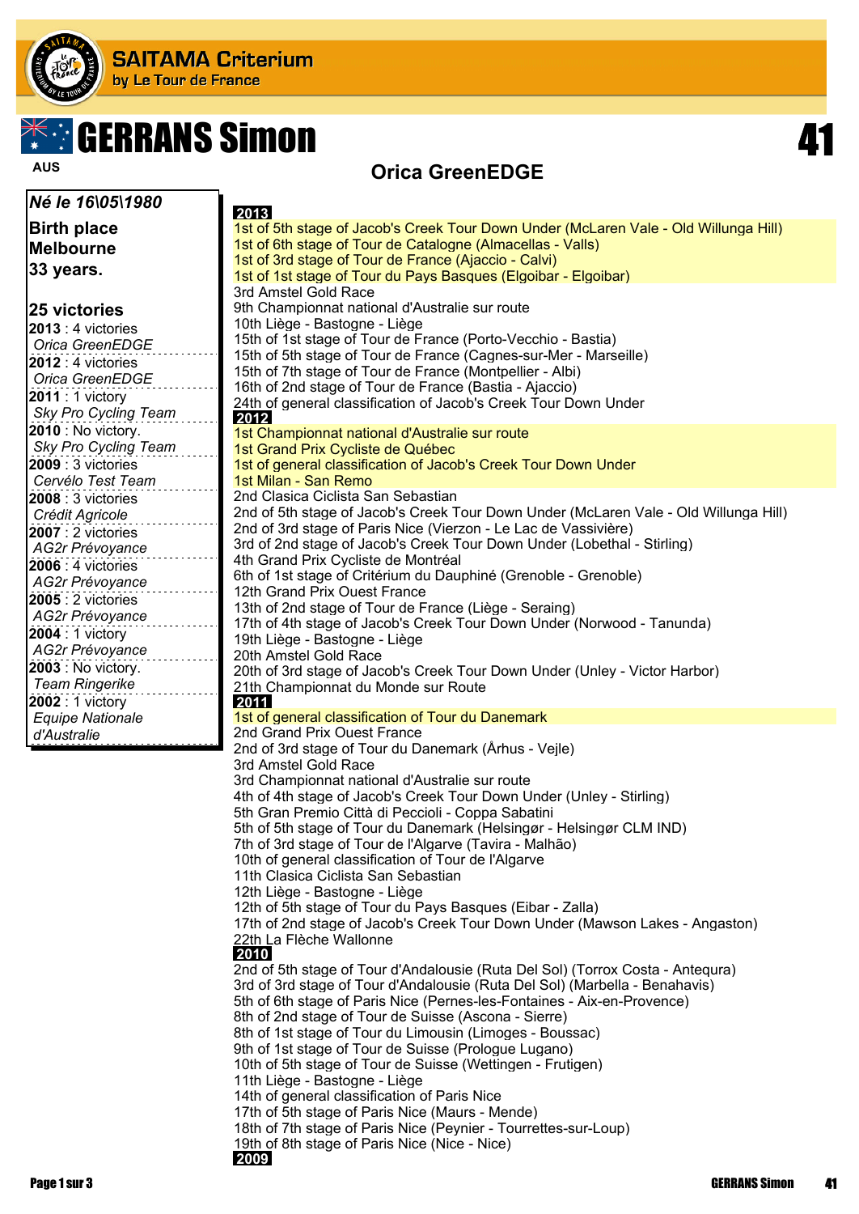# SAITAMA Criterium
by Le Tour de France

# GERRANS Simon

AUS

41

## Orica GreenEDGE

***Né le 16\05\1980***

**Birth place Melbourne**

**33 years.**

**25 victories**

**2013** : 4 victories
*Orica GreenEDGE*

**2012** : 4 victories
*Orica GreenEDGE*

**2011** : 1 victory
*Sky Pro Cycling Team*

**2010** : No victory.
*Sky Pro Cycling Team*

**2009** : 3 victories
*Cervélo Test Team*

**2008** : 3 victories
*Crédit Agricole*

**2007** : 2 victories
*AG2r Prévoyance*

**2006** : 4 victories
*AG2r Prévoyance*

**2005** : 2 victories
*AG2r Prévoyance*

**2004** : 1 victory
*AG2r Prévoyance*

**2003** : No victory.
*Team Ringerike*

**2002** : 1 victory
*Equipe Nationale d'Australie*

**2013**

1st of 5th stage of Jacob's Creek Tour Down Under (McLaren Vale - Old Willunga Hill)
1st of 6th stage of Tour de Catalogne (Almacellas - Valls)
1st of 3rd stage of Tour de France (Ajaccio - Calvi)
1st of 1st stage of Tour du Pays Basques (Elgoibar - Elgoibar)
3rd Amstel Gold Race
9th Championnat national d'Australie sur route
10th Liège - Bastogne - Liège
15th of 1st stage of Tour de France (Porto-Vecchio - Bastia)
15th of 5th stage of Tour de France (Cagnes-sur-Mer - Marseille)
15th of 7th stage of Tour de France (Montpellier - Albi)
16th of 2nd stage of Tour de France (Bastia - Ajaccio)
24th of general classification of Jacob's Creek Tour Down Under

**2012**

1st Championnat national d'Australie sur route
1st Grand Prix Cycliste de Québec
1st of general classification of Jacob's Creek Tour Down Under
1st Milan - San Remo
2nd Clasica Ciclista San Sebastian
2nd of 5th stage of Jacob's Creek Tour Down Under (McLaren Vale - Old Willunga Hill)
2nd of 3rd stage of Paris Nice (Vierzon - Le Lac de Vassivière)
3rd of 2nd stage of Jacob's Creek Tour Down Under (Lobethal - Stirling)
4th Grand Prix Cycliste de Montréal
6th of 1st stage of Critérium du Dauphiné (Grenoble - Grenoble)
12th Grand Prix Ouest France
13th of 2nd stage of Tour de France (Liège - Seraing)
17th of 4th stage of Jacob's Creek Tour Down Under (Norwood - Tanunda)
19th Liège - Bastogne - Liège
20th Amstel Gold Race
20th of 3rd stage of Jacob's Creek Tour Down Under (Unley - Victor Harbor)
21th Championnat du Monde sur Route

**2011**

1st of general classification of Tour du Danemark
2nd Grand Prix Ouest France
2nd of 3rd stage of Tour du Danemark (Århus - Vejle)
3rd Amstel Gold Race
3rd Championnat national d'Australie sur route
4th of 4th stage of Jacob's Creek Tour Down Under (Unley - Stirling)
5th Gran Premio Città di Peccioli - Coppa Sabatini
5th of 5th stage of Tour du Danemark (Helsingør - Helsingør CLM IND)
7th of 3rd stage of Tour de l'Algarve (Tavira - Malhão)
10th of general classification of Tour de l'Algarve
11th Clasica Ciclista San Sebastian
12th Liège - Bastogne - Liège
12th of 5th stage of Tour du Pays Basques (Eibar - Zalla)
17th of 2nd stage of Jacob's Creek Tour Down Under (Mawson Lakes - Angaston)
22th La Flèche Wallonne

**2010**

2nd of 5th stage of Tour d'Andalousie (Ruta Del Sol) (Torrox Costa - Antequra)
3rd of 3rd stage of Tour d'Andalousie (Ruta Del Sol) (Marbella - Benahavis)
5th of 6th stage of Paris Nice (Pernes-les-Fontaines - Aix-en-Provence)
8th of 2nd stage of Tour de Suisse (Ascona - Sierre)
8th of 1st stage of Tour du Limousin (Limoges - Boussac)
9th of 1st stage of Tour de Suisse (Prologue Lugano)
10th of 5th stage of Tour de Suisse (Wettingen - Frutigen)
11th Liège - Bastogne - Liège
14th of general classification of Paris Nice
17th of 5th stage of Paris Nice (Maurs - Mende)
18th of 7th stage of Paris Nice (Peynier - Tourrettes-sur-Loup)
19th of 8th stage of Paris Nice (Nice - Nice)

**2009**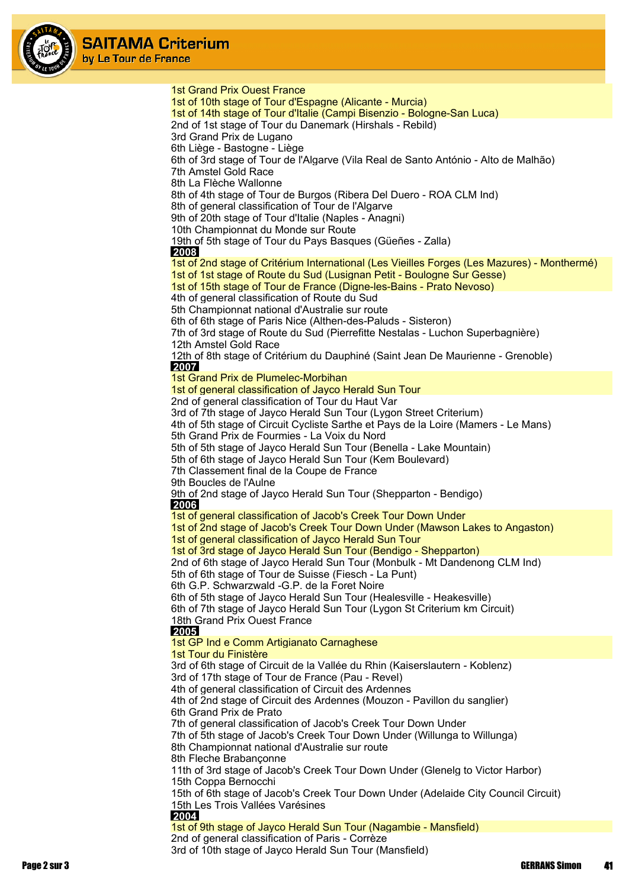1st Grand Prix Ouest France
1st of 10th stage of Tour d'Espagne (Alicante - Murcia)
1st of 14th stage of Tour d'Italie (Campi Bisenzio - Bologne-San Luca)
2nd of 1st stage of Tour du Danemark (Hirshals - Rebild)
3rd Grand Prix de Lugano
6th Liège - Bastogne - Liège
6th of 3rd stage of Tour de l'Algarve (Vila Real de Santo António - Alto de Malhão)
7th Amstel Gold Race
8th La Flèche Wallonne
8th of 4th stage of Tour de Burgos (Ribera Del Duero - ROA CLM Ind)
8th of general classification of Tour de l'Algarve
9th of 20th stage of Tour d'Italie (Naples - Anagni)
10th Championnat du Monde sur Route
19th of 5th stage of Tour du Pays Basques (Güeñes - Zalla)

**2008**

1st of 2nd stage of Critérium International (Les Vieilles Forges (Les Mazures) - Monthermé)
1st of 1st stage of Route du Sud (Lusignan Petit - Boulogne Sur Gesse)
1st of 15th stage of Tour de France (Digne-les-Bains - Prato Nevoso)
4th of general classification of Route du Sud
5th Championnat national d'Australie sur route
6th of 6th stage of Paris Nice (Althen-des-Paluds - Sisteron)
7th of 3rd stage of Route du Sud (Pierrefitte Nestalas - Luchon Superbagnière)
12th Amstel Gold Race
12th of 8th stage of Critérium du Dauphiné (Saint Jean De Maurienne - Grenoble)

**2007**

1st Grand Prix de Plumelec-Morbihan
1st of general classification of Jayco Herald Sun Tour
2nd of general classification of Tour du Haut Var
3rd of 7th stage of Jayco Herald Sun Tour (Lygon Street Criterium)
4th of 5th stage of Circuit Cycliste Sarthe et Pays de la Loire (Mamers - Le Mans)
5th Grand Prix de Fourmies - La Voix du Nord
5th of 5th stage of Jayco Herald Sun Tour (Benella - Lake Mountain)
5th of 6th stage of Jayco Herald Sun Tour (Kem Boulevard)
7th Classement final de la Coupe de France
9th Boucles de l'Aulne
9th of 2nd stage of Jayco Herald Sun Tour (Shepparton - Bendigo)

**2006**

1st of general classification of Jacob's Creek Tour Down Under
1st of 2nd stage of Jacob's Creek Tour Down Under (Mawson Lakes to Angaston)
1st of general classification of Jayco Herald Sun Tour
1st of 3rd stage of Jayco Herald Sun Tour (Bendigo - Shepparton)
2nd of 6th stage of Jayco Herald Sun Tour (Monbulk - Mt Dandenong CLM Ind)
5th of 6th stage of Tour de Suisse (Fiesch - La Punt)
6th G.P. Schwarzwald -G.P. de la Foret Noire
6th of 5th stage of Jayco Herald Sun Tour (Healesville - Heakesville)
6th of 7th stage of Jayco Herald Sun Tour (Lygon St Criterium km Circuit)
18th Grand Prix Ouest France

**2005**

1st GP Ind e Comm Artigianato Carnaghese
1st Tour du Finistère
3rd of 6th stage of Circuit de la Vallée du Rhin (Kaiserslautern - Koblenz)
3rd of 17th stage of Tour de France (Pau - Revel)
4th of general classification of Circuit des Ardennes
4th of 2nd stage of Circuit des Ardennes (Mouzon - Pavillon du sanglier)
6th Grand Prix de Prato
7th of general classification of Jacob's Creek Tour Down Under
7th of 5th stage of Jacob's Creek Tour Down Under (Willunga to Willunga)
8th Championnat national d'Australie sur route
8th Fleche Brabançonne
11th of 3rd stage of Jacob's Creek Tour Down Under (Glenelg to Victor Harbor)
15th Coppa Bernocchi
15th of 6th stage of Jacob's Creek Tour Down Under (Adelaide City Council Circuit)
15th Les Trois Vallées Varésines

**2004**

1st of 9th stage of Jayco Herald Sun Tour (Nagambie - Mansfield)
2nd of general classification of Paris - Corrèze
3rd of 10th stage of Jayco Herald Sun Tour (Mansfield)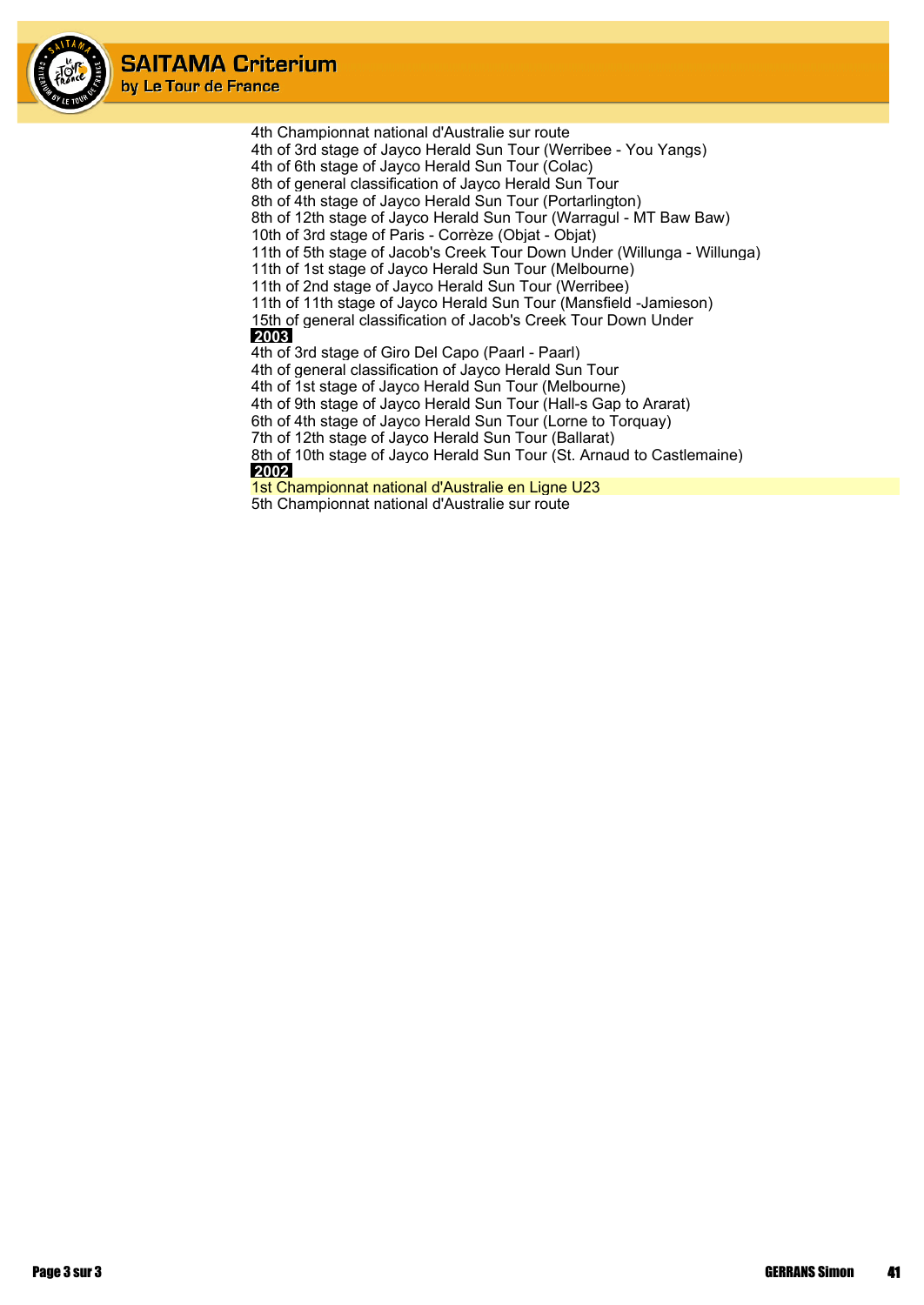4th Championnat national d'Australie sur route
4th of 3rd stage of Jayco Herald Sun Tour (Werribee - You Yangs)
4th of 6th stage of Jayco Herald Sun Tour (Colac)
8th of general classification of Jayco Herald Sun Tour
8th of 4th stage of Jayco Herald Sun Tour (Portarlington)
8th of 12th stage of Jayco Herald Sun Tour (Warragul - MT Baw Baw)
10th of 3rd stage of Paris - Corrèze (Objat - Objat)
11th of 5th stage of Jacob's Creek Tour Down Under (Willunga - Willunga)
11th of 1st stage of Jayco Herald Sun Tour (Melbourne)
11th of 2nd stage of Jayco Herald Sun Tour (Werribee)
11th of 11th stage of Jayco Herald Sun Tour (Mansfield -Jamieson)
15th of general classification of Jacob's Creek Tour Down Under

**2003**

4th of 3rd stage of Giro Del Capo (Paarl - Paarl)
4th of general classification of Jayco Herald Sun Tour
4th of 1st stage of Jayco Herald Sun Tour (Melbourne)
4th of 9th stage of Jayco Herald Sun Tour (Hall-s Gap to Ararat)
6th of 4th stage of Jayco Herald Sun Tour (Lorne to Torquay)
7th of 12th stage of Jayco Herald Sun Tour (Ballarat)
8th of 10th stage of Jayco Herald Sun Tour (St. Arnaud to Castlemaine)

**2002**

1st Championnat national d'Australie en Ligne U23
5th Championnat national d'Australie sur route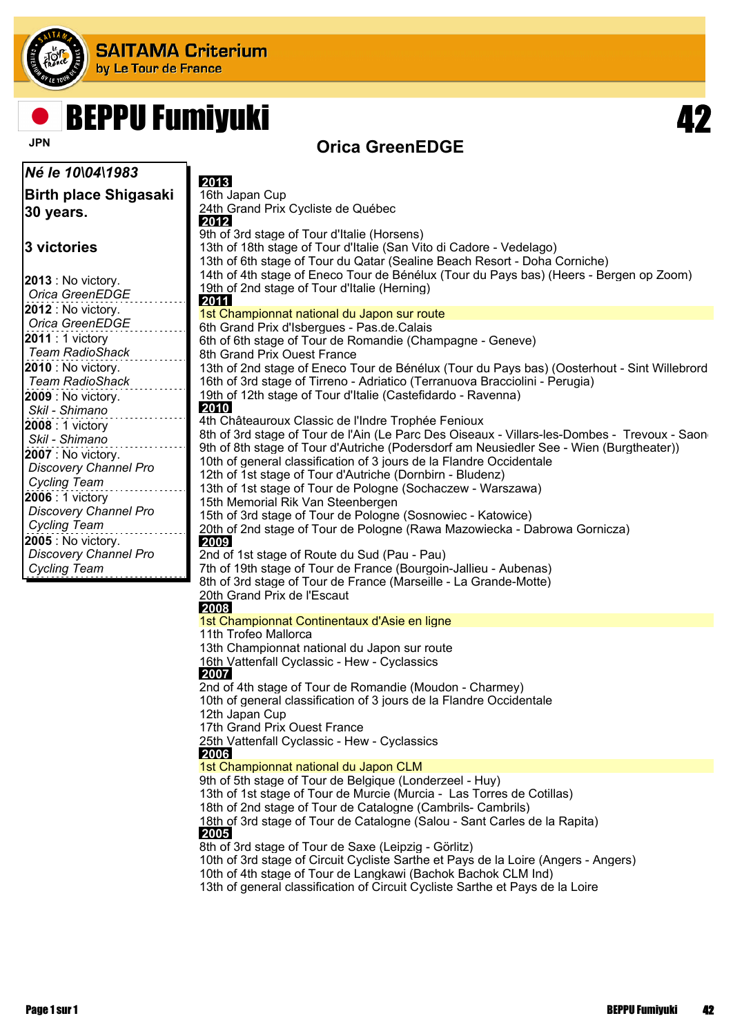# SAITAMA Criterium
by Le Tour de France

## BEPPU Fumiyuki

JPN

**42**

### Orica GreenEDGE

*Né le 10\04\1983*

**Birth place Shigasaki**
**30 years.**

**3 victories**

**2013** : No victory.
*Orica GreenEDGE*

**2012** : No victory.
*Orica GreenEDGE*

**2011** : 1 victory
*Team RadioShack*

**2010** : No victory.
*Team RadioShack*

**2009** : No victory.
*Skil - Shimano*

**2008** : 1 victory
*Skil - Shimano*

**2007** : No victory.
*Discovery Channel Pro Cycling Team*

**2006** : 1 victory
*Discovery Channel Pro Cycling Team*

**2005** : No victory.
*Discovery Channel Pro Cycling Team*

**2013**

16th Japan Cup
24th Grand Prix Cycliste de Québec

**2012**

9th of 3rd stage of Tour d'Italie (Horsens)
13th of 18th stage of Tour d'Italie (San Vito di Cadore - Vedelago)
13th of 6th stage of Tour du Qatar (Sealine Beach Resort - Doha Corniche)
14th of 4th stage of Eneco Tour de Bénélux (Tour du Pays bas) (Heers - Bergen op Zoom)
19th of 2nd stage of Tour d'Italie (Herning)

**2011**

1st Championnat national du Japon sur route
6th Grand Prix d'Isbergues - Pas.de.Calais
6th of 6th stage of Tour de Romandie (Champagne - Geneve)
8th Grand Prix Ouest France
13th of 2nd stage of Eneco Tour de Bénélux (Tour du Pays bas) (Oosterhout - Sint Willebrord
16th of 3rd stage of Tirreno - Adriatico (Terranuova Bracciolini - Perugia)
19th of 12th stage of Tour d'Italie (Castefidardo - Ravenna)

**2010**

4th Châteauroux Classic de l'Indre Trophée Fenioux
8th of 3rd stage of Tour de l'Ain (Le Parc Des Oiseaux - Villars-les-Dombes - Trevoux - Saon
9th of 8th stage of Tour d'Autriche (Podersdorf am Neusiedler See - Wien (Burgtheater))
10th of general classification of 3 jours de la Flandre Occidentale
12th of 1st stage of Tour d'Autriche (Dornbirn - Bludenz)
13th of 1st stage of Tour de Pologne (Sochaczew - Warszawa)
15th Memorial Rik Van Steenbergen
15th of 3rd stage of Tour de Pologne (Sosnowiec - Katowice)
20th of 2nd stage of Tour de Pologne (Rawa Mazowiecka - Dabrowa Gornicza)

**2009**

2nd of 1st stage of Route du Sud (Pau - Pau)
7th of 19th stage of Tour de France (Bourgoin-Jallieu - Aubenas)
8th of 3rd stage of Tour de France (Marseille - La Grande-Motte)
20th Grand Prix de l'Escaut

**2008**

1st Championnat Continentaux d'Asie en ligne
11th Trofeo Mallorca
13th Championnat national du Japon sur route
16th Vattenfall Cyclassic - Hew - Cyclassics

**2007**

2nd of 4th stage of Tour de Romandie (Moudon - Charmey)
10th of general classification of 3 jours de la Flandre Occidentale
12th Japan Cup
17th Grand Prix Ouest France
25th Vattenfall Cyclassic - Hew - Cyclassics

**2006**

1st Championnat national du Japon CLM
9th of 5th stage of Tour de Belgique (Londerzeel - Huy)
13th of 1st stage of Tour de Murcie (Murcia - Las Torres de Cotillas)
18th of 2nd stage of Tour de Catalogne (Cambrils- Cambrils)
18th of 3rd stage of Tour de Catalogne (Salou - Sant Carles de la Rapita)

**2005**

8th of 3rd stage of Tour de Saxe (Leipzig - Görlitz)
10th of 3rd stage of Circuit Cycliste Sarthe et Pays de la Loire (Angers - Angers)
10th of 4th stage of Tour de Langkawi (Bachok Bachok CLM Ind)
13th of general classification of Circuit Cycliste Sarthe et Pays de la Loire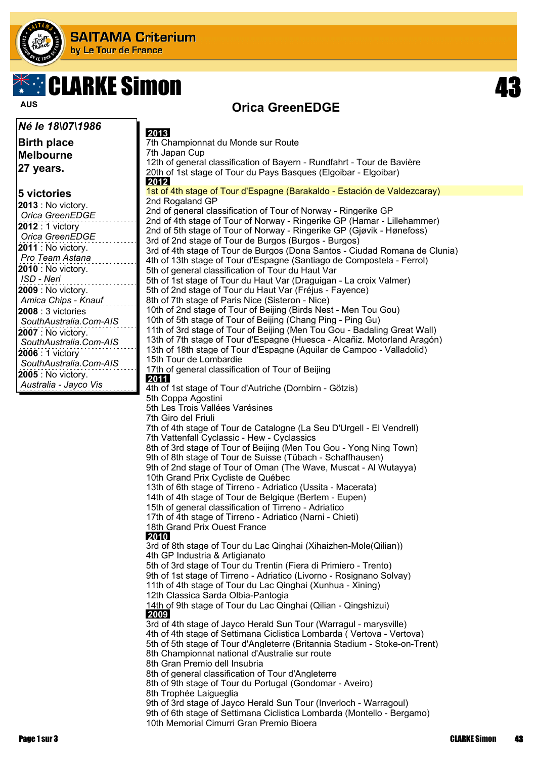# SAITAMA Criterium

by Le Tour de France

# CLARKE Simon

43

AUS

## Orica GreenEDGE

***Né le 18\07\1986***

**Birth place**
**Melbourne**
**27 years.**

**5 victories**

**2013** : No victory.
*Orica GreenEDGE*

**2012** : 1 victory
*Orica GreenEDGE*

**2011** : No victory.
*Pro Team Astana*

**2010** : No victory.
*ISD - Neri*

**2009** : No victory.
*Amica Chips - Knauf*

**2008** : 3 victories
*SouthAustralia.Com-AIS*

**2007** : No victory.
*SouthAustralia.Com-AIS*

**2006** : 1 victory
*SouthAustralia.Com-AIS*

**2005** : No victory.
*Australia - Jayco Vis*

**2013**

7th Championnat du Monde sur Route
7th Japan Cup
12th of general classification of Bayern - Rundfahrt - Tour de Bavière
20th of 1st stage of Tour du Pays Basques (Elgoibar - Elgoibar)

**2012**

1st of 4th stage of Tour d'Espagne (Barakaldo - Estación de Valdezcaray)
2nd Rogaland GP
2nd of general classification of Tour of Norway - Ringerike GP
2nd of 4th stage of Tour of Norway - Ringerike GP (Hamar - Lillehammer)
2nd of 5th stage of Tour of Norway - Ringerike GP (Gjøvik - Hønefoss)
3rd of 2nd stage of Tour de Burgos (Burgos - Burgos)
3rd of 4th stage of Tour de Burgos (Dona Santos - Ciudad Romana de Clunia)
4th of 13th stage of Tour d'Espagne (Santiago de Compostela - Ferrol)
5th of general classification of Tour du Haut Var
5th of 1st stage of Tour du Haut Var (Draguigan - La croix Valmer)
5th of 2nd stage of Tour du Haut Var (Fréjus - Fayence)
8th of 7th stage of Paris Nice (Sisteron - Nice)
10th of 2nd stage of Tour of Beijing (Birds Nest - Men Tou Gou)
10th of 5th stage of Tour of Beijing (Chang Ping - Ping Gu)
11th of 3rd stage of Tour of Beijing (Men Tou Gou - Badaling Great Wall)
13th of 7th stage of Tour d'Espagne (Huesca - Alcañiz. Motorland Aragón)
13th of 18th stage of Tour d'Espagne (Aguilar de Campoo - Valladolid)
15th Tour de Lombardie
17th of general classification of Tour of Beijing

**2011**

4th of 1st stage of Tour d'Autriche (Dornbirn - Götzis)
5th Coppa Agostini
5th Les Trois Vallées Varésines
7th Giro del Friuli
7th of 4th stage of Tour de Catalogne (La Seu D'Urgell - El Vendrell)
7th Vattenfall Cyclassic - Hew - Cyclassics
8th of 3rd stage of Tour of Beijing (Men Tou Gou - Yong Ning Town)
9th of 8th stage of Tour de Suisse (Tübach - Schaffhausen)
9th of 2nd stage of Tour of Oman (The Wave, Muscat - Al Wutayya)
10th Grand Prix Cycliste de Québec
13th of 6th stage of Tirreno - Adriatico (Ussita - Macerata)
14th of 4th stage of Tour de Belgique (Bertem - Eupen)
15th of general classification of Tirreno - Adriatico
17th of 4th stage of Tirreno - Adriatico (Narni - Chieti)
18th Grand Prix Ouest France

**2010**

3rd of 8th stage of Tour du Lac Qinghai (Xihaizhen-Mole(Qilian))
4th GP Industria & Artigianato
5th of 3rd stage of Tour du Trentin (Fiera di Primiero - Trento)
9th of 1st stage of Tirreno - Adriatico (Livorno - Rosignano Solvay)
11th of 4th stage of Tour du Lac Qinghai (Xunhua - Xining)
12th Classica Sarda Olbia-Pantogia
14th of 9th stage of Tour du Lac Qinghai (Qilian - Qingshizui)

**2009**

3rd of 4th stage of Jayco Herald Sun Tour (Warragul - marysville)
4th of 4th stage of Settimana Ciclistica Lombarda ( Vertova - Vertova)
5th of 5th stage of Tour d'Angleterre (Britannia Stadium - Stoke-on-Trent)
8th Championnat national d'Australie sur route
8th Gran Premio dell Insubria
8th of general classification of Tour d'Angleterre
8th of 9th stage of Tour du Portugal (Gondomar - Aveiro)
8th Trophée Laigueglia
9th of 3rd stage of Jayco Herald Sun Tour (Inverloch - Warragoul)
9th of 6th stage of Settimana Ciclistica Lombarda (Montello - Bergamo)
10th Memorial Cimurri Gran Premio Bioera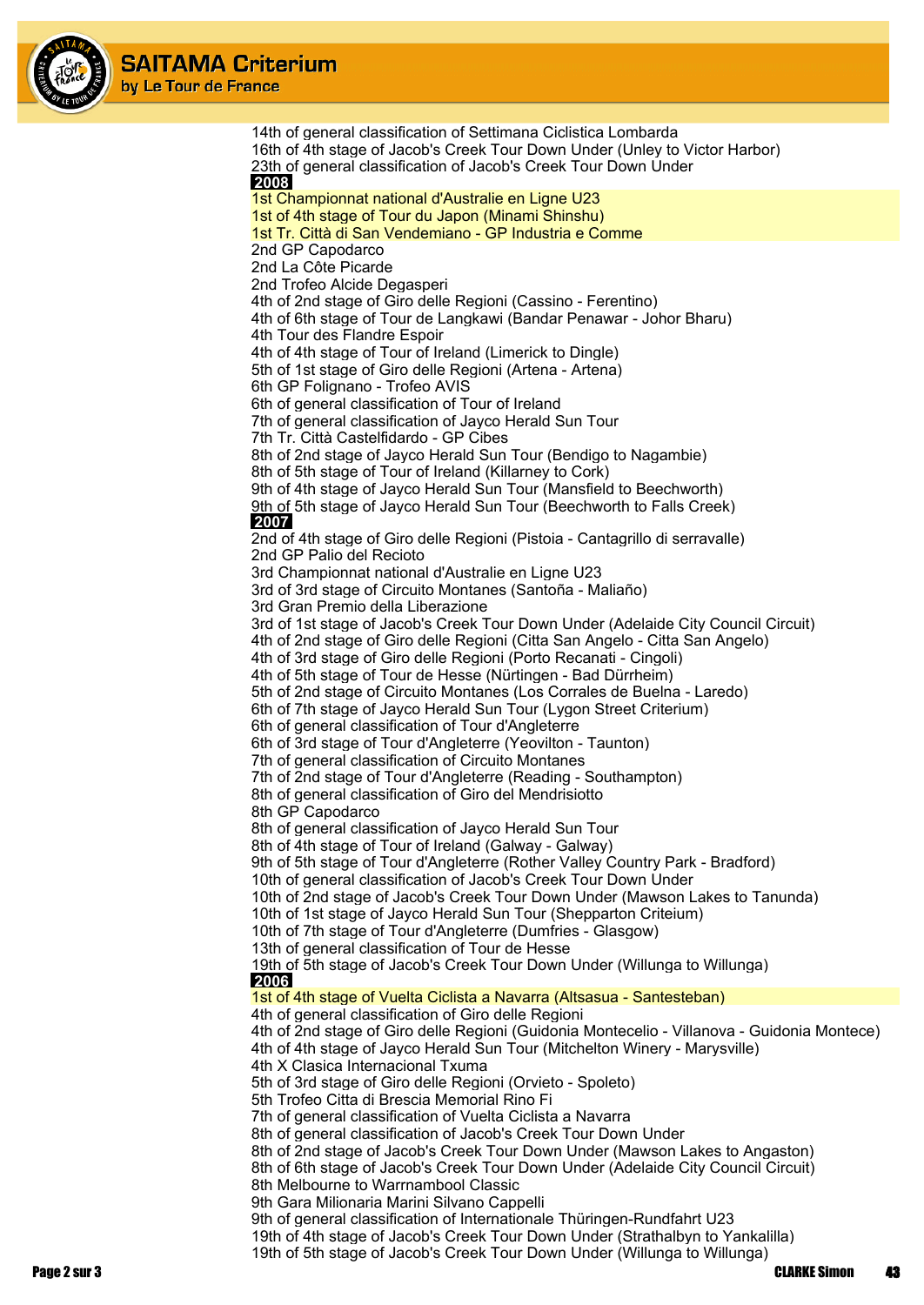14th of general classification of Settimana Ciclistica Lombarda
16th of 4th stage of Jacob's Creek Tour Down Under (Unley to Victor Harbor)
23th of general classification of Jacob's Creek Tour Down Under

**2008**

1st Championnat national d'Australie en Ligne U23
1st of 4th stage of Tour du Japon (Minami Shinshu)
1st Tr. Città di San Vendemiano - GP Industria e Comme
2nd GP Capodarco
2nd La Côte Picarde
2nd Trofeo Alcide Degasperi
4th of 2nd stage of Giro delle Regioni (Cassino - Ferentino)
4th of 6th stage of Tour de Langkawi (Bandar Penawar - Johor Bharu)
4th Tour des Flandre Espoir
4th of 4th stage of Tour of Ireland (Limerick to Dingle)
5th of 1st stage of Giro delle Regioni (Artena - Artena)
6th GP Folignano - Trofeo AVIS
6th of general classification of Tour of Ireland
7th of general classification of Jayco Herald Sun Tour
7th Tr. Città Castelfidardo - GP Cibes
8th of 2nd stage of Jayco Herald Sun Tour (Bendigo to Nagambie)
8th of 5th stage of Tour of Ireland (Killarney to Cork)
9th of 4th stage of Jayco Herald Sun Tour (Mansfield to Beechworth)
9th of 5th stage of Jayco Herald Sun Tour (Beechworth to Falls Creek)

**2007**

2nd of 4th stage of Giro delle Regioni (Pistoia - Cantagrillo di serravalle)
2nd GP Palio del Recioto
3rd Championnat national d'Australie en Ligne U23
3rd of 3rd stage of Circuito Montanes (Santoña - Maliaño)
3rd Gran Premio della Liberazione
3rd of 1st stage of Jacob's Creek Tour Down Under (Adelaide City Council Circuit)
4th of 2nd stage of Giro delle Regioni (Citta San Angelo - Citta San Angelo)
4th of 3rd stage of Giro delle Regioni (Porto Recanati - Cingoli)
4th of 5th stage of Tour de Hesse (Nürtingen - Bad Dürrheim)
5th of 2nd stage of Circuito Montanes (Los Corrales de Buelna - Laredo)
6th of 7th stage of Jayco Herald Sun Tour (Lygon Street Criterium)
6th of general classification of Tour d'Angleterre
6th of 3rd stage of Tour d'Angleterre (Yeovilton - Taunton)
7th of general classification of Circuito Montanes
7th of 2nd stage of Tour d'Angleterre (Reading - Southampton)
8th of general classification of Giro del Mendrisiotto
8th GP Capodarco
8th of general classification of Jayco Herald Sun Tour
8th of 4th stage of Tour of Ireland (Galway - Galway)
9th of 5th stage of Tour d'Angleterre (Rother Valley Country Park - Bradford)
10th of general classification of Jacob's Creek Tour Down Under
10th of 2nd stage of Jacob's Creek Tour Down Under (Mawson Lakes to Tanunda)
10th of 1st stage of Jayco Herald Sun Tour (Shepparton Criteium)
10th of 7th stage of Tour d'Angleterre (Dumfries - Glasgow)
13th of general classification of Tour de Hesse
19th of 5th stage of Jacob's Creek Tour Down Under (Willunga to Willunga)

**2006**

1st of 4th stage of Vuelta Ciclista a Navarra (Altsasua - Santesteban)
4th of general classification of Giro delle Regioni
4th of 2nd stage of Giro delle Regioni (Guidonia Montecelio - Villanova - Guidonia Montece)
4th of 4th stage of Jayco Herald Sun Tour (Mitchelton Winery - Marysville)
4th X Clasica Internacional Txuma
5th of 3rd stage of Giro delle Regioni (Orvieto - Spoleto)
5th Trofeo Citta di Brescia Memorial Rino Fi
7th of general classification of Vuelta Ciclista a Navarra
8th of general classification of Jacob's Creek Tour Down Under
8th of 2nd stage of Jacob's Creek Tour Down Under (Mawson Lakes to Angaston)
8th of 6th stage of Jacob's Creek Tour Down Under (Adelaide City Council Circuit)
8th Melbourne to Warrnambool Classic
9th Gara Milionaria Marini Silvano Cappelli
9th of general classification of Internationale Thüringen-Rundfahrt U23
19th of 4th stage of Jacob's Creek Tour Down Under (Strathalbyn to Yankalilla)
19th of 5th stage of Jacob's Creek Tour Down Under (Willunga to Willunga)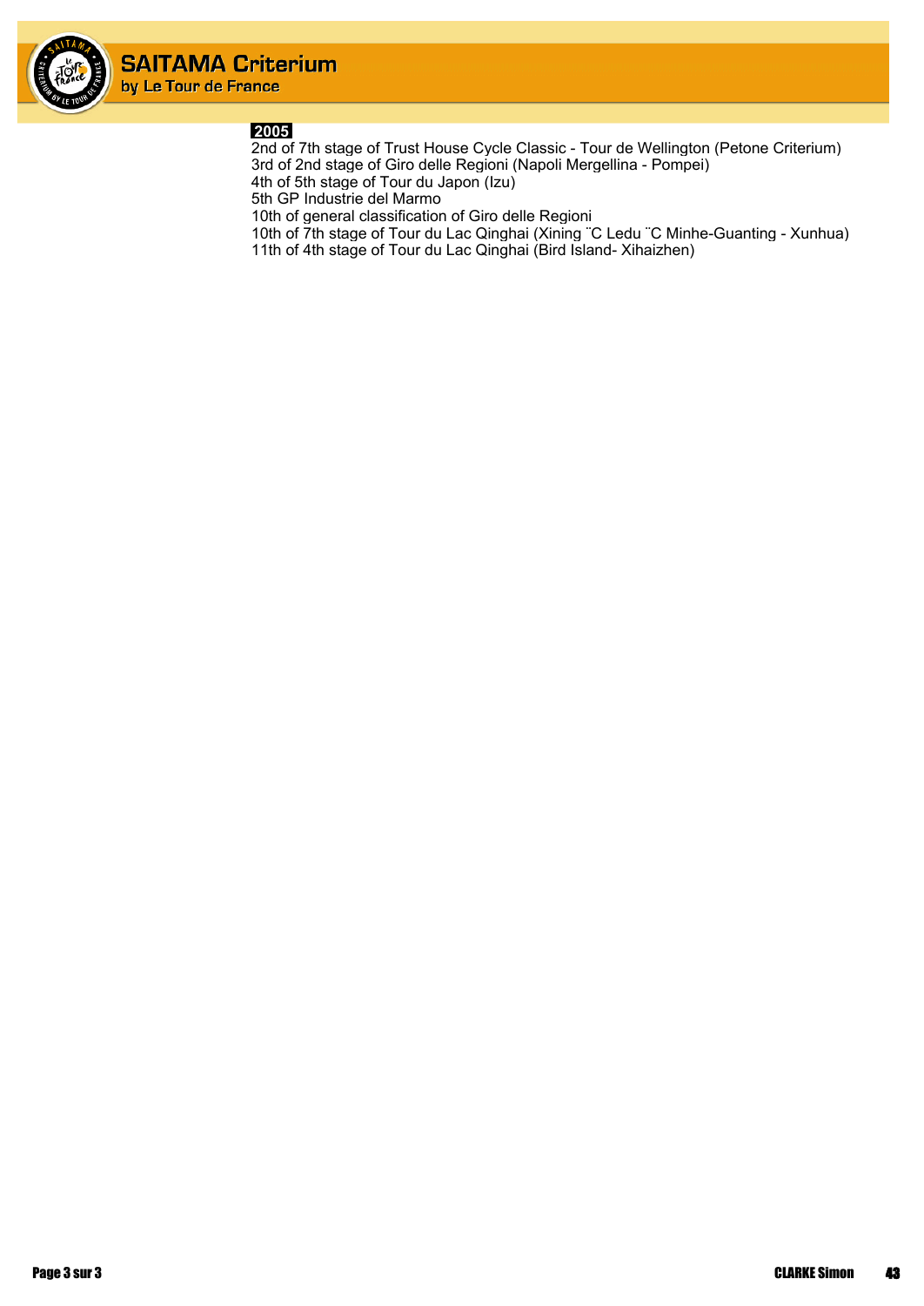**2005**

2nd of 7th stage of Trust House Cycle Classic - Tour de Wellington (Petone Criterium)
3rd of 2nd stage of Giro delle Regioni (Napoli Mergellina - Pompei)
4th of 5th stage of Tour du Japon (Izu)
5th GP Industrie del Marmo
10th of general classification of Giro delle Regioni
10th of 7th stage of Tour du Lac Qinghai (Xining ¨C Ledu ¨C Minhe-Guanting - Xunhua)
11th of 4th stage of Tour du Lac Qinghai (Bird Island- Xihaizhen)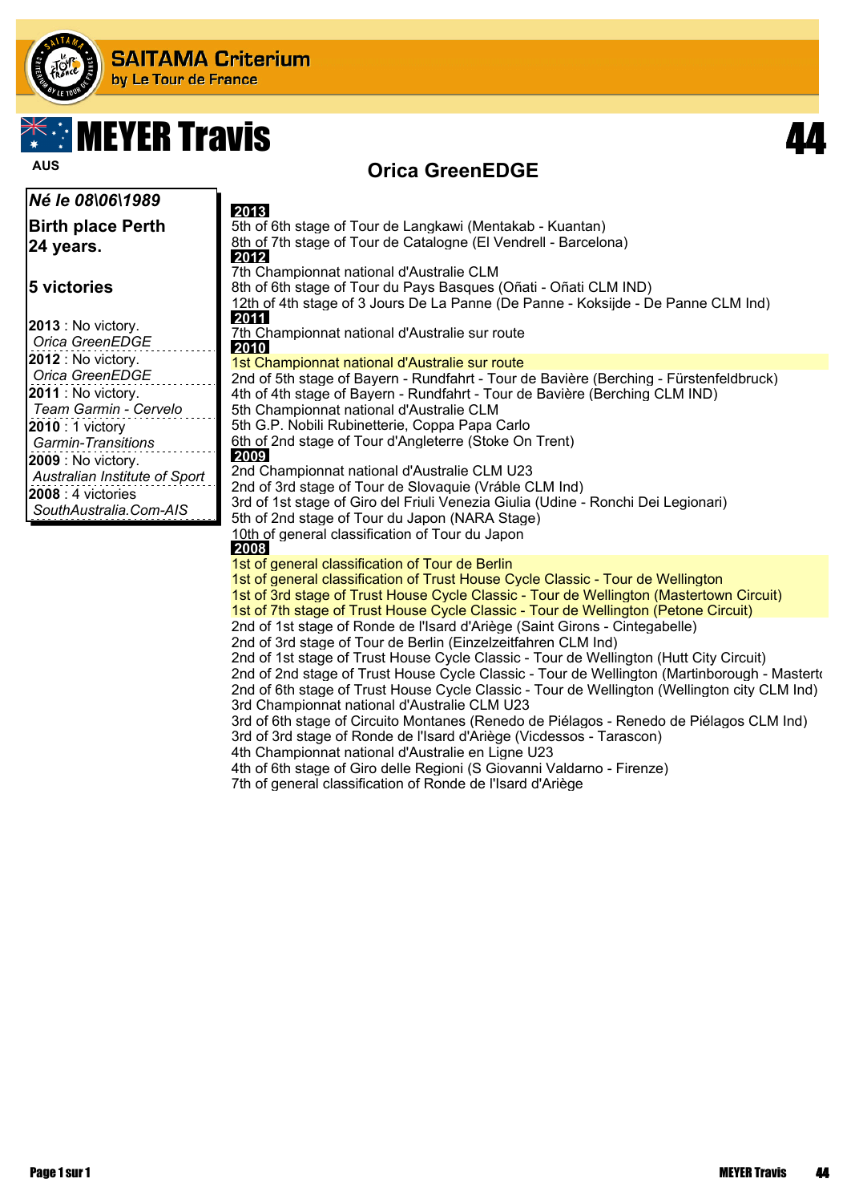# MEYER Travis

AUS

**44**

## Orica GreenEDGE

***Né le 08\06\1989***

**Birth place Perth**
**24 years.**

**5 victories**

**2013** : No victory.
*Orica GreenEDGE*
**2012** : No victory.
*Orica GreenEDGE*
**2011** : No victory.
*Team Garmin - Cervelo*
**2010** : 1 victory
*Garmin-Transitions*
**2009** : No victory.
*Australian Institute of Sport*
**2008** : 4 victories
*SouthAustralia.Com-AIS*

**2013**

5th of 6th stage of Tour de Langkawi (Mentakab - Kuantan)
8th of 7th stage of Tour de Catalogne (El Vendrell - Barcelona)

**2012**

7th Championnat national d'Australie CLM
8th of 6th stage of Tour du Pays Basques (Oñati - Oñati CLM IND)
12th of 4th stage of 3 Jours De La Panne (De Panne - Koksijde - De Panne CLM Ind)

**2011**

7th Championnat national d'Australie sur route

**2010**

1st Championnat national d'Australie sur route
2nd of 5th stage of Bayern - Rundfahrt - Tour de Bavière (Berching - Fürstenfeldbruck)
4th of 4th stage of Bayern - Rundfahrt - Tour de Bavière (Berching CLM IND)
5th Championnat national d'Australie CLM
5th G.P. Nobili Rubinetterie, Coppa Papa Carlo
6th of 2nd stage of Tour d'Angleterre (Stoke On Trent)

**2009**

2nd Championnat national d'Australie CLM U23
2nd of 3rd stage of Tour de Slovaquie (Vráble CLM Ind)
3rd of 1st stage of Giro del Friuli Venezia Giulia (Udine - Ronchi Dei Legionari)
5th of 2nd stage of Tour du Japon (NARA Stage)
10th of general classification of Tour du Japon

**2008**

1st of general classification of Tour de Berlin
1st of general classification of Trust House Cycle Classic - Tour de Wellington
1st of 3rd stage of Trust House Cycle Classic - Tour de Wellington (Mastertown Circuit)
1st of 7th stage of Trust House Cycle Classic - Tour de Wellington (Petone Circuit)
2nd of 1st stage of Ronde de l'Isard d'Ariège (Saint Girons - Cintegabelle)
2nd of 3rd stage of Tour de Berlin (Einzelzeitfahren CLM Ind)
2nd of 1st stage of Trust House Cycle Classic - Tour de Wellington (Hutt City Circuit)
2nd of 2nd stage of Trust House Cycle Classic - Tour de Wellington (Martinborough - Mastert
2nd of 6th stage of Trust House Cycle Classic - Tour de Wellington (Wellington city CLM Ind)
3rd Championnat national d'Australie CLM U23
3rd of 6th stage of Circuito Montanes (Renedo de Piélagos - Renedo de Piélagos CLM Ind)
3rd of 3rd stage of Ronde de l'Isard d'Ariège (Vicdessos - Tarascon)
4th Championnat national d'Australie en Ligne U23
4th of 6th stage of Giro delle Regioni (S Giovanni Valdarno - Firenze)
7th of general classification of Ronde de l'Isard d'Ariège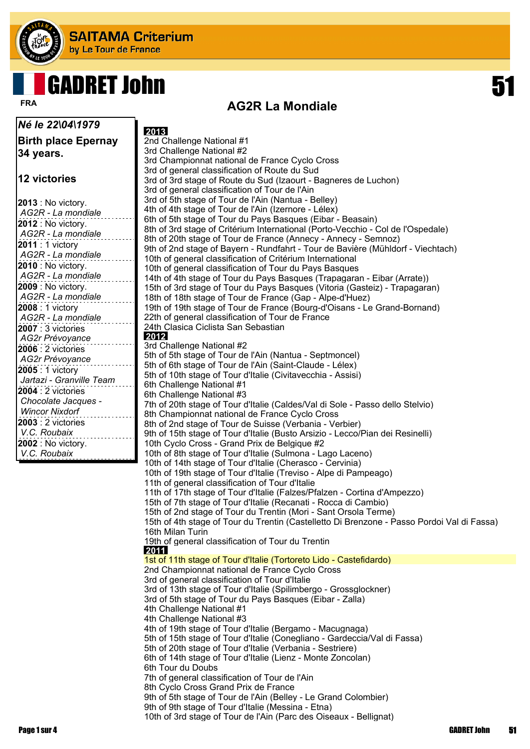# GADRET John

FRA

51

## AG2R La Mondiale

***Né le 22\04\1979***

**Birth place Epernay**
**34 years.**

**12 victories**

**2013** : No victory.
*AG2R - La mondiale*

**2012** : No victory.
*AG2R - La mondiale*

**2011** : 1 victory
*AG2R - La mondiale*

**2010** : No victory.
*AG2R - La mondiale*

**2009** : No victory.
*AG2R - La mondiale*

**2008** : 1 victory
*AG2R - La mondiale*

**2007** : 3 victories
*AG2r Prévoyance*

**2006** : 2 victories
*AG2r Prévoyance*

**2005** : 1 victory
*Jartazi - Granville Team*

**2004** : 2 victories
*Chocolate Jacques - Wincor Nixdorf*

**2003** : 2 victories
*V.C. Roubaix*

**2002** : No victory.
*V.C. Roubaix*

**2013**

2nd Challenge National #1
3rd Challenge National #2
3rd Championnat national de France Cyclo Cross
3rd of general classification of Route du Sud
3rd of 3rd stage of Route du Sud (Izaourt - Bagneres de Luchon)
3rd of general classification of Tour de l'Ain
3rd of 5th stage of Tour de l'Ain (Nantua - Belley)
4th of 4th stage of Tour de l'Ain (Izernore - Lélex)
6th of 5th stage of Tour du Pays Basques (Eibar - Beasain)
8th of 3rd stage of Critérium International (Porto-Vecchio - Col de l'Ospedale)
8th of 20th stage of Tour de France (Annecy - Annecy - Semnoz)
9th of 2nd stage of Bayern - Rundfahrt - Tour de Bavière (Mühldorf - Viechtach)
10th of general classification of Critérium International
10th of general classification of Tour du Pays Basques
14th of 4th stage of Tour du Pays Basques (Trapagaran - Eibar (Arrate))
15th of 3rd stage of Tour du Pays Basques (Vitoria (Gasteiz) - Trapagaran)
18th of 18th stage of Tour de France (Gap - Alpe-d'Huez)
19th of 19th stage of Tour de France (Bourg-d'Oisans - Le Grand-Bornand)
22th of general classification of Tour de France
24th Clasica Ciclista San Sebastian

**2012**

3rd Challenge National #2
5th of 5th stage of Tour de l'Ain (Nantua - Septmoncel)
5th of 6th stage of Tour de l'Ain (Saint-Claude - Lélex)
5th of 10th stage of Tour d'Italie (Civitavecchia - Assisi)
6th Challenge National #1
6th Challenge National #3
7th of 20th stage of Tour d'Italie (Caldes/Val di Sole - Passo dello Stelvio)
8th Championnat national de France Cyclo Cross
8th of 2nd stage of Tour de Suisse (Verbania - Verbier)
9th of 15th stage of Tour d'Italie (Busto Arsizio - Lecco/Pian dei Resinelli)
10th Cyclo Cross - Grand Prix de Belgique #2
10th of 8th stage of Tour d'Italie (Sulmona - Lago Laceno)
10th of 14th stage of Tour d'Italie (Cherasco - Cervinia)
10th of 19th stage of Tour d'Italie (Treviso - Alpe di Pampeago)
11th of general classification of Tour d'Italie
11th of 17th stage of Tour d'Italie (Falzes/Pfalzen - Cortina d'Ampezzo)
15th of 7th stage of Tour d'Italie (Recanati - Rocca di Cambio)
15th of 2nd stage of Tour du Trentin (Mori - Sant Orsola Terme)
15th of 4th stage of Tour du Trentin (Castelletto Di Brenzone - Passo Pordoi Val di Fassa)
16th Milan Turin
19th of general classification of Tour du Trentin

**2011**

1st of 11th stage of Tour d'Italie (Tortoreto Lido - Castefidardo)
2nd Championnat national de France Cyclo Cross
3rd of general classification of Tour d'Italie
3rd of 13th stage of Tour d'Italie (Spilimbergo - Grossglockner)
3rd of 5th stage of Tour du Pays Basques (Eibar - Zalla)
4th Challenge National #1
4th Challenge National #3
4th of 19th stage of Tour d'Italie (Bergamo - Macugnaga)
5th of 15th stage of Tour d'Italie (Conegliano - Gardeccia/Val di Fassa)
5th of 20th stage of Tour d'Italie (Verbania - Sestriere)
6th of 14th stage of Tour d'Italie (Lienz - Monte Zoncolan)
6th Tour du Doubs
7th of general classification of Tour de l'Ain
8th Cyclo Cross Grand Prix de France
9th of 5th stage of Tour de l'Ain (Belley - Le Grand Colombier)
9th of 9th stage of Tour d'Italie (Messina - Etna)
10th of 3rd stage of Tour de l'Ain (Parc des Oiseaux - Bellignat)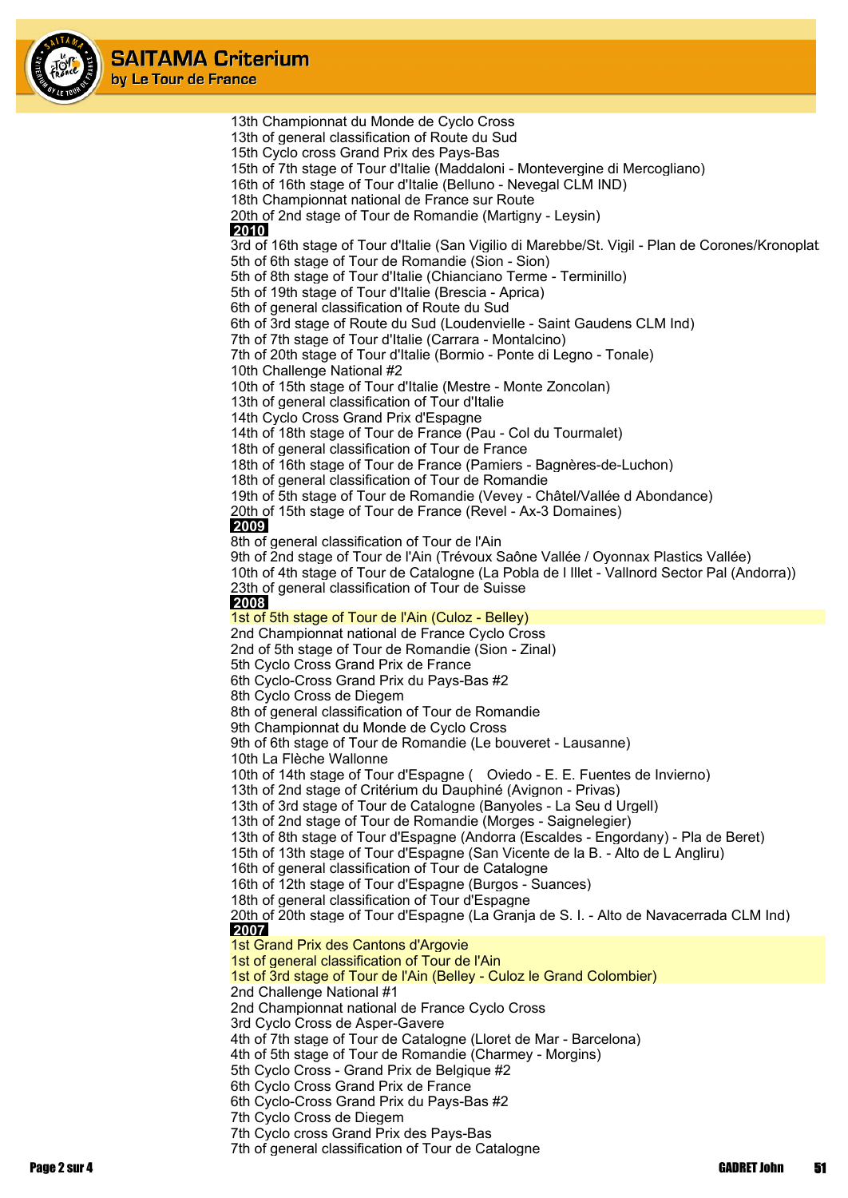13th Championnat du Monde de Cyclo Cross
13th of general classification of Route du Sud
15th Cyclo cross Grand Prix des Pays-Bas
15th of 7th stage of Tour d'Italie (Maddaloni - Montevergine di Mercogliano)
16th of 16th stage of Tour d'Italie (Belluno - Nevegal CLM IND)
18th Championnat national de France sur Route
20th of 2nd stage of Tour de Romandie (Martigny - Leysin)

**2010**

3rd of 16th stage of Tour d'Italie (San Vigilio di Marebbe/St. Vigil - Plan de Corones/Kronoplat
5th of 6th stage of Tour de Romandie (Sion - Sion)
5th of 8th stage of Tour d'Italie (Chianciano Terme - Terminillo)
5th of 19th stage of Tour d'Italie (Brescia - Aprica)
6th of general classification of Route du Sud
6th of 3rd stage of Route du Sud (Loudenvielle - Saint Gaudens CLM Ind)
7th of 7th stage of Tour d'Italie (Carrara - Montalcino)
7th of 20th stage of Tour d'Italie (Bormio - Ponte di Legno - Tonale)
10th Challenge National #2
10th of 15th stage of Tour d'Italie (Mestre - Monte Zoncolan)
13th of general classification of Tour d'Italie
14th Cyclo Cross Grand Prix d'Espagne
14th of 18th stage of Tour de France (Pau - Col du Tourmalet)
18th of general classification of Tour de France
18th of 16th stage of Tour de France (Pamiers - Bagnères-de-Luchon)
18th of general classification of Tour de Romandie
19th of 5th stage of Tour de Romandie (Vevey - Châtel/Vallée d Abondance)
20th of 15th stage of Tour de France (Revel - Ax-3 Domaines)

**2009**

8th of general classification of Tour de l'Ain
9th of 2nd stage of Tour de l'Ain (Trévoux Saône Vallée / Oyonnax Plastics Vallée)
10th of 4th stage of Tour de Catalogne (La Pobla de l Illet - Vallnord Sector Pal (Andorra))
23th of general classification of Tour de Suisse

**2008**

1st of 5th stage of Tour de l'Ain (Culoz - Belley)
2nd Championnat national de France Cyclo Cross
2nd of 5th stage of Tour de Romandie (Sion - Zinal)
5th Cyclo Cross Grand Prix de France
6th Cyclo-Cross Grand Prix du Pays-Bas #2
8th Cyclo Cross de Diegem
8th of general classification of Tour de Romandie
9th Championnat du Monde de Cyclo Cross
9th of 6th stage of Tour de Romandie (Le bouveret - Lausanne)
10th La Flèche Wallonne
10th of 14th stage of Tour d'Espagne ( Oviedo - E. E. Fuentes de Invierno)
13th of 2nd stage of Critérium du Dauphiné (Avignon - Privas)
13th of 3rd stage of Tour de Catalogne (Banyoles - La Seu d Urgell)
13th of 2nd stage of Tour de Romandie (Morges - Saignelegier)
13th of 8th stage of Tour d'Espagne (Andorra (Escaldes - Engordany) - Pla de Beret)
15th of 13th stage of Tour d'Espagne (San Vicente de la B. - Alto de L Angliru)
16th of general classification of Tour de Catalogne
16th of 12th stage of Tour d'Espagne (Burgos - Suances)
18th of general classification of Tour d'Espagne
20th of 20th stage of Tour d'Espagne (La Granja de S. I. - Alto de Navacerrada CLM Ind)

**2007**

1st Grand Prix des Cantons d'Argovie
1st of general classification of Tour de l'Ain
1st of 3rd stage of Tour de l'Ain (Belley - Culoz le Grand Colombier)
2nd Challenge National #1
2nd Championnat national de France Cyclo Cross
3rd Cyclo Cross de Asper-Gavere
4th of 7th stage of Tour de Catalogne (Lloret de Mar - Barcelona)
4th of 5th stage of Tour de Romandie (Charmey - Morgins)
5th Cyclo Cross - Grand Prix de Belgique #2
6th Cyclo Cross Grand Prix de France
6th Cyclo-Cross Grand Prix du Pays-Bas #2
7th Cyclo Cross de Diegem
7th Cyclo cross Grand Prix des Pays-Bas
7th of general classification of Tour de Catalogne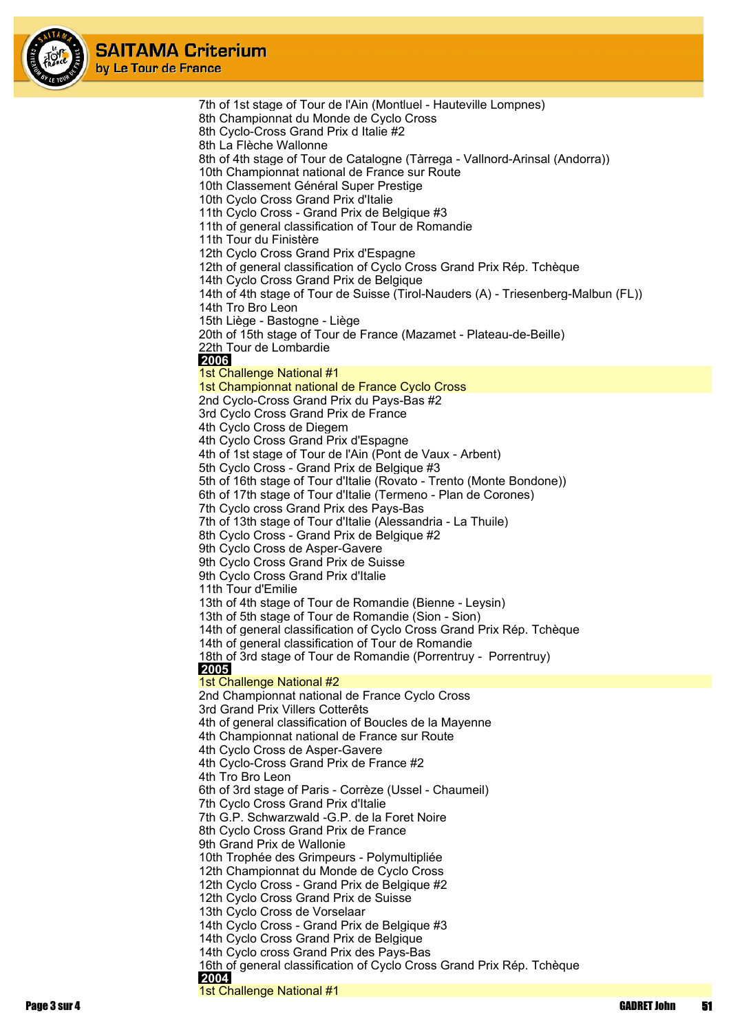7th of 1st stage of Tour de l'Ain (Montluel - Hauteville Lompnes)
8th Championnat du Monde de Cyclo Cross
8th Cyclo-Cross Grand Prix d Italie #2
8th La Flèche Wallonne
8th of 4th stage of Tour de Catalogne (Tàrrega - Vallnord-Arinsal (Andorra))
10th Championnat national de France sur Route
10th Classement Général Super Prestige
10th Cyclo Cross Grand Prix d'Italie
11th Cyclo Cross - Grand Prix de Belgique #3
11th of general classification of Tour de Romandie
11th Tour du Finistère
12th Cyclo Cross Grand Prix d'Espagne
12th of general classification of Cyclo Cross Grand Prix Rép. Tchèque
14th Cyclo Cross Grand Prix de Belgique
14th of 4th stage of Tour de Suisse (Tirol-Nauders (A) - Triesenberg-Malbun (FL))
14th Tro Bro Leon
15th Liège - Bastogne - Liège
20th of 15th stage of Tour de France (Mazamet - Plateau-de-Beille)
22th Tour de Lombardie

**2006**

1st Challenge National #1
1st Championnat national de France Cyclo Cross
2nd Cyclo-Cross Grand Prix du Pays-Bas #2
3rd Cyclo Cross Grand Prix de France
4th Cyclo Cross de Diegem
4th Cyclo Cross Grand Prix d'Espagne
4th of 1st stage of Tour de l'Ain (Pont de Vaux - Arbent)
5th Cyclo Cross - Grand Prix de Belgique #3
5th of 16th stage of Tour d'Italie (Rovato - Trento (Monte Bondone))
6th of 17th stage of Tour d'Italie (Termeno - Plan de Corones)
7th Cyclo cross Grand Prix des Pays-Bas
7th of 13th stage of Tour d'Italie (Alessandria - La Thuile)
8th Cyclo Cross - Grand Prix de Belgique #2
9th Cyclo Cross de Asper-Gavere
9th Cyclo Cross Grand Prix de Suisse
9th Cyclo Cross Grand Prix d'Italie
11th Tour d'Emilie
13th of 4th stage of Tour de Romandie (Bienne - Leysin)
13th of 5th stage of Tour de Romandie (Sion - Sion)
14th of general classification of Cyclo Cross Grand Prix Rép. Tchèque
14th of general classification of Tour de Romandie
18th of 3rd stage of Tour de Romandie (Porrentruy - Porrentruy)

**2005**

1st Challenge National #2
2nd Championnat national de France Cyclo Cross
3rd Grand Prix Villers Cotterêts
4th of general classification of Boucles de la Mayenne
4th Championnat national de France sur Route
4th Cyclo Cross de Asper-Gavere
4th Cyclo-Cross Grand Prix de France #2
4th Tro Bro Leon
6th of 3rd stage of Paris - Corrèze (Ussel - Chaumeil)
7th Cyclo Cross Grand Prix d'Italie
7th G.P. Schwarzwald -G.P. de la Foret Noire
8th Cyclo Cross Grand Prix de France
9th Grand Prix de Wallonie
10th Trophée des Grimpeurs - Polymultipliée
12th Championnat du Monde de Cyclo Cross
12th Cyclo Cross - Grand Prix de Belgique #2
12th Cyclo Cross Grand Prix de Suisse
13th Cyclo Cross de Vorselaar
14th Cyclo Cross - Grand Prix de Belgique #3
14th Cyclo Cross Grand Prix de Belgique
14th Cyclo cross Grand Prix des Pays-Bas
16th of general classification of Cyclo Cross Grand Prix Rép. Tchèque

**2004**

1st Challenge National #1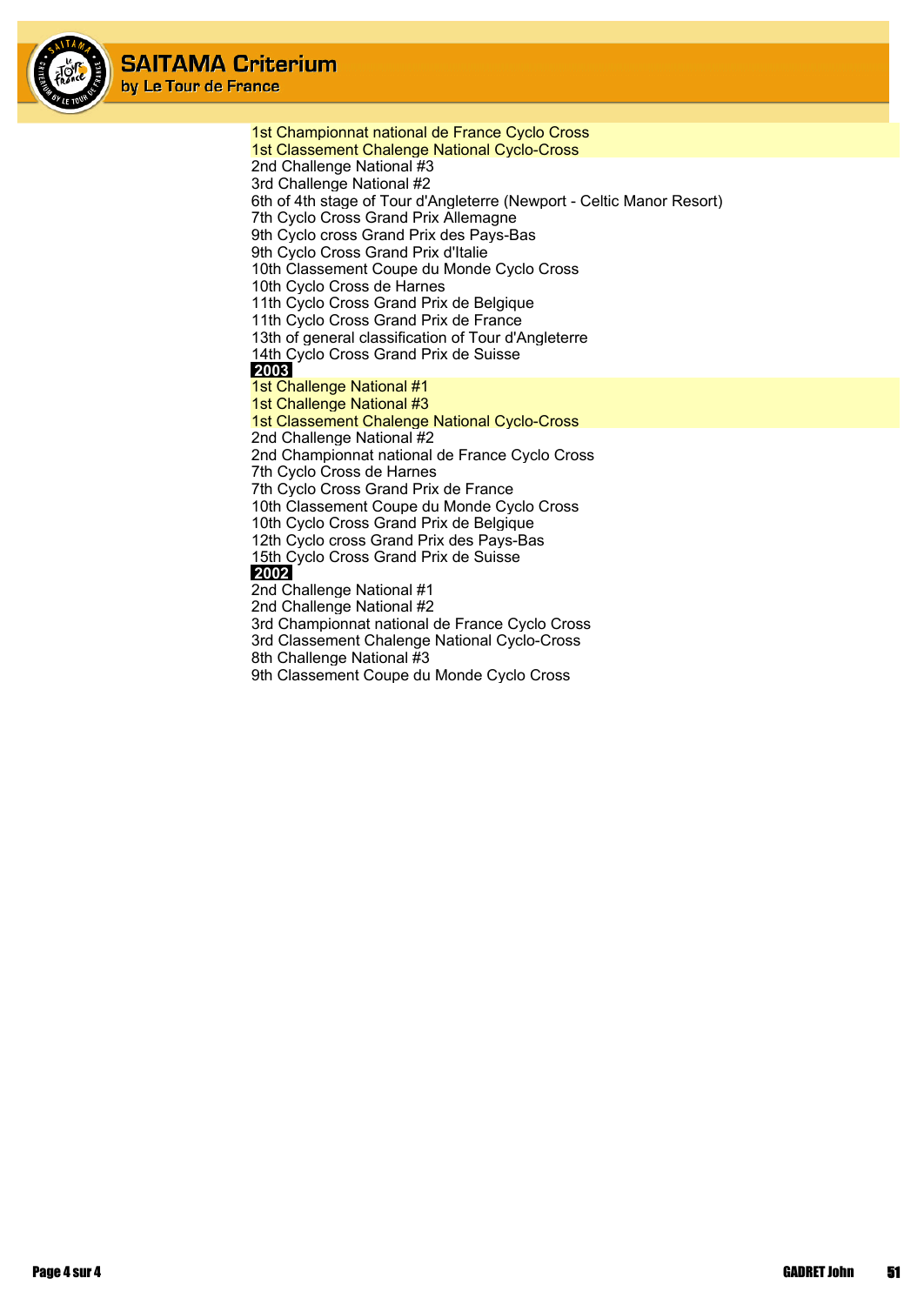1st Championnat national de France Cyclo Cross
1st Classement Chalenge National Cyclo-Cross
2nd Challenge National #3
3rd Challenge National #2
6th of 4th stage of Tour d'Angleterre (Newport - Celtic Manor Resort)
7th Cyclo Cross Grand Prix Allemagne
9th Cyclo cross Grand Prix des Pays-Bas
9th Cyclo Cross Grand Prix d'Italie
10th Classement Coupe du Monde Cyclo Cross
10th Cyclo Cross de Harnes
11th Cyclo Cross Grand Prix de Belgique
11th Cyclo Cross Grand Prix de France
13th of general classification of Tour d'Angleterre
14th Cyclo Cross Grand Prix de Suisse

**2003**

1st Challenge National #1
1st Challenge National #3
1st Classement Chalenge National Cyclo-Cross
2nd Challenge National #2
2nd Championnat national de France Cyclo Cross
7th Cyclo Cross de Harnes
7th Cyclo Cross Grand Prix de France
10th Classement Coupe du Monde Cyclo Cross
10th Cyclo Cross Grand Prix de Belgique
12th Cyclo cross Grand Prix des Pays-Bas
15th Cyclo Cross Grand Prix de Suisse

**2002**

2nd Challenge National #1
2nd Challenge National #2
3rd Championnat national de France Cyclo Cross
3rd Classement Chalenge National Cyclo-Cross
8th Challenge National #3
9th Classement Coupe du Monde Cyclo Cross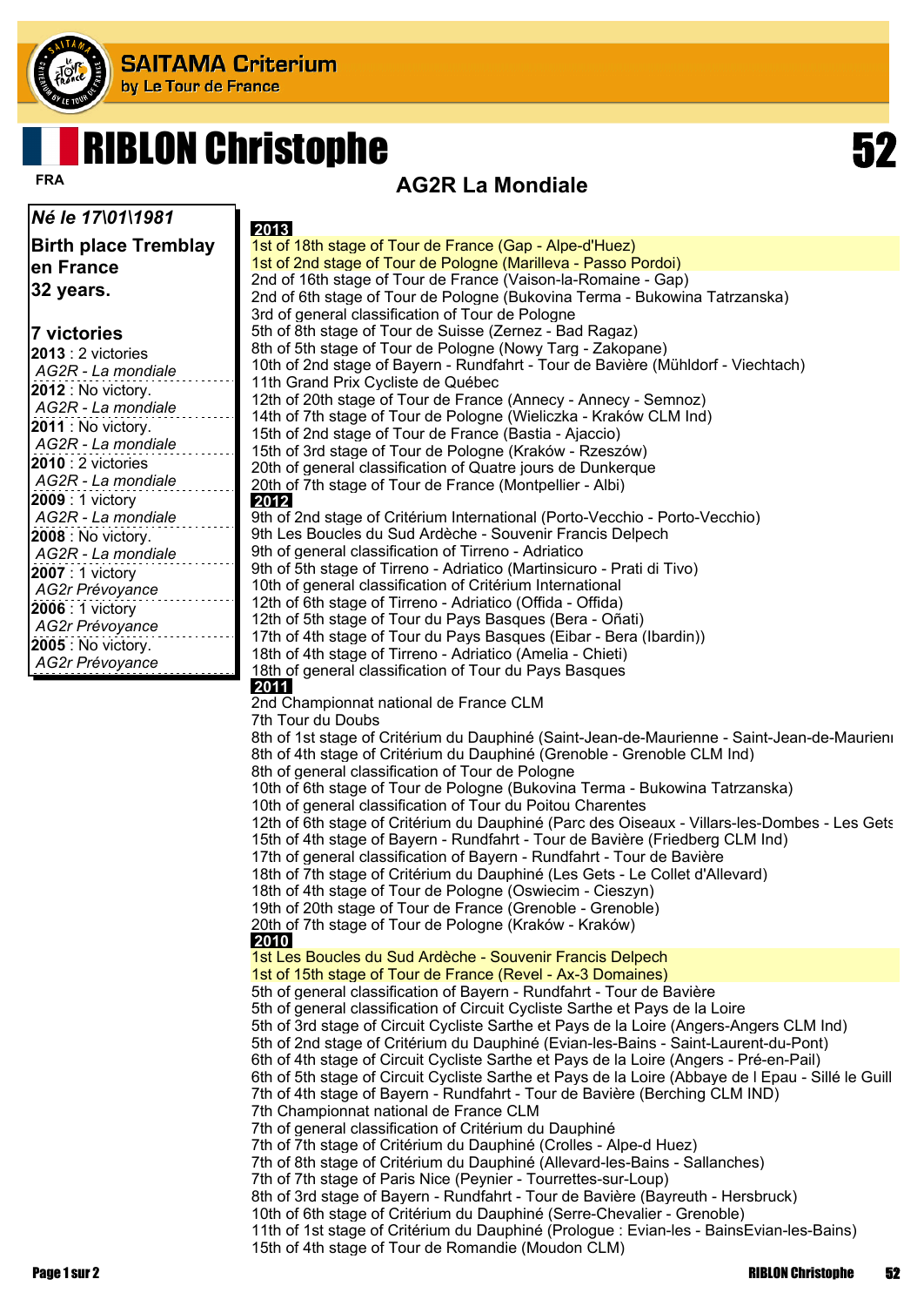# RIBLON Christophe

**52**

FRA

**AG2R La Mondiale**

***Né le 17\01\1981***

**Birth place Tremblay en France**

**32 years.**

**7 victories**

**2013** : 2 victories
*AG2R - La mondiale*

**2012** : No victory.
*AG2R - La mondiale*

**2011** : No victory.
*AG2R - La mondiale*

**2010** : 2 victories
*AG2R - La mondiale*

**2009** : 1 victory
*AG2R - La mondiale*

**2008** : No victory.
*AG2R - La mondiale*

**2007** : 1 victory
*AG2r Prévoyance*

**2006** : 1 victory
*AG2r Prévoyance*

**2005** : No victory.
*AG2r Prévoyance*

**2013**

1st of 18th stage of Tour de France (Gap - Alpe-d'Huez)
1st of 2nd stage of Tour de Pologne (Marilleva - Passo Pordoi)
2nd of 16th stage of Tour de France (Vaison-la-Romaine - Gap)
2nd of 6th stage of Tour de Pologne (Bukovina Terma - Bukowina Tatrzanska)
3rd of general classification of Tour de Pologne
5th of 8th stage of Tour de Suisse (Zernez - Bad Ragaz)
8th of 5th stage of Tour de Pologne (Nowy Targ - Zakopane)
10th of 2nd stage of Bayern - Rundfahrt - Tour de Bavière (Mühldorf - Viechtach)
11th Grand Prix Cycliste de Québec
12th of 20th stage of Tour de France (Annecy - Annecy - Semnoz)
14th of 7th stage of Tour de Pologne (Wieliczka - Kraków CLM Ind)
15th of 2nd stage of Tour de France (Bastia - Ajaccio)
15th of 3rd stage of Tour de Pologne (Kraków - Rzeszów)
20th of general classification of Quatre jours de Dunkerque
20th of 7th stage of Tour de France (Montpellier - Albi)

**2012**

9th of 2nd stage of Critérium International (Porto-Vecchio - Porto-Vecchio)
9th Les Boucles du Sud Ardèche - Souvenir Francis Delpech
9th of general classification of Tirreno - Adriatico
9th of 5th stage of Tirreno - Adriatico (Martinsicuro - Prati di Tivo)
10th of general classification of Critérium International
12th of 6th stage of Tirreno - Adriatico (Offida - Offida)
12th of 5th stage of Tour du Pays Basques (Bera - Oñati)
17th of 4th stage of Tour du Pays Basques (Eibar - Bera (Ibardin))
18th of 4th stage of Tirreno - Adriatico (Amelia - Chieti)
18th of general classification of Tour du Pays Basques

**2011**

2nd Championnat national de France CLM
7th Tour du Doubs
8th of 1st stage of Critérium du Dauphiné (Saint-Jean-de-Maurienne - Saint-Jean-de-Maurienı
8th of 4th stage of Critérium du Dauphiné (Grenoble - Grenoble CLM Ind)
8th of general classification of Tour de Pologne
10th of 6th stage of Tour de Pologne (Bukovina Terma - Bukowina Tatrzanska)
10th of general classification of Tour du Poitou Charentes
12th of 6th stage of Critérium du Dauphiné (Parc des Oiseaux - Villars-les-Dombes - Les Gets
15th of 4th stage of Bayern - Rundfahrt - Tour de Bavière (Friedberg CLM Ind)
17th of general classification of Bayern - Rundfahrt - Tour de Bavière
18th of 7th stage of Critérium du Dauphiné (Les Gets - Le Collet d'Allevard)
18th of 4th stage of Tour de Pologne (Oswiecim - Cieszyn)
19th of 20th stage of Tour de France (Grenoble - Grenoble)
20th of 7th stage of Tour de Pologne (Kraków - Kraków)

**2010**

1st Les Boucles du Sud Ardèche - Souvenir Francis Delpech
1st of 15th stage of Tour de France (Revel - Ax-3 Domaines)
5th of general classification of Bayern - Rundfahrt - Tour de Bavière
5th of general classification of Circuit Cycliste Sarthe et Pays de la Loire
5th of 3rd stage of Circuit Cycliste Sarthe et Pays de la Loire (Angers-Angers CLM Ind)
5th of 2nd stage of Critérium du Dauphiné (Evian-les-Bains - Saint-Laurent-du-Pont)
6th of 4th stage of Circuit Cycliste Sarthe et Pays de la Loire (Angers - Pré-en-Pail)
6th of 5th stage of Circuit Cycliste Sarthe et Pays de la Loire (Abbaye de l Epau - Sillé le Guill
7th of 4th stage of Bayern - Rundfahrt - Tour de Bavière (Berching CLM IND)
7th Championnat national de France CLM
7th of general classification of Critérium du Dauphiné
7th of 7th stage of Critérium du Dauphiné (Crolles - Alpe-d Huez)
7th of 8th stage of Critérium du Dauphiné (Allevard-les-Bains - Sallanches)
7th of 7th stage of Paris Nice (Peynier - Tourrettes-sur-Loup)
8th of 3rd stage of Bayern - Rundfahrt - Tour de Bavière (Bayreuth - Hersbruck)
10th of 6th stage of Critérium du Dauphiné (Serre-Chevalier - Grenoble)
11th of 1st stage of Critérium du Dauphiné (Prologue : Evian-les - BainsEvian-les-Bains)
15th of 4th stage of Tour de Romandie (Moudon CLM)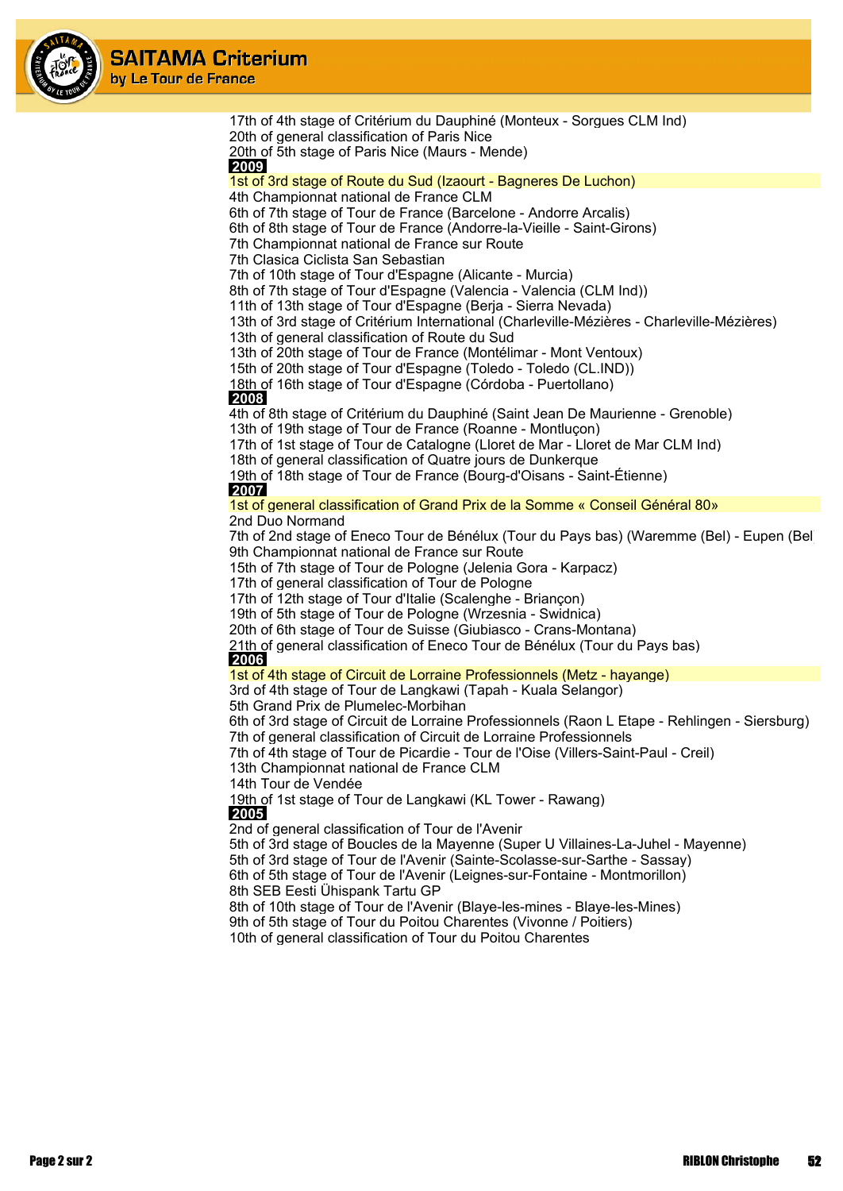17th of 4th stage of Critérium du Dauphiné (Monteux - Sorgues CLM Ind)
20th of general classification of Paris Nice
20th of 5th stage of Paris Nice (Maurs - Mende)

**2009**

1st of 3rd stage of Route du Sud (Izaourt - Bagneres De Luchon)
4th Championnat national de France CLM
6th of 7th stage of Tour de France (Barcelone - Andorre Arcalis)
6th of 8th stage of Tour de France (Andorre-la-Vieille - Saint-Girons)
7th Championnat national de France sur Route
7th Clasica Ciclista San Sebastian
7th of 10th stage of Tour d'Espagne (Alicante - Murcia)
8th of 7th stage of Tour d'Espagne (Valencia - Valencia (CLM Ind))
11th of 13th stage of Tour d'Espagne (Berja - Sierra Nevada)
13th of 3rd stage of Critérium International (Charleville-Mézières - Charleville-Mézières)
13th of general classification of Route du Sud
13th of 20th stage of Tour de France (Montélimar - Mont Ventoux)
15th of 20th stage of Tour d'Espagne (Toledo - Toledo (CL.IND))
18th of 16th stage of Tour d'Espagne (Córdoba - Puertollano)

**2008**

4th of 8th stage of Critérium du Dauphiné (Saint Jean De Maurienne - Grenoble)
13th of 19th stage of Tour de France (Roanne - Montluçon)
17th of 1st stage of Tour de Catalogne (Lloret de Mar - Lloret de Mar CLM Ind)
18th of general classification of Quatre jours de Dunkerque
19th of 18th stage of Tour de France (Bourg-d'Oisans - Saint-Étienne)

**2007**

1st of general classification of Grand Prix de la Somme « Conseil Général 80»
2nd Duo Normand
7th of 2nd stage of Eneco Tour de Bénélux (Tour du Pays bas) (Waremme (Bel) - Eupen (Bel
9th Championnat national de France sur Route
15th of 7th stage of Tour de Pologne (Jelenia Gora - Karpacz)
17th of general classification of Tour de Pologne
17th of 12th stage of Tour d'Italie (Scalenghe - Briançon)
19th of 5th stage of Tour de Pologne (Wrzesnia - Swidnica)
20th of 6th stage of Tour de Suisse (Giubiasco - Crans-Montana)
21th of general classification of Eneco Tour de Bénélux (Tour du Pays bas)

**2006**

1st of 4th stage of Circuit de Lorraine Professionnels (Metz - hayange)
3rd of 4th stage of Tour de Langkawi (Tapah - Kuala Selangor)
5th Grand Prix de Plumelec-Morbihan
6th of 3rd stage of Circuit de Lorraine Professionnels (Raon L Etape - Rehlingen - Siersburg)
7th of general classification of Circuit de Lorraine Professionnels
7th of 4th stage of Tour de Picardie - Tour de l'Oise (Villers-Saint-Paul - Creil)
13th Championnat national de France CLM
14th Tour de Vendée
19th of 1st stage of Tour de Langkawi (KL Tower - Rawang)

**2005**

2nd of general classification of Tour de l'Avenir
5th of 3rd stage of Boucles de la Mayenne (Super U Villaines-La-Juhel - Mayenne)
5th of 3rd stage of Tour de l'Avenir (Sainte-Scolasse-sur-Sarthe - Sassay)
6th of 5th stage of Tour de l'Avenir (Leignes-sur-Fontaine - Montmorillon)
8th SEB Eesti Ühispank Tartu GP
8th of 10th stage of Tour de l'Avenir (Blaye-les-mines - Blaye-les-Mines)
9th of 5th stage of Tour du Poitou Charentes (Vivonne / Poitiers)
10th of general classification of Tour du Poitou Charentes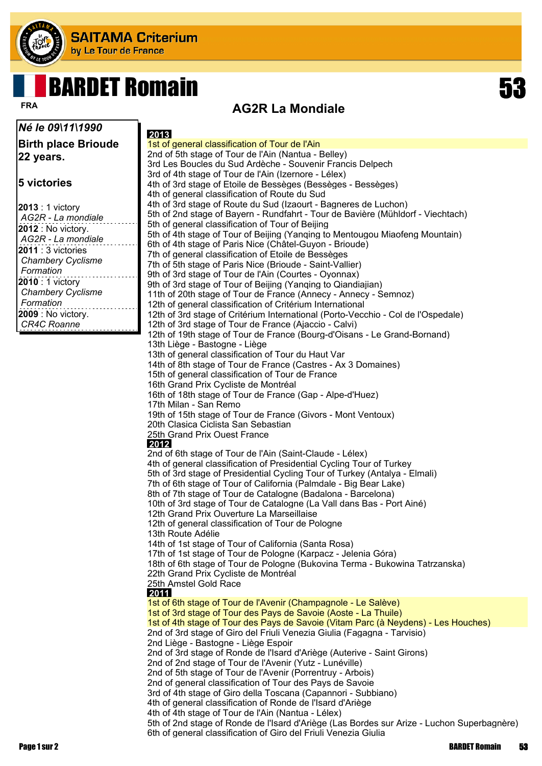# BARDET Romain

**53**

FRA

## AG2R La Mondiale

*Né le 09\11\1990*

**Birth place Brioude**

**22 years.**

**5 victories**

**2013** : 1 victory
*AG2R - La mondiale*

**2012** : No victory.
*AG2R - La mondiale*

**2011** : 3 victories
*Chambery Cyclisme Formation*

**2010** : 1 victory
*Chambery Cyclisme Formation*

**2009** : No victory.
*CR4C Roanne*

**2013**

1st of general classification of Tour de l'Ain
2nd of 5th stage of Tour de l'Ain (Nantua - Belley)
3rd Les Boucles du Sud Ardèche - Souvenir Francis Delpech
3rd of 4th stage of Tour de l'Ain (Izernore - Lélex)
4th of 3rd stage of Etoile de Bessèges (Bessèges - Bessèges)
4th of general classification of Route du Sud
4th of 3rd stage of Route du Sud (Izaourt - Bagneres de Luchon)
5th of 2nd stage of Bayern - Rundfahrt - Tour de Bavière (Mühldorf - Viechtach)
5th of general classification of Tour of Beijing
5th of 4th stage of Tour of Beijing (Yanqing to Mentougou Miaofeng Mountain)
6th of 4th stage of Paris Nice (Châtel-Guyon - Brioude)
7th of general classification of Etoile de Bessèges
7th of 5th stage of Paris Nice (Brioude - Saint-Vallier)
9th of 3rd stage of Tour de l'Ain (Courtes - Oyonnax)
9th of 3rd stage of Tour of Beijing (Yanqing to Qiandiajian)
11th of 20th stage of Tour de France (Annecy - Annecy - Semnoz)
12th of general classification of Critérium International
12th of 3rd stage of Critérium International (Porto-Vecchio - Col de l'Ospedale)
12th of 3rd stage of Tour de France (Ajaccio - Calvi)
12th of 19th stage of Tour de France (Bourg-d'Oisans - Le Grand-Bornand)
13th Liège - Bastogne - Liège
13th of general classification of Tour du Haut Var
14th of 8th stage of Tour de France (Castres - Ax 3 Domaines)
15th of general classification of Tour de France
16th Grand Prix Cycliste de Montréal
16th of 18th stage of Tour de France (Gap - Alpe-d'Huez)
17th Milan - San Remo
19th of 15th stage of Tour de France (Givors - Mont Ventoux)
20th Clasica Ciclista San Sebastian
25th Grand Prix Ouest France

**2012**

2nd of 6th stage of Tour de l'Ain (Saint-Claude - Lélex)
4th of general classification of Presidential Cycling Tour of Turkey
5th of 3rd stage of Presidential Cycling Tour of Turkey (Antalya - Elmali)
7th of 6th stage of Tour of California (Palmdale - Big Bear Lake)
8th of 7th stage of Tour de Catalogne (Badalona - Barcelona)
10th of 3rd stage of Tour de Catalogne (La Vall dans Bas - Port Ainé)
12th Grand Prix Ouverture La Marseillaise
12th of general classification of Tour de Pologne
13th Route Adélie
14th of 1st stage of Tour of California (Santa Rosa)
17th of 1st stage of Tour de Pologne (Karpacz - Jelenia Góra)
18th of 6th stage of Tour de Pologne (Bukovina Terma - Bukowina Tatrzanska)
22th Grand Prix Cycliste de Montréal
25th Amstel Gold Race

**2011**

1st of 6th stage of Tour de l'Avenir (Champagnole - Le Salève)
1st of 3rd stage of Tour des Pays de Savoie (Aoste - La Thuile)
1st of 4th stage of Tour des Pays de Savoie (Vitam Parc (à Neydens) - Les Houches)
2nd of 3rd stage of Giro del Friuli Venezia Giulia (Fagagna - Tarvisio)
2nd Liège - Bastogne - Liège Espoir
2nd of 3rd stage of Ronde de l'Isard d'Ariège (Auterive - Saint Girons)
2nd of 2nd stage of Tour de l'Avenir (Yutz - Lunéville)
2nd of 5th stage of Tour de l'Avenir (Porrentruy - Arbois)
2nd of general classification of Tour des Pays de Savoie
3rd of 4th stage of Giro della Toscana (Capannori - Subbiano)
4th of general classification of Ronde de l'Isard d'Ariège
4th of 4th stage of Tour de l'Ain (Nantua - Lélex)
5th of 2nd stage of Ronde de l'Isard d'Ariège (Las Bordes sur Arize - Luchon Superbagnère)
6th of general classification of Giro del Friuli Venezia Giulia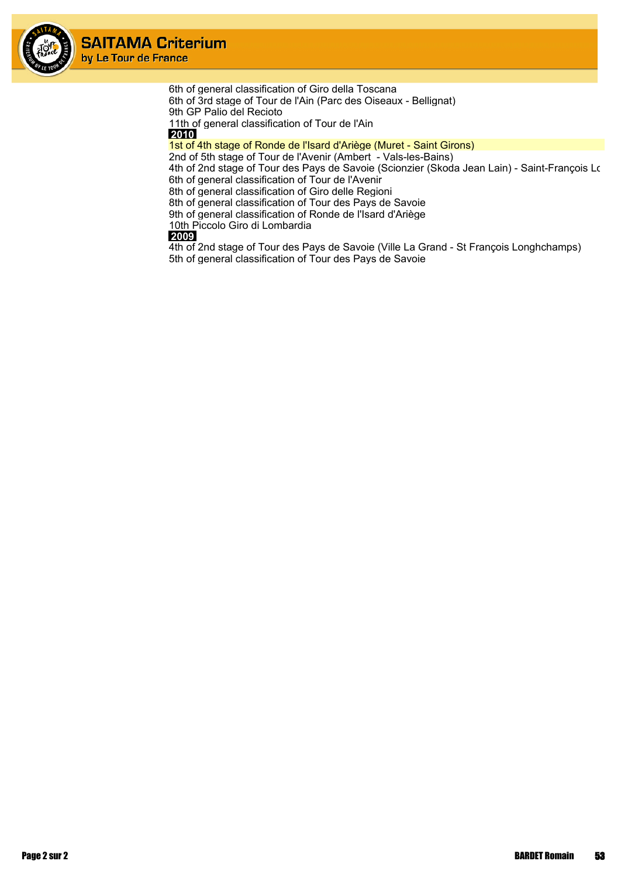6th of general classification of Giro della Toscana
6th of 3rd stage of Tour de l'Ain (Parc des Oiseaux - Bellignat)
9th GP Palio del Recioto
11th of general classification of Tour de l'Ain

**2010**

1st of 4th stage of Ronde de l'Isard d'Ariège (Muret - Saint Girons)
2nd of 5th stage of Tour de l'Avenir (Ambert - Vals-les-Bains)
4th of 2nd stage of Tour des Pays de Savoie (Scionzier (Skoda Jean Lain) - Saint-François Lo
6th of general classification of Tour de l'Avenir
8th of general classification of Giro delle Regioni
8th of general classification of Tour des Pays de Savoie
9th of general classification of Ronde de l'Isard d'Ariège
10th Piccolo Giro di Lombardia

**2009**

4th of 2nd stage of Tour des Pays de Savoie (Ville La Grand - St François Longhchamps)
5th of general classification of Tour des Pays de Savoie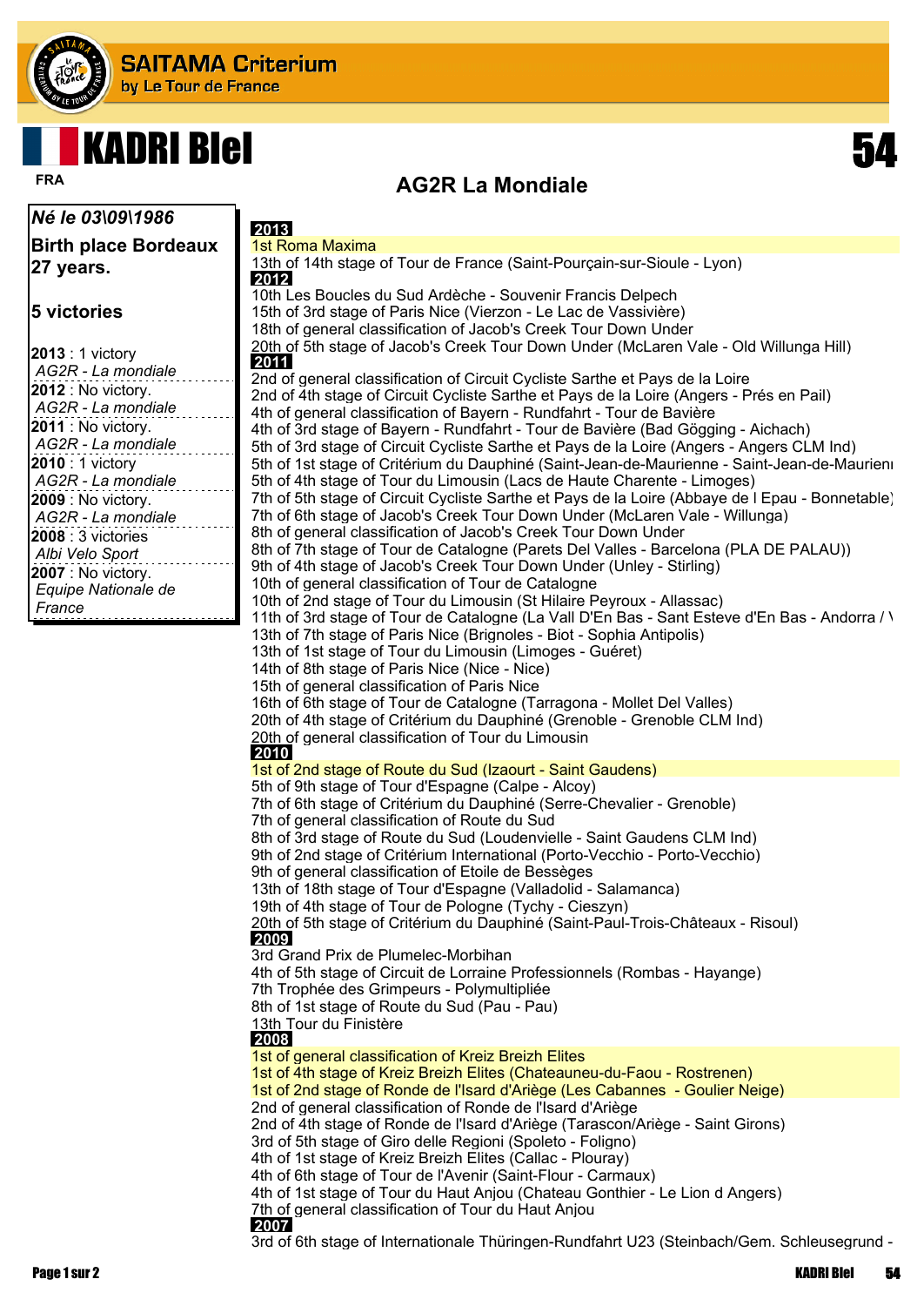# KADRI Blel

FRA

54

## AG2R La Mondiale

**Né le 03\09\1986**

**Birth place Bordeaux**

**27 years.**

**5 victories**

**2013** : 1 victory
*AG2R - La mondiale*

**2012** : No victory.
*AG2R - La mondiale*

**2011** : No victory.
*AG2R - La mondiale*

**2010** : 1 victory
*AG2R - La mondiale*

**2009** : No victory.
*AG2R - La mondiale*

**2008** : 3 victories
*Albi Velo Sport*

**2007** : No victory.
*Equipe Nationale de France*

**2013**

1st Roma Maxima
13th of 14th stage of Tour de France (Saint-Pourçain-sur-Sioule - Lyon)

**2012**

10th Les Boucles du Sud Ardèche - Souvenir Francis Delpech
15th of 3rd stage of Paris Nice (Vierzon - Le Lac de Vassivière)
18th of general classification of Jacob's Creek Tour Down Under
20th of 5th stage of Jacob's Creek Tour Down Under (McLaren Vale - Old Willunga Hill)

**2011**

2nd of general classification of Circuit Cycliste Sarthe et Pays de la Loire
2nd of 4th stage of Circuit Cycliste Sarthe et Pays de la Loire (Angers - Prés en Pail)
4th of general classification of Bayern - Rundfahrt - Tour de Bavière
4th of 3rd stage of Bayern - Rundfahrt - Tour de Bavière (Bad Gögging - Aichach)
5th of 3rd stage of Circuit Cycliste Sarthe et Pays de la Loire (Angers - Angers CLM Ind)
5th of 1st stage of Critérium du Dauphiné (Saint-Jean-de-Maurienne - Saint-Jean-de-Maurienı
5th of 4th stage of Tour du Limousin (Lacs de Haute Charente - Limoges)
7th of 5th stage of Circuit Cycliste Sarthe et Pays de la Loire (Abbaye de l Epau - Bonnetable)
7th of 6th stage of Jacob's Creek Tour Down Under (McLaren Vale - Willunga)
8th of general classification of Jacob's Creek Tour Down Under
8th of 7th stage of Tour de Catalogne (Parets Del Valles - Barcelona (PLA DE PALAU))
9th of 4th stage of Jacob's Creek Tour Down Under (Unley - Stirling)
10th of general classification of Tour de Catalogne
10th of 2nd stage of Tour du Limousin (St Hilaire Peyroux - Allassac)
11th of 3rd stage of Tour de Catalogne (La Vall D'En Bas - Sant Esteve d'En Bas - Andorra / \
13th of 7th stage of Paris Nice (Brignoles - Biot - Sophia Antipolis)
13th of 1st stage of Tour du Limousin (Limoges - Guéret)
14th of 8th stage of Paris Nice (Nice - Nice)
15th of general classification of Paris Nice
16th of 6th stage of Tour de Catalogne (Tarragona - Mollet Del Valles)
20th of 4th stage of Critérium du Dauphiné (Grenoble - Grenoble CLM Ind)
20th of general classification of Tour du Limousin

**2010**

1st of 2nd stage of Route du Sud (Izaourt - Saint Gaudens)
5th of 9th stage of Tour d'Espagne (Calpe - Alcoy)
7th of 6th stage of Critérium du Dauphiné (Serre-Chevalier - Grenoble)
7th of general classification of Route du Sud
8th of 3rd stage of Route du Sud (Loudenvielle - Saint Gaudens CLM Ind)
9th of 2nd stage of Critérium International (Porto-Vecchio - Porto-Vecchio)
9th of general classification of Etoile de Bessèges
13th of 18th stage of Tour d'Espagne (Valladolid - Salamanca)
19th of 4th stage of Tour de Pologne (Tychy - Cieszyn)
20th of 5th stage of Critérium du Dauphiné (Saint-Paul-Trois-Châteaux - Risoul)

**2009**

3rd Grand Prix de Plumelec-Morbihan
4th of 5th stage of Circuit de Lorraine Professionnels (Rombas - Hayange)
7th Trophée des Grimpeurs - Polymultipliée
8th of 1st stage of Route du Sud (Pau - Pau)
13th Tour du Finistère

**2008**

1st of general classification of Kreiz Breizh Elites
1st of 4th stage of Kreiz Breizh Elites (Chateauneu-du-Faou - Rostrenen)
1st of 2nd stage of Ronde de l'Isard d'Ariège (Les Cabannes - Goulier Neige)
2nd of general classification of Ronde de l'Isard d'Ariège
2nd of 4th stage of Ronde de l'Isard d'Ariège (Tarascon/Ariège - Saint Girons)
3rd of 5th stage of Giro delle Regioni (Spoleto - Foligno)
4th of 1st stage of Kreiz Breizh Elites (Callac - Plouray)
4th of 6th stage of Tour de l'Avenir (Saint-Flour - Carmaux)
4th of 1st stage of Tour du Haut Anjou (Chateau Gonthier - Le Lion d Angers)
7th of general classification of Tour du Haut Anjou

**2007**

3rd of 6th stage of Internationale Thüringen-Rundfahrt U23 (Steinbach/Gem. Schleusegrund -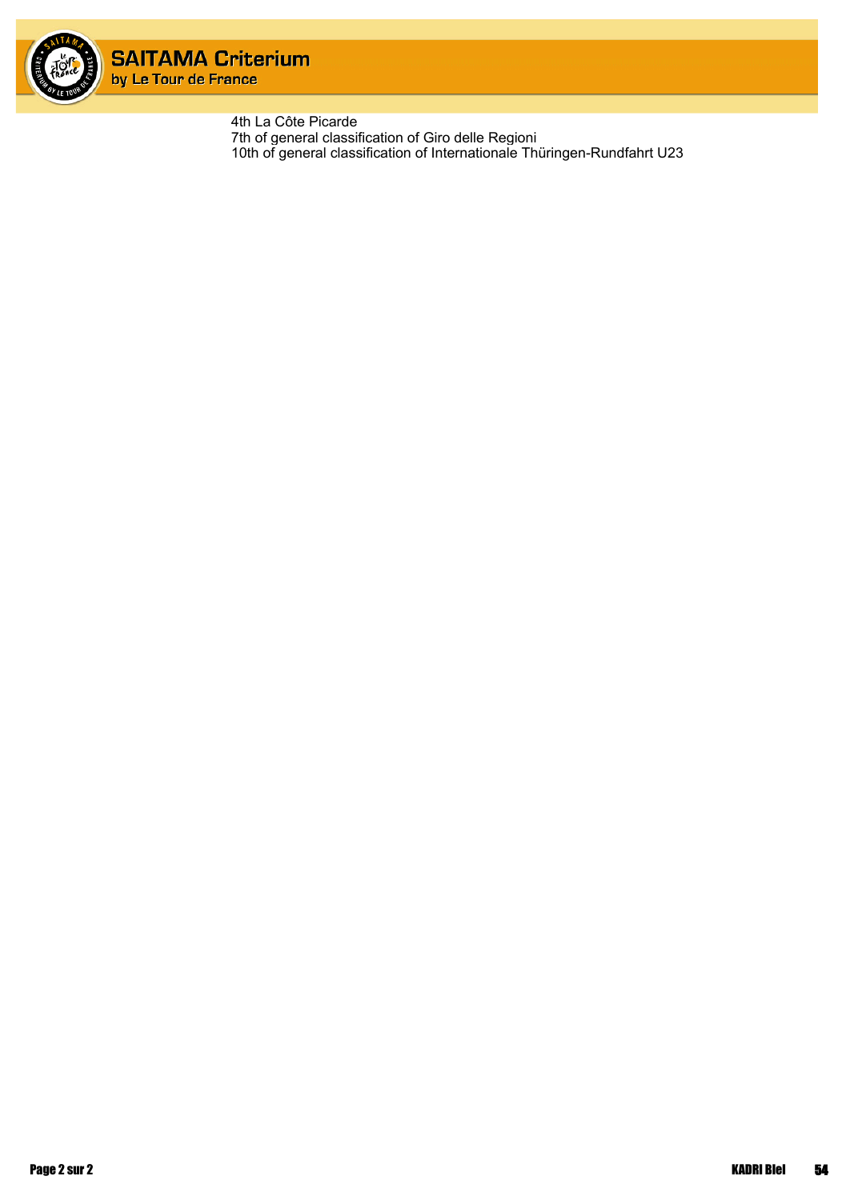4th La Côte Picarde
7th of general classification of Giro delle Regioni
10th of general classification of Internationale Thüringen-Rundfahrt U23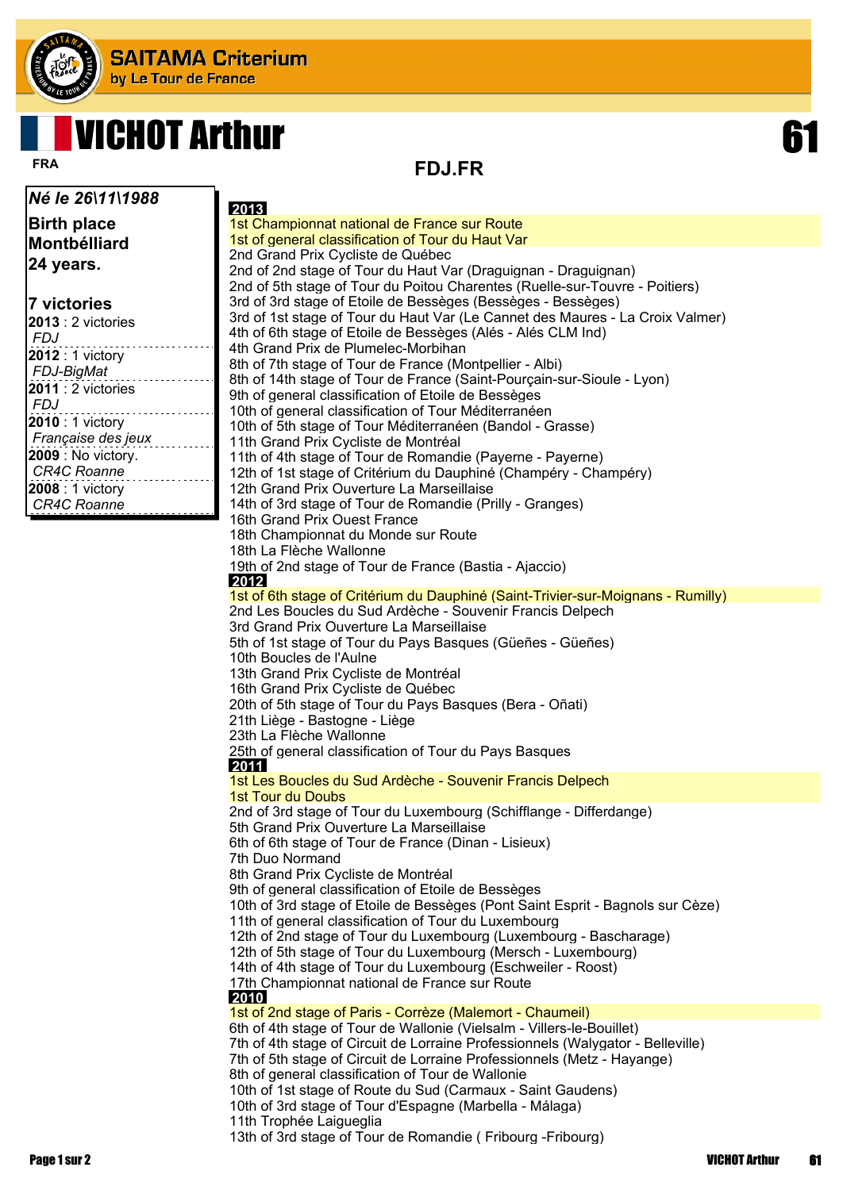# SAITAMA Criterium

by Le Tour de France

# VICHOT Arthur 61

FRA

**FDJ.FR**

***Né le 26\11\1988***

**Birth place**
**Montbélliard**
**24 years.**

**7 victories**

**2013** : 2 victories
*FDJ*

**2012** : 1 victory
*FDJ-BigMat*

**2011** : 2 victories
*FDJ*

**2010** : 1 victory
*Française des jeux*

**2009** : No victory.
*CR4C Roanne*

**2008** : 1 victory
*CR4C Roanne*

**2013**

1st Championnat national de France sur Route
1st of general classification of Tour du Haut Var
2nd Grand Prix Cycliste de Québec
2nd of 2nd stage of Tour du Haut Var (Draguignan - Draguignan)
2nd of 5th stage of Tour du Poitou Charentes (Ruelle-sur-Touvre - Poitiers)
3rd of 3rd stage of Etoile de Bessèges (Bessèges - Bessèges)
3rd of 1st stage of Tour du Haut Var (Le Cannet des Maures - La Croix Valmer)
4th of 6th stage of Etoile de Bessèges (Alés - Alés CLM Ind)
4th Grand Prix de Plumelec-Morbihan
8th of 7th stage of Tour de France (Montpellier - Albi)
8th of 14th stage of Tour de France (Saint-Pourçain-sur-Sioule - Lyon)
9th of general classification of Etoile de Bessèges
10th of general classification of Tour Méditerranéen
10th of 5th stage of Tour Méditerranéen (Bandol - Grasse)
11th Grand Prix Cycliste de Montréal
11th of 4th stage of Tour de Romandie (Payerne - Payerne)
12th of 1st stage of Critérium du Dauphiné (Champéry - Champéry)
12th Grand Prix Ouverture La Marseillaise
14th of 3rd stage of Tour de Romandie (Prilly - Granges)
16th Grand Prix Ouest France
18th Championnat du Monde sur Route
18th La Flèche Wallonne
19th of 2nd stage of Tour de France (Bastia - Ajaccio)

**2012**

1st of 6th stage of Critérium du Dauphiné (Saint-Trivier-sur-Moignans - Rumilly)
2nd Les Boucles du Sud Ardèche - Souvenir Francis Delpech
3rd Grand Prix Ouverture La Marseillaise
5th of 1st stage of Tour du Pays Basques (Güeñes - Güeñes)
10th Boucles de l'Aulne
13th Grand Prix Cycliste de Montréal
16th Grand Prix Cycliste de Québec
20th of 5th stage of Tour du Pays Basques (Bera - Oñati)
21th Liège - Bastogne - Liège
23th La Flèche Wallonne
25th of general classification of Tour du Pays Basques

**2011**

1st Les Boucles du Sud Ardèche - Souvenir Francis Delpech
1st Tour du Doubs
2nd of 3rd stage of Tour du Luxembourg (Schifflange - Differdange)
5th Grand Prix Ouverture La Marseillaise
6th of 6th stage of Tour de France (Dinan - Lisieux)
7th Duo Normand
8th Grand Prix Cycliste de Montréal
9th of general classification of Etoile de Bessèges
10th of 3rd stage of Etoile de Bessèges (Pont Saint Esprit - Bagnols sur Cèze)
11th of general classification of Tour du Luxembourg
12th of 2nd stage of Tour du Luxembourg (Luxembourg - Bascharage)
12th of 5th stage of Tour du Luxembourg (Mersch - Luxembourg)
14th of 4th stage of Tour du Luxembourg (Eschweiler - Roost)
17th Championnat national de France sur Route

**2010**

1st of 2nd stage of Paris - Corrèze (Malemort - Chaumeil)
6th of 4th stage of Tour de Wallonie (Vielsalm - Villers-le-Bouillet)
7th of 4th stage of Circuit de Lorraine Professionnels (Walygator - Belleville)
7th of 5th stage of Circuit de Lorraine Professionnels (Metz - Hayange)
8th of general classification of Tour de Wallonie
10th of 1st stage of Route du Sud (Carmaux - Saint Gaudens)
10th of 3rd stage of Tour d'Espagne (Marbella - Málaga)
11th Trophée Laigueglia
13th of 3rd stage of Tour de Romandie ( Fribourg -Fribourg)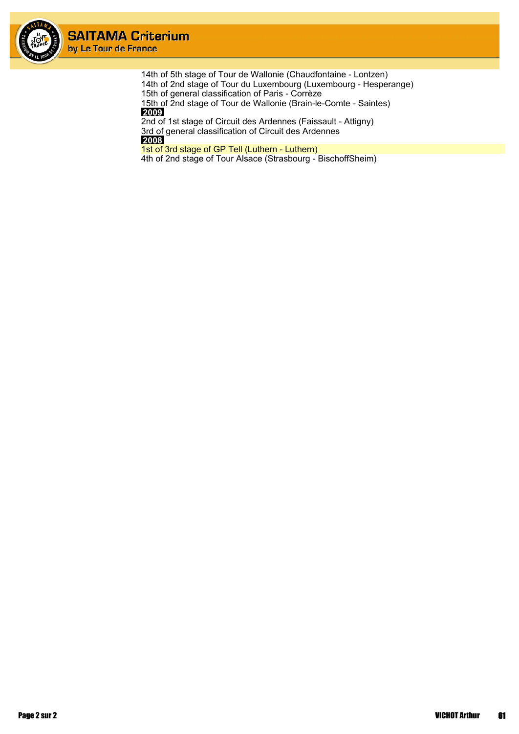14th of 5th stage of Tour de Wallonie (Chaudfontaine - Lontzen)
14th of 2nd stage of Tour du Luxembourg (Luxembourg - Hesperange)
15th of general classification of Paris - Corrèze
15th of 2nd stage of Tour de Wallonie (Brain-le-Comte - Saintes)

**2009**

2nd of 1st stage of Circuit des Ardennes (Faissault - Attigny)
3rd of general classification of Circuit des Ardennes

**2008**

1st of 3rd stage of GP Tell (Luthern - Luthern)
4th of 2nd stage of Tour Alsace (Strasbourg - BischoffSheim)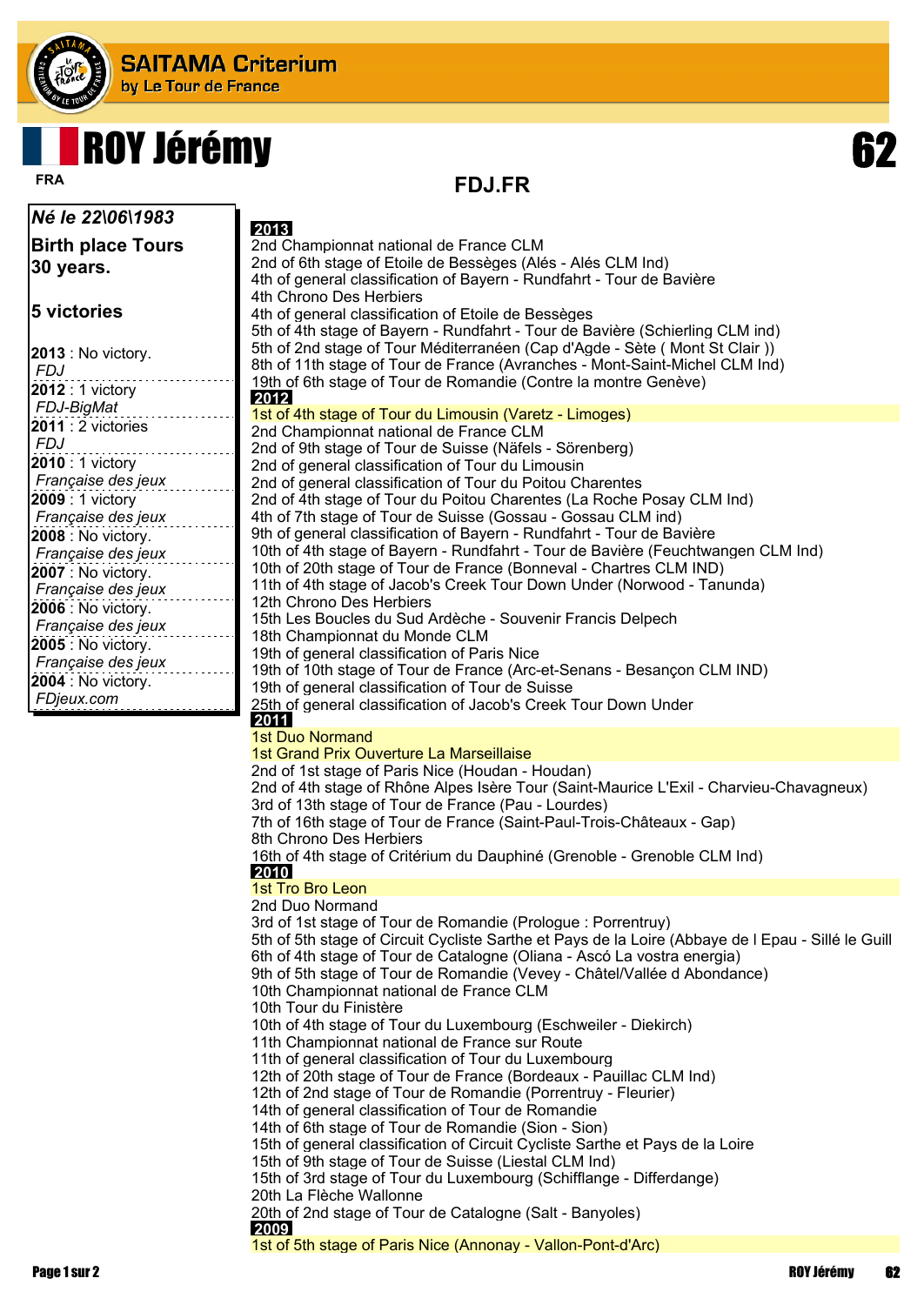# ROY Jérémy

**FRA**

**62**

## FDJ.FR

*Né le 22\06\1983*

**Birth place Tours**
**30 years.**

**5 victories**

**2013** : No victory.
*FDJ*
**2012** : 1 victory
*FDJ-BigMat*
**2011** : 2 victories
*FDJ*
**2010** : 1 victory
*Française des jeux*
**2009** : 1 victory
*Française des jeux*
**2008** : No victory.
*Française des jeux*
**2007** : No victory.
*Française des jeux*
**2006** : No victory.
*Française des jeux*
**2005** : No victory.
*Française des jeux*
**2004** : No victory.
*FDjeux.com*

**2013**

2nd Championnat national de France CLM
2nd of 6th stage of Etoile de Bességes (Alés - Alés CLM Ind)
4th of general classification of Bayern - Rundfahrt - Tour de Bavière
4th Chrono Des Herbiers
4th of general classification of Etoile de Bességes
5th of 4th stage of Bayern - Rundfahrt - Tour de Bavière (Schierling CLM ind)
5th of 2nd stage of Tour Méditerranéen (Cap d'Agde - Sète ( Mont St Clair ))
8th of 11th stage of Tour de France (Avranches - Mont-Saint-Michel CLM Ind)
19th of 6th stage of Tour de Romandie (Contre la montre Genève)

**2012**

1st of 4th stage of Tour du Limousin (Varetz - Limoges)
2nd Championnat national de France CLM
2nd of 9th stage of Tour de Suisse (Näfels - Sörenberg)
2nd of general classification of Tour du Limousin
2nd of general classification of Tour du Poitou Charentes
2nd of 4th stage of Tour du Poitou Charentes (La Roche Posay CLM Ind)
4th of 7th stage of Tour de Suisse (Gossau - Gossau CLM ind)
9th of general classification of Bayern - Rundfahrt - Tour de Bavière
10th of 4th stage of Bayern - Rundfahrt - Tour de Bavière (Feuchtwangen CLM Ind)
10th of 20th stage of Tour de France (Bonneval - Chartres CLM IND)
11th of 4th stage of Jacob's Creek Tour Down Under (Norwood - Tanunda)
12th Chrono Des Herbiers
15th Les Boucles du Sud Ardèche - Souvenir Francis Delpech
18th Championnat du Monde CLM
19th of general classification of Paris Nice
19th of 10th stage of Tour de France (Arc-et-Senans - Besançon CLM IND)
19th of general classification of Tour de Suisse
25th of general classification of Jacob's Creek Tour Down Under

**2011**

1st Duo Normand
1st Grand Prix Ouverture La Marseillaise
2nd of 1st stage of Paris Nice (Houdan - Houdan)
2nd of 4th stage of Rhône Alpes Isère Tour (Saint-Maurice L'Exil - Charvieu-Chavagneux)
3rd of 13th stage of Tour de France (Pau - Lourdes)
7th of 16th stage of Tour de France (Saint-Paul-Trois-Châteaux - Gap)
8th Chrono Des Herbiers
16th of 4th stage of Critérium du Dauphiné (Grenoble - Grenoble CLM Ind)

**2010**

1st Tro Bro Leon
2nd Duo Normand
3rd of 1st stage of Tour de Romandie (Prologue : Porrentruy)
5th of 5th stage of Circuit Cycliste Sarthe et Pays de la Loire (Abbaye de l Epau - Sillé le Guill
6th of 4th stage of Tour de Catalogne (Oliana - Ascó La vostra energia)
9th of 5th stage of Tour de Romandie (Vevey - Châtel/Vallée d Abondance)
10th Championnat national de France CLM
10th Tour du Finistère
10th of 4th stage of Tour du Luxembourg (Eschweiler - Diekirch)
11th Championnat national de France sur Route
11th of general classification of Tour du Luxembourg
12th of 20th stage of Tour de France (Bordeaux - Pauillac CLM Ind)
12th of 2nd stage of Tour de Romandie (Porrentruy - Fleurier)
14th of general classification of Tour de Romandie
14th of 6th stage of Tour de Romandie (Sion - Sion)
15th of general classification of Circuit Cycliste Sarthe et Pays de la Loire
15th of 9th stage of Tour de Suisse (Liestal CLM Ind)
15th of 3rd stage of Tour du Luxembourg (Schifflange - Differdange)
20th La Flèche Wallonne
20th of 2nd stage of Tour de Catalogne (Salt - Banyoles)

**2009**

1st of 5th stage of Paris Nice (Annonay - Vallon-Pont-d'Arc)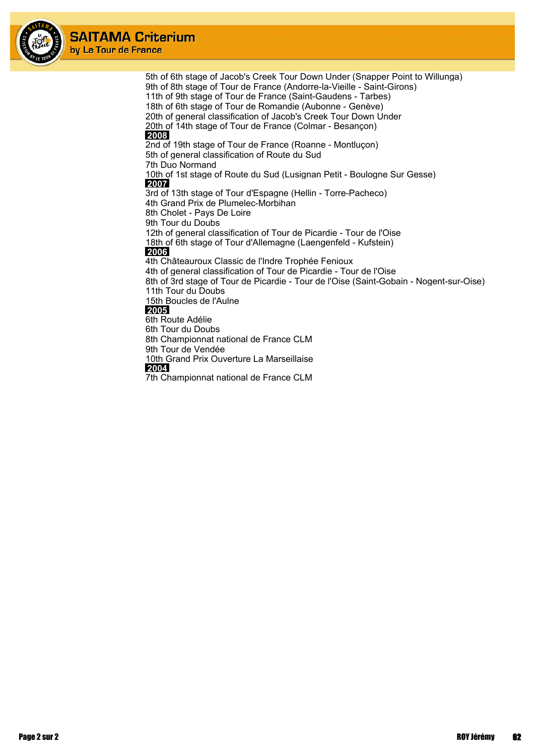5th of 6th stage of Jacob's Creek Tour Down Under (Snapper Point to Willunga)
9th of 8th stage of Tour de France (Andorre-la-Vieille - Saint-Girons)
11th of 9th stage of Tour de France (Saint-Gaudens - Tarbes)
18th of 6th stage of Tour de Romandie (Aubonne - Genève)
20th of general classification of Jacob's Creek Tour Down Under
20th of 14th stage of Tour de France (Colmar - Besançon)

**2008**

2nd of 19th stage of Tour de France (Roanne - Montluçon)
5th of general classification of Route du Sud
7th Duo Normand
10th of 1st stage of Route du Sud (Lusignan Petit - Boulogne Sur Gesse)

**2007**

3rd of 13th stage of Tour d'Espagne (Hellin - Torre-Pacheco)
4th Grand Prix de Plumelec-Morbihan
8th Cholet - Pays De Loire
9th Tour du Doubs
12th of general classification of Tour de Picardie - Tour de l'Oise
18th of 6th stage of Tour d'Allemagne (Laengenfeld - Kufstein)

**2006**

4th Châteauroux Classic de l'Indre Trophée Fenioux
4th of general classification of Tour de Picardie - Tour de l'Oise
8th of 3rd stage of Tour de Picardie - Tour de l'Oise (Saint-Gobain - Nogent-sur-Oise)
11th Tour du Doubs
15th Boucles de l'Aulne

**2005**

6th Route Adélie
6th Tour du Doubs
8th Championnat national de France CLM
9th Tour de Vendée
10th Grand Prix Ouverture La Marseillaise

**2004**

7th Championnat national de France CLM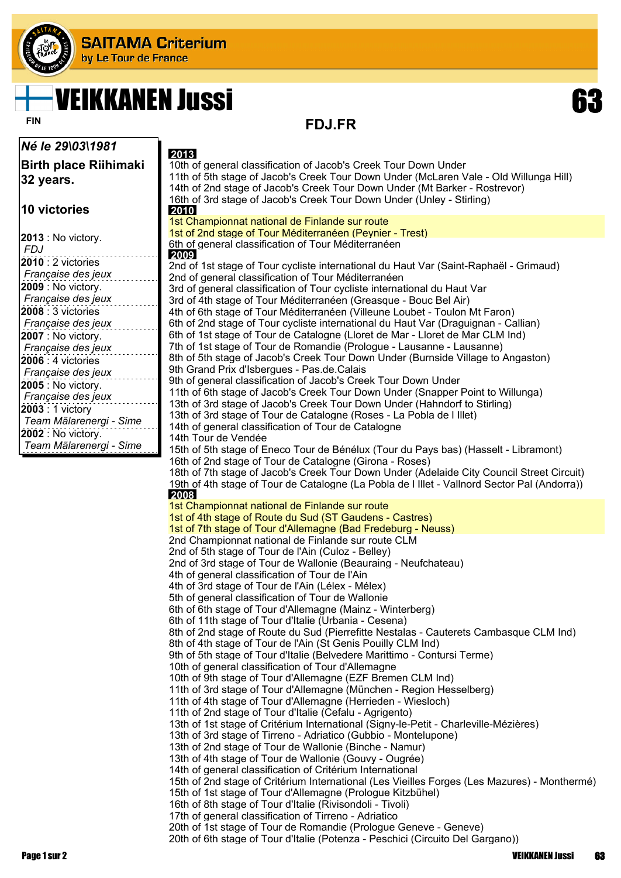SAITAMA Criterium
by Le Tour de France

# VEIKKANEN Jussi

FIN

63

## FDJ.FR

*Né le 29\03\1981*

**Birth place Riihimaki**
**32 years.**

**10 victories**

**2013** : No victory.
*FDJ*
**2010** : 2 victories
*Française des jeux*
**2009** : No victory.
*Française des jeux*
**2008** : 3 victories
*Française des jeux*
**2007** : No victory.
*Française des jeux*
**2006** : 4 victories
*Française des jeux*
**2005** : No victory.
*Française des jeux*
**2003** : 1 victory
*Team Mälarenergi - Sime*
**2002** : No victory.
*Team Mälarenergi - Sime*

**2013**

10th of general classification of Jacob's Creek Tour Down Under
11th of 5th stage of Jacob's Creek Tour Down Under (McLaren Vale - Old Willunga Hill)
14th of 2nd stage of Jacob's Creek Tour Down Under (Mt Barker - Rostrevor)
16th of 3rd stage of Jacob's Creek Tour Down Under (Unley - Stirling)

**2010**

1st Championnat national de Finlande sur route
1st of 2nd stage of Tour Méditerranéen (Peynier - Trest)
6th of general classification of Tour Méditerranéen

**2009**

2nd of 1st stage of Tour cycliste international du Haut Var (Saint-Raphaël - Grimaud)
2nd of general classification of Tour Méditerranéen
3rd of general classification of Tour cycliste international du Haut Var
3rd of 4th stage of Tour Méditerranéen (Greasque - Bouc Bel Air)
4th of 6th stage of Tour Méditerranéen (Villeune Loubet - Toulon Mt Faron)
6th of 2nd stage of Tour cycliste international du Haut Var (Draguignan - Callian)
6th of 1st stage of Tour de Catalogne (Lloret de Mar - Lloret de Mar CLM Ind)
7th of 1st stage of Tour de Romandie (Prologue - Lausanne - Lausanne)
8th of 5th stage of Jacob's Creek Tour Down Under (Burnside Village to Angaston)
9th Grand Prix d'Isbergues - Pas.de.Calais
9th of general classification of Jacob's Creek Tour Down Under
11th of 6th stage of Jacob's Creek Tour Down Under (Snapper Point to Willunga)
13th of 3rd stage of Jacob's Creek Tour Down Under (Hahndorf to Stirling)
13th of 3rd stage of Tour de Catalogne (Roses - La Pobla de l Illet)
14th of general classification of Tour de Catalogne
14th Tour de Vendée
15th of 5th stage of Eneco Tour de Bénélux (Tour du Pays bas) (Hasselt - Libramont)
16th of 2nd stage of Tour de Catalogne (Girona - Roses)
18th of 7th stage of Jacob's Creek Tour Down Under (Adelaide City Council Street Circuit)
19th of 4th stage of Tour de Catalogne (La Pobla de l Illet - Vallnord Sector Pal (Andorra))

**2008**

1st Championnat national de Finlande sur route
1st of 4th stage of Route du Sud (ST Gaudens - Castres)
1st of 7th stage of Tour d'Allemagne (Bad Fredeburg - Neuss)
2nd Championnat national de Finlande sur route CLM
2nd of 5th stage of Tour de l'Ain (Culoz - Belley)
2nd of 3rd stage of Tour de Wallonie (Beauraing - Neufchateau)
4th of general classification of Tour de l'Ain
4th of 3rd stage of Tour de l'Ain (Lélex - Mélex)
5th of general classification of Tour de Wallonie
6th of 6th stage of Tour d'Allemagne (Mainz - Winterberg)
6th of 11th stage of Tour d'Italie (Urbania - Cesena)
8th of 2nd stage of Route du Sud (Pierrefitte Nestalas - Cauterets Cambasque CLM Ind)
8th of 4th stage of Tour de l'Ain (St Genis Pouilly CLM Ind)
9th of 5th stage of Tour d'Italie (Belvedere Marittimo - Contursi Terme)
10th of general classification of Tour d'Allemagne
10th of 9th stage of Tour d'Allemagne (EZF Bremen CLM Ind)
11th of 3rd stage of Tour d'Allemagne (München - Region Hesselberg)
11th of 4th stage of Tour d'Allemagne (Herrieden - Wiesloch)
11th of 2nd stage of Tour d'Italie (Cefalu - Agrigento)
13th of 1st stage of Critérium International (Signy-le-Petit - Charleville-Mézières)
13th of 3rd stage of Tirreno - Adriatico (Gubbio - Montelupone)
13th of 2nd stage of Tour de Wallonie (Binche - Namur)
13th of 4th stage of Tour de Wallonie (Gouvy - Ougrée)
14th of general classification of Critérium International
15th of 2nd stage of Critérium International (Les Vieilles Forges (Les Mazures) - Monthermé)
15th of 1st stage of Tour d'Allemagne (Prologue Kitzbühel)
16th of 8th stage of Tour d'Italie (Rivisondoli - Tivoli)
17th of general classification of Tirreno - Adriatico
20th of 1st stage of Tour de Romandie (Prologue Geneve - Geneve)
20th of 6th stage of Tour d'Italie (Potenza - Peschici (Circuito Del Gargano))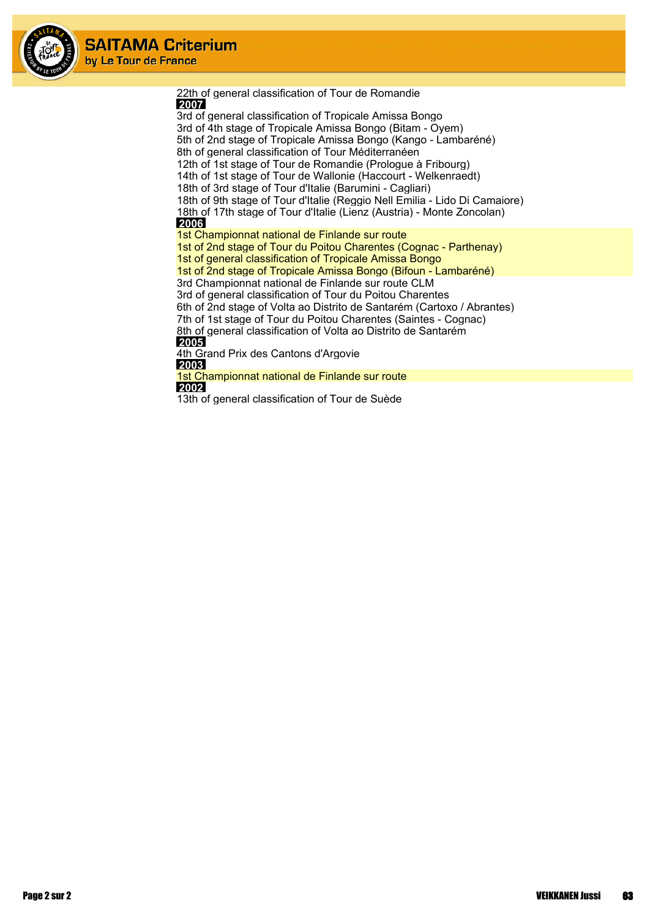22th of general classification of Tour de Romandie

**2007**

3rd of general classification of Tropicale Amissa Bongo
3rd of 4th stage of Tropicale Amissa Bongo (Bitam - Oyem)
5th of 2nd stage of Tropicale Amissa Bongo (Kango - Lambaréné)
8th of general classification of Tour Méditerranéen
12th of 1st stage of Tour de Romandie (Prologue à Fribourg)
14th of 1st stage of Tour de Wallonie (Haccourt - Welkenraedt)
18th of 3rd stage of Tour d'Italie (Barumini - Cagliari)
18th of 9th stage of Tour d'Italie (Reggio Nell Emilia - Lido Di Camaiore)
18th of 17th stage of Tour d'Italie (Lienz (Austria) - Monte Zoncolan)

**2006**

1st Championnat national de Finlande sur route
1st of 2nd stage of Tour du Poitou Charentes (Cognac - Parthenay)
1st of general classification of Tropicale Amissa Bongo
1st of 2nd stage of Tropicale Amissa Bongo (Bifoun - Lambaréné)
3rd Championnat national de Finlande sur route CLM
3rd of general classification of Tour du Poitou Charentes
6th of 2nd stage of Volta ao Distrito de Santarém (Cartoxo / Abrantes)
7th of 1st stage of Tour du Poitou Charentes (Saintes - Cognac)
8th of general classification of Volta ao Distrito de Santarém

**2005**

4th Grand Prix des Cantons d'Argovie

**2003**

1st Championnat national de Finlande sur route

**2002**

13th of general classification of Tour de Suède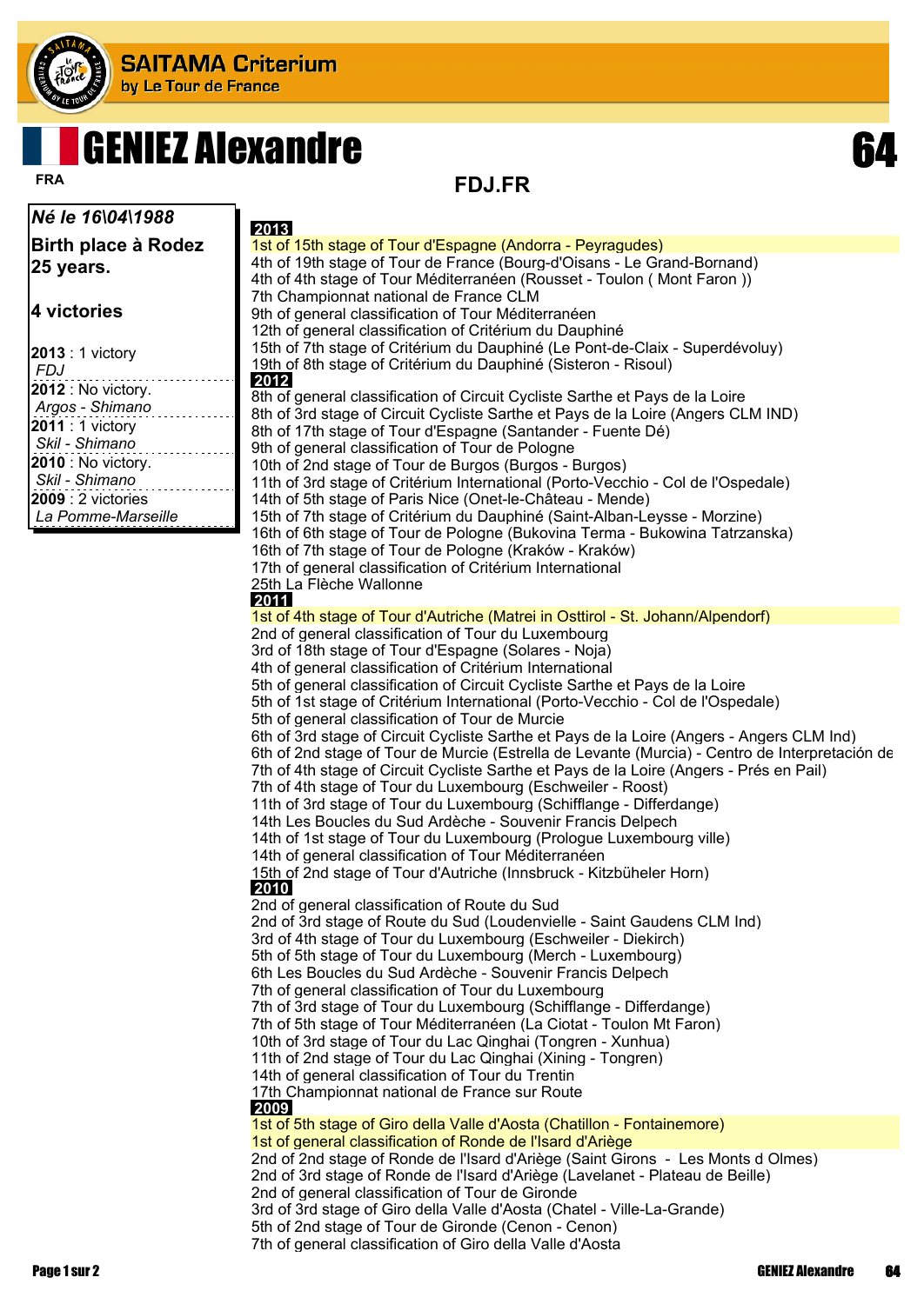# GENIEZ Alexandre

FRA

**64**

## FDJ.FR

***Né le 16\04\1988***

**Birth place à Rodez**
**25 years.**

**4 victories**

**2013** : 1 victory
*FDJ*
**2012** : No victory.
*Argos - Shimano*
**2011** : 1 victory
*Skil - Shimano*
**2010** : No victory.
*Skil - Shimano*
**2009** : 2 victories
*La Pomme-Marseille*

### 2013

1st of 15th stage of Tour d'Espagne (Andorra - Peyragudes)
4th of 19th stage of Tour de France (Bourg-d'Oisans - Le Grand-Bornand)
4th of 4th stage of Tour Méditerranéen (Rousset - Toulon ( Mont Faron ))
7th Championnat national de France CLM
9th of general classification of Tour Méditerranéen
12th of general classification of Critérium du Dauphiné
15th of 7th stage of Critérium du Dauphiné (Le Pont-de-Claix - Superdévoluy)
19th of 8th stage of Critérium du Dauphiné (Sisteron - Risoul)

### 2012

8th of general classification of Circuit Cycliste Sarthe et Pays de la Loire
8th of 3rd stage of Circuit Cycliste Sarthe et Pays de la Loire (Angers CLM IND)
8th of 17th stage of Tour d'Espagne (Santander - Fuente Dé)
9th of general classification of Tour de Pologne
10th of 2nd stage of Tour de Burgos (Burgos - Burgos)
11th of 3rd stage of Critérium International (Porto-Vecchio - Col de l'Ospedale)
14th of 5th stage of Paris Nice (Onet-le-Château - Mende)
15th of 7th stage of Critérium du Dauphiné (Saint-Alban-Leysse - Morzine)
16th of 6th stage of Tour de Pologne (Bukovina Terma - Bukowina Tatrzanska)
16th of 7th stage of Tour de Pologne (Kraków - Kraków)
17th of general classification of Critérium International
25th La Flèche Wallonne

### 2011

1st of 4th stage of Tour d'Autriche (Matrei in Osttirol - St. Johann/Alpendorf)
2nd of general classification of Tour du Luxembourg
3rd of 18th stage of Tour d'Espagne (Solares - Noja)
4th of general classification of Critérium International
5th of general classification of Circuit Cycliste Sarthe et Pays de la Loire
5th of 1st stage of Critérium International (Porto-Vecchio - Col de l'Ospedale)
5th of general classification of Tour de Murcie
6th of 3rd stage of Circuit Cycliste Sarthe et Pays de la Loire (Angers - Angers CLM Ind)
6th of 2nd stage of Tour de Murcie (Estrella de Levante (Murcia) - Centro de Interpretación de
7th of 4th stage of Circuit Cycliste Sarthe et Pays de la Loire (Angers - Prés en Pail)
7th of 4th stage of Tour du Luxembourg (Eschweiler - Roost)
11th of 3rd stage of Tour du Luxembourg (Schifflange - Differdange)
14th Les Boucles du Sud Ardèche - Souvenir Francis Delpech
14th of 1st stage of Tour du Luxembourg (Prologue Luxembourg ville)
14th of general classification of Tour Méditerranéen
15th of 2nd stage of Tour d'Autriche (Innsbruck - Kitzbüheler Horn)

### 2010

2nd of general classification of Route du Sud
2nd of 3rd stage of Route du Sud (Loudenvielle - Saint Gaudens CLM Ind)
3rd of 4th stage of Tour du Luxembourg (Eschweiler - Diekirch)
5th of 5th stage of Tour du Luxembourg (Merch - Luxembourg)
6th Les Boucles du Sud Ardèche - Souvenir Francis Delpech
7th of general classification of Tour du Luxembourg
7th of 3rd stage of Tour du Luxembourg (Schifflange - Differdange)
7th of 5th stage of Tour Méditerranéen (La Ciotat - Toulon Mt Faron)
10th of 3rd stage of Tour du Lac Qinghai (Tongren - Xunhua)
11th of 2nd stage of Tour du Lac Qinghai (Xining - Tongren)
14th of general classification of Tour du Trentin
17th Championnat national de France sur Route

### 2009

1st of 5th stage of Giro della Valle d'Aosta (Chatillon - Fontainemore)
1st of general classification of Ronde de l'Isard d'Ariège
2nd of 2nd stage of Ronde de l'Isard d'Ariège (Saint Girons - Les Monts d Olmes)
2nd of 3rd stage of Ronde de l'Isard d'Ariège (Lavelanet - Plateau de Beille)
2nd of general classification of Tour de Gironde
3rd of 3rd stage of Giro della Valle d'Aosta (Chatel - Ville-La-Grande)
5th of 2nd stage of Tour de Gironde (Cenon - Cenon)
7th of general classification of Giro della Valle d'Aosta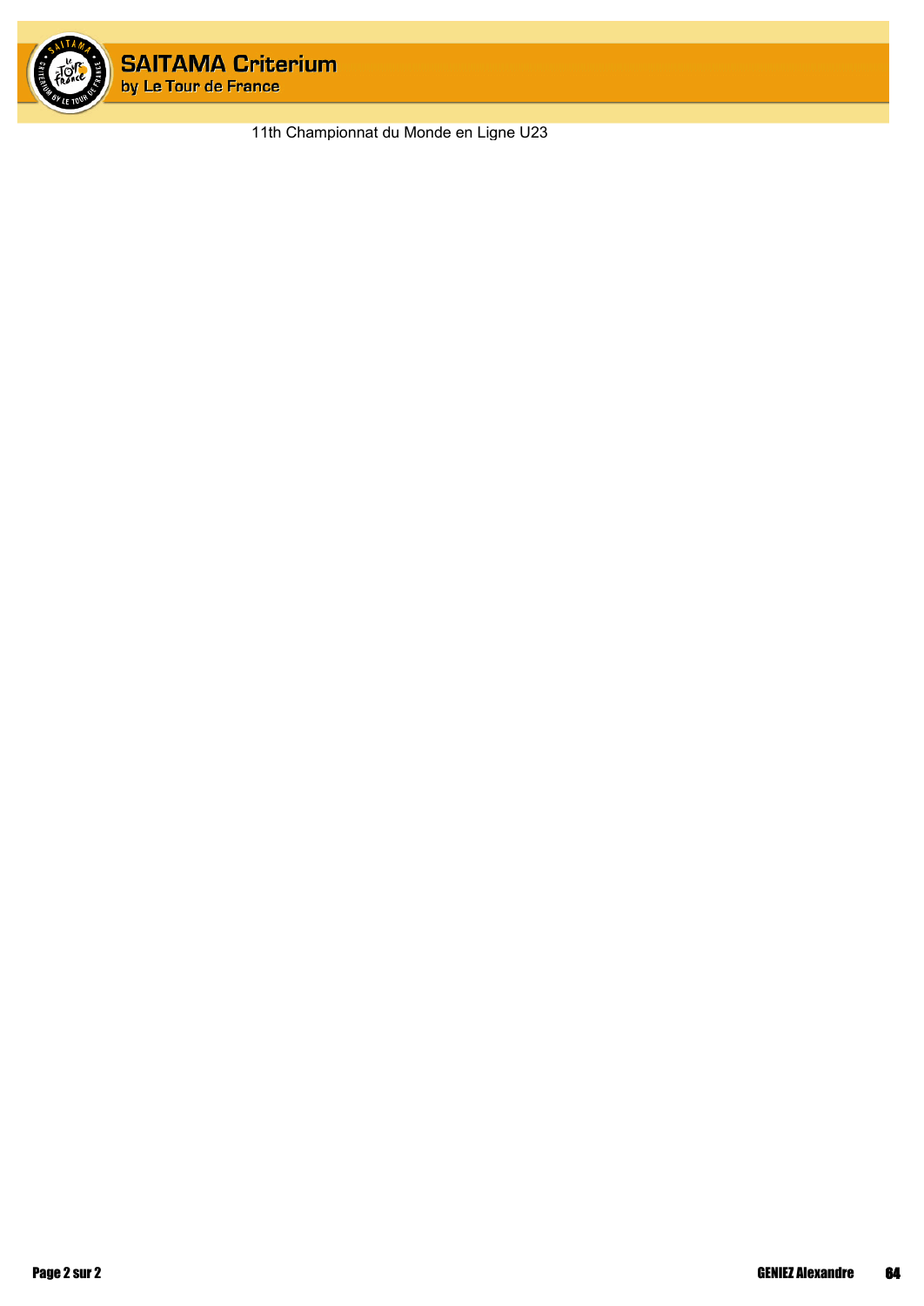11th Championnat du Monde en Ligne U23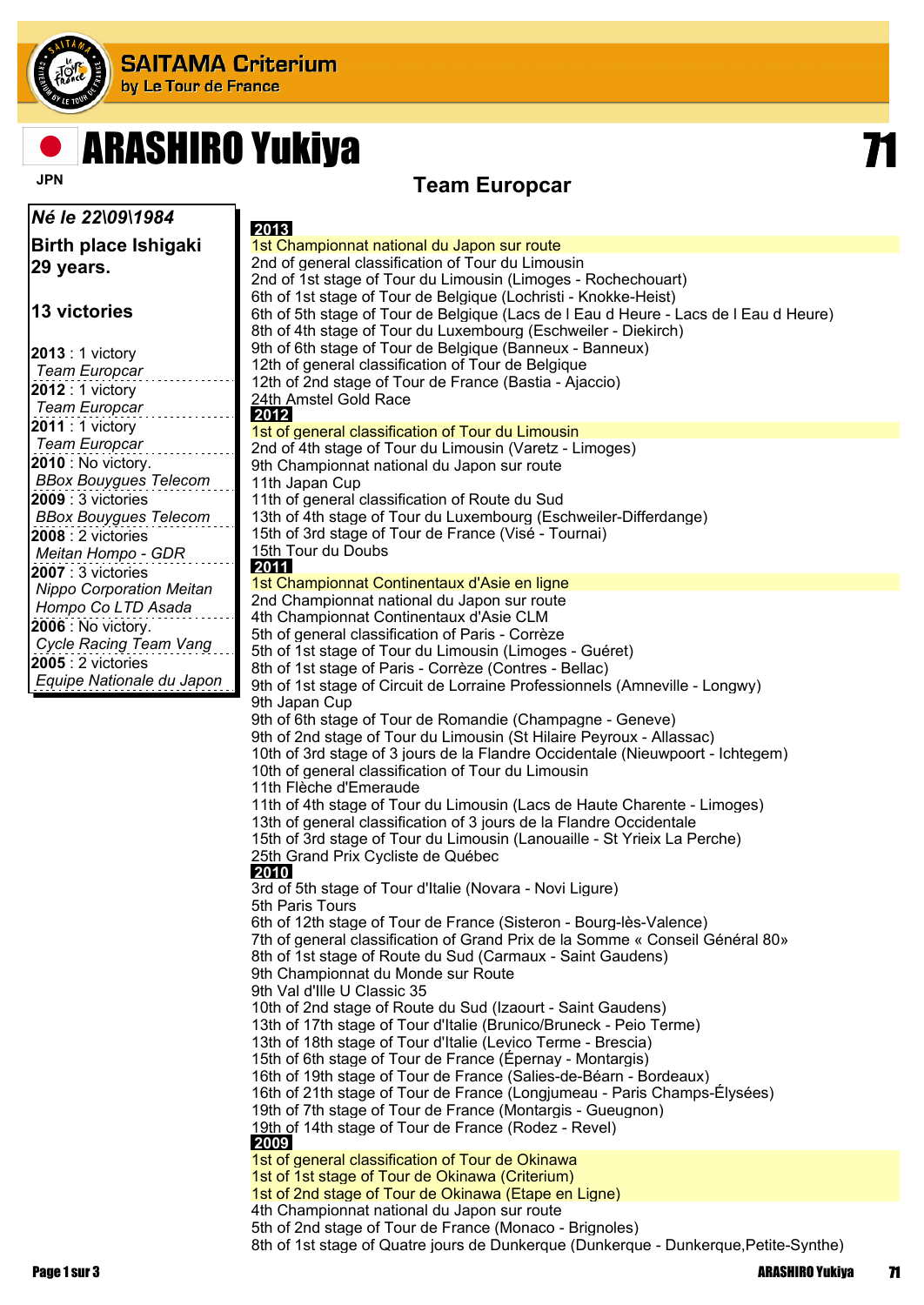# ARASHIRO Yukiya

JPN

**71**

## Team Europcar

***Né le 22\09\1984***

**Birth place Ishigaki**
**29 years.**

**13 victories**

**2013** : 1 victory
*Team Europcar*
**2012** : 1 victory
*Team Europcar*
**2011** : 1 victory
*Team Europcar*
**2010** : No victory.
*BBox Bouygues Telecom*
**2009** : 3 victories
*BBox Bouygues Telecom*
**2008** : 2 victories
*Meitan Hompo - GDR*
**2007** : 3 victories
*Nippo Corporation Meitan Hompo Co LTD Asada*
**2006** : No victory.
*Cycle Racing Team Vang*
**2005** : 2 victories
*Equipe Nationale du Japon*

**2013**

1st Championnat national du Japon sur route
2nd of general classification of Tour du Limousin
2nd of 1st stage of Tour du Limousin (Limoges - Rochechouart)
6th of 1st stage of Tour de Belgique (Lochristi - Knokke-Heist)
6th of 5th stage of Tour de Belgique (Lacs de l Eau d Heure - Lacs de l Eau d Heure)
8th of 4th stage of Tour du Luxembourg (Eschweiler - Diekirch)
9th of 6th stage of Tour de Belgique (Banneux - Banneux)
12th of general classification of Tour de Belgique
12th of 2nd stage of Tour de France (Bastia - Ajaccio)
24th Amstel Gold Race

**2012**

1st of general classification of Tour du Limousin
2nd of 4th stage of Tour du Limousin (Varetz - Limoges)
9th Championnat national du Japon sur route
11th Japan Cup
11th of general classification of Route du Sud
13th of 4th stage of Tour du Luxembourg (Eschweiler-Differdange)
15th of 3rd stage of Tour de France (Visé - Tournai)
15th Tour du Doubs

**2011**

1st Championnat Continentaux d'Asie en ligne
2nd Championnat national du Japon sur route
4th Championnat Continentaux d'Asie CLM
5th of general classification of Paris - Corrèze
5th of 1st stage of Tour du Limousin (Limoges - Guéret)
8th of 1st stage of Paris - Corrèze (Contres - Bellac)
9th of 1st stage of Circuit de Lorraine Professionnels (Amneville - Longwy)
9th Japan Cup
9th of 6th stage of Tour de Romandie (Champagne - Geneve)
9th of 2nd stage of Tour du Limousin (St Hilaire Peyroux - Allassac)
10th of 3rd stage of 3 jours de la Flandre Occidentale (Nieuwpoort - Ichtegem)
10th of general classification of Tour du Limousin
11th Flèche d'Emeraude
11th of 4th stage of Tour du Limousin (Lacs de Haute Charente - Limoges)
13th of general classification of 3 jours de la Flandre Occidentale
15th of 3rd stage of Tour du Limousin (Lanouaille - St Yrieix La Perche)
25th Grand Prix Cycliste de Québec

**2010**

3rd of 5th stage of Tour d'Italie (Novara - Novi Ligure)
5th Paris Tours
6th of 12th stage of Tour de France (Sisteron - Bourg-lès-Valence)
7th of general classification of Grand Prix de la Somme « Conseil Général 80»
8th of 1st stage of Route du Sud (Carmaux - Saint Gaudens)
9th Championnat du Monde sur Route
9th Val d'Ille U Classic 35
10th of 2nd stage of Route du Sud (Izaourt - Saint Gaudens)
13th of 17th stage of Tour d'Italie (Brunico/Bruneck - Peio Terme)
13th of 18th stage of Tour d'Italie (Levico Terme - Brescia)
15th of 6th stage of Tour de France (Épernay - Montargis)
16th of 19th stage of Tour de France (Salies-de-Béarn - Bordeaux)
16th of 21th stage of Tour de France (Longjumeau - Paris Champs-Élysées)
19th of 7th stage of Tour de France (Montargis - Gueugnon)
19th of 14th stage of Tour de France (Rodez - Revel)

**2009**

1st of general classification of Tour de Okinawa
1st of 1st stage of Tour de Okinawa (Criterium)
1st of 2nd stage of Tour de Okinawa (Etape en Ligne)
4th Championnat national du Japon sur route
5th of 2nd stage of Tour de France (Monaco - Brignoles)
8th of 1st stage of Quatre jours de Dunkerque (Dunkerque - Dunkerque,Petite-Synthe)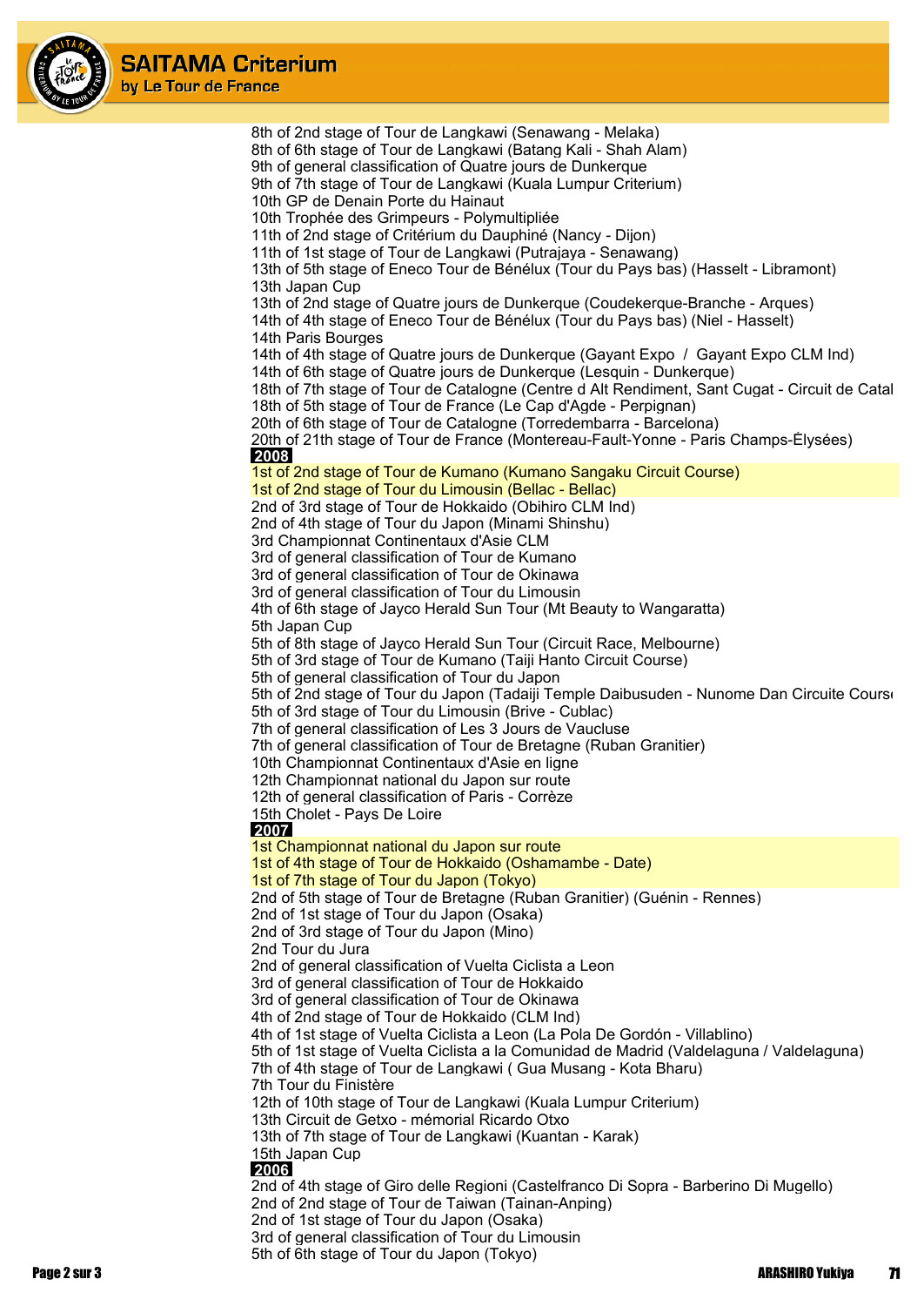8th of 2nd stage of Tour de Langkawi (Senawang - Melaka)
8th of 6th stage of Tour de Langkawi (Batang Kali - Shah Alam)
9th of general classification of Quatre jours de Dunkerque
9th of 7th stage of Tour de Langkawi (Kuala Lumpur Criterium)
10th GP de Denain Porte du Hainaut
10th Trophée des Grimpeurs - Polymultipliée
11th of 2nd stage of Critérium du Dauphiné (Nancy - Dijon)
11th of 1st stage of Tour de Langkawi (Putrajaya - Senawang)
13th of 5th stage of Eneco Tour de Bénélux (Tour du Pays bas) (Hasselt - Libramont)
13th Japan Cup
13th of 2nd stage of Quatre jours de Dunkerque (Coudekerque-Branche - Arques)
14th of 4th stage of Eneco Tour de Bénélux (Tour du Pays bas) (Niel - Hasselt)
14th Paris Bourges
14th of 4th stage of Quatre jours de Dunkerque (Gayant Expo / Gayant Expo CLM Ind)
14th of 6th stage of Quatre jours de Dunkerque (Lesquin - Dunkerque)
18th of 7th stage of Tour de Catalogne (Centre d Alt Rendiment, Sant Cugat - Circuit de Catal
18th of 5th stage of Tour de France (Le Cap d'Agde - Perpignan)
20th of 6th stage of Tour de Catalogne (Torredembarra - Barcelona)
20th of 21th stage of Tour de France (Montereau-Fault-Yonne - Paris Champs-Élysées)

**2008**

1st of 2nd stage of Tour de Kumano (Kumano Sangaku Circuit Course)
1st of 2nd stage of Tour du Limousin (Bellac - Bellac)
2nd of 3rd stage of Tour de Hokkaido (Obihiro CLM Ind)
2nd of 4th stage of Tour du Japon (Minami Shinshu)
3rd Championnat Continentaux d'Asie CLM
3rd of general classification of Tour de Kumano
3rd of general classification of Tour de Okinawa
3rd of general classification of Tour du Limousin
4th of 6th stage of Jayco Herald Sun Tour (Mt Beauty to Wangaratta)
5th Japan Cup
5th of 8th stage of Jayco Herald Sun Tour (Circuit Race, Melbourne)
5th of 3rd stage of Tour de Kumano (Taiji Hanto Circuit Course)
5th of general classification of Tour du Japon
5th of 2nd stage of Tour du Japon (Tadaiji Temple Daibusuden - Nunome Dan Circuite Course
5th of 3rd stage of Tour du Limousin (Brive - Cublac)
7th of general classification of Les 3 Jours de Vaucluse
7th of general classification of Tour de Bretagne (Ruban Granitier)
10th Championnat Continentaux d'Asie en ligne
12th Championnat national du Japon sur route
12th of general classification of Paris - Corrèze
15th Cholet - Pays De Loire

**2007**

1st Championnat national du Japon sur route
1st of 4th stage of Tour de Hokkaido (Oshamambe - Date)
1st of 7th stage of Tour du Japon (Tokyo)
2nd of 5th stage of Tour de Bretagne (Ruban Granitier) (Guénin - Rennes)
2nd of 1st stage of Tour du Japon (Osaka)
2nd of 3rd stage of Tour du Japon (Mino)
2nd Tour du Jura
2nd of general classification of Vuelta Ciclista a Leon
3rd of general classification of Tour de Hokkaido
3rd of general classification of Tour de Okinawa
4th of 2nd stage of Tour de Hokkaido (CLM Ind)
4th of 1st stage of Vuelta Ciclista a Leon (La Pola De Gordón - Villablino)
5th of 1st stage of Vuelta Ciclista a la Comunidad de Madrid (Valdelaguna / Valdelaguna)
7th of 4th stage of Tour de Langkawi ( Gua Musang - Kota Bharu)
7th Tour du Finistère
12th of 10th stage of Tour de Langkawi (Kuala Lumpur Criterium)
13th Circuit de Getxo - mémorial Ricardo Otxo
13th of 7th stage of Tour de Langkawi (Kuantan - Karak)
15th Japan Cup

**2006**

2nd of 4th stage of Giro delle Regioni (Castelfranco Di Sopra - Barberino Di Mugello)
2nd of 2nd stage of Tour de Taiwan (Tainan-Anping)
2nd of 1st stage of Tour du Japon (Osaka)
3rd of general classification of Tour du Limousin
5th of 6th stage of Tour du Japon (Tokyo)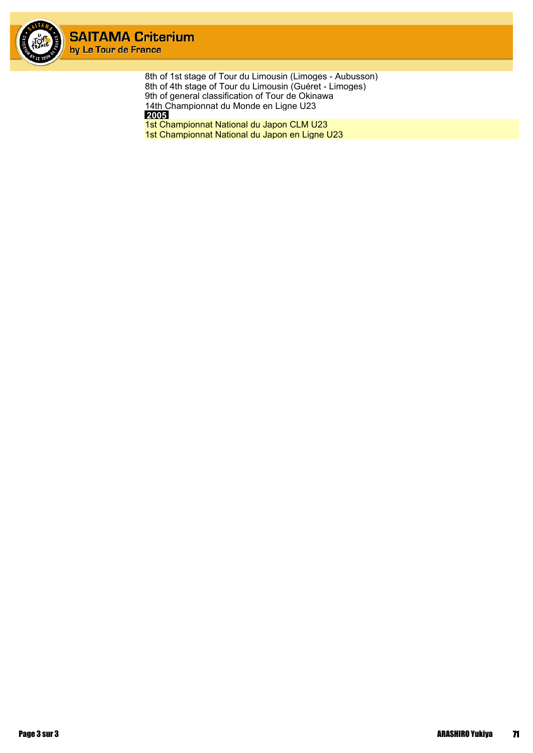8th of 1st stage of Tour du Limousin (Limoges - Aubusson)
8th of 4th stage of Tour du Limousin (Guéret - Limoges)
9th of general classification of Tour de Okinawa
14th Championnat du Monde en Ligne U23

**2005**

1st Championnat National du Japon CLM U23
1st Championnat National du Japon en Ligne U23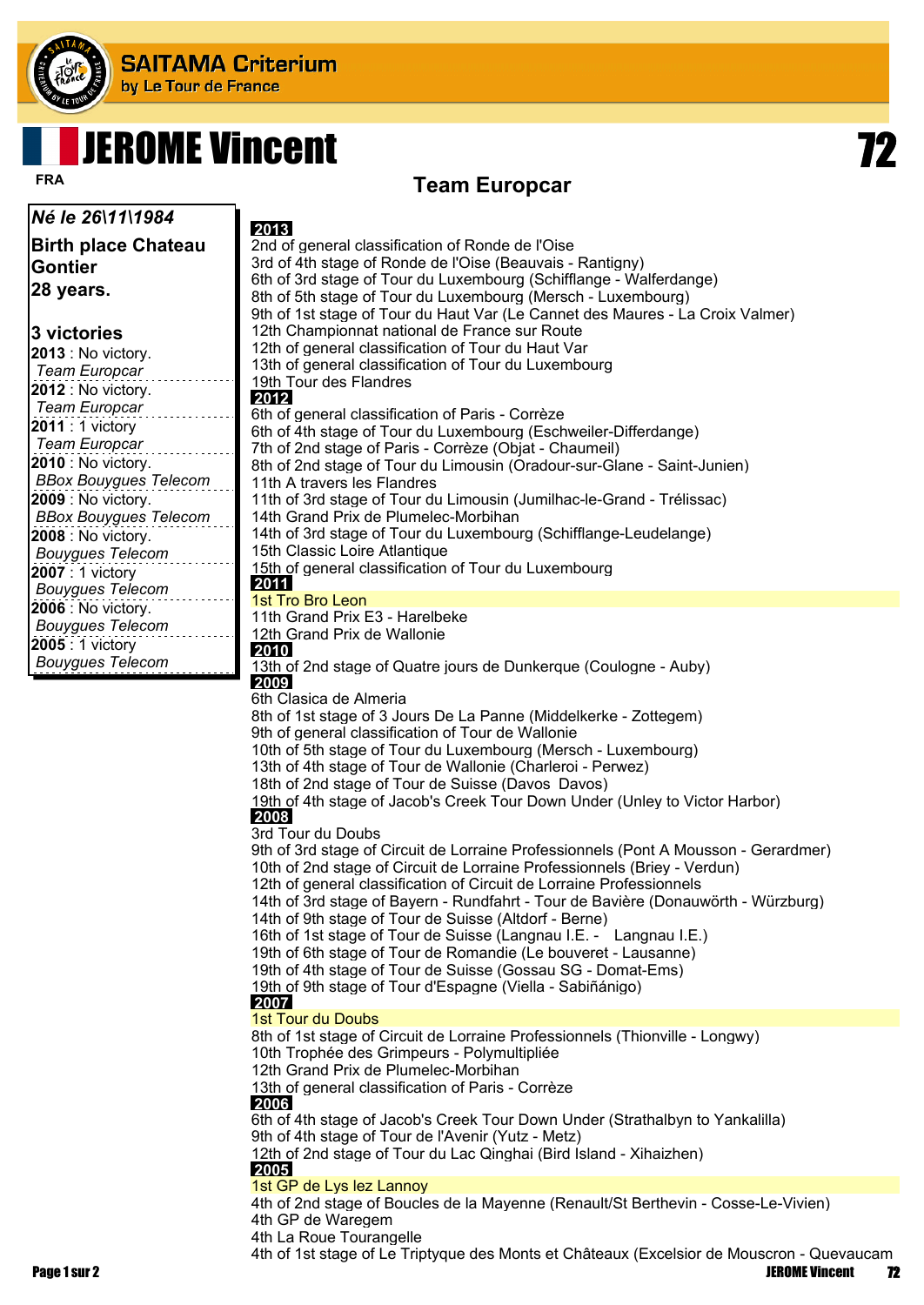# JEROME Vincent

**72**

FRA

## Team Europcar

***Né le 26\11\1984***

**Birth place Chateau Gontier**

**28 years.**

**3 victories**

**2013** : No victory.
*Team Europcar*

**2012** : No victory.
*Team Europcar*

**2011** : 1 victory
*Team Europcar*

**2010** : No victory.
*BBox Bouygues Telecom*

**2009** : No victory.
*BBox Bouygues Telecom*

**2008** : No victory.
*Bouygues Telecom*

**2007** : 1 victory
*Bouygues Telecom*

**2006** : No victory.
*Bouygues Telecom*

**2005** : 1 victory
*Bouygues Telecom*

**2013**

2nd of general classification of Ronde de l'Oise
3rd of 4th stage of Ronde de l'Oise (Beauvais - Rantigny)
6th of 3rd stage of Tour du Luxembourg (Schifflange - Walferdange)
8th of 5th stage of Tour du Luxembourg (Mersch - Luxembourg)
9th of 1st stage of Tour du Haut Var (Le Cannet des Maures - La Croix Valmer)
12th Championnat national de France sur Route
12th of general classification of Tour du Haut Var
13th of general classification of Tour du Luxembourg
19th Tour des Flandres

**2012**

6th of general classification of Paris - Corrèze
6th of 4th stage of Tour du Luxembourg (Eschweiler-Differdange)
7th of 2nd stage of Paris - Corrèze (Objat - Chaumeil)
8th of 2nd stage of Tour du Limousin (Oradour-sur-Glane - Saint-Junien)
11th A travers les Flandres
11th of 3rd stage of Tour du Limousin (Jumilhac-le-Grand - Trélissac)
14th Grand Prix de Plumelec-Morbihan
14th of 3rd stage of Tour du Luxembourg (Schifflange-Leudelange)
15th Classic Loire Atlantique
15th of general classification of Tour du Luxembourg

**2011**

1st Tro Bro Leon
11th Grand Prix E3 - Harelbeke
12th Grand Prix de Wallonie

**2010**

13th of 2nd stage of Quatre jours de Dunkerque (Coulogne - Auby)

**2009**

6th Clasica de Almeria
8th of 1st stage of 3 Jours De La Panne (Middelkerke - Zottegem)
9th of general classification of Tour de Wallonie
10th of 5th stage of Tour du Luxembourg (Mersch - Luxembourg)
13th of 4th stage of Tour de Wallonie (Charleroi - Perwez)
18th of 2nd stage of Tour de Suisse (Davos Davos)
19th of 4th stage of Jacob's Creek Tour Down Under (Unley to Victor Harbor)

**2008**

3rd Tour du Doubs
9th of 3rd stage of Circuit de Lorraine Professionnels (Pont A Mousson - Gerardmer)
10th of 2nd stage of Circuit de Lorraine Professionnels (Briey - Verdun)
12th of general classification of Circuit de Lorraine Professionnels
14th of 3rd stage of Bayern - Rundfahrt - Tour de Bavière (Donauwörth - Würzburg)
14th of 9th stage of Tour de Suisse (Altdorf - Berne)
16th of 1st stage of Tour de Suisse (Langnau I.E. - Langnau I.E.)
19th of 6th stage of Tour de Romandie (Le bouveret - Lausanne)
19th of 4th stage of Tour de Suisse (Gossau SG - Domat-Ems)
19th of 9th stage of Tour d'Espagne (Viella - Sabiñánigo)

**2007**

1st Tour du Doubs
8th of 1st stage of Circuit de Lorraine Professionnels (Thionville - Longwy)
10th Trophée des Grimpeurs - Polymultipliée
12th Grand Prix de Plumelec-Morbihan
13th of general classification of Paris - Corrèze

**2006**

6th of 4th stage of Jacob's Creek Tour Down Under (Strathalbyn to Yankalilla)
9th of 4th stage of Tour de l'Avenir (Yutz - Metz)
12th of 2nd stage of Tour du Lac Qinghai (Bird Island - Xihaizhen)

**2005**

1st GP de Lys lez Lannoy
4th of 2nd stage of Boucles de la Mayenne (Renault/St Berthevin - Cosse-Le-Vivien)
4th GP de Waregem
4th La Roue Tourangelle
4th of 1st stage of Le Triptyque des Monts et Châteaux (Excelsior de Mouscron - Quevaucam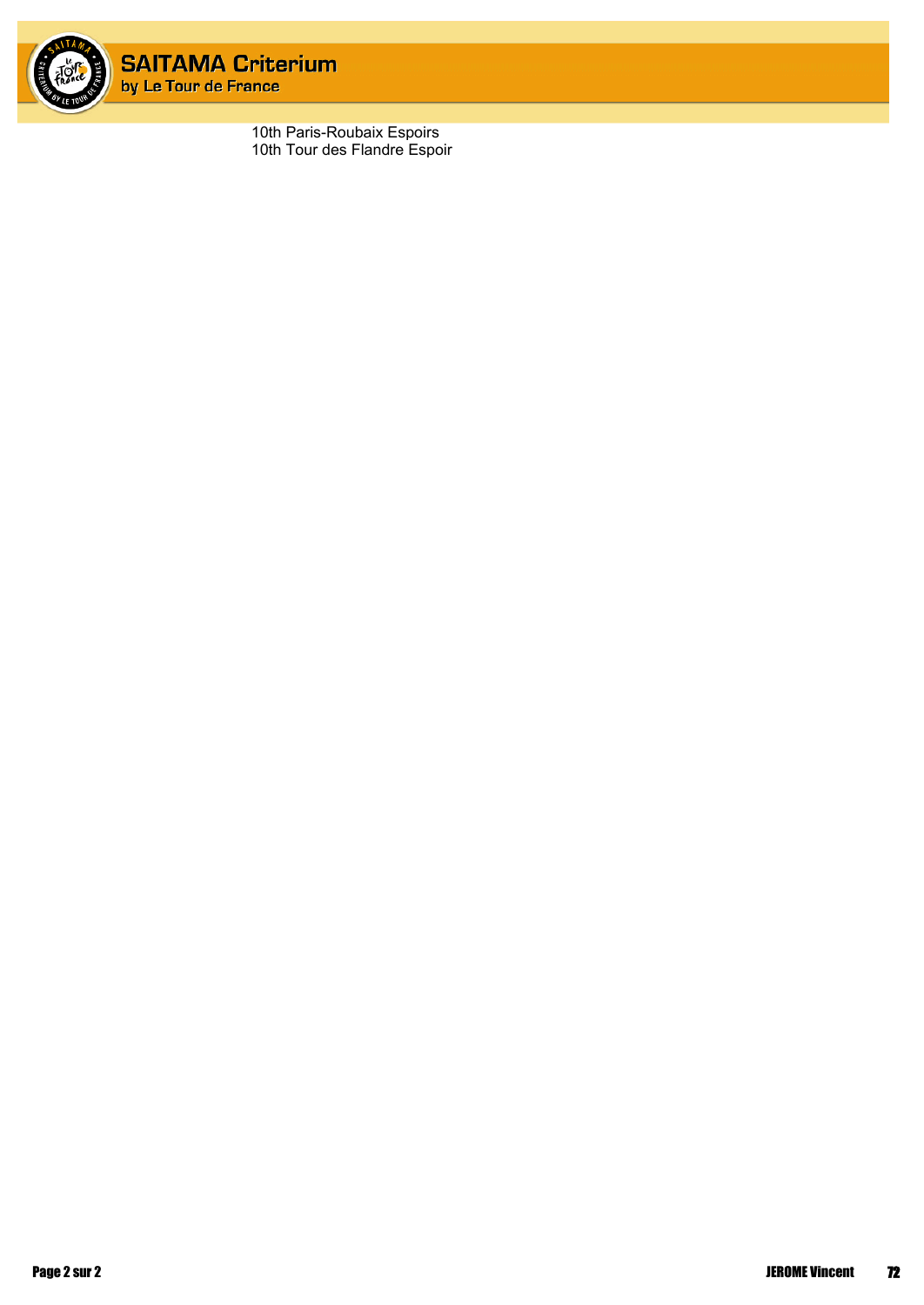10th Paris-Roubaix Espoirs
10th Tour des Flandre Espoir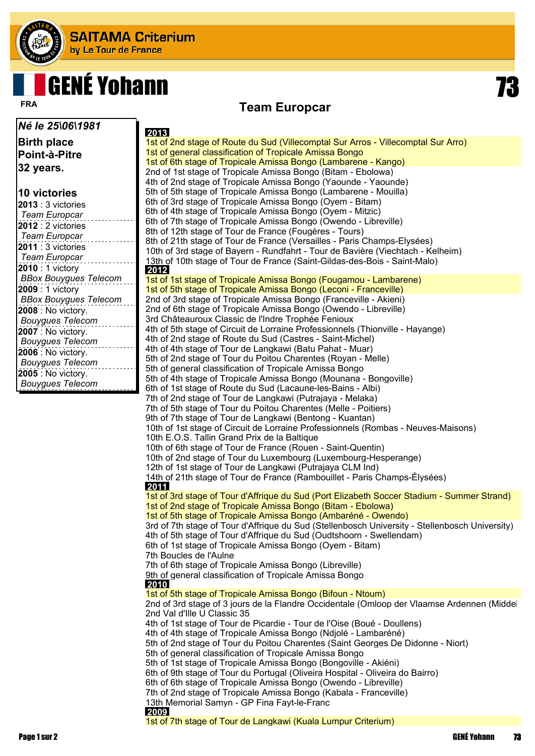# GENÉ Yohann

FRA

**73**

## Team Europcar

***Né le 25\06\1981***

**Birth place**
**Point-à-Pitre**
**32 years.**

**10 victories**

**2013** : 3 victories
*Team Europcar*

**2012** : 2 victories
*Team Europcar*

**2011** : 3 victories
*Team Europcar*

**2010** : 1 victory
*BBox Bouygues Telecom*

**2009** : 1 victory
*BBox Bouygues Telecom*

**2008** : No victory.
*Bouygues Telecom*

**2007** : No victory.
*Bouygues Telecom*

**2006** : No victory.
*Bouygues Telecom*

**2005** : No victory.
*Bouygues Telecom*

**2013**

1st of 2nd stage of Route du Sud (Villecomptal Sur Arros - Villecomptal Sur Arro)
1st of general classification of Tropicale Amissa Bongo
1st of 6th stage of Tropicale Amissa Bongo (Lambarene - Kango)
2nd of 1st stage of Tropicale Amissa Bongo (Bitam - Ebolowa)
4th of 2nd stage of Tropicale Amissa Bongo (Yaounde - Yaounde)
5th of 5th stage of Tropicale Amissa Bongo (Lambarene - Mouilla)
6th of 3rd stage of Tropicale Amissa Bongo (Oyem - Bitam)
6th of 4th stage of Tropicale Amissa Bongo (Oyem - Mitzic)
6th of 7th stage of Tropicale Amissa Bongo (Owendo - Libreville)
8th of 12th stage of Tour de France (Fougères - Tours)
8th of 21th stage of Tour de France (Versailles - Paris Champs-Elysées)
10th of 3rd stage of Bayern - Rundfahrt - Tour de Bavière (Viechtach - Kelheim)
13th of 10th stage of Tour de France (Saint-Gildas-des-Bois - Saint-Malo)

**2012**

1st of 1st stage of Tropicale Amissa Bongo (Fougamou - Lambarene)
1st of 5th stage of Tropicale Amissa Bongo (Leconi - Franceville)
2nd of 3rd stage of Tropicale Amissa Bongo (Franceville - Akieni)
2nd of 6th stage of Tropicale Amissa Bongo (Owendo - Libreville)
3rd Châteauroux Classic de l'Indre Trophée Fenioux
4th of 5th stage of Circuit de Lorraine Professionnels (Thionville - Hayange)
4th of 2nd stage of Route du Sud (Castres - Saint-Michel)
4th of 4th stage of Tour de Langkawi (Batu Pahat - Muar)
5th of 2nd stage of Tour du Poitou Charentes (Royan - Melle)
5th of general classification of Tropicale Amissa Bongo
5th of 4th stage of Tropicale Amissa Bongo (Mounana - Bongoville)
6th of 1st stage of Route du Sud (Lacaune-les-Bains - Albi)
7th of 2nd stage of Tour de Langkawi (Putrajaya - Melaka)
7th of 5th stage of Tour du Poitou Charentes (Melle - Poitiers)
9th of 7th stage of Tour de Langkawi (Bentong - Kuantan)
10th of 1st stage of Circuit de Lorraine Professionnels (Rombas - Neuves-Maisons)
10th E.O.S. Tallin Grand Prix de la Baltique
10th of 6th stage of Tour de France (Rouen - Saint-Quentin)
10th of 2nd stage of Tour du Luxembourg (Luxembourg-Hesperange)
12th of 1st stage of Tour de Langkawi (Putrajaya CLM Ind)
14th of 21th stage of Tour de France (Rambouillet - Paris Champs-Élysées)

**2011**

1st of 3rd stage of Tour d'Affrique du Sud (Port Elizabeth Soccer Stadium - Summer Strand)
1st of 2nd stage of Tropicale Amissa Bongo (Bitam - Ebolowa)
1st of 5th stage of Tropicale Amissa Bongo (Ambaréné - Owendo)
3rd of 7th stage of Tour d'Affrique du Sud (Stellenbosch University - Stellenbosch University)
4th of 5th stage of Tour d'Affrique du Sud (Oudtshoorn - Swellendam)
6th of 1st stage of Tropicale Amissa Bongo (Oyem - Bitam)
7th Boucles de l'Aulne
7th of 6th stage of Tropicale Amissa Bongo (Libreville)
9th of general classification of Tropicale Amissa Bongo

**2010**

1st of 5th stage of Tropicale Amissa Bongo (Bifoun - Ntoum)
2nd of 3rd stage of 3 jours de la Flandre Occidentale (Omloop der Vlaamse Ardennen (Middel
2nd Val d'Ille U Classic 35
4th of 1st stage of Tour de Picardie - Tour de l'Oise (Boué - Doullens)
4th of 4th stage of Tropicale Amissa Bongo (Ndjolé - Lambaréné)
5th of 2nd stage of Tour du Poitou Charentes (Saint Georges De Didonne - Niort)
5th of general classification of Tropicale Amissa Bongo
5th of 1st stage of Tropicale Amissa Bongo (Bongoville - Akiéni)
6th of 9th stage of Tour du Portugal (Oliveira Hospital - Oliveira do Bairro)
6th of 6th stage of Tropicale Amissa Bongo (Owendo - Libreville)
7th of 2nd stage of Tropicale Amissa Bongo (Kabala - Franceville)
13th Memorial Samyn - GP Fina Fayt-le-Franc

**2009**

1st of 7th stage of Tour de Langkawi (Kuala Lumpur Criterium)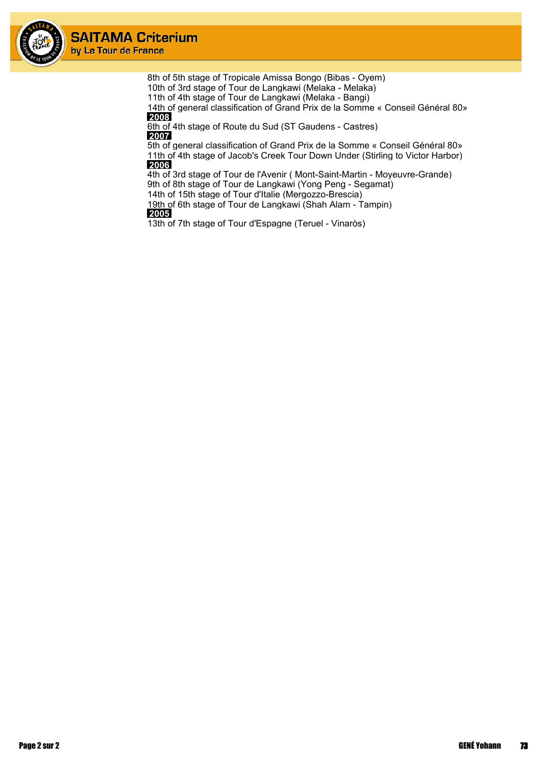8th of 5th stage of Tropicale Amissa Bongo (Bibas - Oyem)
10th of 3rd stage of Tour de Langkawi (Melaka - Melaka)
11th of 4th stage of Tour de Langkawi (Melaka - Bangi)
14th of general classification of Grand Prix de la Somme « Conseil Général 80»

**2008**

6th of 4th stage of Route du Sud (ST Gaudens - Castres)

**2007**

5th of general classification of Grand Prix de la Somme « Conseil Général 80»
11th of 4th stage of Jacob's Creek Tour Down Under (Stirling to Victor Harbor)

**2006**

4th of 3rd stage of Tour de l'Avenir ( Mont-Saint-Martin - Moyeuvre-Grande)
9th of 8th stage of Tour de Langkawi (Yong Peng - Segamat)
14th of 15th stage of Tour d'Italie (Mergozzo-Brescia)
19th of 6th stage of Tour de Langkawi (Shah Alam - Tampin)

**2005**

13th of 7th stage of Tour d'Espagne (Teruel - Vinaròs)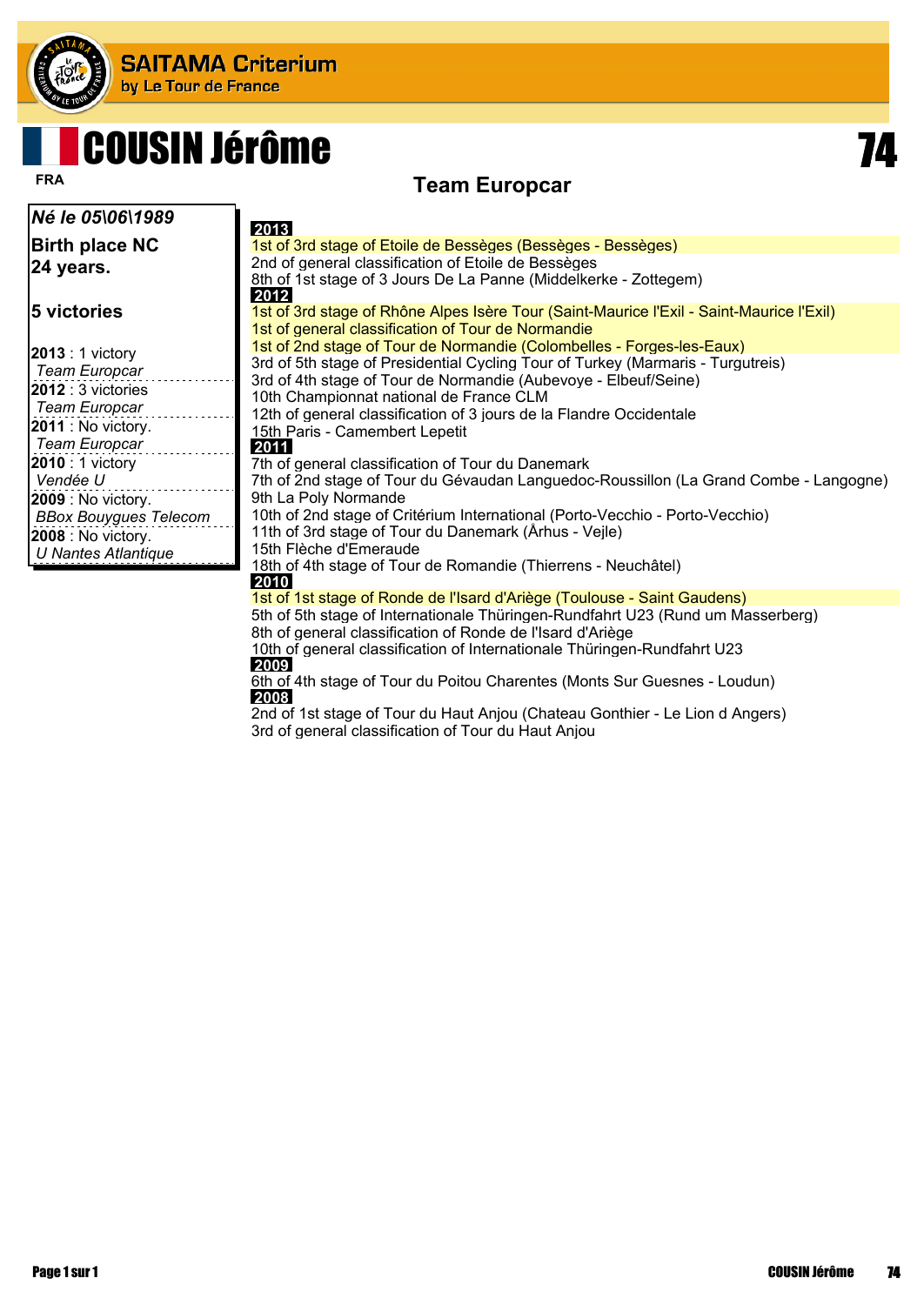# COUSIN Jérôme

74

FRA

**Team Europcar**

***Né le 05\06\1989***

**Birth place NC**
**24 years.**

**5 victories**

**2013** : 1 victory
*Team Europcar*
**2012** : 3 victories
*Team Europcar*
**2011** : No victory.
*Team Europcar*
**2010** : 1 victory
*Vendée U*
**2009** : No victory.
*BBox Bouygues Telecom*
**2008** : No victory.
*U Nantes Atlantique*

**2013**

1st of 3rd stage of Etoile de Bessèges (Bessèges - Bessèges)
2nd of general classification of Etoile de Bessèges
8th of 1st stage of 3 Jours De La Panne (Middelkerke - Zottegem)

**2012**

1st of 3rd stage of Rhône Alpes Isère Tour (Saint-Maurice l'Exil - Saint-Maurice l'Exil)
1st of general classification of Tour de Normandie
1st of 2nd stage of Tour de Normandie (Colombelles - Forges-les-Eaux)
3rd of 5th stage of Presidential Cycling Tour of Turkey (Marmaris - Turgutreis)
3rd of 4th stage of Tour de Normandie (Aubevoye - Elbeuf/Seine)
10th Championnat national de France CLM
12th of general classification of 3 jours de la Flandre Occidentale
15th Paris - Camembert Lepetit

**2011**

7th of general classification of Tour du Danemark
7th of 2nd stage of Tour du Gévaudan Languedoc-Roussillon (La Grand Combe - Langogne)
9th La Poly Normande
10th of 2nd stage of Critérium International (Porto-Vecchio - Porto-Vecchio)
11th of 3rd stage of Tour du Danemark (Århus - Vejle)
15th Flèche d'Emeraude
18th of 4th stage of Tour de Romandie (Thierrens - Neuchâtel)

**2010**

1st of 1st stage of Ronde de l'Isard d'Ariège (Toulouse - Saint Gaudens)
5th of 5th stage of Internationale Thüringen-Rundfahrt U23 (Rund um Masserberg)
8th of general classification of Ronde de l'Isard d'Ariège
10th of general classification of Internationale Thüringen-Rundfahrt U23

**2009**

6th of 4th stage of Tour du Poitou Charentes (Monts Sur Guesnes - Loudun)

**2008**

2nd of 1st stage of Tour du Haut Anjou (Chateau Gonthier - Le Lion d Angers)
3rd of general classification of Tour du Haut Anjou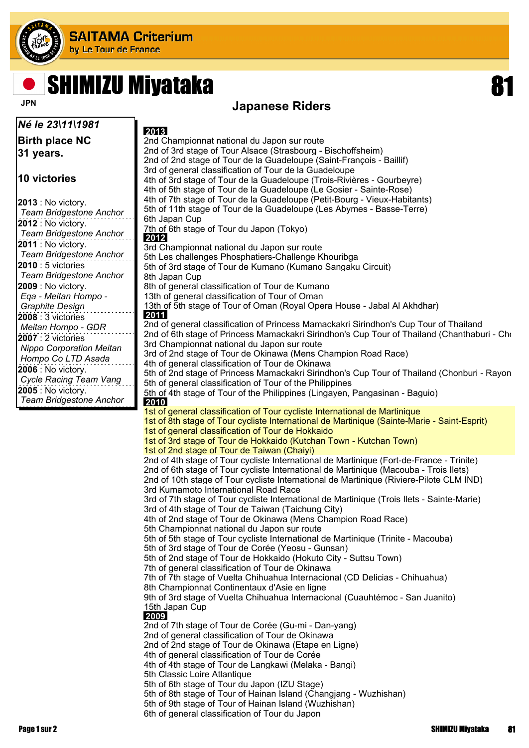# SHIMIZU Miyataka

JPN

**81**

## Japanese Riders

***Né le 23\11\1981***

**Birth place NC**
**31 years.**

**10 victories**

**2013** : No victory.
*Team Bridgestone Anchor*

**2012** : No victory.
*Team Bridgestone Anchor*

**2011** : No victory.
*Team Bridgestone Anchor*

**2010** : 5 victories
*Team Bridgestone Anchor*

**2009** : No victory.
*Eqa - Meitan Hompo - Graphite Design*

**2008** : 3 victories
*Meitan Hompo - GDR*

**2007** : 2 victories
*Nippo Corporation Meitan Hompo Co LTD Asada*

**2006** : No victory.
*Cycle Racing Team Vang*

**2005** : No victory.
*Team Bridgestone Anchor*

**2013**

2nd Championnat national du Japon sur route
2nd of 3rd stage of Tour Alsace (Strasbourg - Bischoffsheim)
2nd of 2nd stage of Tour de la Guadeloupe (Saint-François - Baillif)
3rd of general classification of Tour de la Guadeloupe
4th of 3rd stage of Tour de la Guadeloupe (Trois-Rivières - Gourbeyre)
4th of 5th stage of Tour de la Guadeloupe (Le Gosier - Sainte-Rose)
4th of 7th stage of Tour de la Guadeloupe (Petit-Bourg - Vieux-Habitants)
5th of 11th stage of Tour de la Guadeloupe (Les Abymes - Basse-Terre)
6th Japan Cup
7th of 6th stage of Tour du Japon (Tokyo)

**2012**

3rd Championnat national du Japon sur route
5th Les challenges Phosphatiers-Challenge Khouribga
5th of 3rd stage of Tour de Kumano (Kumano Sangaku Circuit)
8th Japan Cup
8th of general classification of Tour de Kumano
13th of general classification of Tour of Oman
13th of 5th stage of Tour of Oman (Royal Opera House - Jabal Al Akhdhar)

**2011**

2nd of general classification of Princess Mamackakri Sirindhon's Cup Tour of Thailand
2nd of 6th stage of Princess Mamackakri Sirindhon's Cup Tour of Thailand (Chanthaburi - Chc
3rd Championnat national du Japon sur route
3rd of 2nd stage of Tour de Okinawa (Mens Champion Road Race)
4th of general classification of Tour de Okinawa
5th of 2nd stage of Princess Mamackakri Sirindhon's Cup Tour of Thailand (Chonburi - Rayon
5th of general classification of Tour of the Philippines
5th of 4th stage of Tour of the Philippines (Lingayen, Pangasinan - Baguio)

**2010**

1st of general classification of Tour cycliste International de Martinique
1st of 8th stage of Tour cycliste International de Martinique (Sainte-Marie - Saint-Esprit)
1st of general classification of Tour de Hokkaido
1st of 3rd stage of Tour de Hokkaido (Kutchan Town - Kutchan Town)
1st of 2nd stage of Tour de Taiwan (Chaiyi)
2nd of 4th stage of Tour cycliste International de Martinique (Fort-de-France - Trinite)
2nd of 6th stage of Tour cycliste International de Martinique (Macouba - Trois Ilets)
2nd of 10th stage of Tour cycliste International de Martinique (Riviere-Pilote CLM IND)
3rd Kumamoto International Road Race
3rd of 7th stage of Tour cycliste International de Martinique (Trois Ilets - Sainte-Marie)
3rd of 4th stage of Tour de Taiwan (Taichung City)
4th of 2nd stage of Tour de Okinawa (Mens Champion Road Race)
5th Championnat national du Japon sur route
5th of 5th stage of Tour cycliste International de Martinique (Trinite - Macouba)
5th of 3rd stage of Tour de Corée (Yeosu - Gunsan)
5th of 2nd stage of Tour de Hokkaido (Hokuto City - Suttsu Town)
7th of general classification of Tour de Okinawa
7th of 7th stage of Vuelta Chihuahua Internacional (CD Delicias - Chihuahua)
8th Championnat Continentaux d'Asie en ligne
9th of 3rd stage of Vuelta Chihuahua Internacional (Cuauhtémoc - San Juanito)
15th Japan Cup

**2009**

2nd of 7th stage of Tour de Corée (Gu-mi - Dan-yang)
2nd of general classification of Tour de Okinawa
2nd of 2nd stage of Tour de Okinawa (Etape en Ligne)
4th of general classification of Tour de Corée
4th of 4th stage of Tour de Langkawi (Melaka - Bangi)
5th Classic Loire Atlantique
5th of 6th stage of Tour du Japon (IZU Stage)
5th of 8th stage of Tour of Hainan Island (Changjang - Wuzhishan)
5th of 9th stage of Tour of Hainan Island (Wuzhishan)
6th of general classification of Tour du Japon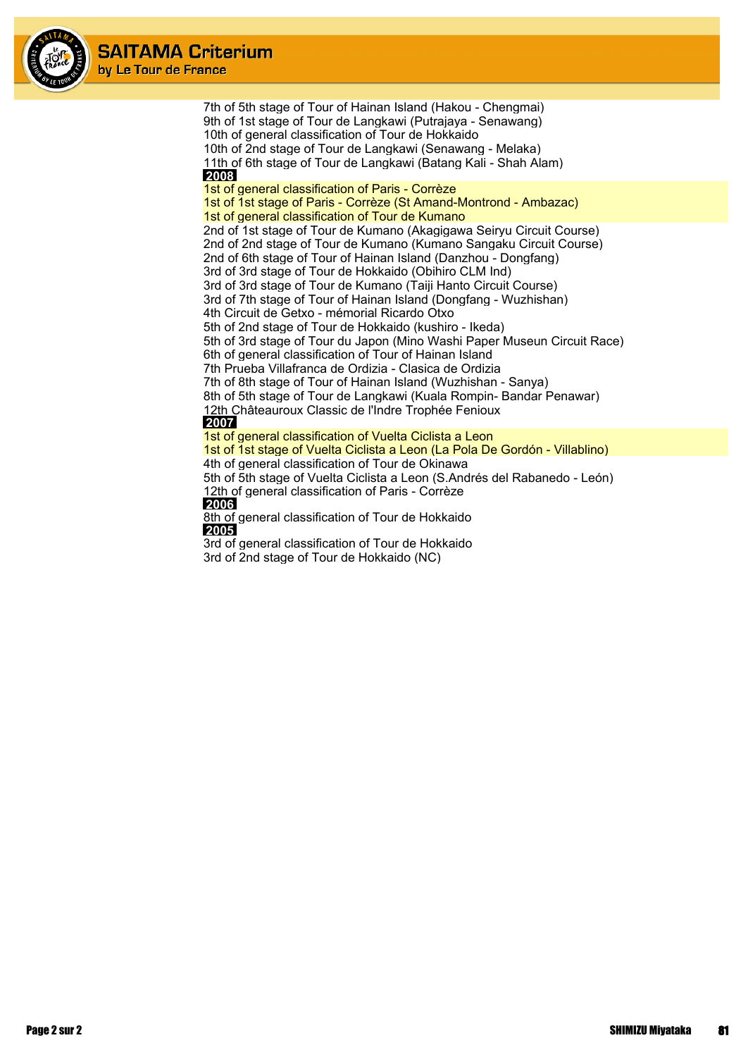7th of 5th stage of Tour of Hainan Island (Hakou - Chengmai)
9th of 1st stage of Tour de Langkawi (Putrajaya - Senawang)
10th of general classification of Tour de Hokkaido
10th of 2nd stage of Tour de Langkawi (Senawang - Melaka)
11th of 6th stage of Tour de Langkawi (Batang Kali - Shah Alam)

**2008**

1st of general classification of Paris - Corrèze
1st of 1st stage of Paris - Corrèze (St Amand-Montrond - Ambazac)
1st of general classification of Tour de Kumano
2nd of 1st stage of Tour de Kumano (Akagigawa Seiryu Circuit Course)
2nd of 2nd stage of Tour de Kumano (Kumano Sangaku Circuit Course)
2nd of 6th stage of Tour of Hainan Island (Danzhou - Dongfang)
3rd of 3rd stage of Tour de Hokkaido (Obihiro CLM Ind)
3rd of 3rd stage of Tour de Kumano (Taiji Hanto Circuit Course)
3rd of 7th stage of Tour of Hainan Island (Dongfang - Wuzhishan)
4th Circuit de Getxo - mémorial Ricardo Otxo
5th of 2nd stage of Tour de Hokkaido (kushiro - Ikeda)
5th of 3rd stage of Tour du Japon (Mino Washi Paper Museun Circuit Race)
6th of general classification of Tour of Hainan Island
7th Prueba Villafranca de Ordizia - Clasica de Ordizia
7th of 8th stage of Tour of Hainan Island (Wuzhishan - Sanya)
8th of 5th stage of Tour de Langkawi (Kuala Rompin- Bandar Penawar)
12th Châteauroux Classic de l'Indre Trophée Fenioux

**2007**

1st of general classification of Vuelta Ciclista a Leon
1st of 1st stage of Vuelta Ciclista a Leon (La Pola De Gordón - Villablino)
4th of general classification of Tour de Okinawa
5th of 5th stage of Vuelta Ciclista a Leon (S.Andrés del Rabanedo - León)
12th of general classification of Paris - Corrèze

**2006**

8th of general classification of Tour de Hokkaido

**2005**

3rd of general classification of Tour de Hokkaido
3rd of 2nd stage of Tour de Hokkaido (NC)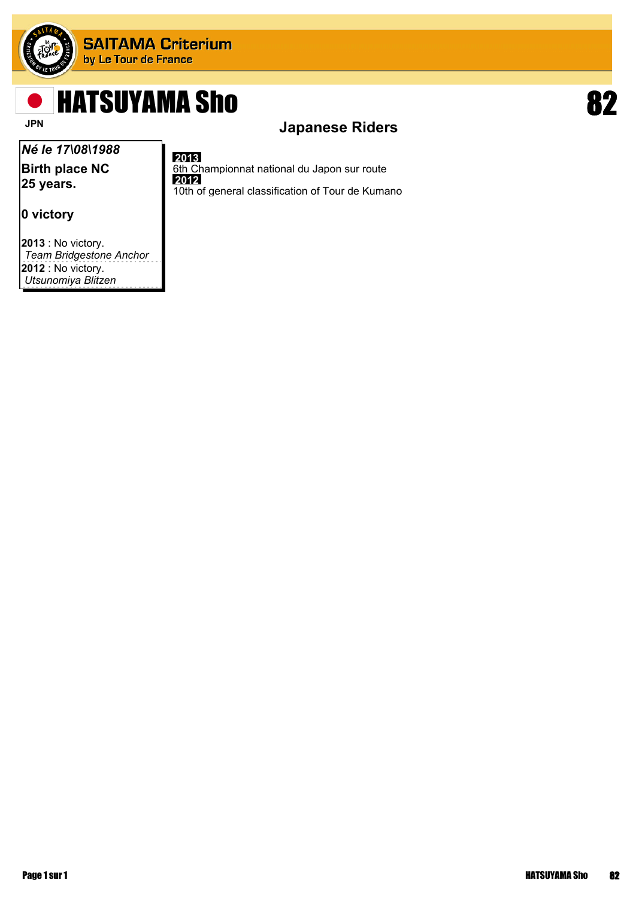# HATSUYAMA Sho

JPN

**82**

## Japanese Riders

***Né le 17\08\1988***

**Birth place NC**
**25 years.**

**0 victory**

**2013** : No victory.
*Team Bridgestone Anchor*
**2012** : No victory.
*Utsunomiya Blitzen*

**2013**
6th Championnat national du Japon sur route
**2012**
10th of general classification of Tour de Kumano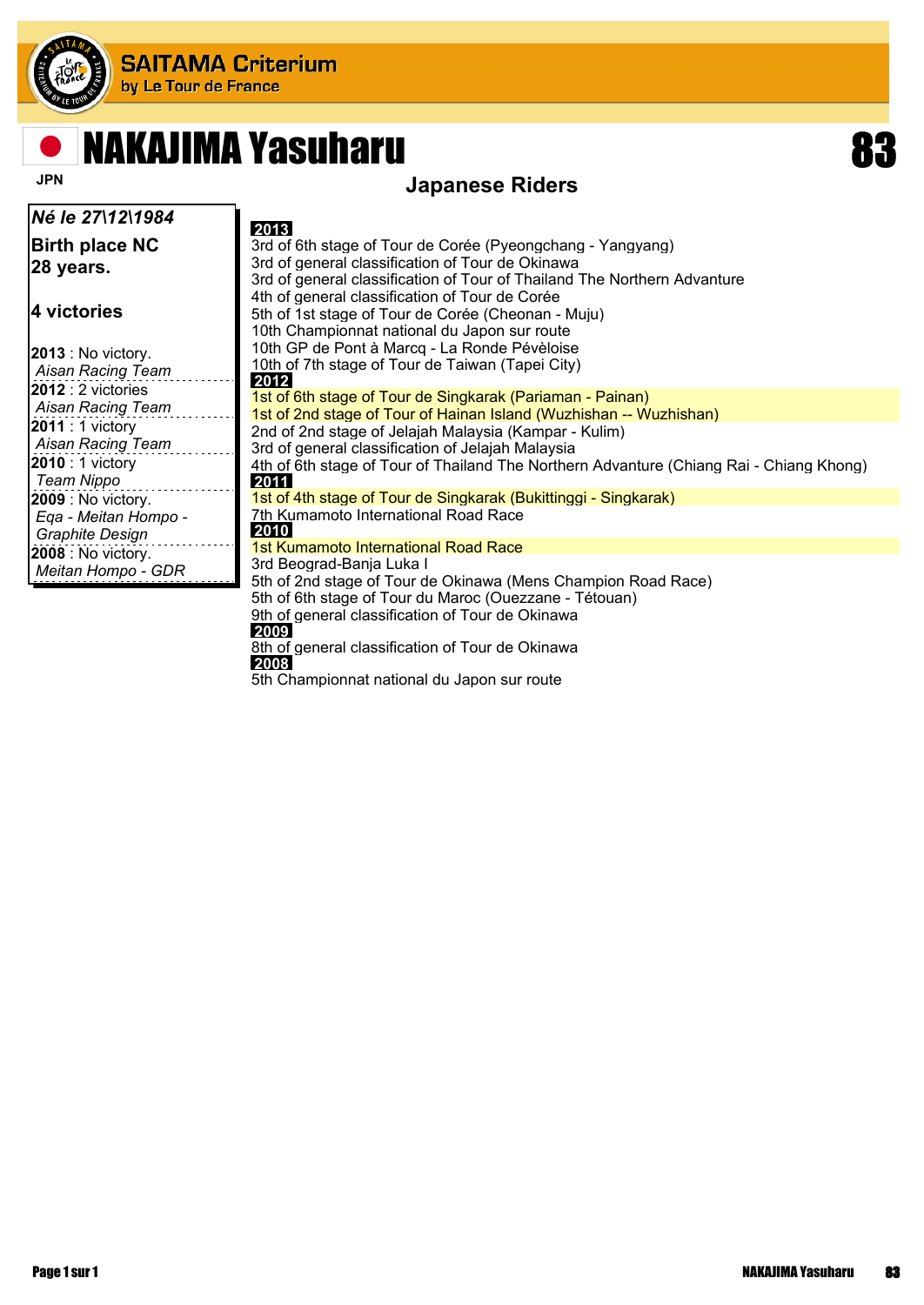# NAKAJIMA Yasuharu

JPN

**83**

## Japanese Riders

***Né le 27\12\1984***

**Birth place NC**
**28 years.**

**4 victories**

**2013** : No victory.
*Aisan Racing Team*

**2012** : 2 victories
*Aisan Racing Team*

**2011** : 1 victory
*Aisan Racing Team*

**2010** : 1 victory
*Team Nippo*

**2009** : No victory.
*Eqa - Meitan Hompo - Graphite Design*

**2008** : No victory.
*Meitan Hompo - GDR*

**2013**

3rd of 6th stage of Tour de Corée (Pyeongchang - Yangyang)
3rd of general classification of Tour de Okinawa
3rd of general classification of Tour of Thailand The Northern Advanture
4th of general classification of Tour de Corée
5th of 1st stage of Tour de Corée (Cheonan - Muju)
10th Championnat national du Japon sur route
10th GP de Pont à Marcq - La Ronde Pévèloise
10th of 7th stage of Tour de Taiwan (Tapei City)

**2012**

1st of 6th stage of Tour de Singkarak (Pariaman - Painan)
1st of 2nd stage of Tour of Hainan Island (Wuzhishan -- Wuzhishan)
2nd of 2nd stage of Jelajah Malaysia (Kampar - Kulim)
3rd of general classification of Jelajah Malaysia
4th of 6th stage of Tour of Thailand The Northern Advanture (Chiang Rai - Chiang Khong)

**2011**

1st of 4th stage of Tour de Singkarak (Bukittinggi - Singkarak)
7th Kumamoto International Road Race

**2010**

1st Kumamoto International Road Race
3rd Beograd-Banja Luka I
5th of 2nd stage of Tour de Okinawa (Mens Champion Road Race)
5th of 6th stage of Tour du Maroc (Ouezzane - Tétouan)
9th of general classification of Tour de Okinawa

**2009**

8th of general classification of Tour de Okinawa

**2008**

5th Championnat national du Japon sur route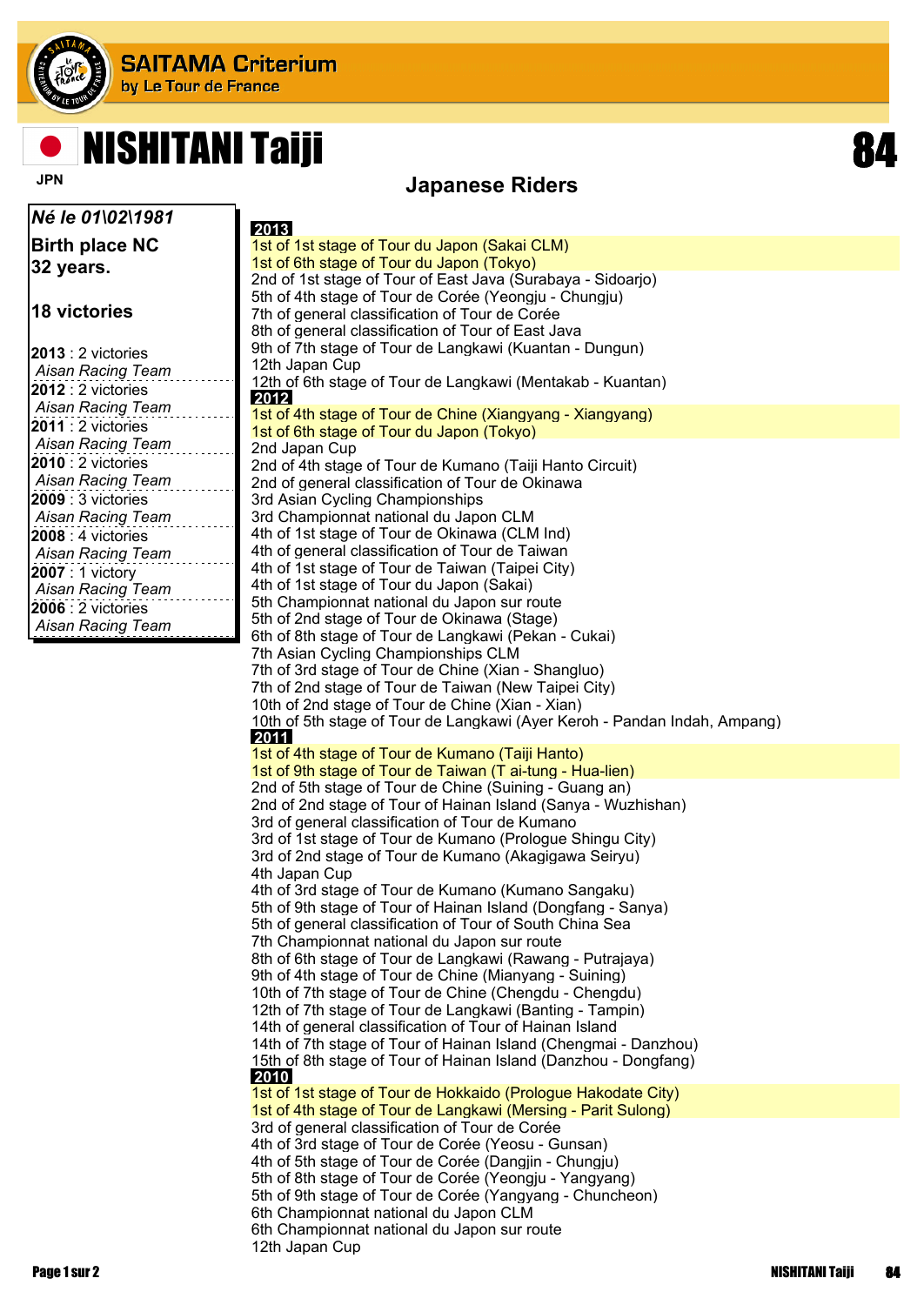# NISHITANI Taiji

JPN

84

## Japanese Riders

*Né le 01\02\1981*

**Birth place NC**

**32 years.**

**18 victories**

**2013** : 2 victories
Aisan Racing Team

**2012** : 2 victories
Aisan Racing Team

**2011** : 2 victories
Aisan Racing Team

**2010** : 2 victories
Aisan Racing Team

**2009** : 3 victories
Aisan Racing Team

**2008** : 4 victories
Aisan Racing Team

**2007** : 1 victory
Aisan Racing Team

**2006** : 2 victories
Aisan Racing Team

**2013**

1st of 1st stage of Tour du Japon (Sakai CLM)
1st of 6th stage of Tour du Japon (Tokyo)
2nd of 1st stage of Tour of East Java (Surabaya - Sidoarjo)
5th of 4th stage of Tour de Corée (Yeongju - Chungju)
7th of general classification of Tour de Corée
8th of general classification of Tour of East Java
9th of 7th stage of Tour de Langkawi (Kuantan - Dungun)
12th Japan Cup
12th of 6th stage of Tour de Langkawi (Mentakab - Kuantan)

**2012**

1st of 4th stage of Tour de Chine (Xiangyang - Xiangyang)
1st of 6th stage of Tour du Japon (Tokyo)
2nd Japan Cup
2nd of 4th stage of Tour de Kumano (Taiji Hanto Circuit)
2nd of general classification of Tour de Okinawa
3rd Asian Cycling Championships
3rd Championnat national du Japon CLM
4th of 1st stage of Tour de Okinawa (CLM Ind)
4th of general classification of Tour de Taiwan
4th of 1st stage of Tour de Taiwan (Taipei City)
4th of 1st stage of Tour du Japon (Sakai)
5th Championnat national du Japon sur route
5th of 2nd stage of Tour de Okinawa (Stage)
6th of 8th stage of Tour de Langkawi (Pekan - Cukai)
7th Asian Cycling Championships CLM
7th of 3rd stage of Tour de Chine (Xian - Shangluo)
7th of 2nd stage of Tour de Taiwan (New Taipei City)
10th of 2nd stage of Tour de Chine (Xian - Xian)
10th of 5th stage of Tour de Langkawi (Ayer Keroh - Pandan Indah, Ampang)

**2011**

1st of 4th stage of Tour de Kumano (Taiji Hanto)
1st of 9th stage of Tour de Taiwan (T ai-tung - Hua-lien)
2nd of 5th stage of Tour de Chine (Suining - Guang an)
2nd of 2nd stage of Tour of Hainan Island (Sanya - Wuzhishan)
3rd of general classification of Tour de Kumano
3rd of 1st stage of Tour de Kumano (Prologue Shingu City)
3rd of 2nd stage of Tour de Kumano (Akagigawa Seiryu)
4th Japan Cup
4th of 3rd stage of Tour de Kumano (Kumano Sangaku)
5th of 9th stage of Tour of Hainan Island (Dongfang - Sanya)
5th of general classification of Tour of South China Sea
7th Championnat national du Japon sur route
8th of 6th stage of Tour de Langkawi (Rawang - Putrajaya)
9th of 4th stage of Tour de Chine (Mianyang - Suining)
10th of 7th stage of Tour de Chine (Chengdu - Chengdu)
12th of 7th stage of Tour de Langkawi (Banting - Tampin)
14th of general classification of Tour of Hainan Island
14th of 7th stage of Tour of Hainan Island (Chengmai - Danzhou)
15th of 8th stage of Tour of Hainan Island (Danzhou - Dongfang)

**2010**

1st of 1st stage of Tour de Hokkaido (Prologue Hakodate City)
1st of 4th stage of Tour de Langkawi (Mersing - Parit Sulong)
3rd of general classification of Tour de Corée
4th of 3rd stage of Tour de Corée (Yeosu - Gunsan)
4th of 5th stage of Tour de Corée (Dangjin - Chungju)
5th of 8th stage of Tour de Corée (Yeongju - Yangyang)
5th of 9th stage of Tour de Corée (Yangyang - Chuncheon)
6th Championnat national du Japon CLM
6th Championnat national du Japon sur route
12th Japan Cup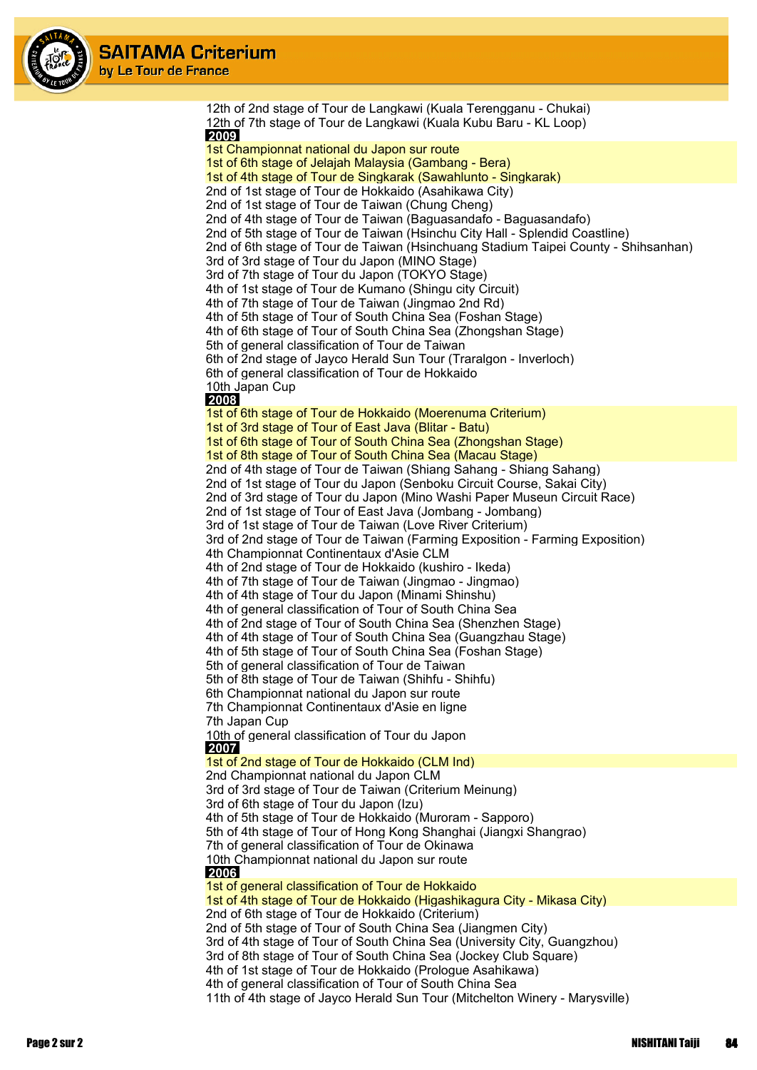12th of 2nd stage of Tour de Langkawi (Kuala Terengganu - Chukai)
12th of 7th stage of Tour de Langkawi (Kuala Kubu Baru - KL Loop)

**2009**

1st Championnat national du Japon sur route
1st of 6th stage of Jelajah Malaysia (Gambang - Bera)
1st of 4th stage of Tour de Singkarak (Sawahlunto - Singkarak)
2nd of 1st stage of Tour de Hokkaido (Asahikawa City)
2nd of 1st stage of Tour de Taiwan (Chung Cheng)
2nd of 4th stage of Tour de Taiwan (Baguasandafo - Baguasandafo)
2nd of 5th stage of Tour de Taiwan (Hsinchu City Hall - Splendid Coastline)
2nd of 6th stage of Tour de Taiwan (Hsinchuang Stadium Taipei County - Shihsanhan)
3rd of 3rd stage of Tour du Japon (MINO Stage)
3rd of 7th stage of Tour du Japon (TOKYO Stage)
4th of 1st stage of Tour de Kumano (Shingu city Circuit)
4th of 7th stage of Tour de Taiwan (Jingmao 2nd Rd)
4th of 5th stage of Tour of South China Sea (Foshan Stage)
4th of 6th stage of Tour of South China Sea (Zhongshan Stage)
5th of general classification of Tour de Taiwan
6th of 2nd stage of Jayco Herald Sun Tour (Traralgon - Inverloch)
6th of general classification of Tour de Hokkaido
10th Japan Cup

**2008**

1st of 6th stage of Tour de Hokkaido (Moerenuma Criterium)
1st of 3rd stage of Tour of East Java (Blitar - Batu)
1st of 6th stage of Tour of South China Sea (Zhongshan Stage)
1st of 8th stage of Tour of South China Sea (Macau Stage)
2nd of 4th stage of Tour de Taiwan (Shiang Sahang - Shiang Sahang)
2nd of 1st stage of Tour du Japon (Senboku Circuit Course, Sakai City)
2nd of 3rd stage of Tour du Japon (Mino Washi Paper Museun Circuit Race)
2nd of 1st stage of Tour of East Java (Jombang - Jombang)
3rd of 1st stage of Tour de Taiwan (Love River Criterium)
3rd of 2nd stage of Tour de Taiwan (Farming Exposition - Farming Exposition)
4th Championnat Continentaux d'Asie CLM
4th of 2nd stage of Tour de Hokkaido (kushiro - Ikeda)
4th of 7th stage of Tour de Taiwan (Jingmao - Jingmao)
4th of 4th stage of Tour du Japon (Minami Shinshu)
4th of general classification of Tour of South China Sea
4th of 2nd stage of Tour of South China Sea (Shenzhen Stage)
4th of 4th stage of Tour of South China Sea (Guangzhau Stage)
4th of 5th stage of Tour of South China Sea (Foshan Stage)
5th of general classification of Tour de Taiwan
5th of 8th stage of Tour de Taiwan (Shihfu - Shihfu)
6th Championnat national du Japon sur route
7th Championnat Continentaux d'Asie en ligne
7th Japan Cup
10th of general classification of Tour du Japon

**2007**

1st of 2nd stage of Tour de Hokkaido (CLM Ind)
2nd Championnat national du Japon CLM
3rd of 3rd stage of Tour de Taiwan (Criterium Meinung)
3rd of 6th stage of Tour du Japon (Izu)
4th of 5th stage of Tour de Hokkaido (Muroram - Sapporo)
5th of 4th stage of Tour of Hong Kong Shanghai (Jiangxi Shangrao)
7th of general classification of Tour de Okinawa
10th Championnat national du Japon sur route

**2006**

1st of general classification of Tour de Hokkaido
1st of 4th stage of Tour de Hokkaido (Higashikagura City - Mikasa City)
2nd of 6th stage of Tour de Hokkaido (Criterium)
2nd of 5th stage of Tour of South China Sea (Jiangmen City)
3rd of 4th stage of Tour of South China Sea (University City, Guangzhou)
3rd of 8th stage of Tour of South China Sea (Jockey Club Square)
4th of 1st stage of Tour de Hokkaido (Prologue Asahikawa)
4th of general classification of Tour of South China Sea
11th of 4th stage of Jayco Herald Sun Tour (Mitchelton Winery - Marysville)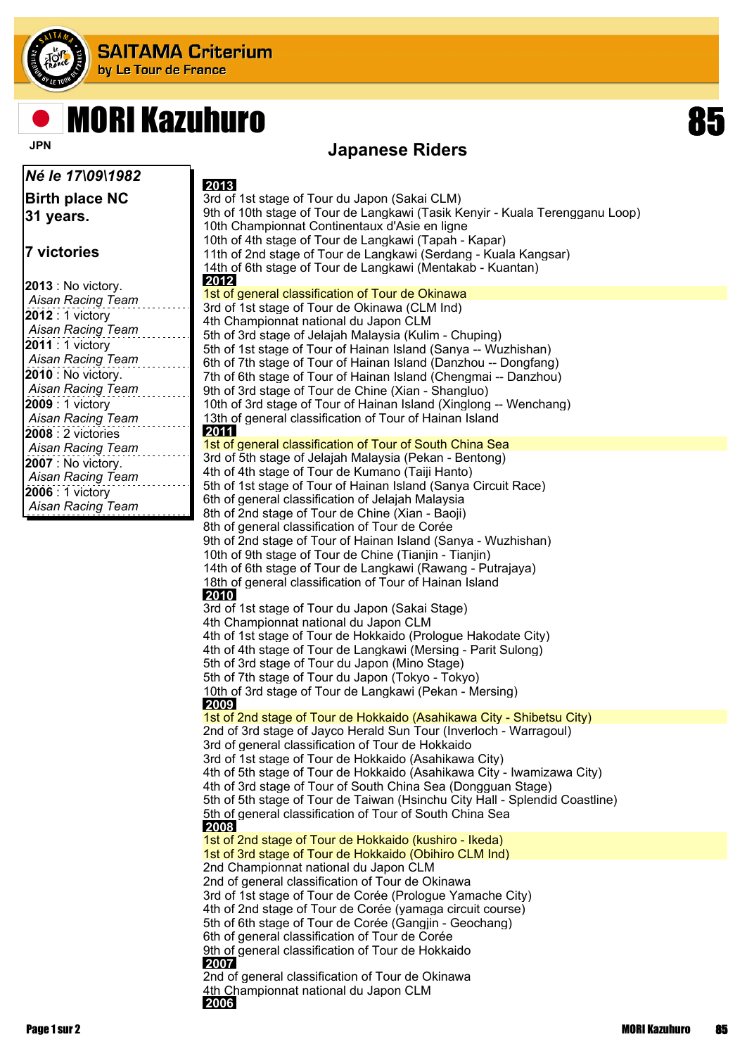# MORI Kazuhuro

JPN

85

## Japanese Riders

***Né le 17\09\1982***

**Birth place NC**

**31 years.**

**7 victories**

**2013** : No victory.
*Aisan Racing Team*

**2012** : 1 victory
*Aisan Racing Team*

**2011** : 1 victory
*Aisan Racing Team*

**2010** : No victory.
*Aisan Racing Team*

**2009** : 1 victory
*Aisan Racing Team*

**2008** : 2 victories
*Aisan Racing Team*

**2007** : No victory.
*Aisan Racing Team*

**2006** : 1 victory
*Aisan Racing Team*

**2013**

3rd of 1st stage of Tour du Japon (Sakai CLM)
9th of 10th stage of Tour de Langkawi (Tasik Kenyir - Kuala Terengganu Loop)
10th Championnat Continentaux d'Asie en ligne
10th of 4th stage of Tour de Langkawi (Tapah - Kapar)
11th of 2nd stage of Tour de Langkawi (Serdang - Kuala Kangsar)
14th of 6th stage of Tour de Langkawi (Mentakab - Kuantan)

**2012**

1st of general classification of Tour de Okinawa
3rd of 1st stage of Tour de Okinawa (CLM Ind)
4th Championnat national du Japon CLM
5th of 3rd stage of Jelajah Malaysia (Kulim - Chuping)
5th of 1st stage of Tour of Hainan Island (Sanya -- Wuzhishan)
6th of 7th stage of Tour of Hainan Island (Danzhou -- Dongfang)
7th of 6th stage of Tour of Hainan Island (Chengmai -- Danzhou)
9th of 3rd stage of Tour de Chine (Xian - Shangluo)
10th of 3rd stage of Tour of Hainan Island (Xinglong -- Wenchang)
13th of general classification of Tour of Hainan Island

**2011**

1st of general classification of Tour of South China Sea
3rd of 5th stage of Jelajah Malaysia (Pekan - Bentong)
4th of 4th stage of Tour de Kumano (Taiji Hanto)
5th of 1st stage of Tour of Hainan Island (Sanya Circuit Race)
6th of general classification of Jelajah Malaysia
8th of 2nd stage of Tour de Chine (Xian - Baoji)
8th of general classification of Tour de Corée
9th of 2nd stage of Tour of Hainan Island (Sanya - Wuzhishan)
10th of 9th stage of Tour de Chine (Tianjin - Tianjin)
14th of 6th stage of Tour de Langkawi (Rawang - Putrajaya)
18th of general classification of Tour of Hainan Island

**2010**

3rd of 1st stage of Tour du Japon (Sakai Stage)
4th Championnat national du Japon CLM
4th of 1st stage of Tour de Hokkaido (Prologue Hakodate City)
4th of 4th stage of Tour de Langkawi (Mersing - Parit Sulong)
5th of 3rd stage of Tour du Japon (Mino Stage)
5th of 7th stage of Tour du Japon (Tokyo - Tokyo)
10th of 3rd stage of Tour de Langkawi (Pekan - Mersing)

**2009**

1st of 2nd stage of Tour de Hokkaido (Asahikawa City - Shibetsu City)
2nd of 3rd stage of Jayco Herald Sun Tour (Inverloch - Warragoul)
3rd of general classification of Tour de Hokkaido
3rd of 1st stage of Tour de Hokkaido (Asahikawa City)
4th of 5th stage of Tour de Hokkaido (Asahikawa City - Iwamizawa City)
4th of 3rd stage of Tour of South China Sea (Dongguan Stage)
5th of 5th stage of Tour de Taiwan (Hsinchu City Hall - Splendid Coastline)
5th of general classification of Tour of South China Sea

**2008**

1st of 2nd stage of Tour de Hokkaido (kushiro - Ikeda)
1st of 3rd stage of Tour de Hokkaido (Obihiro CLM Ind)
2nd Championnat national du Japon CLM
2nd of general classification of Tour de Okinawa
3rd of 1st stage of Tour de Corée (Prologue Yamache City)
4th of 2nd stage of Tour de Corée (yamaga circuit course)
5th of 6th stage of Tour de Corée (Gangjin - Geochang)
6th of general classification of Tour de Corée
9th of general classification of Tour de Hokkaido

**2007**

2nd of general classification of Tour de Okinawa
4th Championnat national du Japon CLM

**2006**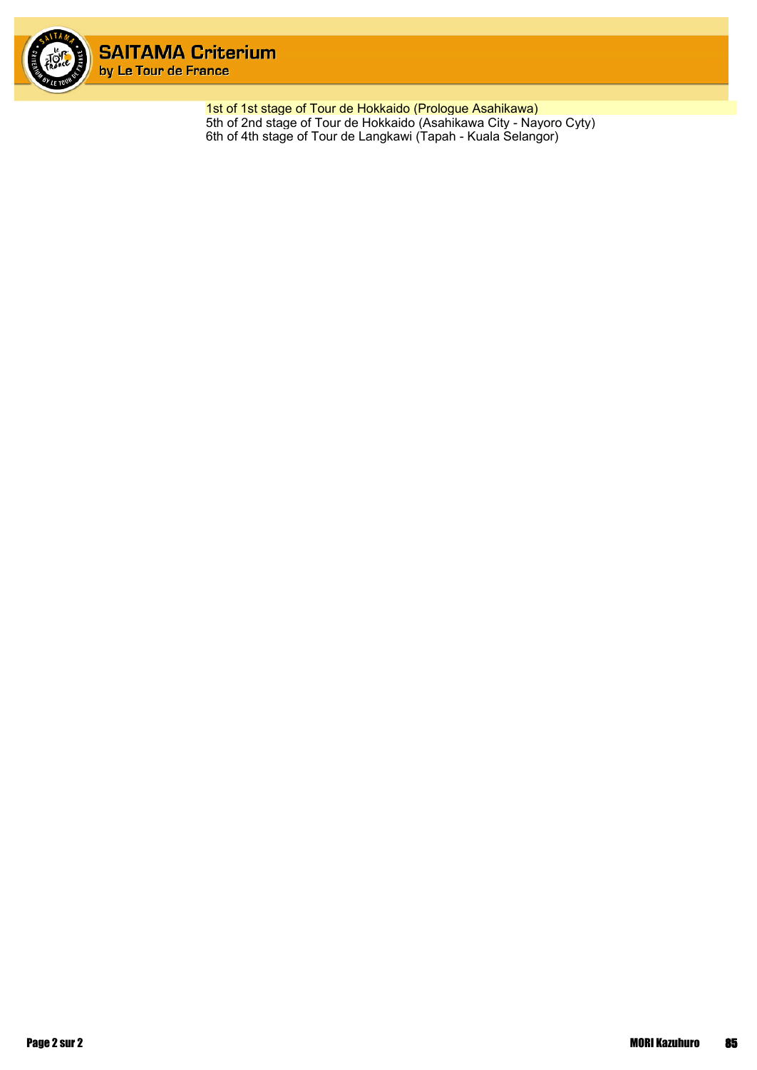1st of 1st stage of Tour de Hokkaido (Prologue Asahikawa)
5th of 2nd stage of Tour de Hokkaido (Asahikawa City - Nayoro Cyty)
6th of 4th stage of Tour de Langkawi (Tapah - Kuala Selangor)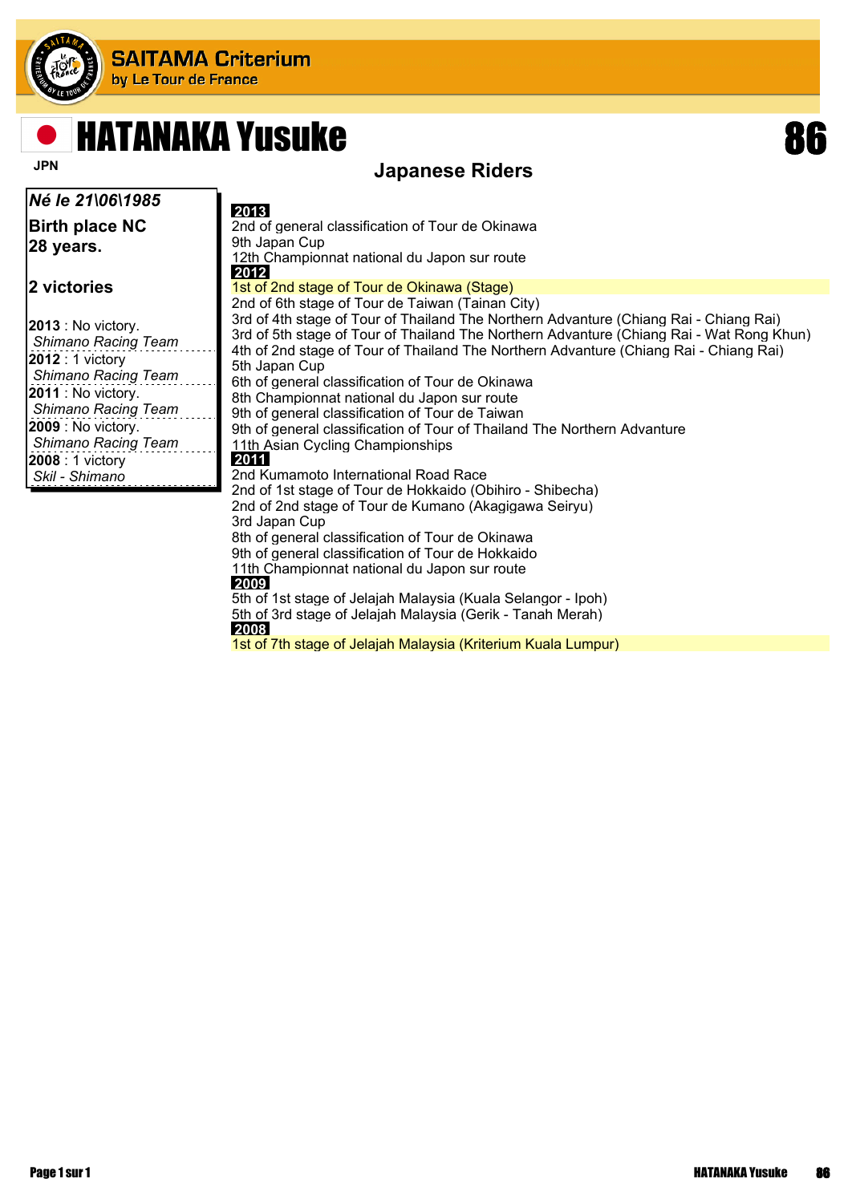# HATANAKA Yusuke

JPN

**86**

## Japanese Riders

***Né le 21\06\1985***

**Birth place NC**

**28 years.**

**2 victories**

**2013** : No victory.
*Shimano Racing Team*

**2012** : 1 victory
*Shimano Racing Team*

**2011** : No victory.
*Shimano Racing Team*

**2009** : No victory.
*Shimano Racing Team*

**2008** : 1 victory
*Skil - Shimano*

**2013**

2nd of general classification of Tour de Okinawa
9th Japan Cup
12th Championnat national du Japon sur route

**2012**

1st of 2nd stage of Tour de Okinawa (Stage)
2nd of 6th stage of Tour de Taiwan (Tainan City)
3rd of 4th stage of Tour of Thailand The Northern Advanture (Chiang Rai - Chiang Rai)
3rd of 5th stage of Tour of Thailand The Northern Advanture (Chiang Rai - Wat Rong Khun)
4th of 2nd stage of Tour of Thailand The Northern Advanture (Chiang Rai - Chiang Rai)
5th Japan Cup
6th of general classification of Tour de Okinawa
8th Championnat national du Japon sur route
9th of general classification of Tour de Taiwan
9th of general classification of Tour of Thailand The Northern Advanture
11th Asian Cycling Championships

**2011**

2nd Kumamoto International Road Race
2nd of 1st stage of Tour de Hokkaido (Obihiro - Shibecha)
2nd of 2nd stage of Tour de Kumano (Akagigawa Seiryu)
3rd Japan Cup
8th of general classification of Tour de Okinawa
9th of general classification of Tour de Hokkaido
11th Championnat national du Japon sur route

**2009**

5th of 1st stage of Jelajah Malaysia (Kuala Selangor - Ipoh)
5th of 3rd stage of Jelajah Malaysia (Gerik - Tanah Merah)

**2008**

1st of 7th stage of Jelajah Malaysia (Kriterium Kuala Lumpur)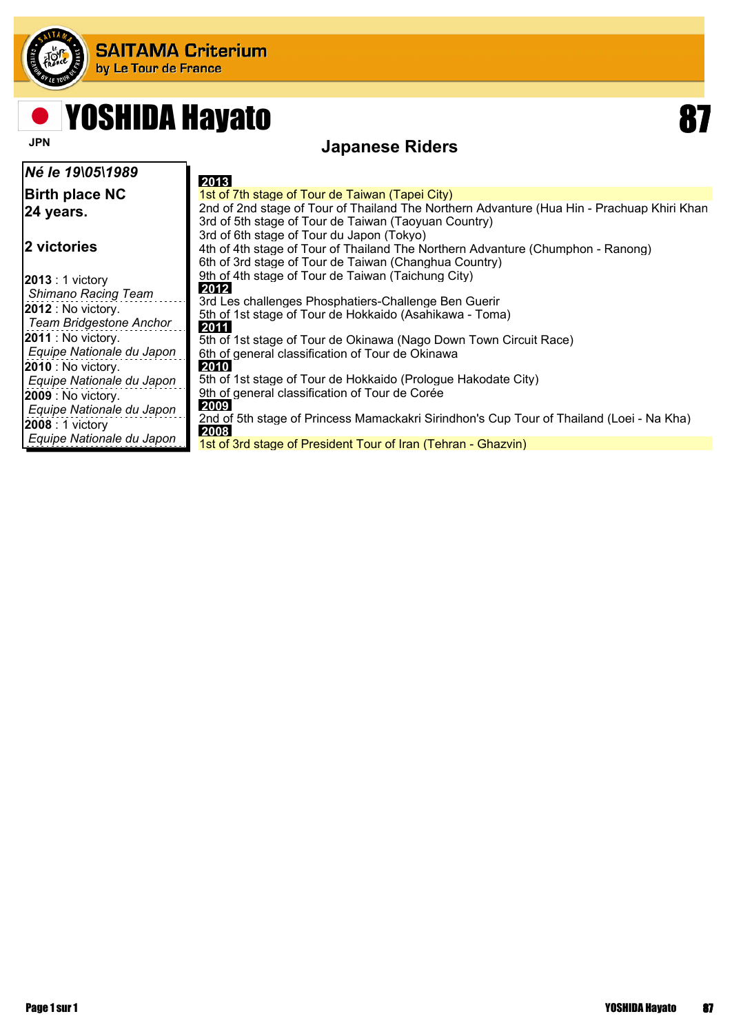# SAITAMA Criterium
by Le Tour de France

## YOSHIDA Hayato

JPN

87

### Japanese Riders

***Né le 19\05\1989***

**Birth place NC**
**24 years.**

**2 victories**

**2013** : 1 victory
*Shimano Racing Team*
**2012** : No victory.
*Team Bridgestone Anchor*
**2011** : No victory.
*Equipe Nationale du Japon*
**2010** : No victory.
*Equipe Nationale du Japon*
**2009** : No victory.
*Equipe Nationale du Japon*
**2008** : 1 victory
*Equipe Nationale du Japon*

**2013**
1st of 7th stage of Tour de Taiwan (Tapei City)
2nd of 2nd stage of Tour of Thailand The Northern Advanture (Hua Hin - Prachuap Khiri Khan
3rd of 5th stage of Tour de Taiwan (Taoyuan Country)
3rd of 6th stage of Tour du Japon (Tokyo)
4th of 4th stage of Tour of Thailand The Northern Advanture (Chumphon - Ranong)
6th of 3rd stage of Tour de Taiwan (Changhua Country)
9th of 4th stage of Tour de Taiwan (Taichung City)

**2012**
3rd Les challenges Phosphatiers-Challenge Ben Guerir
5th of 1st stage of Tour de Hokkaido (Asahikawa - Toma)

**2011**
5th of 1st stage of Tour de Okinawa (Nago Down Town Circuit Race)
6th of general classification of Tour de Okinawa

**2010**
5th of 1st stage of Tour de Hokkaido (Prologue Hakodate City)
9th of general classification of Tour de Corée

**2009**
2nd of 5th stage of Princess Mamackakri Sirindhon's Cup Tour of Thailand (Loei - Na Kha)

**2008**
1st of 3rd stage of President Tour of Iran (Tehran - Ghazvin)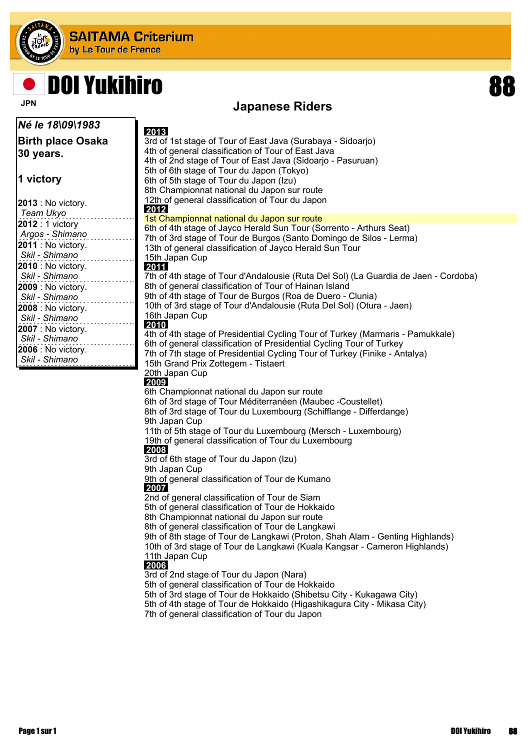# DOI Yukihiro

**88**

JPN

## Japanese Riders

***Né le 18\09\1983***

**Birth place Osaka**
**30 years.**

**1 victory**

**2013** : No victory.
*Team Ukyo*

**2012** : 1 victory
*Argos - Shimano*

**2011** : No victory.
*Skil - Shimano*

**2010** : No victory.
*Skil - Shimano*

**2009** : No victory.
*Skil - Shimano*

**2008** : No victory.
*Skil - Shimano*

**2007** : No victory.
*Skil - Shimano*

**2006** : No victory.
*Skil - Shimano*

**2013**

3rd of 1st stage of Tour of East Java (Surabaya - Sidoarjo)
4th of general classification of Tour of East Java
4th of 2nd stage of Tour of East Java (Sidoarjo - Pasuruan)
5th of 6th stage of Tour du Japon (Tokyo)
6th of 5th stage of Tour du Japon (Izu)
8th Championnat national du Japon sur route
12th of general classification of Tour du Japon

**2012**

1st Championnat national du Japon sur route
6th of 4th stage of Jayco Herald Sun Tour (Sorrento - Arthurs Seat)
7th of 3rd stage of Tour de Burgos (Santo Domingo de Silos - Lerma)
13th of general classification of Jayco Herald Sun Tour
15th Japan Cup

**2011**

7th of 4th stage of Tour d'Andalousie (Ruta Del Sol) (La Guardia de Jaen - Cordoba)
8th of general classification of Tour of Hainan Island
9th of 4th stage of Tour de Burgos (Roa de Duero - Clunia)
10th of 3rd stage of Tour d'Andalousie (Ruta Del Sol) (Otura - Jaen)
16th Japan Cup

**2010**

4th of 4th stage of Presidential Cycling Tour of Turkey (Marmaris - Pamukkale)
6th of general classification of Presidential Cycling Tour of Turkey
7th of 7th stage of Presidential Cycling Tour of Turkey (Finike - Antalya)
15th Grand Prix Zottegem - Tistaert
20th Japan Cup

**2009**

6th Championnat national du Japon sur route
6th of 3rd stage of Tour Méditerranéen (Maubec -Coustellet)
8th of 3rd stage of Tour du Luxembourg (Schifflange - Differdange)
9th Japan Cup
11th of 5th stage of Tour du Luxembourg (Mersch - Luxembourg)
19th of general classification of Tour du Luxembourg

**2008**

3rd of 6th stage of Tour du Japon (Izu)
9th Japan Cup
9th of general classification of Tour de Kumano

**2007**

2nd of general classification of Tour de Siam
5th of general classification of Tour de Hokkaido
8th Championnat national du Japon sur route
8th of general classification of Tour de Langkawi
9th of 8th stage of Tour de Langkawi (Proton, Shah Alam - Genting Highlands)
10th of 3rd stage of Tour de Langkawi (Kuala Kangsar - Cameron Highlands)
11th Japan Cup

**2006**

3rd of 2nd stage of Tour du Japon (Nara)
5th of general classification of Tour de Hokkaido
5th of 3rd stage of Tour de Hokkaido (Shibetsu City - Kukagawa City)
5th of 4th stage of Tour de Hokkaido (Higashikagura City - Mikasa City)
7th of general classification of Tour du Japon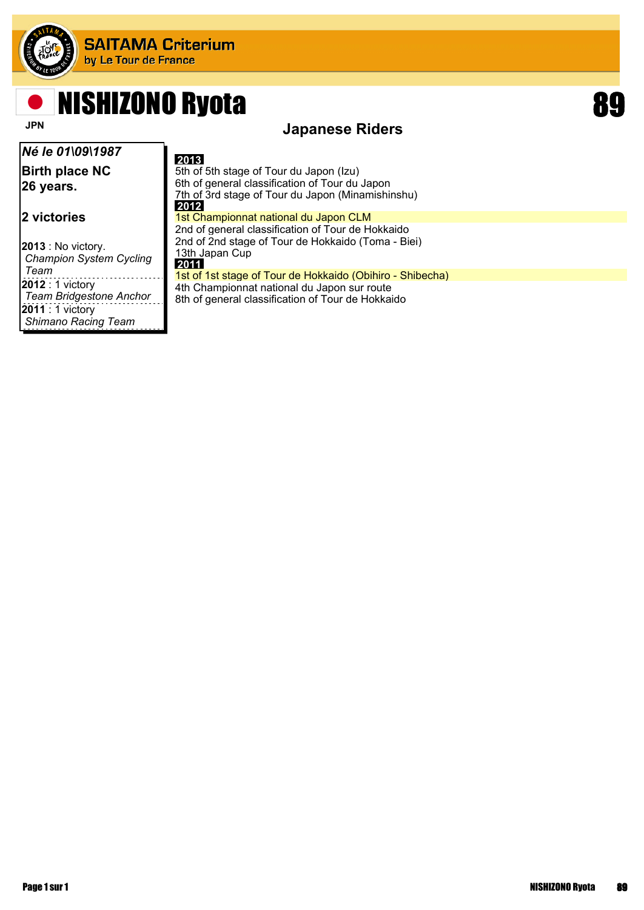# NISHIZONO Ryota

**89**

JPN

## Japanese Riders

***Né le 01\09\1987***

**Birth place NC**
**26 years.**

**2 victories**

**2013** : No victory.
*Champion System Cycling Team*

**2012** : 1 victory
*Team Bridgestone Anchor*

**2011** : 1 victory
*Shimano Racing Team*

**2013**

5th of 5th stage of Tour du Japon (Izu)
6th of general classification of Tour du Japon
7th of 3rd stage of Tour du Japon (Minamishinshu)

**2012**

1st Championnat national du Japon CLM
2nd of general classification of Tour de Hokkaido
2nd of 2nd stage of Tour de Hokkaido (Toma - Biei)
13th Japan Cup

**2011**

1st of 1st stage of Tour de Hokkaido (Obihiro - Shibecha)
4th Championnat national du Japon sur route
8th of general classification of Tour de Hokkaido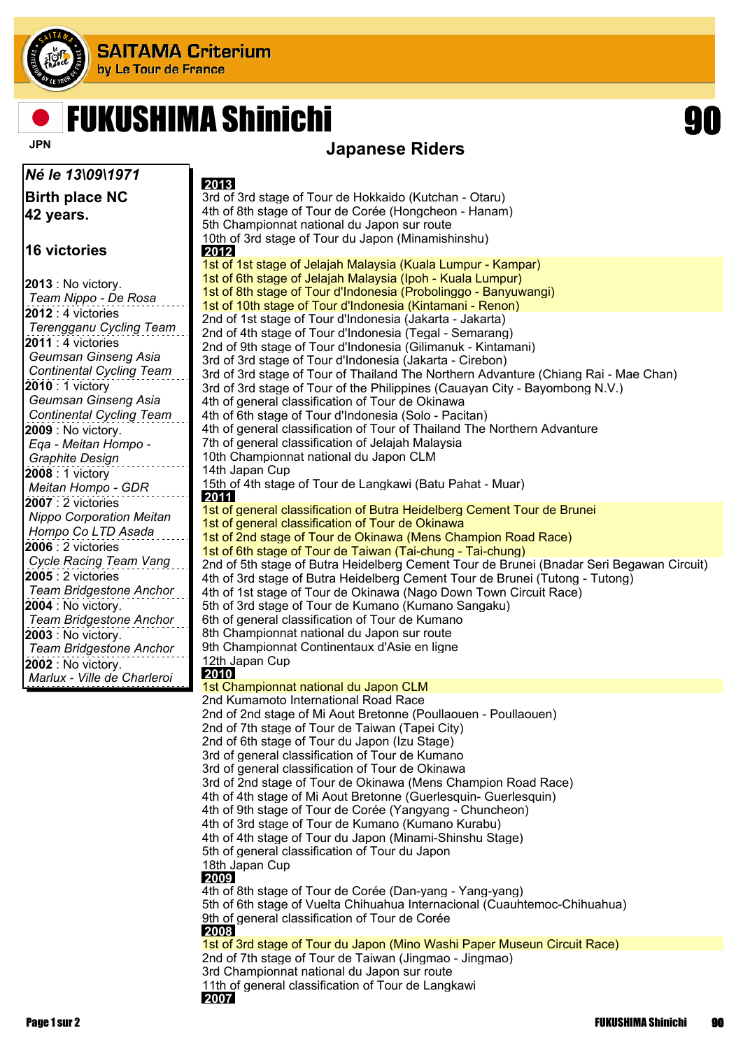# FUKUSHIMA Shinichi

JPN

90

## Japanese Riders

***Né le 13\09\1971***

**Birth place NC**

**42 years.**

**16 victories**

**2013** : No victory.
*Team Nippo - De Rosa*

**2012** : 4 victories
*Terengganu Cycling Team*

**2011** : 4 victories
*Geumsan Ginseng Asia Continental Cycling Team*

**2010** : 1 victory
*Geumsan Ginseng Asia Continental Cycling Team*

**2009** : No victory.
*Eqa - Meitan Hompo - Graphite Design*

**2008** : 1 victory
*Meitan Hompo - GDR*

**2007** : 2 victories
*Nippo Corporation Meitan Hompo Co LTD Asada*

**2006** : 2 victories
*Cycle Racing Team Vang*

**2005** : 2 victories
*Team Bridgestone Anchor*

**2004** : No victory.
*Team Bridgestone Anchor*

**2003** : No victory.
*Team Bridgestone Anchor*

**2002** : No victory.
*Marlux - Ville de Charleroi*

**2013**

3rd of 3rd stage of Tour de Hokkaido (Kutchan - Otaru)
4th of 8th stage of Tour de Corée (Hongcheon - Hanam)
5th Championnat national du Japon sur route
10th of 3rd stage of Tour du Japon (Minamishinshu)

**2012**

1st of 1st stage of Jelajah Malaysia (Kuala Lumpur - Kampar)
1st of 6th stage of Jelajah Malaysia (Ipoh - Kuala Lumpur)
1st of 8th stage of Tour d'Indonesia (Probolinggo - Banyuwangi)
1st of 10th stage of Tour d'Indonesia (Kintamani - Renon)
2nd of 1st stage of Tour d'Indonesia (Jakarta - Jakarta)
2nd of 4th stage of Tour d'Indonesia (Tegal - Semarang)
2nd of 9th stage of Tour d'Indonesia (Gilimanuk - Kintamani)
3rd of 3rd stage of Tour d'Indonesia (Jakarta - Cirebon)
3rd of 3rd stage of Tour of Thailand The Northern Advanture (Chiang Rai - Mae Chan)
3rd of 3rd stage of Tour of the Philippines (Cauayan City - Bayombong N.V.)
4th of general classification of Tour de Okinawa
4th of 6th stage of Tour d'Indonesia (Solo - Pacitan)
4th of general classification of Tour of Thailand The Northern Advanture
7th of general classification of Jelajah Malaysia
10th Championnat national du Japon CLM
14th Japan Cup
15th of 4th stage of Tour de Langkawi (Batu Pahat - Muar)

**2011**

1st of general classification of Butra Heidelberg Cement Tour de Brunei
1st of general classification of Tour de Okinawa
1st of 2nd stage of Tour de Okinawa (Mens Champion Road Race)
1st of 6th stage of Tour de Taiwan (Tai-chung - Tai-chung)
2nd of 5th stage of Butra Heidelberg Cement Tour de Brunei (Bnadar Seri Begawan Circuit)
4th of 3rd stage of Butra Heidelberg Cement Tour de Brunei (Tutong - Tutong)
4th of 1st stage of Tour de Okinawa (Nago Down Town Circuit Race)
5th of 3rd stage of Tour de Kumano (Kumano Sangaku)
6th of general classification of Tour de Kumano
8th Championnat national du Japon sur route
9th Championnat Continentaux d'Asie en ligne
12th Japan Cup

**2010**

1st Championnat national du Japon CLM
2nd Kumamoto International Road Race
2nd of 2nd stage of Mi Aout Bretonne (Poullaouen - Poullaouen)
2nd of 7th stage of Tour de Taiwan (Tapei City)
2nd of 6th stage of Tour du Japon (Izu Stage)
3rd of general classification of Tour de Kumano
3rd of general classification of Tour de Okinawa
3rd of 2nd stage of Tour de Okinawa (Mens Champion Road Race)
4th of 4th stage of Mi Aout Bretonne (Guerlesquin- Guerlesquin)
4th of 9th stage of Tour de Corée (Yangyang - Chuncheon)
4th of 3rd stage of Tour de Kumano (Kumano Kurabu)
4th of 4th stage of Tour du Japon (Minami-Shinshu Stage)
5th of general classification of Tour du Japon
18th Japan Cup

**2009**

4th of 8th stage of Tour de Corée (Dan-yang - Yang-yang)
5th of 6th stage of Vuelta Chihuahua Internacional (Cuauhtemoc-Chihuahua)
9th of general classification of Tour de Corée

**2008**

1st of 3rd stage of Tour du Japon (Mino Washi Paper Museun Circuit Race)
2nd of 7th stage of Tour de Taiwan (Jingmao - Jingmao)
3rd Championnat national du Japon sur route
11th of general classification of Tour de Langkawi

**2007**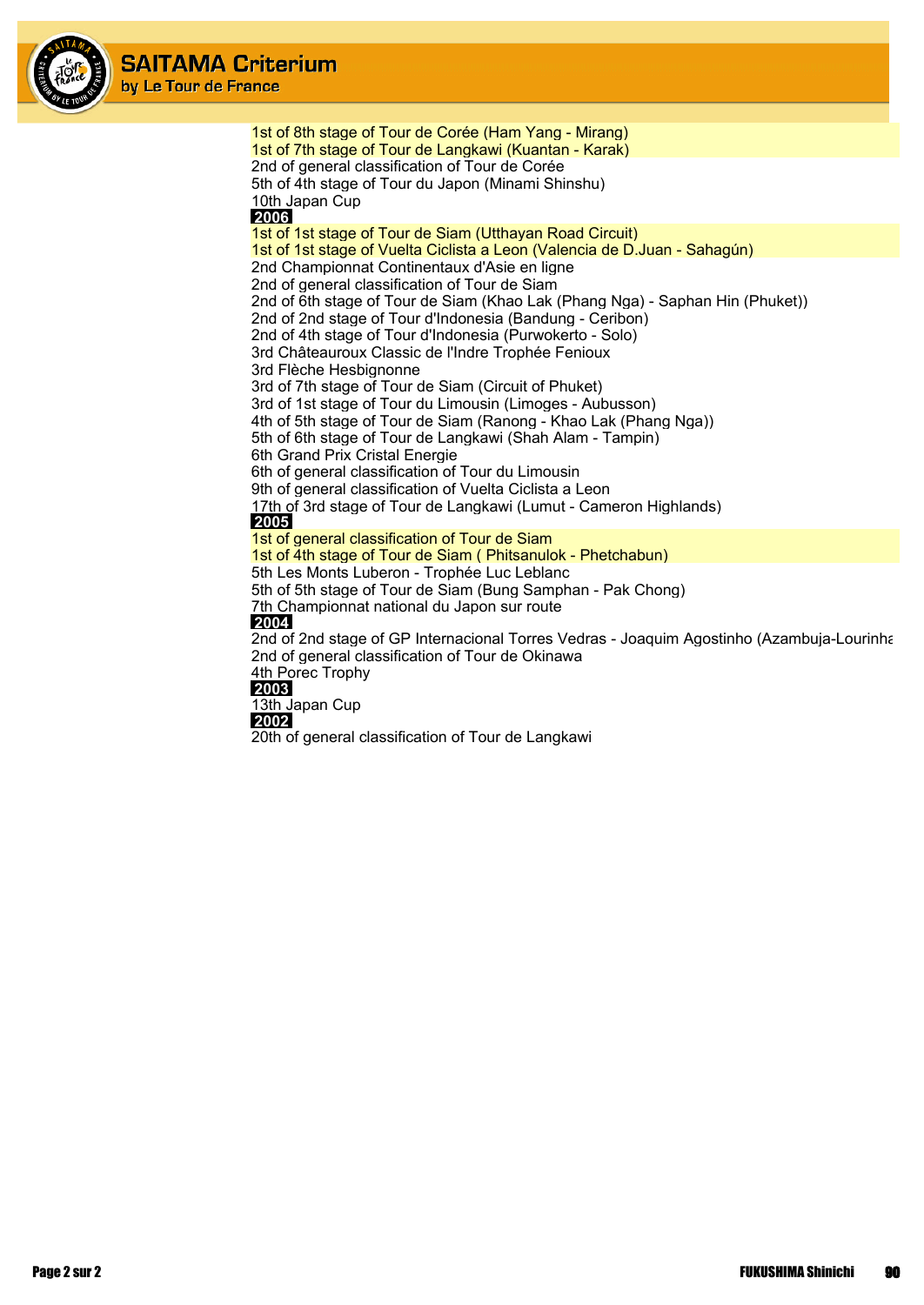1st of 8th stage of Tour de Corée (Ham Yang - Mirang)
1st of 7th stage of Tour de Langkawi (Kuantan - Karak)
2nd of general classification of Tour de Corée
5th of 4th stage of Tour du Japon (Minami Shinshu)
10th Japan Cup

**2006**

1st of 1st stage of Tour de Siam (Utthayan Road Circuit)
1st of 1st stage of Vuelta Ciclista a Leon (Valencia de D.Juan - Sahagún)
2nd Championnat Continentaux d'Asie en ligne
2nd of general classification of Tour de Siam
2nd of 6th stage of Tour de Siam (Khao Lak (Phang Nga) - Saphan Hin (Phuket))
2nd of 2nd stage of Tour d'Indonesia (Bandung - Ceribon)
2nd of 4th stage of Tour d'Indonesia (Purwokerto - Solo)
3rd Châteauroux Classic de l'Indre Trophée Fenioux
3rd Flèche Hesbignonne
3rd of 7th stage of Tour de Siam (Circuit of Phuket)
3rd of 1st stage of Tour du Limousin (Limoges - Aubusson)
4th of 5th stage of Tour de Siam (Ranong - Khao Lak (Phang Nga))
5th of 6th stage of Tour de Langkawi (Shah Alam - Tampin)
6th Grand Prix Cristal Energie
6th of general classification of Tour du Limousin
9th of general classification of Vuelta Ciclista a Leon
17th of 3rd stage of Tour de Langkawi (Lumut - Cameron Highlands)

**2005**

1st of general classification of Tour de Siam
1st of 4th stage of Tour de Siam ( Phitsanulok - Phetchabun)
5th Les Monts Luberon - Trophée Luc Leblanc
5th of 5th stage of Tour de Siam (Bung Samphan - Pak Chong)
7th Championnat national du Japon sur route

**2004**

2nd of 2nd stage of GP Internacional Torres Vedras - Joaquim Agostinho (Azambuja-Lourinha
2nd of general classification of Tour de Okinawa
4th Porec Trophy

**2003**

13th Japan Cup

**2002**

20th of general classification of Tour de Langkawi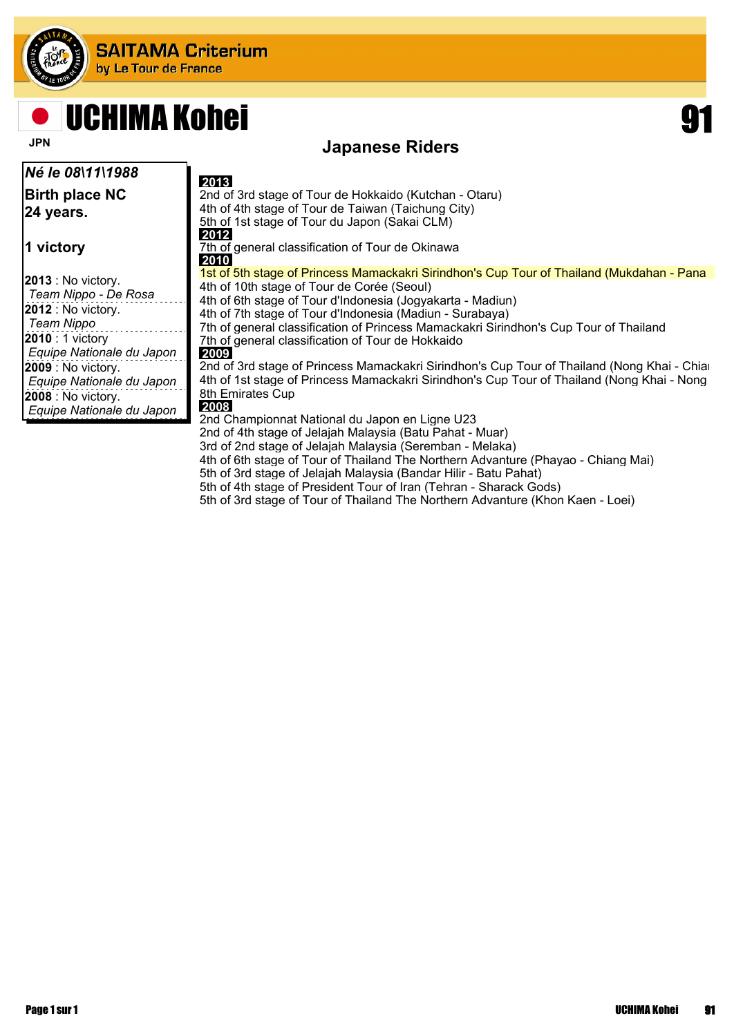# SAITAMA Criterium
by Le Tour de France

# UCHIMA Kohei

JPN

**91**

## Japanese Riders

***Né le 08\11\1988***

**Birth place NC**
**24 years.**

**1 victory**

**2013** : No victory.
*Team Nippo - De Rosa*
**2012** : No victory.
*Team Nippo*
**2010** : 1 victory
*Equipe Nationale du Japon*
**2009** : No victory.
*Equipe Nationale du Japon*
**2008** : No victory.
*Equipe Nationale du Japon*

**2013**

2nd of 3rd stage of Tour de Hokkaido (Kutchan - Otaru)
4th of 4th stage of Tour de Taiwan (Taichung City)
5th of 1st stage of Tour du Japon (Sakai CLM)

**2012**

7th of general classification of Tour de Okinawa

**2010**

1st of 5th stage of Princess Mamackakri Sirindhon's Cup Tour of Thailand (Mukdahan - Pana
4th of 10th stage of Tour de Corée (Seoul)
4th of 6th stage of Tour d'Indonesia (Jogyakarta - Madiun)
4th of 7th stage of Tour d'Indonesia (Madiun - Surabaya)
7th of general classification of Princess Mamackakri Sirindhon's Cup Tour of Thailand
7th of general classification of Tour de Hokkaido

**2009**

2nd of 3rd stage of Princess Mamackakri Sirindhon's Cup Tour of Thailand (Nong Khai - Chiai
4th of 1st stage of Princess Mamackakri Sirindhon's Cup Tour of Thailand (Nong Khai - Nong
8th Emirates Cup

**2008**

2nd Championnat National du Japon en Ligne U23
2nd of 4th stage of Jelajah Malaysia (Batu Pahat - Muar)
3rd of 2nd stage of Jelajah Malaysia (Seremban - Melaka)
4th of 6th stage of Tour of Thailand The Northern Advanture (Phayao - Chiang Mai)
5th of 3rd stage of Jelajah Malaysia (Bandar Hilir - Batu Pahat)
5th of 4th stage of President Tour of Iran (Tehran - Sharack Gods)
5th of 3rd stage of Tour of Thailand The Northern Advanture (Khon Kaen - Loei)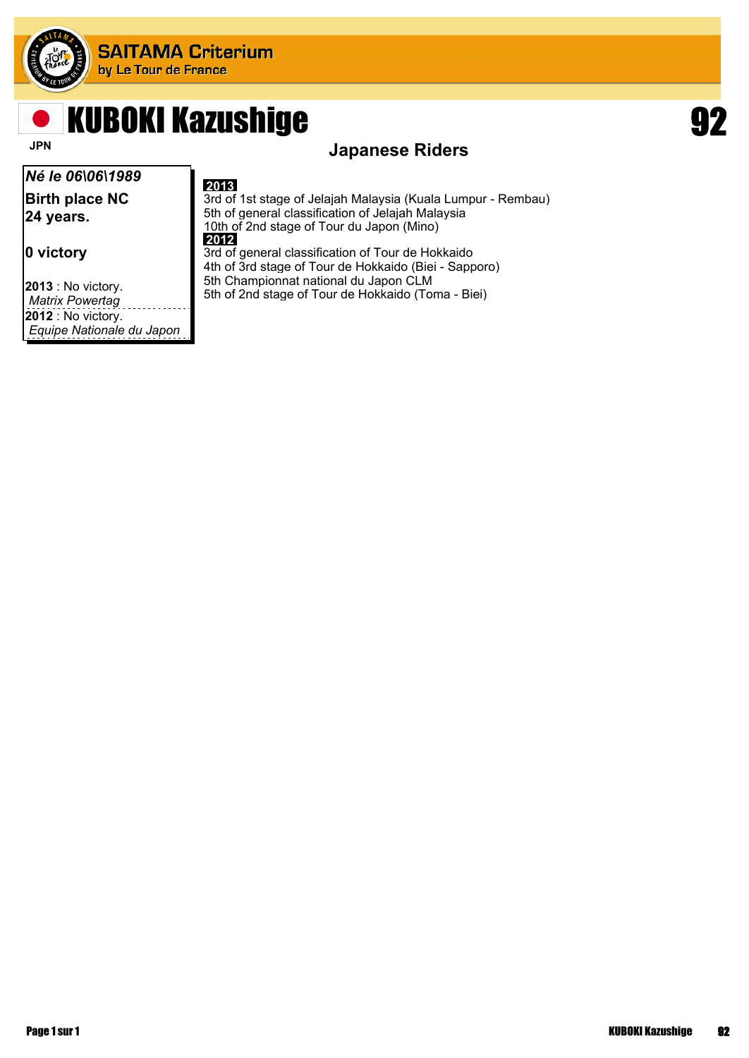# KUBOKI Kazushige

JPN

92

## Japanese Riders

*Né le 06\06\1989*

**Birth place NC**

**24 years.**

**0 victory**

**2013** : No victory.
*Matrix Powertag*

**2012** : No victory.
*Equipe Nationale du Japon*

**2013**

3rd of 1st stage of Jelajah Malaysia (Kuala Lumpur - Rembau)
5th of general classification of Jelajah Malaysia
10th of 2nd stage of Tour du Japon (Mino)

**2012**

3rd of general classification of Tour de Hokkaido
4th of 3rd stage of Tour de Hokkaido (Biei - Sapporo)
5th Championnat national du Japon CLM
5th of 2nd stage of Tour de Hokkaido (Toma - Biei)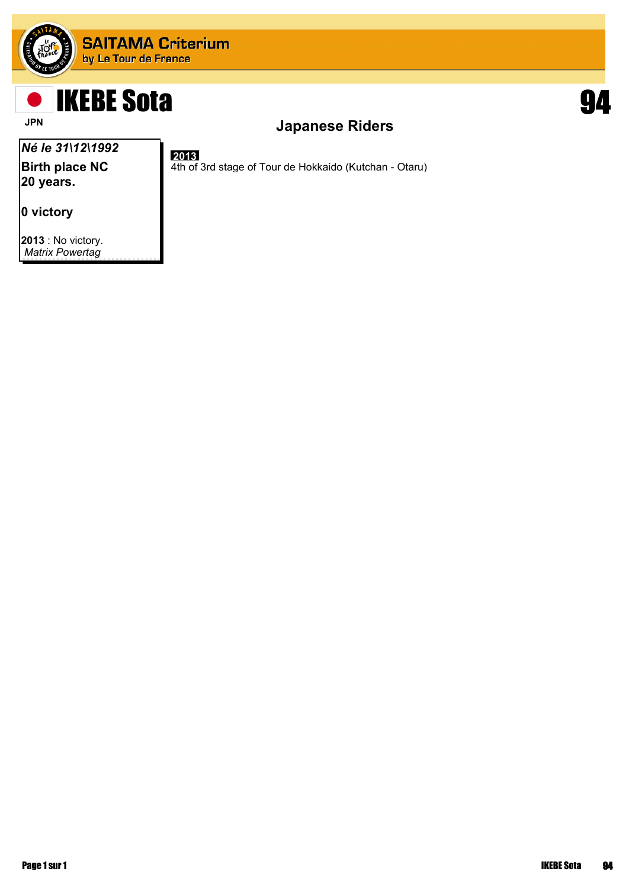# IKEBE Sota

JPN

94

## Japanese Riders

*Né le 31\12\1992*

**Birth place NC**

**20 years.**

**0 victory**

**2013** : No victory.

*Matrix Powertag*

**2013**

4th of 3rd stage of Tour de Hokkaido (Kutchan - Otaru)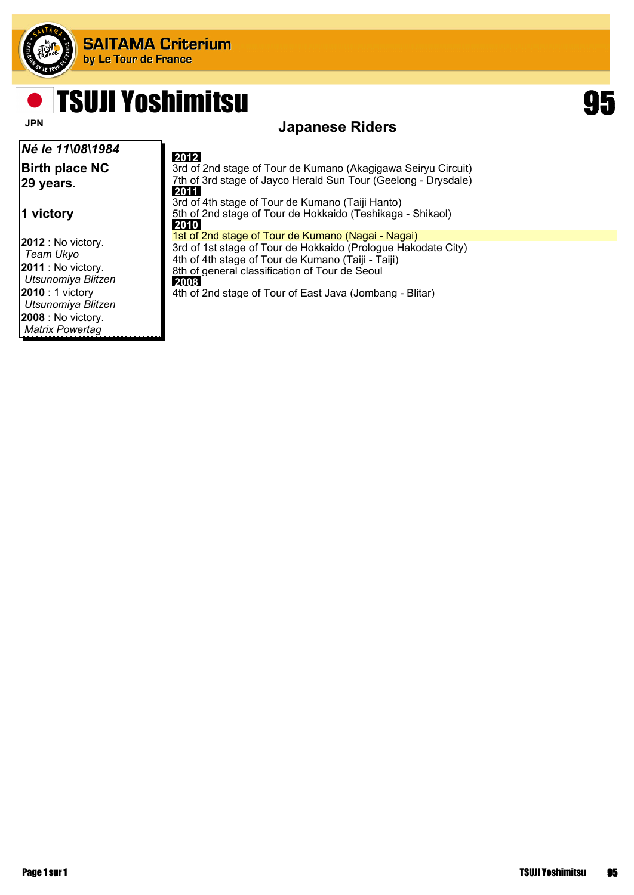# TSUJI Yoshimitsu

JPN

95

## Japanese Riders

***Né le 11\08\1984***

**Birth place NC**
**29 years.**

**1 victory**

**2012** : No victory.
*Team Ukyo*

**2011** : No victory.
*Utsunomiya Blitzen*

**2010** : 1 victory
*Utsunomiya Blitzen*

**2008** : No victory.
*Matrix Powertag*

**2012**

3rd of 2nd stage of Tour de Kumano (Akagigawa Seiryu Circuit)
7th of 3rd stage of Jayco Herald Sun Tour (Geelong - Drysdale)

**2011**

3rd of 4th stage of Tour de Kumano (Taiji Hanto)
5th of 2nd stage of Tour de Hokkaido (Teshikaga - Shikaol)

**2010**

1st of 2nd stage of Tour de Kumano (Nagai - Nagai)
3rd of 1st stage of Tour de Hokkaido (Prologue Hakodate City)
4th of 4th stage of Tour de Kumano (Taiji - Taiji)
8th of general classification of Tour de Seoul

**2008**

4th of 2nd stage of Tour of East Java (Jombang - Blitar)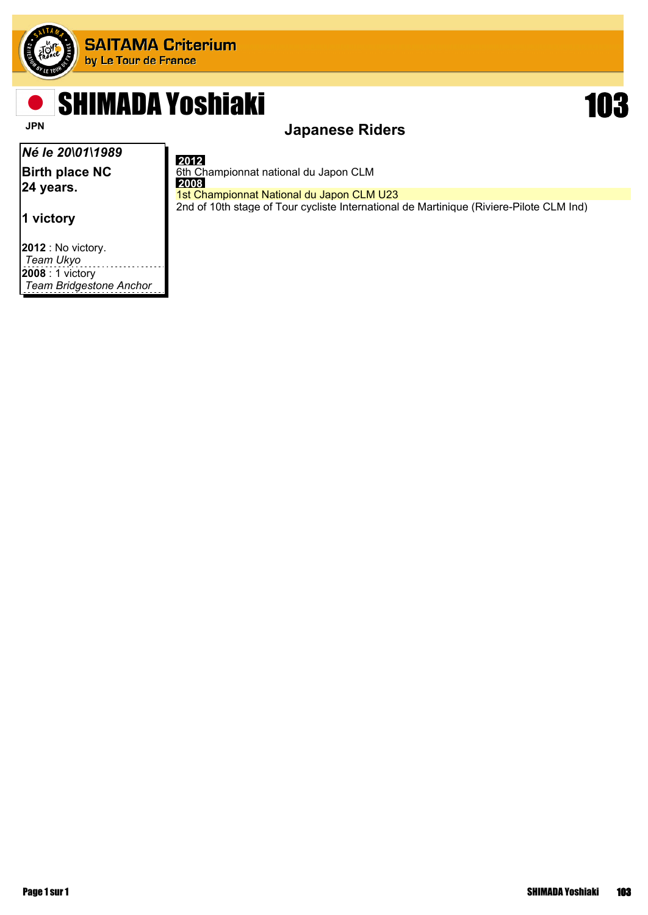# SHIMADA Yoshiaki

**103**

JPN

## Japanese Riders

***Né le 20\01\1989***

**Birth place NC**

**24 years.**

**1 victory**

**2012** : No victory.
*Team Ukyo*

**2008** : 1 victory
*Team Bridgestone Anchor*

**2012**

6th Championnat national du Japon CLM

**2008**

1st Championnat National du Japon CLM U23

2nd of 10th stage of Tour cycliste International de Martinique (Riviere-Pilote CLM Ind)